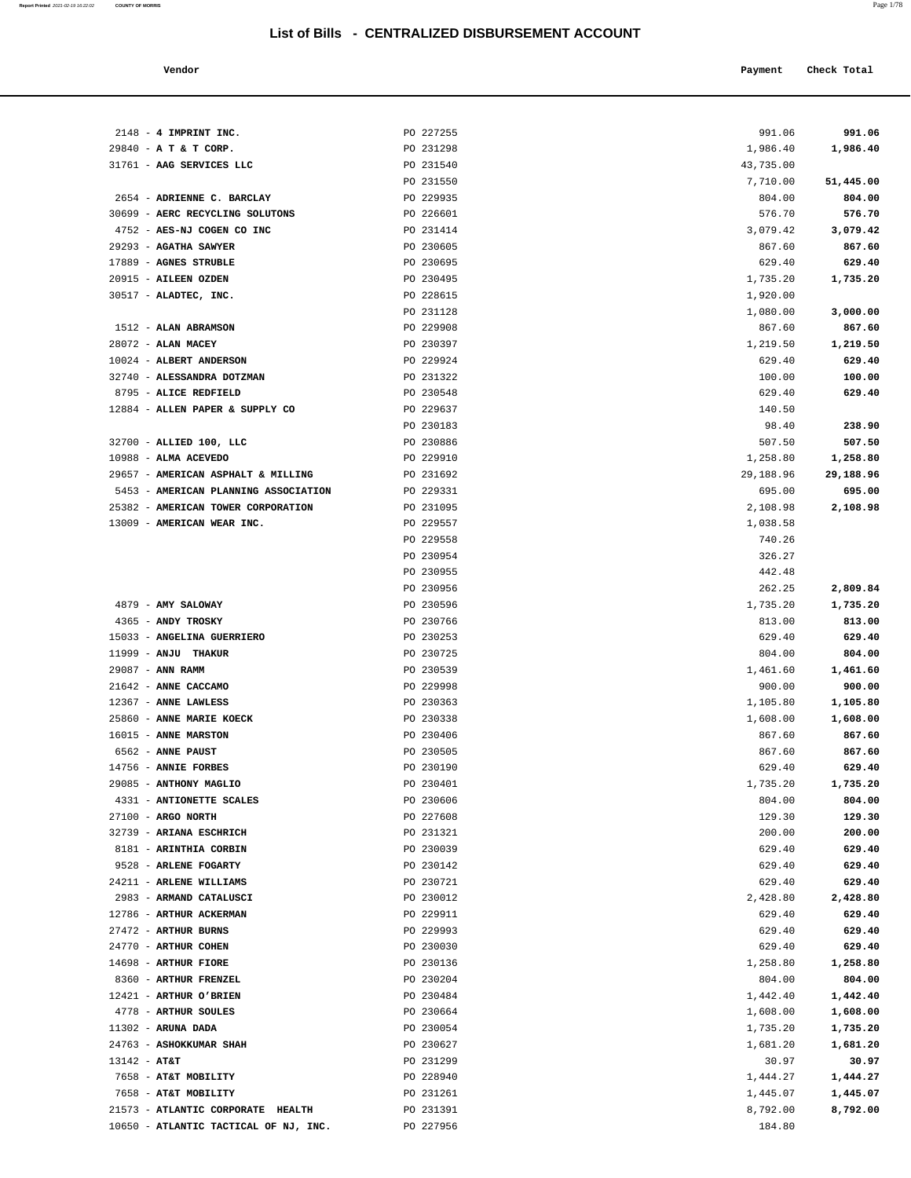## List of Bills - CENTRALIZED DISBURSEMENT ACCOUNT

| Vendor | | Payment | Check Total |
|---|---|---|---|
| 2148 - **4 IMPRINT INC.** | PO 227255 | 991.06 | **991.06** |
| 29840 - **A T & T CORP.** | PO 231298 | 1,986.40 | **1,986.40** |
| 31761 - **AAG SERVICES LLC** | PO 231540 | 43,735.00 | |
| | PO 231550 | 7,710.00 | **51,445.00** |
| 2654 - **ADRIENNE C. BARCLAY** | PO 229935 | 804.00 | **804.00** |
| 30699 - **AERC RECYCLING SOLUTONS** | PO 226601 | 576.70 | **576.70** |
| 4752 - **AES-NJ COGEN CO INC** | PO 231414 | 3,079.42 | **3,079.42** |
| 29293 - **AGATHA SAWYER** | PO 230605 | 867.60 | **867.60** |
| 17889 - **AGNES STRUBLE** | PO 230695 | 629.40 | **629.40** |
| 20915 - **AILEEN OZDEN** | PO 230495 | 1,735.20 | **1,735.20** |
| 30517 - **ALADTEC, INC.** | PO 228615 | 1,920.00 | |
| | PO 231128 | 1,080.00 | **3,000.00** |
| 1512 - **ALAN ABRAMSON** | PO 229908 | 867.60 | **867.60** |
| 28072 - **ALAN MACEY** | PO 230397 | 1,219.50 | **1,219.50** |
| 10024 - **ALBERT ANDERSON** | PO 229924 | 629.40 | **629.40** |
| 32740 - **ALESSANDRA DOTZMAN** | PO 231322 | 100.00 | **100.00** |
| 8795 - **ALICE REDFIELD** | PO 230548 | 629.40 | **629.40** |
| 12884 - **ALLEN PAPER & SUPPLY CO** | PO 229637 | 140.50 | |
| | PO 230183 | 98.40 | **238.90** |
| 32700 - **ALLIED 100, LLC** | PO 230886 | 507.50 | **507.50** |
| 10988 - **ALMA ACEVEDO** | PO 229910 | 1,258.80 | **1,258.80** |
| 29657 - **AMERICAN ASPHALT & MILLING** | PO 231692 | 29,188.96 | **29,188.96** |
| 5453 - **AMERICAN PLANNING ASSOCIATION** | PO 229331 | 695.00 | **695.00** |
| 25382 - **AMERICAN TOWER CORPORATION** | PO 231095 | 2,108.98 | **2,108.98** |
| 13009 - **AMERICAN WEAR INC.** | PO 229557 | 1,038.58 | |
| | PO 229558 | 740.26 | |
| | PO 230954 | 326.27 | |
| | PO 230955 | 442.48 | |
| | PO 230956 | 262.25 | **2,809.84** |
| 4879 - **AMY SALOWAY** | PO 230596 | 1,735.20 | **1,735.20** |
| 4365 - **ANDY TROSKY** | PO 230766 | 813.00 | **813.00** |
| 15033 - **ANGELINA GUERRIERO** | PO 230253 | 629.40 | **629.40** |
| 11999 - **ANJU THAKUR** | PO 230725 | 804.00 | **804.00** |
| 29087 - **ANN RAMM** | PO 230539 | 1,461.60 | **1,461.60** |
| 21642 - **ANNE CACCAMO** | PO 229998 | 900.00 | **900.00** |
| 12367 - **ANNE LAWLESS** | PO 230363 | 1,105.80 | **1,105.80** |
| 25860 - **ANNE MARIE KOECK** | PO 230338 | 1,608.00 | **1,608.00** |
| 16015 - **ANNE MARSTON** | PO 230406 | 867.60 | **867.60** |
| 6562 - **ANNE PAUST** | PO 230505 | 867.60 | **867.60** |
| 14756 - **ANNIE FORBES** | PO 230190 | 629.40 | **629.40** |
| 29085 - **ANTHONY MAGLIO** | PO 230401 | 1,735.20 | **1,735.20** |
| 4331 - **ANTIONETTE SCALES** | PO 230606 | 804.00 | **804.00** |
| 27100 - **ARGO NORTH** | PO 227608 | 129.30 | **129.30** |
| 32739 - **ARIANA ESCHRICH** | PO 231321 | 200.00 | **200.00** |
| 8181 - **ARINTHIA CORBIN** | PO 230039 | 629.40 | **629.40** |
| 9528 - **ARLENE FOGARTY** | PO 230142 | 629.40 | **629.40** |
| 24211 - **ARLENE WILLIAMS** | PO 230721 | 629.40 | **629.40** |
| 2983 - **ARMAND CATALUSCI** | PO 230012 | 2,428.80 | **2,428.80** |
| 12786 - **ARTHUR ACKERMAN** | PO 229911 | 629.40 | **629.40** |
| 27472 - **ARTHUR BURNS** | PO 229993 | 629.40 | **629.40** |
| 24770 - **ARTHUR COHEN** | PO 230030 | 629.40 | **629.40** |
| 14698 - **ARTHUR FIORE** | PO 230136 | 1,258.80 | **1,258.80** |
| 8360 - **ARTHUR FRENZEL** | PO 230204 | 804.00 | **804.00** |
| 12421 - **ARTHUR O'BRIEN** | PO 230484 | 1,442.40 | **1,442.40** |
| 4778 - **ARTHUR SOULES** | PO 230664 | 1,608.00 | **1,608.00** |
| 11302 - **ARUNA DADA** | PO 230054 | 1,735.20 | **1,735.20** |
| 24763 - **ASHOKKUMAR SHAH** | PO 230627 | 1,681.20 | **1,681.20** |
| 13142 - **AT&T** | PO 231299 | 30.97 | **30.97** |
| 7658 - **AT&T MOBILITY** | PO 228940 | 1,444.27 | **1,444.27** |
| 7658 - **AT&T MOBILITY** | PO 231261 | 1,445.07 | **1,445.07** |
| 21573 - **ATLANTIC CORPORATE HEALTH** | PO 231391 | 8,792.00 | **8,792.00** |
| 10650 - **ATLANTIC TACTICAL OF NJ, INC.** | PO 227956 | 184.80 | |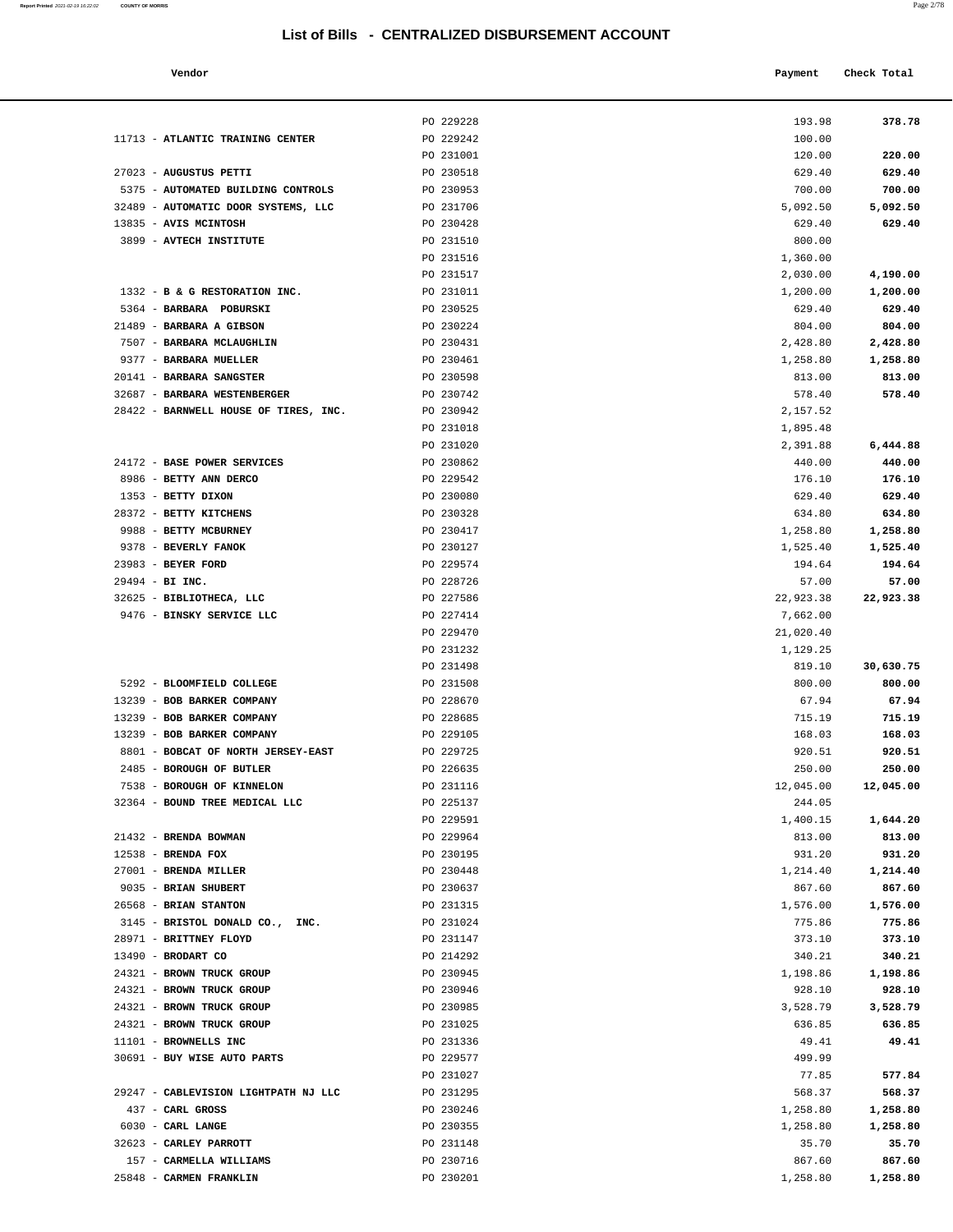# List of Bills - CENTRALIZED DISBURSEMENT ACCOUNT

| Vendor | | Payment | Check Total |
|---|---|---|---|
| | PO 229228 | 193.98 | **378.78** |
| 11713 - **ATLANTIC TRAINING CENTER** | PO 229242 | 100.00 | |
| | PO 231001 | 120.00 | **220.00** |
| 27023 - **AUGUSTUS PETTI** | PO 230518 | 629.40 | **629.40** |
| 5375 - **AUTOMATED BUILDING CONTROLS** | PO 230953 | 700.00 | **700.00** |
| 32489 - **AUTOMATIC DOOR SYSTEMS, LLC** | PO 231706 | 5,092.50 | **5,092.50** |
| 13835 - **AVIS MCINTOSH** | PO 230428 | 629.40 | **629.40** |
| 3899 - **AVTECH INSTITUTE** | PO 231510 | 800.00 | |
| | PO 231516 | 1,360.00 | |
| | PO 231517 | 2,030.00 | **4,190.00** |
| 1332 - **B & G RESTORATION INC.** | PO 231011 | 1,200.00 | **1,200.00** |
| 5364 - **BARBARA POBURSKI** | PO 230525 | 629.40 | **629.40** |
| 21489 - **BARBARA A GIBSON** | PO 230224 | 804.00 | **804.00** |
| 7507 - **BARBARA MCLAUGHLIN** | PO 230431 | 2,428.80 | **2,428.80** |
| 9377 - **BARBARA MUELLER** | PO 230461 | 1,258.80 | **1,258.80** |
| 20141 - **BARBARA SANGSTER** | PO 230598 | 813.00 | **813.00** |
| 32687 - **BARBARA WESTENBERGER** | PO 230742 | 578.40 | **578.40** |
| 28422 - **BARNWELL HOUSE OF TIRES, INC.** | PO 230942 | 2,157.52 | |
| | PO 231018 | 1,895.48 | |
| | PO 231020 | 2,391.88 | **6,444.88** |
| 24172 - **BASE POWER SERVICES** | PO 230862 | 440.00 | **440.00** |
| 8986 - **BETTY ANN DERCO** | PO 229542 | 176.10 | **176.10** |
| 1353 - **BETTY DIXON** | PO 230080 | 629.40 | **629.40** |
| 28372 - **BETTY KITCHENS** | PO 230328 | 634.80 | **634.80** |
| 9988 - **BETTY MCBURNEY** | PO 230417 | 1,258.80 | **1,258.80** |
| 9378 - **BEVERLY FANOK** | PO 230127 | 1,525.40 | **1,525.40** |
| 23983 - **BEYER FORD** | PO 229574 | 194.64 | **194.64** |
| 29494 - **BI INC.** | PO 228726 | 57.00 | **57.00** |
| 32625 - **BIBLIOTHECA, LLC** | PO 227586 | 22,923.38 | **22,923.38** |
| 9476 - **BINSKY SERVICE LLC** | PO 227414 | 7,662.00 | |
| | PO 229470 | 21,020.40 | |
| | PO 231232 | 1,129.25 | |
| | PO 231498 | 819.10 | **30,630.75** |
| 5292 - **BLOOMFIELD COLLEGE** | PO 231508 | 800.00 | **800.00** |
| 13239 - **BOB BARKER COMPANY** | PO 228670 | 67.94 | **67.94** |
| 13239 - **BOB BARKER COMPANY** | PO 228685 | 715.19 | **715.19** |
| 13239 - **BOB BARKER COMPANY** | PO 229105 | 168.03 | **168.03** |
| 8801 - **BOBCAT OF NORTH JERSEY-EAST** | PO 229725 | 920.51 | **920.51** |
| 2485 - **BOROUGH OF BUTLER** | PO 226635 | 250.00 | **250.00** |
| 7538 - **BOROUGH OF KINNELON** | PO 231116 | 12,045.00 | **12,045.00** |
| 32364 - **BOUND TREE MEDICAL LLC** | PO 225137 | 244.05 | |
| | PO 229591 | 1,400.15 | **1,644.20** |
| 21432 - **BRENDA BOWMAN** | PO 229964 | 813.00 | **813.00** |
| 12538 - **BRENDA FOX** | PO 230195 | 931.20 | **931.20** |
| 27001 - **BRENDA MILLER** | PO 230448 | 1,214.40 | **1,214.40** |
| 9035 - **BRIAN SHUBERT** | PO 230637 | 867.60 | **867.60** |
| 26568 - **BRIAN STANTON** | PO 231315 | 1,576.00 | **1,576.00** |
| 3145 - **BRISTOL DONALD CO., INC.** | PO 231024 | 775.86 | **775.86** |
| 28971 - **BRITTNEY FLOYD** | PO 231147 | 373.10 | **373.10** |
| 13490 - **BRODART CO** | PO 214292 | 340.21 | **340.21** |
| 24321 - **BROWN TRUCK GROUP** | PO 230945 | 1,198.86 | **1,198.86** |
| 24321 - **BROWN TRUCK GROUP** | PO 230946 | 928.10 | **928.10** |
| 24321 - **BROWN TRUCK GROUP** | PO 230985 | 3,528.79 | **3,528.79** |
| 24321 - **BROWN TRUCK GROUP** | PO 231025 | 636.85 | **636.85** |
| 11101 - **BROWNELLS INC** | PO 231336 | 49.41 | **49.41** |
| 30691 - **BUY WISE AUTO PARTS** | PO 229577 | 499.99 | |
| | PO 231027 | 77.85 | **577.84** |
| 29247 - **CABLEVISION LIGHTPATH NJ LLC** | PO 231295 | 568.37 | **568.37** |
| 437 - **CARL GROSS** | PO 230246 | 1,258.80 | **1,258.80** |
| 6030 - **CARL LANGE** | PO 230355 | 1,258.80 | **1,258.80** |
| 32623 - **CARLEY PARROTT** | PO 231148 | 35.70 | **35.70** |
| 157 - **CARMELLA WILLIAMS** | PO 230716 | 867.60 | **867.60** |
| 25848 - **CARMEN FRANKLIN** | PO 230201 | 1,258.80 | **1,258.80** |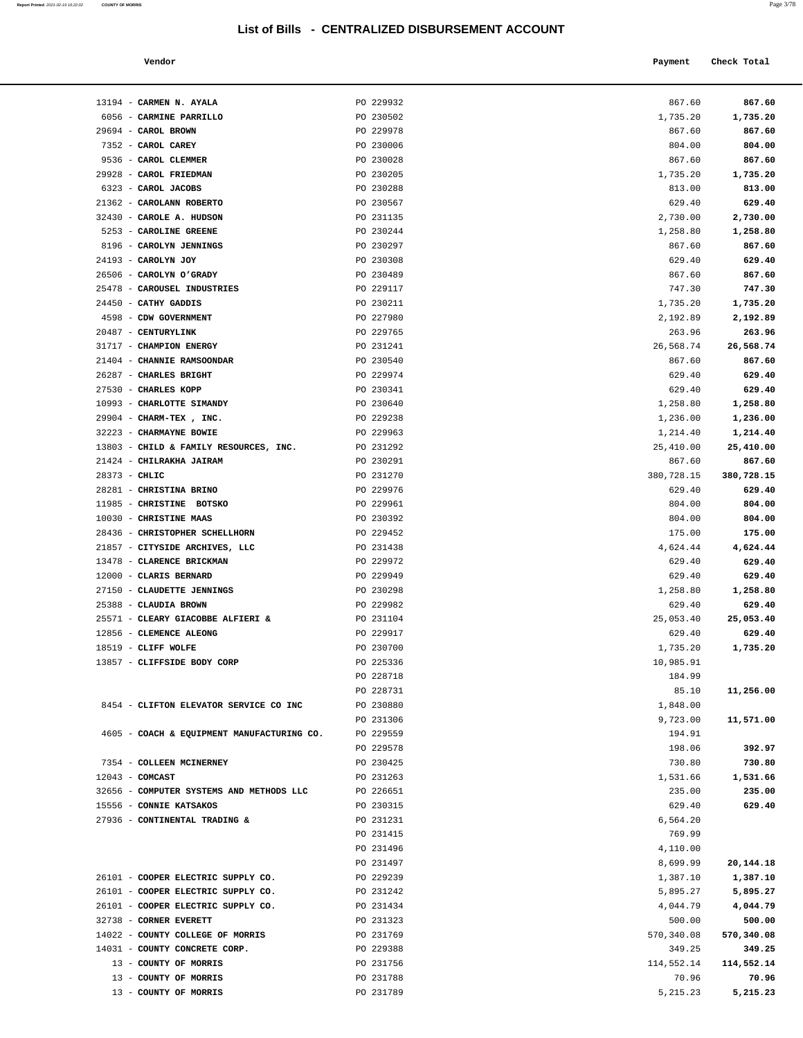# List of Bills - CENTRALIZED DISBURSEMENT ACCOUNT

| Vendor | | Payment | Check Total |
|---|---|---|---|
| 13194 - **CARMEN N. AYALA** | PO 229932 | 867.60 | **867.60** |
| 6056 - **CARMINE PARRILLO** | PO 230502 | 1,735.20 | **1,735.20** |
| 29694 - **CAROL BROWN** | PO 229978 | 867.60 | **867.60** |
| 7352 - **CAROL CAREY** | PO 230006 | 804.00 | **804.00** |
| 9536 - **CAROL CLEMMER** | PO 230028 | 867.60 | **867.60** |
| 29928 - **CAROL FRIEDMAN** | PO 230205 | 1,735.20 | **1,735.20** |
| 6323 - **CAROL JACOBS** | PO 230288 | 813.00 | **813.00** |
| 21362 - **CAROLANN ROBERTO** | PO 230567 | 629.40 | **629.40** |
| 32430 - **CAROLE A. HUDSON** | PO 231135 | 2,730.00 | **2,730.00** |
| 5253 - **CAROLINE GREENE** | PO 230244 | 1,258.80 | **1,258.80** |
| 8196 - **CAROLYN JENNINGS** | PO 230297 | 867.60 | **867.60** |
| 24193 - **CAROLYN JOY** | PO 230308 | 629.40 | **629.40** |
| 26506 - **CAROLYN O'GRADY** | PO 230489 | 867.60 | **867.60** |
| 25478 - **CAROUSEL INDUSTRIES** | PO 229117 | 747.30 | **747.30** |
| 24450 - **CATHY GADDIS** | PO 230211 | 1,735.20 | **1,735.20** |
| 4598 - **CDW GOVERNMENT** | PO 227980 | 2,192.89 | **2,192.89** |
| 20487 - **CENTURYLINK** | PO 229765 | 263.96 | **263.96** |
| 31717 - **CHAMPION ENERGY** | PO 231241 | 26,568.74 | **26,568.74** |
| 21404 - **CHANNIE RAMSOONDAR** | PO 230540 | 867.60 | **867.60** |
| 26287 - **CHARLES BRIGHT** | PO 229974 | 629.40 | **629.40** |
| 27530 - **CHARLES KOPP** | PO 230341 | 629.40 | **629.40** |
| 10993 - **CHARLOTTE SIMANDY** | PO 230640 | 1,258.80 | **1,258.80** |
| 29904 - **CHARM-TEX , INC.** | PO 229238 | 1,236.00 | **1,236.00** |
| 32223 - **CHARMAYNE BOWIE** | PO 229963 | 1,214.40 | **1,214.40** |
| 13803 - **CHILD & FAMILY RESOURCES, INC.** | PO 231292 | 25,410.00 | **25,410.00** |
| 21424 - **CHILRAKHA JAIRAM** | PO 230291 | 867.60 | **867.60** |
| 28373 - **CHLIC** | PO 231270 | 380,728.15 | **380,728.15** |
| 28281 - **CHRISTINA BRINO** | PO 229976 | 629.40 | **629.40** |
| 11985 - **CHRISTINE BOTSKO** | PO 229961 | 804.00 | **804.00** |
| 10030 - **CHRISTINE MAAS** | PO 230392 | 804.00 | **804.00** |
| 28436 - **CHRISTOPHER SCHELLHORN** | PO 229452 | 175.00 | **175.00** |
| 21857 - **CITYSIDE ARCHIVES, LLC** | PO 231438 | 4,624.44 | **4,624.44** |
| 13478 - **CLARENCE BRICKMAN** | PO 229972 | 629.40 | **629.40** |
| 12000 - **CLARIS BERNARD** | PO 229949 | 629.40 | **629.40** |
| 27150 - **CLAUDETTE JENNINGS** | PO 230298 | 1,258.80 | **1,258.80** |
| 25388 - **CLAUDIA BROWN** | PO 229982 | 629.40 | **629.40** |
| 25571 - **CLEARY GIACOBBE ALFIERI &** | PO 231104 | 25,053.40 | **25,053.40** |
| 12856 - **CLEMENCE ALEONG** | PO 229917 | 629.40 | **629.40** |
| 18519 - **CLIFF WOLFE** | PO 230700 | 1,735.20 | **1,735.20** |
| 13857 - **CLIFFSIDE BODY CORP** | PO 225336 | 10,985.91 | |
| | PO 228718 | 184.99 | |
| | PO 228731 | 85.10 | **11,256.00** |
| 8454 - **CLIFTON ELEVATOR SERVICE CO INC** | PO 230880 | 1,848.00 | |
| | PO 231306 | 9,723.00 | **11,571.00** |
| 4605 - **COACH & EQUIPMENT MANUFACTURING CO.** | PO 229559 | 194.91 | |
| | PO 229578 | 198.06 | **392.97** |
| 7354 - **COLLEEN MCINERNEY** | PO 230425 | 730.80 | **730.80** |
| 12043 - **COMCAST** | PO 231263 | 1,531.66 | **1,531.66** |
| 32656 - **COMPUTER SYSTEMS AND METHODS LLC** | PO 226651 | 235.00 | **235.00** |
| 15556 - **CONNIE KATSAKOS** | PO 230315 | 629.40 | **629.40** |
| 27936 - **CONTINENTAL TRADING &** | PO 231231 | 6,564.20 | |
| | PO 231415 | 769.99 | |
| | PO 231496 | 4,110.00 | |
| | PO 231497 | 8,699.99 | **20,144.18** |
| 26101 - **COOPER ELECTRIC SUPPLY CO.** | PO 229239 | 1,387.10 | **1,387.10** |
| 26101 - **COOPER ELECTRIC SUPPLY CO.** | PO 231242 | 5,895.27 | **5,895.27** |
| 26101 - **COOPER ELECTRIC SUPPLY CO.** | PO 231434 | 4,044.79 | **4,044.79** |
| 32738 - **CORNER EVERETT** | PO 231323 | 500.00 | **500.00** |
| 14022 - **COUNTY COLLEGE OF MORRIS** | PO 231769 | 570,340.08 | **570,340.08** |
| 14031 - **COUNTY CONCRETE CORP.** | PO 229388 | 349.25 | **349.25** |
| 13 - **COUNTY OF MORRIS** | PO 231756 | 114,552.14 | **114,552.14** |
| 13 - **COUNTY OF MORRIS** | PO 231788 | 70.96 | **70.96** |
| 13 - **COUNTY OF MORRIS** | PO 231789 | 5,215.23 | **5,215.23** |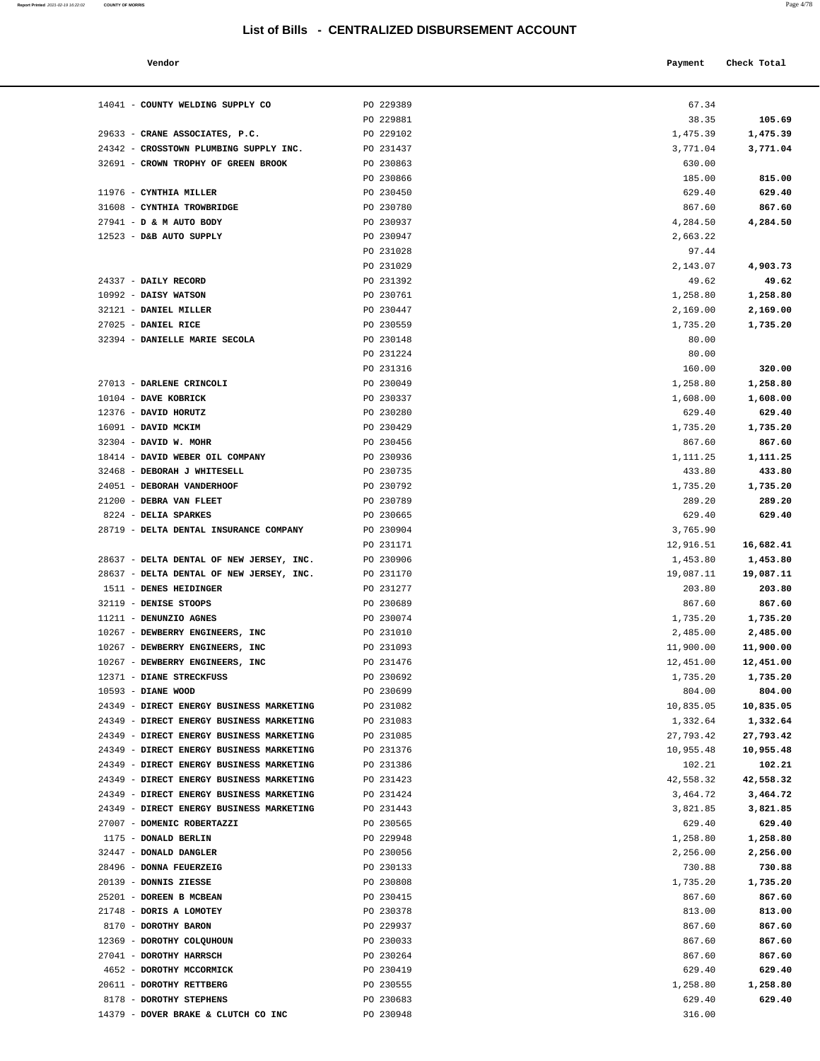# List of Bills - CENTRALIZED DISBURSEMENT ACCOUNT

| Vendor | | Payment | Check Total |
|---|---|---|---|
| 14041 - **COUNTY WELDING SUPPLY CO** | PO 229389 | 67.34 | |
| | PO 229881 | 38.35 | **105.69** |
| 29633 - **CRANE ASSOCIATES, P.C.** | PO 229102 | 1,475.39 | **1,475.39** |
| 24342 - **CROSSTOWN PLUMBING SUPPLY INC.** | PO 231437 | 3,771.04 | **3,771.04** |
| 32691 - **CROWN TROPHY OF GREEN BROOK** | PO 230863 | 630.00 | |
| | PO 230866 | 185.00 | **815.00** |
| 11976 - **CYNTHIA MILLER** | PO 230450 | 629.40 | **629.40** |
| 31608 - **CYNTHIA TROWBRIDGE** | PO 230780 | 867.60 | **867.60** |
| 27941 - **D & M AUTO BODY** | PO 230937 | 4,284.50 | **4,284.50** |
| 12523 - **D&B AUTO SUPPLY** | PO 230947 | 2,663.22 | |
| | PO 231028 | 97.44 | |
| | PO 231029 | 2,143.07 | **4,903.73** |
| 24337 - **DAILY RECORD** | PO 231392 | 49.62 | **49.62** |
| 10992 - **DAISY WATSON** | PO 230761 | 1,258.80 | **1,258.80** |
| 32121 - **DANIEL MILLER** | PO 230447 | 2,169.00 | **2,169.00** |
| 27025 - **DANIEL RICE** | PO 230559 | 1,735.20 | **1,735.20** |
| 32394 - **DANIELLE MARIE SECOLA** | PO 230148 | 80.00 | |
| | PO 231224 | 80.00 | |
| | PO 231316 | 160.00 | **320.00** |
| 27013 - **DARLENE CRINCOLI** | PO 230049 | 1,258.80 | **1,258.80** |
| 10104 - **DAVE KOBRICK** | PO 230337 | 1,608.00 | **1,608.00** |
| 12376 - **DAVID HORUTZ** | PO 230280 | 629.40 | **629.40** |
| 16091 - **DAVID MCKIM** | PO 230429 | 1,735.20 | **1,735.20** |
| 32304 - **DAVID W. MOHR** | PO 230456 | 867.60 | **867.60** |
| 18414 - **DAVID WEBER OIL COMPANY** | PO 230936 | 1,111.25 | **1,111.25** |
| 32468 - **DEBORAH J WHITESELL** | PO 230735 | 433.80 | **433.80** |
| 24051 - **DEBORAH VANDERHOOF** | PO 230792 | 1,735.20 | **1,735.20** |
| 21200 - **DEBRA VAN FLEET** | PO 230789 | 289.20 | **289.20** |
| 8224 - **DELIA SPARKES** | PO 230665 | 629.40 | **629.40** |
| 28719 - **DELTA DENTAL INSURANCE COMPANY** | PO 230904 | 3,765.90 | |
| | PO 231171 | 12,916.51 | **16,682.41** |
| 28637 - **DELTA DENTAL OF NEW JERSEY, INC.** | PO 230906 | 1,453.80 | **1,453.80** |
| 28637 - **DELTA DENTAL OF NEW JERSEY, INC.** | PO 231170 | 19,087.11 | **19,087.11** |
| 1511 - **DENES HEIDINGER** | PO 231277 | 203.80 | **203.80** |
| 32119 - **DENISE STOOPS** | PO 230689 | 867.60 | **867.60** |
| 11211 - **DENUNZIO AGNES** | PO 230074 | 1,735.20 | **1,735.20** |
| 10267 - **DEWBERRY ENGINEERS, INC** | PO 231010 | 2,485.00 | **2,485.00** |
| 10267 - **DEWBERRY ENGINEERS, INC** | PO 231093 | 11,900.00 | **11,900.00** |
| 10267 - **DEWBERRY ENGINEERS, INC** | PO 231476 | 12,451.00 | **12,451.00** |
| 12371 - **DIANE STRECKFUSS** | PO 230692 | 1,735.20 | **1,735.20** |
| 10593 - **DIANE WOOD** | PO 230699 | 804.00 | **804.00** |
| 24349 - **DIRECT ENERGY BUSINESS MARKETING** | PO 231082 | 10,835.05 | **10,835.05** |
| 24349 - **DIRECT ENERGY BUSINESS MARKETING** | PO 231083 | 1,332.64 | **1,332.64** |
| 24349 - **DIRECT ENERGY BUSINESS MARKETING** | PO 231085 | 27,793.42 | **27,793.42** |
| 24349 - **DIRECT ENERGY BUSINESS MARKETING** | PO 231376 | 10,955.48 | **10,955.48** |
| 24349 - **DIRECT ENERGY BUSINESS MARKETING** | PO 231386 | 102.21 | **102.21** |
| 24349 - **DIRECT ENERGY BUSINESS MARKETING** | PO 231423 | 42,558.32 | **42,558.32** |
| 24349 - **DIRECT ENERGY BUSINESS MARKETING** | PO 231424 | 3,464.72 | **3,464.72** |
| 24349 - **DIRECT ENERGY BUSINESS MARKETING** | PO 231443 | 3,821.85 | **3,821.85** |
| 27007 - **DOMENIC ROBERTAZZI** | PO 230565 | 629.40 | **629.40** |
| 1175 - **DONALD BERLIN** | PO 229948 | 1,258.80 | **1,258.80** |
| 32447 - **DONALD DANGLER** | PO 230056 | 2,256.00 | **2,256.00** |
| 28496 - **DONNA FEUERZEIG** | PO 230133 | 730.88 | **730.88** |
| 20139 - **DONNIS ZIESSE** | PO 230808 | 1,735.20 | **1,735.20** |
| 25201 - **DOREEN B MCBEAN** | PO 230415 | 867.60 | **867.60** |
| 21748 - **DORIS A LOMOTEY** | PO 230378 | 813.00 | **813.00** |
| 8170 - **DOROTHY BARON** | PO 229937 | 867.60 | **867.60** |
| 12369 - **DOROTHY COLQUHOUN** | PO 230033 | 867.60 | **867.60** |
| 27041 - **DOROTHY HARRSCH** | PO 230264 | 867.60 | **867.60** |
| 4652 - **DOROTHY MCCORMICK** | PO 230419 | 629.40 | **629.40** |
| 20611 - **DOROTHY RETTBERG** | PO 230555 | 1,258.80 | **1,258.80** |
| 8178 - **DOROTHY STEPHENS** | PO 230683 | 629.40 | **629.40** |
| 14379 - **DOVER BRAKE & CLUTCH CO INC** | PO 230948 | 316.00 | |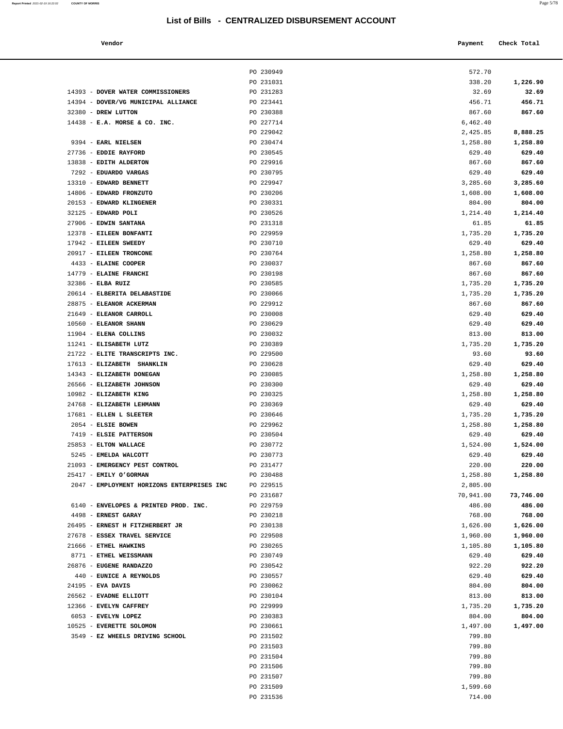# List of Bills - CENTRALIZED DISBURSEMENT ACCOUNT

| Vendor | | Payment | Check Total |
|---|---|---|---|
| | PO 230949 | 572.70 | |
| | PO 231031 | 338.20 | **1,226.90** |
| 14393 - **DOVER WATER COMMISSIONERS** | PO 231283 | 32.69 | **32.69** |
| 14394 - **DOVER/VG MUNICIPAL ALLIANCE** | PO 223441 | 456.71 | **456.71** |
| 32380 - **DREW LUTTON** | PO 230388 | 867.60 | **867.60** |
| 14438 - **E.A. MORSE & CO. INC.** | PO 227714 | 6,462.40 | |
| | PO 229042 | 2,425.85 | **8,888.25** |
| 9394 - **EARL NIELSEN** | PO 230474 | 1,258.80 | **1,258.80** |
| 27736 - **EDDIE RAYFORD** | PO 230545 | 629.40 | **629.40** |
| 13838 - **EDITH ALDERTON** | PO 229916 | 867.60 | **867.60** |
| 7292 - **EDUARDO VARGAS** | PO 230795 | 629.40 | **629.40** |
| 13310 - **EDWARD BENNETT** | PO 229947 | 3,285.60 | **3,285.60** |
| 14806 - **EDWARD FRONZUTO** | PO 230206 | 1,608.00 | **1,608.00** |
| 20153 - **EDWARD KLINGENER** | PO 230331 | 804.00 | **804.00** |
| 32125 - **EDWARD POLI** | PO 230526 | 1,214.40 | **1,214.40** |
| 27906 - **EDWIN SANTANA** | PO 231318 | 61.85 | **61.85** |
| 12378 - **EILEEN BONFANTI** | PO 229959 | 1,735.20 | **1,735.20** |
| 17942 - **EILEEN SWEEDY** | PO 230710 | 629.40 | **629.40** |
| 20917 - **EILEEN TRONCONE** | PO 230764 | 1,258.80 | **1,258.80** |
| 4433 - **ELAINE COOPER** | PO 230037 | 867.60 | **867.60** |
| 14779 - **ELAINE FRANCHI** | PO 230198 | 867.60 | **867.60** |
| 32386 - **ELBA RUIZ** | PO 230585 | 1,735.20 | **1,735.20** |
| 20614 - **ELBERITA DELABASTIDE** | PO 230066 | 1,735.20 | **1,735.20** |
| 28875 - **ELEANOR ACKERMAN** | PO 229912 | 867.60 | **867.60** |
| 21649 - **ELEANOR CARROLL** | PO 230008 | 629.40 | **629.40** |
| 10560 - **ELEANOR SHANN** | PO 230629 | 629.40 | **629.40** |
| 11904 - **ELENA COLLINS** | PO 230032 | 813.00 | **813.00** |
| 11241 - **ELISABETH LUTZ** | PO 230389 | 1,735.20 | **1,735.20** |
| 21722 - **ELITE TRANSCRIPTS INC.** | PO 229500 | 93.60 | **93.60** |
| 17613 - **ELIZABETH SHANKLIN** | PO 230628 | 629.40 | **629.40** |
| 14343 - **ELIZABETH DONEGAN** | PO 230085 | 1,258.80 | **1,258.80** |
| 26566 - **ELIZABETH JOHNSON** | PO 230300 | 629.40 | **629.40** |
| 10982 - **ELIZABETH KING** | PO 230325 | 1,258.80 | **1,258.80** |
| 24768 - **ELIZABETH LEHMANN** | PO 230369 | 629.40 | **629.40** |
| 17681 - **ELLEN L SLEETER** | PO 230646 | 1,735.20 | **1,735.20** |
| 2054 - **ELSIE BOWEN** | PO 229962 | 1,258.80 | **1,258.80** |
| 7419 - **ELSIE PATTERSON** | PO 230504 | 629.40 | **629.40** |
| 25853 - **ELTON WALLACE** | PO 230772 | 1,524.00 | **1,524.00** |
| 5245 - **EMELDA WALCOTT** | PO 230773 | 629.40 | **629.40** |
| 21093 - **EMERGENCY PEST CONTROL** | PO 231477 | 220.00 | **220.00** |
| 25417 - **EMILY O'GORMAN** | PO 230488 | 1,258.80 | **1,258.80** |
| 2047 - **EMPLOYMENT HORIZONS ENTERPRISES INC** | PO 229515 | 2,805.00 | |
| | PO 231687 | 70,941.00 | **73,746.00** |
| 6140 - **ENVELOPES & PRINTED PROD. INC.** | PO 229759 | 486.00 | **486.00** |
| 4498 - **ERNEST GARAY** | PO 230218 | 768.00 | **768.00** |
| 26495 - **ERNEST H FITZHERBERT JR** | PO 230138 | 1,626.00 | **1,626.00** |
| 27678 - **ESSEX TRAVEL SERVICE** | PO 229508 | 1,960.00 | **1,960.00** |
| 21666 - **ETHEL HAWKINS** | PO 230265 | 1,105.80 | **1,105.80** |
| 8771 - **ETHEL WEISSMANN** | PO 230749 | 629.40 | **629.40** |
| 26876 - **EUGENE RANDAZZO** | PO 230542 | 922.20 | **922.20** |
| 440 - **EUNICE A REYNOLDS** | PO 230557 | 629.40 | **629.40** |
| 24195 - **EVA DAVIS** | PO 230062 | 804.00 | **804.00** |
| 26562 - **EVADNE ELLIOTT** | PO 230104 | 813.00 | **813.00** |
| 12366 - **EVELYN CAFFREY** | PO 229999 | 1,735.20 | **1,735.20** |
| 6053 - **EVELYN LOPEZ** | PO 230383 | 804.00 | **804.00** |
| 10525 - **EVERETTE SOLOMON** | PO 230661 | 1,497.00 | **1,497.00** |
| 3549 - **EZ WHEELS DRIVING SCHOOL** | PO 231502 | 799.80 | |
| | PO 231503 | 799.80 | |
| | PO 231504 | 799.80 | |
| | PO 231506 | 799.80 | |
| | PO 231507 | 799.80 | |
| | PO 231509 | 1,599.60 | |
| | PO 231536 | 714.00 | |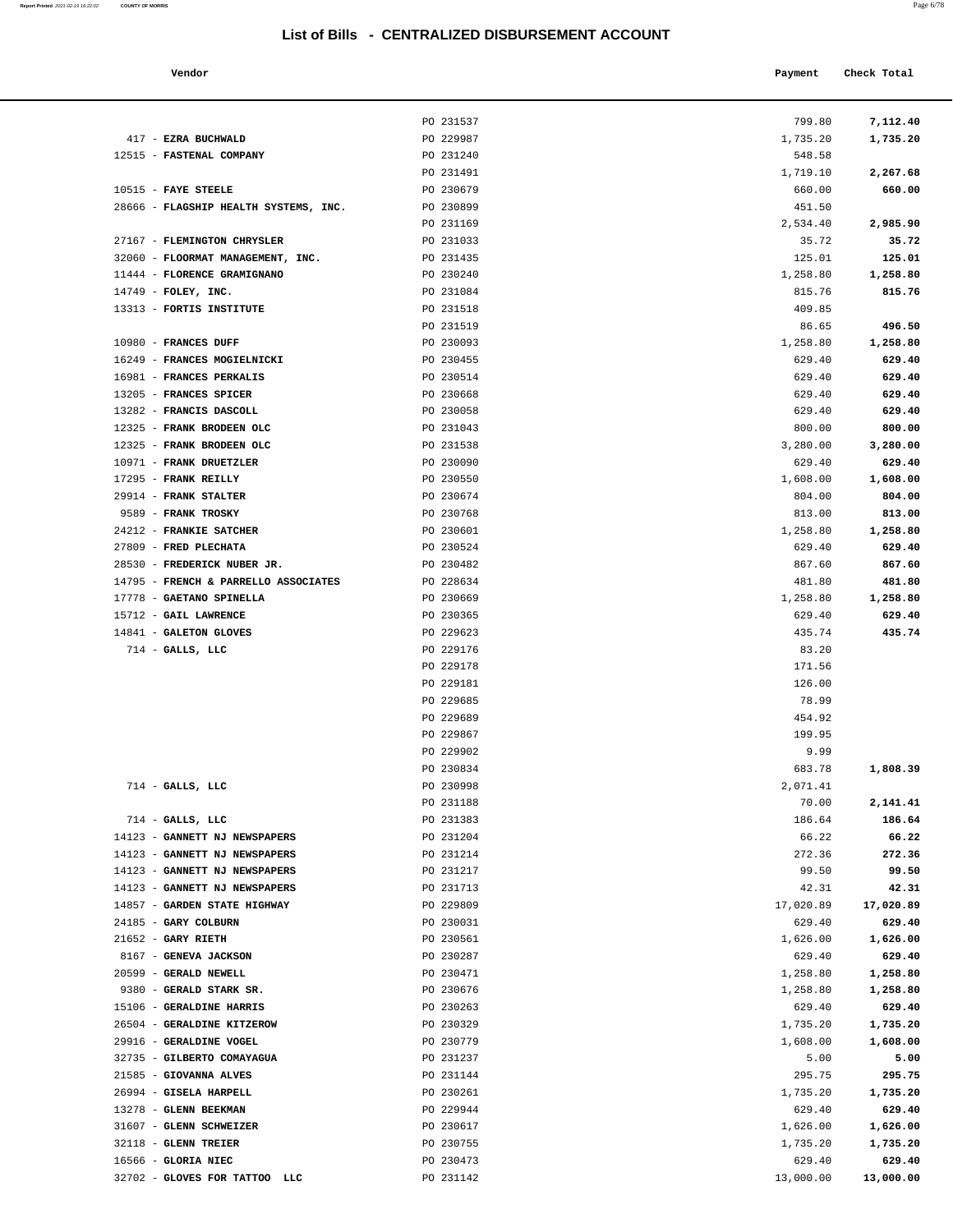# List of Bills - CENTRALIZED DISBURSEMENT ACCOUNT

| Vendor | | Payment | Check Total |
|---|---|---|---|
| | PO 231537 | 799.80 | **7,112.40** |
| 417 - **EZRA BUCHWALD** | PO 229987 | 1,735.20 | **1,735.20** |
| 12515 - **FASTENAL COMPANY** | PO 231240 | 548.58 | |
| | PO 231491 | 1,719.10 | **2,267.68** |
| 10515 - **FAYE STEELE** | PO 230679 | 660.00 | **660.00** |
| 28666 - **FLAGSHIP HEALTH SYSTEMS, INC.** | PO 230899 | 451.50 | |
| | PO 231169 | 2,534.40 | **2,985.90** |
| 27167 - **FLEMINGTON CHRYSLER** | PO 231033 | 35.72 | **35.72** |
| 32060 - **FLOORMAT MANAGEMENT, INC.** | PO 231435 | 125.01 | **125.01** |
| 11444 - **FLORENCE GRAMIGNANO** | PO 230240 | 1,258.80 | **1,258.80** |
| 14749 - **FOLEY, INC.** | PO 231084 | 815.76 | **815.76** |
| 13313 - **FORTIS INSTITUTE** | PO 231518 | 409.85 | |
| | PO 231519 | 86.65 | **496.50** |
| 10980 - **FRANCES DUFF** | PO 230093 | 1,258.80 | **1,258.80** |
| 16249 - **FRANCES MOGIELNICKI** | PO 230455 | 629.40 | **629.40** |
| 16981 - **FRANCES PERKALIS** | PO 230514 | 629.40 | **629.40** |
| 13205 - **FRANCES SPICER** | PO 230668 | 629.40 | **629.40** |
| 13282 - **FRANCIS DASCOLL** | PO 230058 | 629.40 | **629.40** |
| 12325 - **FRANK BRODEEN OLC** | PO 231043 | 800.00 | **800.00** |
| 12325 - **FRANK BRODEEN OLC** | PO 231538 | 3,280.00 | **3,280.00** |
| 10971 - **FRANK DRUETZLER** | PO 230090 | 629.40 | **629.40** |
| 17295 - **FRANK REILLY** | PO 230550 | 1,608.00 | **1,608.00** |
| 29914 - **FRANK STALTER** | PO 230674 | 804.00 | **804.00** |
| 9589 - **FRANK TROSKY** | PO 230768 | 813.00 | **813.00** |
| 24212 - **FRANKIE SATCHER** | PO 230601 | 1,258.80 | **1,258.80** |
| 27809 - **FRED PLECHATA** | PO 230524 | 629.40 | **629.40** |
| 28530 - **FREDERICK NUBER JR.** | PO 230482 | 867.60 | **867.60** |
| 14795 - **FRENCH & PARRELLO ASSOCIATES** | PO 228634 | 481.80 | **481.80** |
| 17778 - **GAETANO SPINELLA** | PO 230669 | 1,258.80 | **1,258.80** |
| 15712 - **GAIL LAWRENCE** | PO 230365 | 629.40 | **629.40** |
| 14841 - **GALETON GLOVES** | PO 229623 | 435.74 | **435.74** |
| 714 - **GALLS, LLC** | PO 229176 | 83.20 | |
| | PO 229178 | 171.56 | |
| | PO 229181 | 126.00 | |
| | PO 229685 | 78.99 | |
| | PO 229689 | 454.92 | |
| | PO 229867 | 199.95 | |
| | PO 229902 | 9.99 | |
| | PO 230834 | 683.78 | **1,808.39** |
| 714 - **GALLS, LLC** | PO 230998 | 2,071.41 | |
| | PO 231188 | 70.00 | **2,141.41** |
| 714 - **GALLS, LLC** | PO 231383 | 186.64 | **186.64** |
| 14123 - **GANNETT NJ NEWSPAPERS** | PO 231204 | 66.22 | **66.22** |
| 14123 - **GANNETT NJ NEWSPAPERS** | PO 231214 | 272.36 | **272.36** |
| 14123 - **GANNETT NJ NEWSPAPERS** | PO 231217 | 99.50 | **99.50** |
| 14123 - **GANNETT NJ NEWSPAPERS** | PO 231713 | 42.31 | **42.31** |
| 14857 - **GARDEN STATE HIGHWAY** | PO 229809 | 17,020.89 | **17,020.89** |
| 24185 - **GARY COLBURN** | PO 230031 | 629.40 | **629.40** |
| 21652 - **GARY RIETH** | PO 230561 | 1,626.00 | **1,626.00** |
| 8167 - **GENEVA JACKSON** | PO 230287 | 629.40 | **629.40** |
| 20599 - **GERALD NEWELL** | PO 230471 | 1,258.80 | **1,258.80** |
| 9380 - **GERALD STARK SR.** | PO 230676 | 1,258.80 | **1,258.80** |
| 15106 - **GERALDINE HARRIS** | PO 230263 | 629.40 | **629.40** |
| 26504 - **GERALDINE KITZEROW** | PO 230329 | 1,735.20 | **1,735.20** |
| 29916 - **GERALDINE VOGEL** | PO 230779 | 1,608.00 | **1,608.00** |
| 32735 - **GILBERTO COMAYAGUA** | PO 231237 | 5.00 | **5.00** |
| 21585 - **GIOVANNA ALVES** | PO 231144 | 295.75 | **295.75** |
| 26994 - **GISELA HARPELL** | PO 230261 | 1,735.20 | **1,735.20** |
| 13278 - **GLENN BEEKMAN** | PO 229944 | 629.40 | **629.40** |
| 31607 - **GLENN SCHWEIZER** | PO 230617 | 1,626.00 | **1,626.00** |
| 32118 - **GLENN TREIER** | PO 230755 | 1,735.20 | **1,735.20** |
| 16566 - **GLORIA NIEC** | PO 230473 | 629.40 | **629.40** |
| 32702 - **GLOVES FOR TATTOO LLC** | PO 231142 | 13,000.00 | **13,000.00** |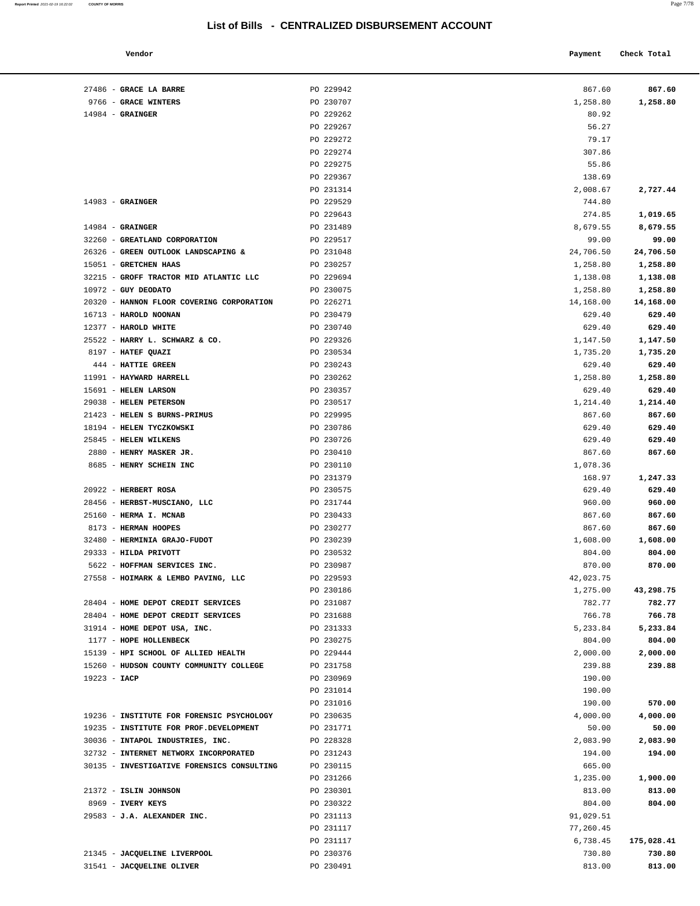# List of Bills - CENTRALIZED DISBURSEMENT ACCOUNT

| Vendor | | Payment | Check Total |
|---|---|---|---|
| 27486 - **GRACE LA BARRE** | PO 229942 | 867.60 | **867.60** |
| 9766 - **GRACE WINTERS** | PO 230707 | 1,258.80 | **1,258.80** |
| 14984 - **GRAINGER** | PO 229262 | 80.92 | |
| | PO 229267 | 56.27 | |
| | PO 229272 | 79.17 | |
| | PO 229274 | 307.86 | |
| | PO 229275 | 55.86 | |
| | PO 229367 | 138.69 | |
| | PO 231314 | 2,008.67 | **2,727.44** |
| 14983 - **GRAINGER** | PO 229529 | 744.80 | |
| | PO 229643 | 274.85 | **1,019.65** |
| 14984 - **GRAINGER** | PO 231489 | 8,679.55 | **8,679.55** |
| 32260 - **GREATLAND CORPORATION** | PO 229517 | 99.00 | **99.00** |
| 26326 - **GREEN OUTLOOK LANDSCAPING &** | PO 231048 | 24,706.50 | **24,706.50** |
| 15051 - **GRETCHEN HAAS** | PO 230257 | 1,258.80 | **1,258.80** |
| 32215 - **GROFF TRACTOR MID ATLANTIC LLC** | PO 229694 | 1,138.08 | **1,138.08** |
| 10972 - **GUY DEODATO** | PO 230075 | 1,258.80 | **1,258.80** |
| 20320 - **HANNON FLOOR COVERING CORPORATION** | PO 226271 | 14,168.00 | **14,168.00** |
| 16713 - **HAROLD NOONAN** | PO 230479 | 629.40 | **629.40** |
| 12377 - **HAROLD WHITE** | PO 230740 | 629.40 | **629.40** |
| 25522 - **HARRY L. SCHWARZ & CO.** | PO 229326 | 1,147.50 | **1,147.50** |
| 8197 - **HATEF QUAZI** | PO 230534 | 1,735.20 | **1,735.20** |
| 444 - **HATTIE GREEN** | PO 230243 | 629.40 | **629.40** |
| 11991 - **HAYWARD HARRELL** | PO 230262 | 1,258.80 | **1,258.80** |
| 15691 - **HELEN LARSON** | PO 230357 | 629.40 | **629.40** |
| 29038 - **HELEN PETERSON** | PO 230517 | 1,214.40 | **1,214.40** |
| 21423 - **HELEN S BURNS-PRIMUS** | PO 229995 | 867.60 | **867.60** |
| 18194 - **HELEN TYCZKOWSKI** | PO 230786 | 629.40 | **629.40** |
| 25845 - **HELEN WILKENS** | PO 230726 | 629.40 | **629.40** |
| 2880 - **HENRY MASKER JR.** | PO 230410 | 867.60 | **867.60** |
| 8685 - **HENRY SCHEIN INC** | PO 230110 | 1,078.36 | |
| | PO 231379 | 168.97 | **1,247.33** |
| 20922 - **HERBERT ROSA** | PO 230575 | 629.40 | **629.40** |
| 28456 - **HERBST-MUSCIANO, LLC** | PO 231744 | 960.00 | **960.00** |
| 25160 - **HERMA I. MCNAB** | PO 230433 | 867.60 | **867.60** |
| 8173 - **HERMAN HOOPES** | PO 230277 | 867.60 | **867.60** |
| 32480 - **HERMINIA GRAJO-FUDOT** | PO 230239 | 1,608.00 | **1,608.00** |
| 29333 - **HILDA PRIVOTT** | PO 230532 | 804.00 | **804.00** |
| 5622 - **HOFFMAN SERVICES INC.** | PO 230987 | 870.00 | **870.00** |
| 27558 - **HOIMARK & LEMBO PAVING, LLC** | PO 229593 | 42,023.75 | |
| | PO 230186 | 1,275.00 | **43,298.75** |
| 28404 - **HOME DEPOT CREDIT SERVICES** | PO 231087 | 782.77 | **782.77** |
| 28404 - **HOME DEPOT CREDIT SERVICES** | PO 231688 | 766.78 | **766.78** |
| 31914 - **HOME DEPOT USA, INC.** | PO 231333 | 5,233.84 | **5,233.84** |
| 1177 - **HOPE HOLLENBECK** | PO 230275 | 804.00 | **804.00** |
| 15139 - **HPI SCHOOL OF ALLIED HEALTH** | PO 229444 | 2,000.00 | **2,000.00** |
| 15260 - **HUDSON COUNTY COMMUNITY COLLEGE** | PO 231758 | 239.88 | **239.88** |
| 19223 - **IACP** | PO 230969 | 190.00 | |
| | PO 231014 | 190.00 | |
| | PO 231016 | 190.00 | **570.00** |
| 19236 - **INSTITUTE FOR FORENSIC PSYCHOLOGY** | PO 230635 | 4,000.00 | **4,000.00** |
| 19235 - **INSTITUTE FOR PROF.DEVELOPMENT** | PO 231771 | 50.00 | **50.00** |
| 30036 - **INTAPOL INDUSTRIES, INC.** | PO 228328 | 2,083.90 | **2,083.90** |
| 32732 - **INTERNET NETWORX INCORPORATED** | PO 231243 | 194.00 | **194.00** |
| 30135 - **INVESTIGATIVE FORENSICS CONSULTING** | PO 230115 | 665.00 | |
| | PO 231266 | 1,235.00 | **1,900.00** |
| 21372 - **ISLIN JOHNSON** | PO 230301 | 813.00 | **813.00** |
| 8969 - **IVERY KEYS** | PO 230322 | 804.00 | **804.00** |
| 29583 - **J.A. ALEXANDER INC.** | PO 231113 | 91,029.51 | |
| | PO 231117 | 77,260.45 | |
| | PO 231117 | 6,738.45 | **175,028.41** |
| 21345 - **JACQUELINE LIVERPOOL** | PO 230376 | 730.80 | **730.80** |
| 31541 - **JACQUELINE OLIVER** | PO 230491 | 813.00 | **813.00** |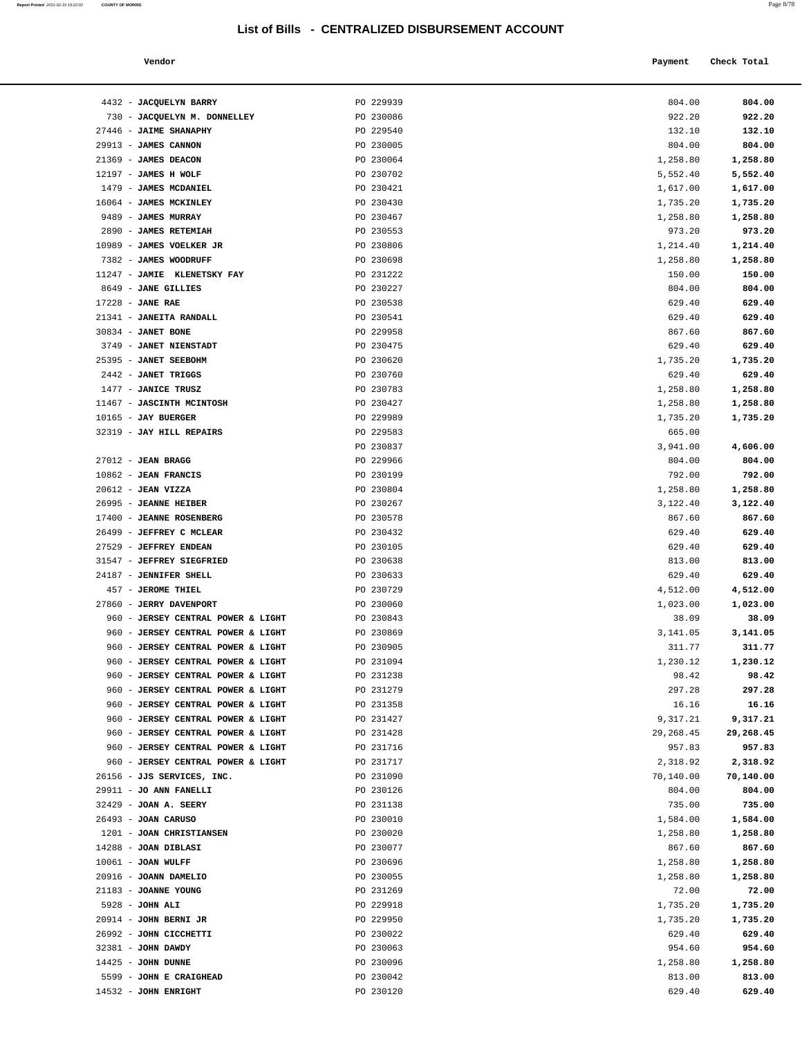# List of Bills - CENTRALIZED DISBURSEMENT ACCOUNT

| Vendor | | Payment | Check Total |
|---|---|---|---|
| 4432 - **JACQUELYN BARRY** | PO 229939 | 804.00 | **804.00** |
| 730 - **JACQUELYN M. DONNELLEY** | PO 230086 | 922.20 | **922.20** |
| 27446 - **JAIME SHANAPHY** | PO 229540 | 132.10 | **132.10** |
| 29913 - **JAMES CANNON** | PO 230005 | 804.00 | **804.00** |
| 21369 - **JAMES DEACON** | PO 230064 | 1,258.80 | **1,258.80** |
| 12197 - **JAMES H WOLF** | PO 230702 | 5,552.40 | **5,552.40** |
| 1479 - **JAMES MCDANIEL** | PO 230421 | 1,617.00 | **1,617.00** |
| 16064 - **JAMES MCKINLEY** | PO 230430 | 1,735.20 | **1,735.20** |
| 9489 - **JAMES MURRAY** | PO 230467 | 1,258.80 | **1,258.80** |
| 2890 - **JAMES RETEMIAH** | PO 230553 | 973.20 | **973.20** |
| 10989 - **JAMES VOELKER JR** | PO 230806 | 1,214.40 | **1,214.40** |
| 7382 - **JAMES WOODRUFF** | PO 230698 | 1,258.80 | **1,258.80** |
| 11247 - **JAMIE KLENETSKY FAY** | PO 231222 | 150.00 | **150.00** |
| 8649 - **JANE GILLIES** | PO 230227 | 804.00 | **804.00** |
| 17228 - **JANE RAE** | PO 230538 | 629.40 | **629.40** |
| 21341 - **JANEITA RANDALL** | PO 230541 | 629.40 | **629.40** |
| 30834 - **JANET BONE** | PO 229958 | 867.60 | **867.60** |
| 3749 - **JANET NIENSTADT** | PO 230475 | 629.40 | **629.40** |
| 25395 - **JANET SEEBOHM** | PO 230620 | 1,735.20 | **1,735.20** |
| 2442 - **JANET TRIGGS** | PO 230760 | 629.40 | **629.40** |
| 1477 - **JANICE TRUSZ** | PO 230783 | 1,258.80 | **1,258.80** |
| 11467 - **JASCINTH MCINTOSH** | PO 230427 | 1,258.80 | **1,258.80** |
| 10165 - **JAY BUERGER** | PO 229989 | 1,735.20 | **1,735.20** |
| 32319 - **JAY HILL REPAIRS** | PO 229583 | 665.00 | |
| | PO 230837 | 3,941.00 | **4,606.00** |
| 27012 - **JEAN BRAGG** | PO 229966 | 804.00 | **804.00** |
| 10862 - **JEAN FRANCIS** | PO 230199 | 792.00 | **792.00** |
| 20612 - **JEAN VIZZA** | PO 230804 | 1,258.80 | **1,258.80** |
| 26995 - **JEANNE HEIBER** | PO 230267 | 3,122.40 | **3,122.40** |
| 17400 - **JEANNE ROSENBERG** | PO 230578 | 867.60 | **867.60** |
| 26499 - **JEFFREY C MCLEAR** | PO 230432 | 629.40 | **629.40** |
| 27529 - **JEFFREY ENDEAN** | PO 230105 | 629.40 | **629.40** |
| 31547 - **JEFFREY SIEGFRIED** | PO 230638 | 813.00 | **813.00** |
| 24187 - **JENNIFER SHELL** | PO 230633 | 629.40 | **629.40** |
| 457 - **JEROME THIEL** | PO 230729 | 4,512.00 | **4,512.00** |
| 27860 - **JERRY DAVENPORT** | PO 230060 | 1,023.00 | **1,023.00** |
| 960 - **JERSEY CENTRAL POWER & LIGHT** | PO 230843 | 38.09 | **38.09** |
| 960 - **JERSEY CENTRAL POWER & LIGHT** | PO 230869 | 3,141.05 | **3,141.05** |
| 960 - **JERSEY CENTRAL POWER & LIGHT** | PO 230905 | 311.77 | **311.77** |
| 960 - **JERSEY CENTRAL POWER & LIGHT** | PO 231094 | 1,230.12 | **1,230.12** |
| 960 - **JERSEY CENTRAL POWER & LIGHT** | PO 231238 | 98.42 | **98.42** |
| 960 - **JERSEY CENTRAL POWER & LIGHT** | PO 231279 | 297.28 | **297.28** |
| 960 - **JERSEY CENTRAL POWER & LIGHT** | PO 231358 | 16.16 | **16.16** |
| 960 - **JERSEY CENTRAL POWER & LIGHT** | PO 231427 | 9,317.21 | **9,317.21** |
| 960 - **JERSEY CENTRAL POWER & LIGHT** | PO 231428 | 29,268.45 | **29,268.45** |
| 960 - **JERSEY CENTRAL POWER & LIGHT** | PO 231716 | 957.83 | **957.83** |
| 960 - **JERSEY CENTRAL POWER & LIGHT** | PO 231717 | 2,318.92 | **2,318.92** |
| 26156 - **JJS SERVICES, INC.** | PO 231090 | 70,140.00 | **70,140.00** |
| 29911 - **JO ANN FANELLI** | PO 230126 | 804.00 | **804.00** |
| 32429 - **JOAN A. SEERY** | PO 231138 | 735.00 | **735.00** |
| 26493 - **JOAN CARUSO** | PO 230010 | 1,584.00 | **1,584.00** |
| 1201 - **JOAN CHRISTIANSEN** | PO 230020 | 1,258.80 | **1,258.80** |
| 14288 - **JOAN DIBLASI** | PO 230077 | 867.60 | **867.60** |
| 10061 - **JOAN WULFF** | PO 230696 | 1,258.80 | **1,258.80** |
| 20916 - **JOANN DAMELIO** | PO 230055 | 1,258.80 | **1,258.80** |
| 21183 - **JOANNE YOUNG** | PO 231269 | 72.00 | **72.00** |
| 5928 - **JOHN ALI** | PO 229918 | 1,735.20 | **1,735.20** |
| 20914 - **JOHN BERNI JR** | PO 229950 | 1,735.20 | **1,735.20** |
| 26992 - **JOHN CICCHETTI** | PO 230022 | 629.40 | **629.40** |
| 32381 - **JOHN DAWDY** | PO 230063 | 954.60 | **954.60** |
| 14425 - **JOHN DUNNE** | PO 230096 | 1,258.80 | **1,258.80** |
| 5599 - **JOHN E CRAIGHEAD** | PO 230042 | 813.00 | **813.00** |
| 14532 - **JOHN ENRIGHT** | PO 230120 | 629.40 | **629.40** |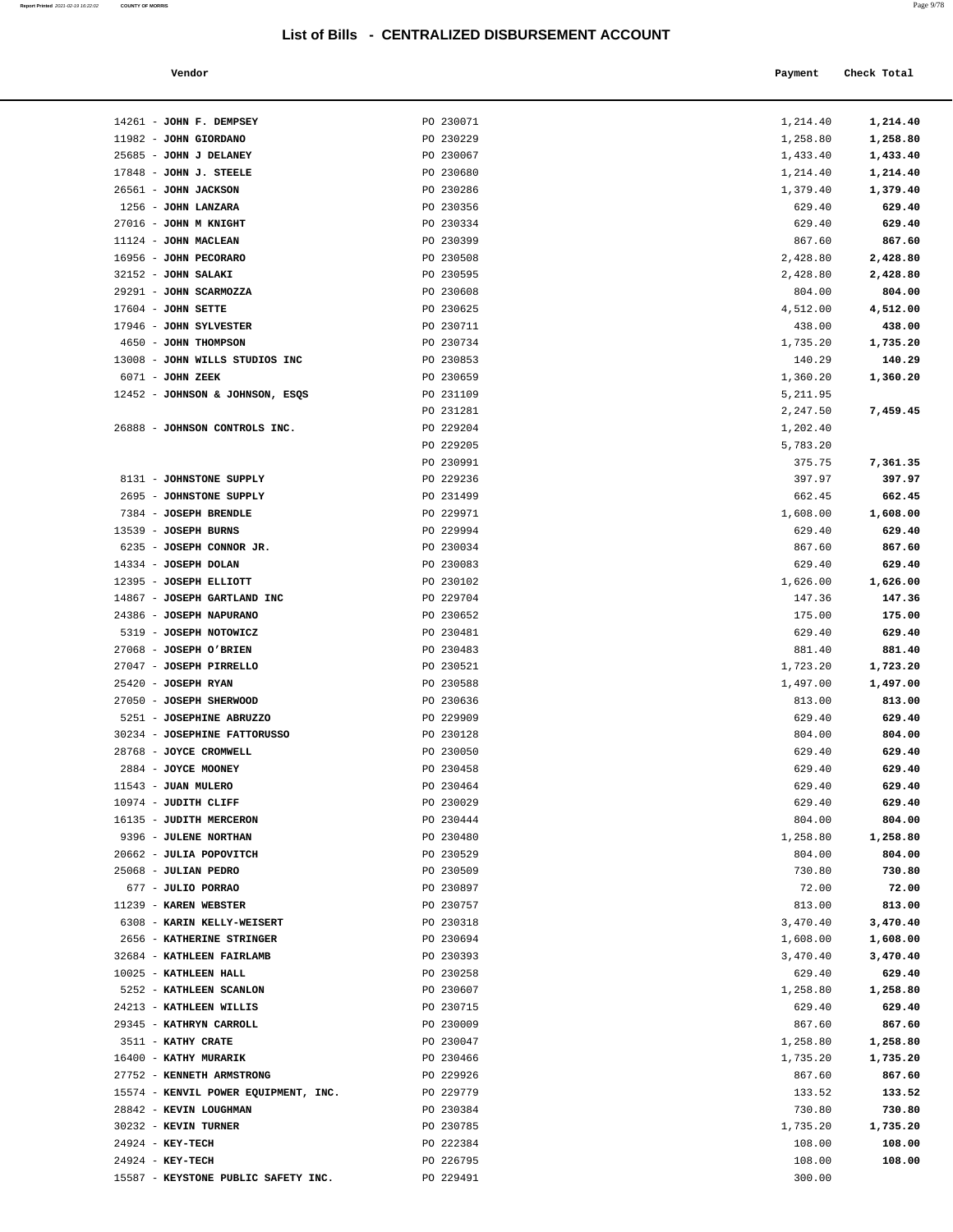# List of Bills - CENTRALIZED DISBURSEMENT ACCOUNT

| Vendor | | Payment | Check Total |
|---|---|---|---|
| 14261 - **JOHN F. DEMPSEY** | PO 230071 | 1,214.40 | **1,214.40** |
| 11982 - **JOHN GIORDANO** | PO 230229 | 1,258.80 | **1,258.80** |
| 25685 - **JOHN J DELANEY** | PO 230067 | 1,433.40 | **1,433.40** |
| 17848 - **JOHN J. STEELE** | PO 230680 | 1,214.40 | **1,214.40** |
| 26561 - **JOHN JACKSON** | PO 230286 | 1,379.40 | **1,379.40** |
| 1256 - **JOHN LANZARA** | PO 230356 | 629.40 | **629.40** |
| 27016 - **JOHN M KNIGHT** | PO 230334 | 629.40 | **629.40** |
| 11124 - **JOHN MACLEAN** | PO 230399 | 867.60 | **867.60** |
| 16956 - **JOHN PECORARO** | PO 230508 | 2,428.80 | **2,428.80** |
| 32152 - **JOHN SALAKI** | PO 230595 | 2,428.80 | **2,428.80** |
| 29291 - **JOHN SCARMOZZA** | PO 230608 | 804.00 | **804.00** |
| 17604 - **JOHN SETTE** | PO 230625 | 4,512.00 | **4,512.00** |
| 17946 - **JOHN SYLVESTER** | PO 230711 | 438.00 | **438.00** |
| 4650 - **JOHN THOMPSON** | PO 230734 | 1,735.20 | **1,735.20** |
| 13008 - **JOHN WILLS STUDIOS INC** | PO 230853 | 140.29 | **140.29** |
| 6071 - **JOHN ZEEK** | PO 230659 | 1,360.20 | **1,360.20** |
| 12452 - **JOHNSON & JOHNSON, ESQS** | PO 231109 | 5,211.95 | |
| | PO 231281 | 2,247.50 | **7,459.45** |
| 26888 - **JOHNSON CONTROLS INC.** | PO 229204 | 1,202.40 | |
| | PO 229205 | 5,783.20 | |
| | PO 230991 | 375.75 | **7,361.35** |
| 8131 - **JOHNSTONE SUPPLY** | PO 229236 | 397.97 | **397.97** |
| 2695 - **JOHNSTONE SUPPLY** | PO 231499 | 662.45 | **662.45** |
| 7384 - **JOSEPH BRENDLE** | PO 229971 | 1,608.00 | **1,608.00** |
| 13539 - **JOSEPH BURNS** | PO 229994 | 629.40 | **629.40** |
| 6235 - **JOSEPH CONNOR JR.** | PO 230034 | 867.60 | **867.60** |
| 14334 - **JOSEPH DOLAN** | PO 230083 | 629.40 | **629.40** |
| 12395 - **JOSEPH ELLIOTT** | PO 230102 | 1,626.00 | **1,626.00** |
| 14867 - **JOSEPH GARTLAND INC** | PO 229704 | 147.36 | **147.36** |
| 24386 - **JOSEPH NAPURANO** | PO 230652 | 175.00 | **175.00** |
| 5319 - **JOSEPH NOTOWICZ** | PO 230481 | 629.40 | **629.40** |
| 27068 - **JOSEPH O'BRIEN** | PO 230483 | 881.40 | **881.40** |
| 27047 - **JOSEPH PIRRELLO** | PO 230521 | 1,723.20 | **1,723.20** |
| 25420 - **JOSEPH RYAN** | PO 230588 | 1,497.00 | **1,497.00** |
| 27050 - **JOSEPH SHERWOOD** | PO 230636 | 813.00 | **813.00** |
| 5251 - **JOSEPHINE ABRUZZO** | PO 229909 | 629.40 | **629.40** |
| 30234 - **JOSEPHINE FATTORUSSO** | PO 230128 | 804.00 | **804.00** |
| 28768 - **JOYCE CROMWELL** | PO 230050 | 629.40 | **629.40** |
| 2884 - **JOYCE MOONEY** | PO 230458 | 629.40 | **629.40** |
| 11543 - **JUAN MULERO** | PO 230464 | 629.40 | **629.40** |
| 10974 - **JUDITH CLIFF** | PO 230029 | 629.40 | **629.40** |
| 16135 - **JUDITH MERCERON** | PO 230444 | 804.00 | **804.00** |
| 9396 - **JULENE NORTHAN** | PO 230480 | 1,258.80 | **1,258.80** |
| 20662 - **JULIA POPOVITCH** | PO 230529 | 804.00 | **804.00** |
| 25068 - **JULIAN PEDRO** | PO 230509 | 730.80 | **730.80** |
| 677 - **JULIO PORRAO** | PO 230897 | 72.00 | **72.00** |
| 11239 - **KAREN WEBSTER** | PO 230757 | 813.00 | **813.00** |
| 6308 - **KARIN KELLY-WEISERT** | PO 230318 | 3,470.40 | **3,470.40** |
| 2656 - **KATHERINE STRINGER** | PO 230694 | 1,608.00 | **1,608.00** |
| 32684 - **KATHLEEN FAIRLAMB** | PO 230393 | 3,470.40 | **3,470.40** |
| 10025 - **KATHLEEN HALL** | PO 230258 | 629.40 | **629.40** |
| 5252 - **KATHLEEN SCANLON** | PO 230607 | 1,258.80 | **1,258.80** |
| 24213 - **KATHLEEN WILLIS** | PO 230715 | 629.40 | **629.40** |
| 29345 - **KATHRYN CARROLL** | PO 230009 | 867.60 | **867.60** |
| 3511 - **KATHY CRATE** | PO 230047 | 1,258.80 | **1,258.80** |
| 16400 - **KATHY MURARIK** | PO 230466 | 1,735.20 | **1,735.20** |
| 27752 - **KENNETH ARMSTRONG** | PO 229926 | 867.60 | **867.60** |
| 15574 - **KENVIL POWER EQUIPMENT, INC.** | PO 229779 | 133.52 | **133.52** |
| 28842 - **KEVIN LOUGHMAN** | PO 230384 | 730.80 | **730.80** |
| 30232 - **KEVIN TURNER** | PO 230785 | 1,735.20 | **1,735.20** |
| 24924 - **KEY-TECH** | PO 222384 | 108.00 | **108.00** |
| 24924 - **KEY-TECH** | PO 226795 | 108.00 | **108.00** |
| 15587 - **KEYSTONE PUBLIC SAFETY INC.** | PO 229491 | 300.00 | |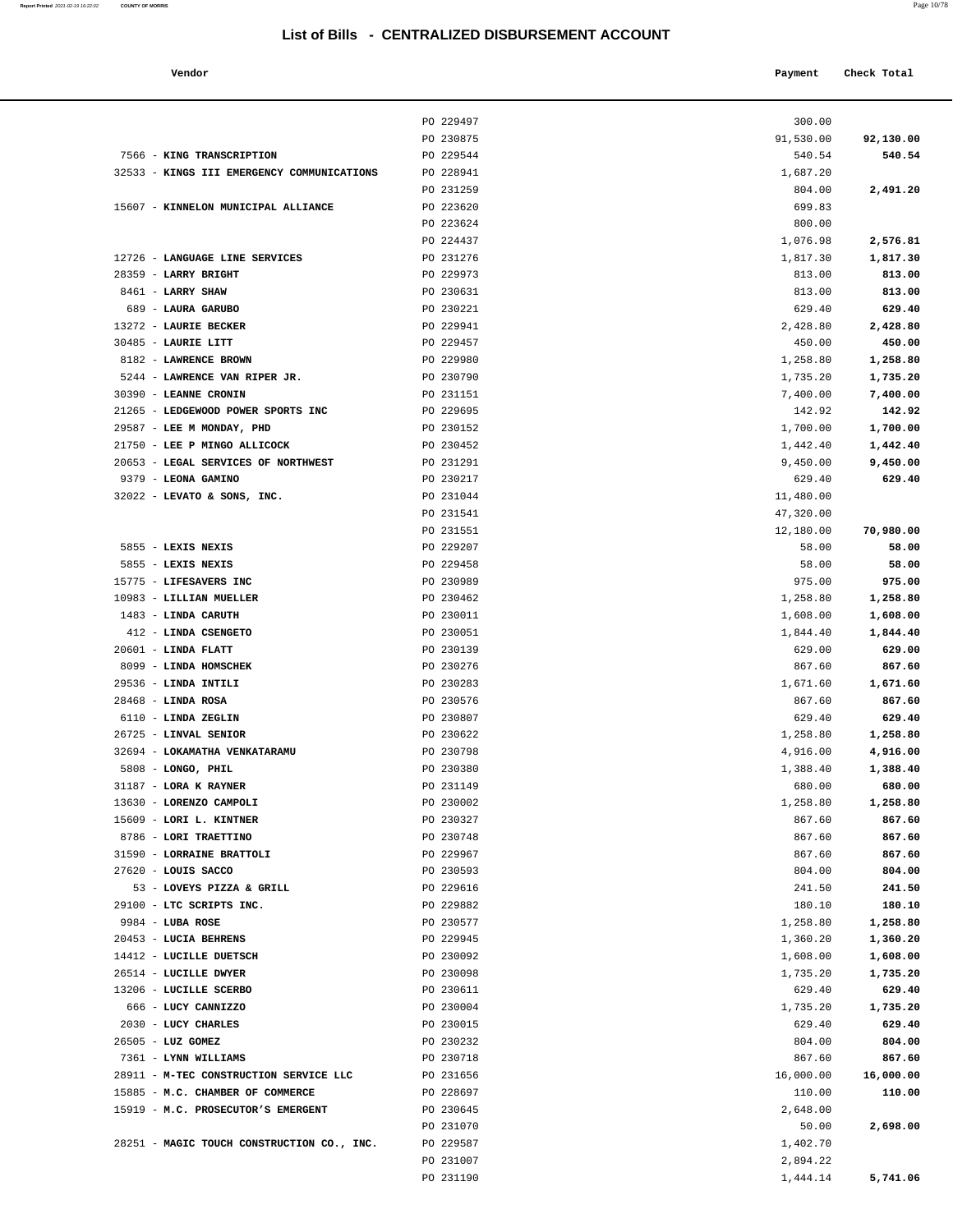# List of Bills - CENTRALIZED DISBURSEMENT ACCOUNT

| Vendor | | Payment | Check Total |
|---|---|---|---|
| | PO 229497 | 300.00 | |
| | PO 230875 | 91,530.00 | **92,130.00** |
| 7566 - **KING TRANSCRIPTION** | PO 229544 | 540.54 | **540.54** |
| 32533 - **KINGS III EMERGENCY COMMUNICATIONS** | PO 228941 | 1,687.20 | |
| | PO 231259 | 804.00 | **2,491.20** |
| 15607 - **KINNELON MUNICIPAL ALLIANCE** | PO 223620 | 699.83 | |
| | PO 223624 | 800.00 | |
| | PO 224437 | 1,076.98 | **2,576.81** |
| 12726 - **LANGUAGE LINE SERVICES** | PO 231276 | 1,817.30 | **1,817.30** |
| 28359 - **LARRY BRIGHT** | PO 229973 | 813.00 | **813.00** |
| 8461 - **LARRY SHAW** | PO 230631 | 813.00 | **813.00** |
| 689 - **LAURA GARUBO** | PO 230221 | 629.40 | **629.40** |
| 13272 - **LAURIE BECKER** | PO 229941 | 2,428.80 | **2,428.80** |
| 30485 - **LAURIE LITT** | PO 229457 | 450.00 | **450.00** |
| 8182 - **LAWRENCE BROWN** | PO 229980 | 1,258.80 | **1,258.80** |
| 5244 - **LAWRENCE VAN RIPER JR.** | PO 230790 | 1,735.20 | **1,735.20** |
| 30390 - **LEANNE CRONIN** | PO 231151 | 7,400.00 | **7,400.00** |
| 21265 - **LEDGEWOOD POWER SPORTS INC** | PO 229695 | 142.92 | **142.92** |
| 29587 - **LEE M MONDAY, PHD** | PO 230152 | 1,700.00 | **1,700.00** |
| 21750 - **LEE P MINGO ALLICOCK** | PO 230452 | 1,442.40 | **1,442.40** |
| 20653 - **LEGAL SERVICES OF NORTHWEST** | PO 231291 | 9,450.00 | **9,450.00** |
| 9379 - **LEONA GAMINO** | PO 230217 | 629.40 | **629.40** |
| 32022 - **LEVATO & SONS, INC.** | PO 231044 | 11,480.00 | |
| | PO 231541 | 47,320.00 | |
| | PO 231551 | 12,180.00 | **70,980.00** |
| 5855 - **LEXIS NEXIS** | PO 229207 | 58.00 | **58.00** |
| 5855 - **LEXIS NEXIS** | PO 229458 | 58.00 | **58.00** |
| 15775 - **LIFESAVERS INC** | PO 230989 | 975.00 | **975.00** |
| 10983 - **LILLIAN MUELLER** | PO 230462 | 1,258.80 | **1,258.80** |
| 1483 - **LINDA CARUTH** | PO 230011 | 1,608.00 | **1,608.00** |
| 412 - **LINDA CSENGETO** | PO 230051 | 1,844.40 | **1,844.40** |
| 20601 - **LINDA FLATT** | PO 230139 | 629.00 | **629.00** |
| 8099 - **LINDA HOMSCHEK** | PO 230276 | 867.60 | **867.60** |
| 29536 - **LINDA INTILI** | PO 230283 | 1,671.60 | **1,671.60** |
| 28468 - **LINDA ROSA** | PO 230576 | 867.60 | **867.60** |
| 6110 - **LINDA ZEGLIN** | PO 230807 | 629.40 | **629.40** |
| 26725 - **LINVAL SENIOR** | PO 230622 | 1,258.80 | **1,258.80** |
| 32694 - **LOKAMATHA VENKATARAMU** | PO 230798 | 4,916.00 | **4,916.00** |
| 5808 - **LONGO, PHIL** | PO 230380 | 1,388.40 | **1,388.40** |
| 31187 - **LORA K RAYNER** | PO 231149 | 680.00 | **680.00** |
| 13630 - **LORENZO CAMPOLI** | PO 230002 | 1,258.80 | **1,258.80** |
| 15609 - **LORI L. KINTNER** | PO 230327 | 867.60 | **867.60** |
| 8786 - **LORI TRAETTINO** | PO 230748 | 867.60 | **867.60** |
| 31590 - **LORRAINE BRATTOLI** | PO 229967 | 867.60 | **867.60** |
| 27620 - **LOUIS SACCO** | PO 230593 | 804.00 | **804.00** |
| 53 - **LOVEYS PIZZA & GRILL** | PO 229616 | 241.50 | **241.50** |
| 29100 - **LTC SCRIPTS INC.** | PO 229882 | 180.10 | **180.10** |
| 9984 - **LUBA ROSE** | PO 230577 | 1,258.80 | **1,258.80** |
| 20453 - **LUCIA BEHRENS** | PO 229945 | 1,360.20 | **1,360.20** |
| 14412 - **LUCILLE DUETSCH** | PO 230092 | 1,608.00 | **1,608.00** |
| 26514 - **LUCILLE DWYER** | PO 230098 | 1,735.20 | **1,735.20** |
| 13206 - **LUCILLE SCERBO** | PO 230611 | 629.40 | **629.40** |
| 666 - **LUCY CANNIZZO** | PO 230004 | 1,735.20 | **1,735.20** |
| 2030 - **LUCY CHARLES** | PO 230015 | 629.40 | **629.40** |
| 26505 - **LUZ GOMEZ** | PO 230232 | 804.00 | **804.00** |
| 7361 - **LYNN WILLIAMS** | PO 230718 | 867.60 | **867.60** |
| 28911 - **M-TEC CONSTRUCTION SERVICE LLC** | PO 231656 | 16,000.00 | **16,000.00** |
| 15885 - **M.C. CHAMBER OF COMMERCE** | PO 228697 | 110.00 | **110.00** |
| 15919 - **M.C. PROSECUTOR'S EMERGENT** | PO 230645 | 2,648.00 | |
| | PO 231070 | 50.00 | **2,698.00** |
| 28251 - **MAGIC TOUCH CONSTRUCTION CO., INC.** | PO 229587 | 1,402.70 | |
| | PO 231007 | 2,894.22 | |
| | PO 231190 | 1,444.14 | **5,741.06** |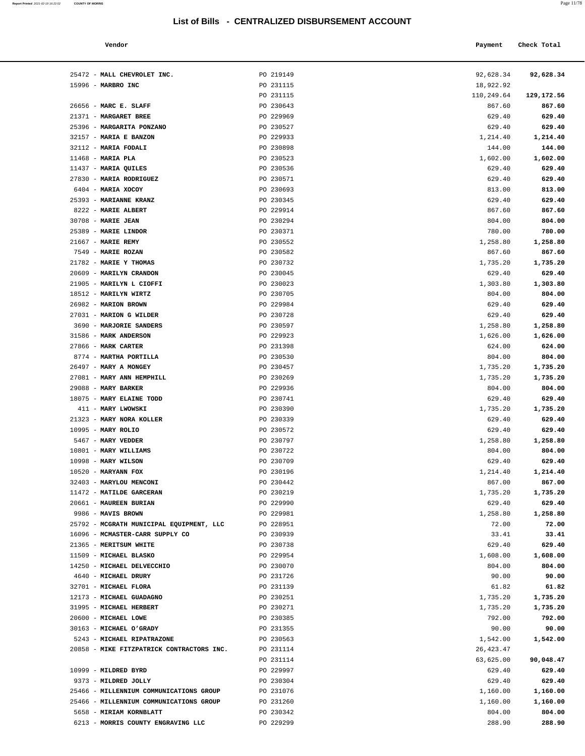# List of Bills - CENTRALIZED DISBURSEMENT ACCOUNT

| Vendor | | Payment | Check Total |
|---|---|---|---|
| 25472 - **MALL CHEVROLET INC.** | PO 219149 | 92,628.34 | **92,628.34** |
| 15996 - **MARBRO INC** | PO 231115 | 18,922.92 | |
| | PO 231115 | 110,249.64 | **129,172.56** |
| 26656 - **MARC E. SLAFF** | PO 230643 | 867.60 | **867.60** |
| 21371 - **MARGARET BREE** | PO 229969 | 629.40 | **629.40** |
| 25396 - **MARGARITA PONZANO** | PO 230527 | 629.40 | **629.40** |
| 32157 - **MARIA E BANZON** | PO 229933 | 1,214.40 | **1,214.40** |
| 32112 - **MARIA FODALI** | PO 230898 | 144.00 | **144.00** |
| 11468 - **MARIA PLA** | PO 230523 | 1,602.00 | **1,602.00** |
| 11437 - **MARIA QUILES** | PO 230536 | 629.40 | **629.40** |
| 27830 - **MARIA RODRIGUEZ** | PO 230571 | 629.40 | **629.40** |
| 6404 - **MARIA XOCOY** | PO 230693 | 813.00 | **813.00** |
| 25393 - **MARIANNE KRANZ** | PO 230345 | 629.40 | **629.40** |
| 8222 - **MARIE ALBERT** | PO 229914 | 867.60 | **867.60** |
| 30708 - **MARIE JEAN** | PO 230294 | 804.00 | **804.00** |
| 25389 - **MARIE LINDOR** | PO 230371 | 780.00 | **780.00** |
| 21667 - **MARIE REMY** | PO 230552 | 1,258.80 | **1,258.80** |
| 7549 - **MARIE ROZAN** | PO 230582 | 867.60 | **867.60** |
| 21782 - **MARIE Y THOMAS** | PO 230732 | 1,735.20 | **1,735.20** |
| 20609 - **MARILYN CRANDON** | PO 230045 | 629.40 | **629.40** |
| 21905 - **MARILYN L CIOFFI** | PO 230023 | 1,303.80 | **1,303.80** |
| 18512 - **MARILYN WIRTZ** | PO 230705 | 804.00 | **804.00** |
| 26982 - **MARION BROWN** | PO 229984 | 629.40 | **629.40** |
| 27031 - **MARION G WILDER** | PO 230728 | 629.40 | **629.40** |
| 3690 - **MARJORIE SANDERS** | PO 230597 | 1,258.80 | **1,258.80** |
| 31586 - **MARK ANDERSON** | PO 229923 | 1,626.00 | **1,626.00** |
| 27866 - **MARK CARTER** | PO 231398 | 624.00 | **624.00** |
| 8774 - **MARTHA PORTILLA** | PO 230530 | 804.00 | **804.00** |
| 26497 - **MARY A MONGEY** | PO 230457 | 1,735.20 | **1,735.20** |
| 27081 - **MARY ANN HEMPHILL** | PO 230269 | 1,735.20 | **1,735.20** |
| 29088 - **MARY BARKER** | PO 229936 | 804.00 | **804.00** |
| 18075 - **MARY ELAINE TODD** | PO 230741 | 629.40 | **629.40** |
| 411 - **MARY LWOWSKI** | PO 230390 | 1,735.20 | **1,735.20** |
| 21323 - **MARY NORA KOLLER** | PO 230339 | 629.40 | **629.40** |
| 10995 - **MARY ROLIO** | PO 230572 | 629.40 | **629.40** |
| 5467 - **MARY VEDDER** | PO 230797 | 1,258.80 | **1,258.80** |
| 10801 - **MARY WILLIAMS** | PO 230722 | 804.00 | **804.00** |
| 10998 - **MARY WILSON** | PO 230709 | 629.40 | **629.40** |
| 10520 - **MARYANN FOX** | PO 230196 | 1,214.40 | **1,214.40** |
| 32403 - **MARYLOU MENCONI** | PO 230442 | 867.00 | **867.00** |
| 11472 - **MATILDE GARCERAN** | PO 230219 | 1,735.20 | **1,735.20** |
| 20661 - **MAUREEN BURIAN** | PO 229990 | 629.40 | **629.40** |
| 9986 - **MAVIS BROWN** | PO 229981 | 1,258.80 | **1,258.80** |
| 25792 - **MCGRATH MUNICIPAL EQUIPMENT, LLC** | PO 228951 | 72.00 | **72.00** |
| 16096 - **MCMASTER-CARR SUPPLY CO** | PO 230939 | 33.41 | **33.41** |
| 21365 - **MERITSUM WHITE** | PO 230738 | 629.40 | **629.40** |
| 11509 - **MICHAEL BLASKO** | PO 229954 | 1,608.00 | **1,608.00** |
| 14250 - **MICHAEL DELVECCHIO** | PO 230070 | 804.00 | **804.00** |
| 4640 - **MICHAEL DRURY** | PO 231726 | 90.00 | **90.00** |
| 32701 - **MICHAEL FLORA** | PO 231139 | 61.82 | **61.82** |
| 12173 - **MICHAEL GUADAGNO** | PO 230251 | 1,735.20 | **1,735.20** |
| 31995 - **MICHAEL HERBERT** | PO 230271 | 1,735.20 | **1,735.20** |
| 20600 - **MICHAEL LOWE** | PO 230385 | 792.00 | **792.00** |
| 30163 - **MICHAEL O'GRADY** | PO 231355 | 90.00 | **90.00** |
| 5243 - **MICHAEL RIPATRAZONE** | PO 230563 | 1,542.00 | **1,542.00** |
| 20858 - **MIKE FITZPATRICK CONTRACTORS INC.** | PO 231114 | 26,423.47 | |
| | PO 231114 | 63,625.00 | **90,048.47** |
| 10999 - **MILDRED BYRD** | PO 229997 | 629.40 | **629.40** |
| 9373 - **MILDRED JOLLY** | PO 230304 | 629.40 | **629.40** |
| 25466 - **MILLENNIUM COMMUNICATIONS GROUP** | PO 231076 | 1,160.00 | **1,160.00** |
| 25466 - **MILLENNIUM COMMUNICATIONS GROUP** | PO 231260 | 1,160.00 | **1,160.00** |
| 5658 - **MIRIAM KORNBLATT** | PO 230342 | 804.00 | **804.00** |
| 6213 - **MORRIS COUNTY ENGRAVING LLC** | PO 229299 | 288.90 | **288.90** |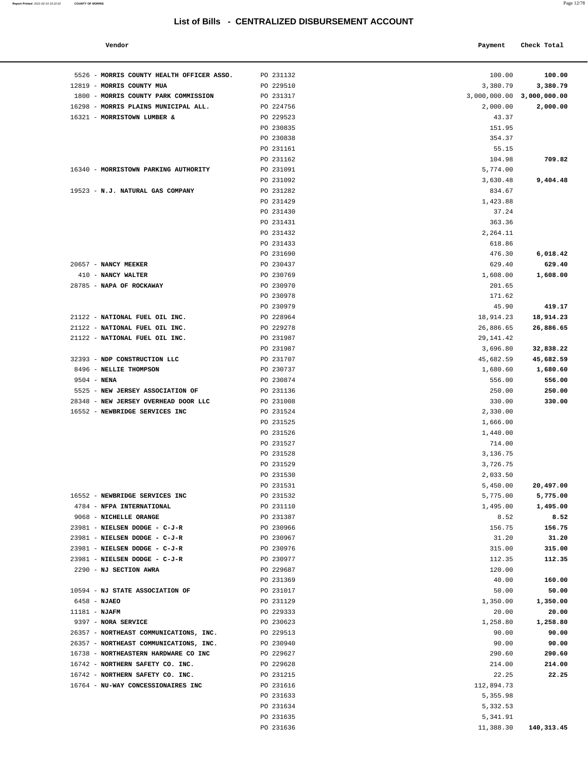# List of Bills - CENTRALIZED DISBURSEMENT ACCOUNT

| Vendor | | Payment | Check Total |
|---|---|---|---|
| 5526 - **MORRIS COUNTY HEALTH OFFICER ASSO.** | PO 231132 | 100.00 | **100.00** |
| 12819 - **MORRIS COUNTY MUA** | PO 229510 | 3,380.79 | **3,380.79** |
| 1800 - **MORRIS COUNTY PARK COMMISSION** | PO 231317 | 3,000,000.00 | **3,000,000.00** |
| 16298 - **MORRIS PLAINS MUNICIPAL ALL.** | PO 224756 | 2,000.00 | **2,000.00** |
| 16321 - **MORRISTOWN LUMBER &** | PO 229523 | 43.37 | |
| | PO 230835 | 151.95 | |
| | PO 230838 | 354.37 | |
| | PO 231161 | 55.15 | |
| | PO 231162 | 104.98 | **709.82** |
| 16340 - **MORRISTOWN PARKING AUTHORITY** | PO 231091 | 5,774.00 | |
| | PO 231092 | 3,630.48 | **9,404.48** |
| 19523 - **N.J. NATURAL GAS COMPANY** | PO 231282 | 834.67 | |
| | PO 231429 | 1,423.88 | |
| | PO 231430 | 37.24 | |
| | PO 231431 | 363.36 | |
| | PO 231432 | 2,264.11 | |
| | PO 231433 | 618.86 | |
| | PO 231690 | 476.30 | **6,018.42** |
| 20657 - **NANCY MEEKER** | PO 230437 | 629.40 | **629.40** |
| 410 - **NANCY WALTER** | PO 230769 | 1,608.00 | **1,608.00** |
| 28785 - **NAPA OF ROCKAWAY** | PO 230970 | 201.65 | |
| | PO 230978 | 171.62 | |
| | PO 230979 | 45.90 | **419.17** |
| 21122 - **NATIONAL FUEL OIL INC.** | PO 228964 | 18,914.23 | **18,914.23** |
| 21122 - **NATIONAL FUEL OIL INC.** | PO 229278 | 26,886.65 | **26,886.65** |
| 21122 - **NATIONAL FUEL OIL INC.** | PO 231987 | 29,141.42 | |
| | PO 231987 | 3,696.80 | **32,838.22** |
| 32393 - **NDP CONSTRUCTION LLC** | PO 231707 | 45,682.59 | **45,682.59** |
| 8496 - **NELLIE THOMPSON** | PO 230737 | 1,680.60 | **1,680.60** |
| 9504 - **NENA** | PO 230874 | 556.00 | **556.00** |
| 5525 - **NEW JERSEY ASSOCIATION OF** | PO 231136 | 250.00 | **250.00** |
| 28348 - **NEW JERSEY OVERHEAD DOOR LLC** | PO 231008 | 330.00 | **330.00** |
| 16552 - **NEWBRIDGE SERVICES INC** | PO 231524 | 2,330.00 | |
| | PO 231525 | 1,666.00 | |
| | PO 231526 | 1,440.00 | |
| | PO 231527 | 714.00 | |
| | PO 231528 | 3,136.75 | |
| | PO 231529 | 3,726.75 | |
| | PO 231530 | 2,033.50 | |
| | PO 231531 | 5,450.00 | **20,497.00** |
| 16552 - **NEWBRIDGE SERVICES INC** | PO 231532 | 5,775.00 | **5,775.00** |
| 4784 - **NFPA INTERNATIONAL** | PO 231110 | 1,495.00 | **1,495.00** |
| 9068 - **NICHELLE ORANGE** | PO 231387 | 8.52 | **8.52** |
| 23981 - **NIELSEN DODGE - C-J-R** | PO 230966 | 156.75 | **156.75** |
| 23981 - **NIELSEN DODGE - C-J-R** | PO 230967 | 31.20 | **31.20** |
| 23981 - **NIELSEN DODGE - C-J-R** | PO 230976 | 315.00 | **315.00** |
| 23981 - **NIELSEN DODGE - C-J-R** | PO 230977 | 112.35 | **112.35** |
| 2290 - **NJ SECTION AWRA** | PO 229687 | 120.00 | |
| | PO 231369 | 40.00 | **160.00** |
| 10594 - **NJ STATE ASSOCIATION OF** | PO 231017 | 50.00 | **50.00** |
| 6458 - **NJAEO** | PO 231129 | 1,350.00 | **1,350.00** |
| 11181 - **NJAFM** | PO 229333 | 20.00 | **20.00** |
| 9397 - **NORA SERVICE** | PO 230623 | 1,258.80 | **1,258.80** |
| 26357 - **NORTHEAST COMMUNICATIONS, INC.** | PO 229513 | 90.00 | **90.00** |
| 26357 - **NORTHEAST COMMUNICATIONS, INC.** | PO 230940 | 90.00 | **90.00** |
| 16738 - **NORTHEASTERN HARDWARE CO INC** | PO 229627 | 290.60 | **290.60** |
| 16742 - **NORTHERN SAFETY CO. INC.** | PO 229628 | 214.00 | **214.00** |
| 16742 - **NORTHERN SAFETY CO. INC.** | PO 231215 | 22.25 | **22.25** |
| 16764 - **NU-WAY CONCESSIONAIRES INC** | PO 231616 | 112,894.73 | |
| | PO 231633 | 5,355.98 | |
| | PO 231634 | 5,332.53 | |
| | PO 231635 | 5,341.91 | |
| | PO 231636 | 11,388.30 | **140,313.45** |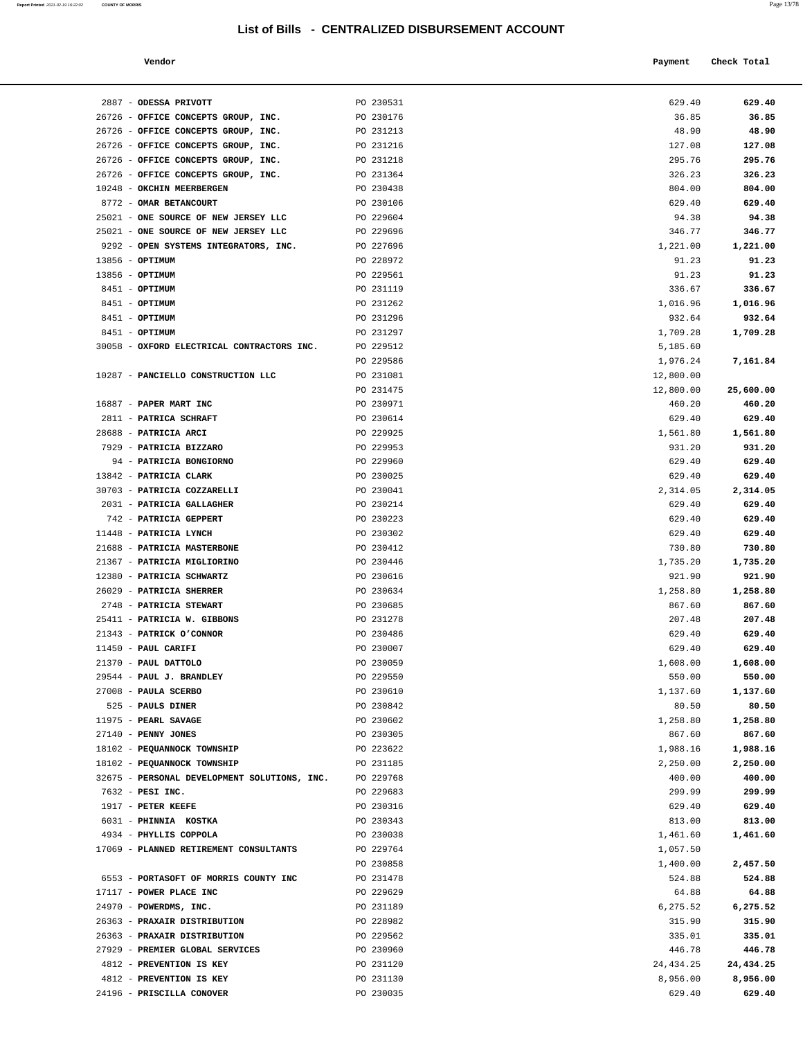# List of Bills - CENTRALIZED DISBURSEMENT ACCOUNT

| Vendor | | Payment | Check Total |
|---|---|---|---|
| 2887 - **ODESSA PRIVOTT** | PO 230531 | 629.40 | **629.40** |
| 26726 - **OFFICE CONCEPTS GROUP, INC.** | PO 230176 | 36.85 | **36.85** |
| 26726 - **OFFICE CONCEPTS GROUP, INC.** | PO 231213 | 48.90 | **48.90** |
| 26726 - **OFFICE CONCEPTS GROUP, INC.** | PO 231216 | 127.08 | **127.08** |
| 26726 - **OFFICE CONCEPTS GROUP, INC.** | PO 231218 | 295.76 | **295.76** |
| 26726 - **OFFICE CONCEPTS GROUP, INC.** | PO 231364 | 326.23 | **326.23** |
| 10248 - **OKCHIN MEERBERGEN** | PO 230438 | 804.00 | **804.00** |
| 8772 - **OMAR BETANCOURT** | PO 230106 | 629.40 | **629.40** |
| 25021 - **ONE SOURCE OF NEW JERSEY LLC** | PO 229604 | 94.38 | **94.38** |
| 25021 - **ONE SOURCE OF NEW JERSEY LLC** | PO 229696 | 346.77 | **346.77** |
| 9292 - **OPEN SYSTEMS INTEGRATORS, INC.** | PO 227696 | 1,221.00 | **1,221.00** |
| 13856 - **OPTIMUM** | PO 228972 | 91.23 | **91.23** |
| 13856 - **OPTIMUM** | PO 229561 | 91.23 | **91.23** |
| 8451 - **OPTIMUM** | PO 231119 | 336.67 | **336.67** |
| 8451 - **OPTIMUM** | PO 231262 | 1,016.96 | **1,016.96** |
| 8451 - **OPTIMUM** | PO 231296 | 932.64 | **932.64** |
| 8451 - **OPTIMUM** | PO 231297 | 1,709.28 | **1,709.28** |
| 30058 - **OXFORD ELECTRICAL CONTRACTORS INC.** | PO 229512 | 5,185.60 | |
| | PO 229586 | 1,976.24 | **7,161.84** |
| 10287 - **PANCIELLO CONSTRUCTION LLC** | PO 231081 | 12,800.00 | |
| | PO 231475 | 12,800.00 | **25,600.00** |
| 16887 - **PAPER MART INC** | PO 230971 | 460.20 | **460.20** |
| 2811 - **PATRICA SCHRAFT** | PO 230614 | 629.40 | **629.40** |
| 28688 - **PATRICIA ARCI** | PO 229925 | 1,561.80 | **1,561.80** |
| 7929 - **PATRICIA BIZZARO** | PO 229953 | 931.20 | **931.20** |
| 94 - **PATRICIA BONGIORNO** | PO 229960 | 629.40 | **629.40** |
| 13842 - **PATRICIA CLARK** | PO 230025 | 629.40 | **629.40** |
| 30703 - **PATRICIA COZZARELLI** | PO 230041 | 2,314.05 | **2,314.05** |
| 2031 - **PATRICIA GALLAGHER** | PO 230214 | 629.40 | **629.40** |
| 742 - **PATRICIA GEPPERT** | PO 230223 | 629.40 | **629.40** |
| 11448 - **PATRICIA LYNCH** | PO 230302 | 629.40 | **629.40** |
| 21688 - **PATRICIA MASTERBONE** | PO 230412 | 730.80 | **730.80** |
| 21367 - **PATRICIA MIGLIORINO** | PO 230446 | 1,735.20 | **1,735.20** |
| 12380 - **PATRICIA SCHWARTZ** | PO 230616 | 921.90 | **921.90** |
| 26029 - **PATRICIA SHERRER** | PO 230634 | 1,258.80 | **1,258.80** |
| 2748 - **PATRICIA STEWART** | PO 230685 | 867.60 | **867.60** |
| 25411 - **PATRICIA W. GIBBONS** | PO 231278 | 207.48 | **207.48** |
| 21343 - **PATRICK O'CONNOR** | PO 230486 | 629.40 | **629.40** |
| 11450 - **PAUL CARIFI** | PO 230007 | 629.40 | **629.40** |
| 21370 - **PAUL DATTOLO** | PO 230059 | 1,608.00 | **1,608.00** |
| 29544 - **PAUL J. BRANDLEY** | PO 229550 | 550.00 | **550.00** |
| 27008 - **PAULA SCERBO** | PO 230610 | 1,137.60 | **1,137.60** |
| 525 - **PAULS DINER** | PO 230842 | 80.50 | **80.50** |
| 11975 - **PEARL SAVAGE** | PO 230602 | 1,258.80 | **1,258.80** |
| 27140 - **PENNY JONES** | PO 230305 | 867.60 | **867.60** |
| 18102 - **PEQUANNOCK TOWNSHIP** | PO 223622 | 1,988.16 | **1,988.16** |
| 18102 - **PEQUANNOCK TOWNSHIP** | PO 231185 | 2,250.00 | **2,250.00** |
| 32675 - **PERSONAL DEVELOPMENT SOLUTIONS, INC.** | PO 229768 | 400.00 | **400.00** |
| 7632 - **PESI INC.** | PO 229683 | 299.99 | **299.99** |
| 1917 - **PETER KEEFE** | PO 230316 | 629.40 | **629.40** |
| 6031 - **PHINNIA KOSTKA** | PO 230343 | 813.00 | **813.00** |
| 4934 - **PHYLLIS COPPOLA** | PO 230038 | 1,461.60 | **1,461.60** |
| 17069 - **PLANNED RETIREMENT CONSULTANTS** | PO 229764 | 1,057.50 | |
| | PO 230858 | 1,400.00 | **2,457.50** |
| 6553 - **PORTASOFT OF MORRIS COUNTY INC** | PO 231478 | 524.88 | **524.88** |
| 17117 - **POWER PLACE INC** | PO 229629 | 64.88 | **64.88** |
| 24970 - **POWERDMS, INC.** | PO 231189 | 6,275.52 | **6,275.52** |
| 26363 - **PRAXAIR DISTRIBUTION** | PO 228982 | 315.90 | **315.90** |
| 26363 - **PRAXAIR DISTRIBUTION** | PO 229562 | 335.01 | **335.01** |
| 27929 - **PREMIER GLOBAL SERVICES** | PO 230960 | 446.78 | **446.78** |
| 4812 - **PREVENTION IS KEY** | PO 231120 | 24,434.25 | **24,434.25** |
| 4812 - **PREVENTION IS KEY** | PO 231130 | 8,956.00 | **8,956.00** |
| 24196 - **PRISCILLA CONOVER** | PO 230035 | 629.40 | **629.40** |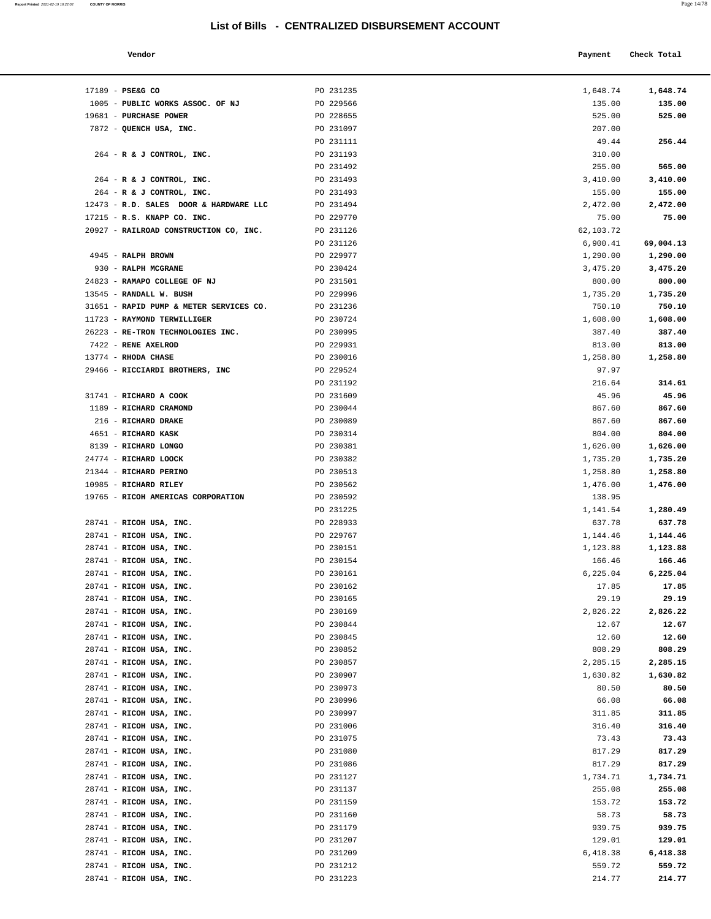# List of Bills - CENTRALIZED DISBURSEMENT ACCOUNT

| Vendor | | Payment | Check Total |
|---|---|---|---|
| 17189 - **PSE&G CO** | PO 231235 | 1,648.74 | **1,648.74** |
| 1005 - **PUBLIC WORKS ASSOC. OF NJ** | PO 229566 | 135.00 | **135.00** |
| 19681 - **PURCHASE POWER** | PO 228655 | 525.00 | **525.00** |
| 7872 - **QUENCH USA, INC.** | PO 231097 | 207.00 | |
| | PO 231111 | 49.44 | **256.44** |
| 264 - **R & J CONTROL, INC.** | PO 231193 | 310.00 | |
| | PO 231492 | 255.00 | **565.00** |
| 264 - **R & J CONTROL, INC.** | PO 231493 | 3,410.00 | **3,410.00** |
| 264 - **R & J CONTROL, INC.** | PO 231493 | 155.00 | **155.00** |
| 12473 - **R.D. SALES DOOR & HARDWARE LLC** | PO 231494 | 2,472.00 | **2,472.00** |
| 17215 - **R.S. KNAPP CO. INC.** | PO 229770 | 75.00 | **75.00** |
| 20927 - **RAILROAD CONSTRUCTION CO, INC.** | PO 231126 | 62,103.72 | |
| | PO 231126 | 6,900.41 | **69,004.13** |
| 4945 - **RALPH BROWN** | PO 229977 | 1,290.00 | **1,290.00** |
| 930 - **RALPH MCGRANE** | PO 230424 | 3,475.20 | **3,475.20** |
| 24823 - **RAMAPO COLLEGE OF NJ** | PO 231501 | 800.00 | **800.00** |
| 13545 - **RANDALL W. BUSH** | PO 229996 | 1,735.20 | **1,735.20** |
| 31651 - **RAPID PUMP & METER SERVICES CO.** | PO 231236 | 750.10 | **750.10** |
| 11723 - **RAYMOND TERWILLIGER** | PO 230724 | 1,608.00 | **1,608.00** |
| 26223 - **RE-TRON TECHNOLOGIES INC.** | PO 230995 | 387.40 | **387.40** |
| 7422 - **RENE AXELROD** | PO 229931 | 813.00 | **813.00** |
| 13774 - **RHODA CHASE** | PO 230016 | 1,258.80 | **1,258.80** |
| 29466 - **RICCIARDI BROTHERS, INC** | PO 229524 | 97.97 | |
| | PO 231192 | 216.64 | **314.61** |
| 31741 - **RICHARD A COOK** | PO 231609 | 45.96 | **45.96** |
| 1189 - **RICHARD CRAMOND** | PO 230044 | 867.60 | **867.60** |
| 216 - **RICHARD DRAKE** | PO 230089 | 867.60 | **867.60** |
| 4651 - **RICHARD KASK** | PO 230314 | 804.00 | **804.00** |
| 8139 - **RICHARD LONGO** | PO 230381 | 1,626.00 | **1,626.00** |
| 24774 - **RICHARD LOOCK** | PO 230382 | 1,735.20 | **1,735.20** |
| 21344 - **RICHARD PERINO** | PO 230513 | 1,258.80 | **1,258.80** |
| 10985 - **RICHARD RILEY** | PO 230562 | 1,476.00 | **1,476.00** |
| 19765 - **RICOH AMERICAS CORPORATION** | PO 230592 | 138.95 | |
| | PO 231225 | 1,141.54 | **1,280.49** |
| 28741 - **RICOH USA, INC.** | PO 228933 | 637.78 | **637.78** |
| 28741 - **RICOH USA, INC.** | PO 229767 | 1,144.46 | **1,144.46** |
| 28741 - **RICOH USA, INC.** | PO 230151 | 1,123.88 | **1,123.88** |
| 28741 - **RICOH USA, INC.** | PO 230154 | 166.46 | **166.46** |
| 28741 - **RICOH USA, INC.** | PO 230161 | 6,225.04 | **6,225.04** |
| 28741 - **RICOH USA, INC.** | PO 230162 | 17.85 | **17.85** |
| 28741 - **RICOH USA, INC.** | PO 230165 | 29.19 | **29.19** |
| 28741 - **RICOH USA, INC.** | PO 230169 | 2,826.22 | **2,826.22** |
| 28741 - **RICOH USA, INC.** | PO 230844 | 12.67 | **12.67** |
| 28741 - **RICOH USA, INC.** | PO 230845 | 12.60 | **12.60** |
| 28741 - **RICOH USA, INC.** | PO 230852 | 808.29 | **808.29** |
| 28741 - **RICOH USA, INC.** | PO 230857 | 2,285.15 | **2,285.15** |
| 28741 - **RICOH USA, INC.** | PO 230907 | 1,630.82 | **1,630.82** |
| 28741 - **RICOH USA, INC.** | PO 230973 | 80.50 | **80.50** |
| 28741 - **RICOH USA, INC.** | PO 230996 | 66.08 | **66.08** |
| 28741 - **RICOH USA, INC.** | PO 230997 | 311.85 | **311.85** |
| 28741 - **RICOH USA, INC.** | PO 231006 | 316.40 | **316.40** |
| 28741 - **RICOH USA, INC.** | PO 231075 | 73.43 | **73.43** |
| 28741 - **RICOH USA, INC.** | PO 231080 | 817.29 | **817.29** |
| 28741 - **RICOH USA, INC.** | PO 231086 | 817.29 | **817.29** |
| 28741 - **RICOH USA, INC.** | PO 231127 | 1,734.71 | **1,734.71** |
| 28741 - **RICOH USA, INC.** | PO 231137 | 255.08 | **255.08** |
| 28741 - **RICOH USA, INC.** | PO 231159 | 153.72 | **153.72** |
| 28741 - **RICOH USA, INC.** | PO 231160 | 58.73 | **58.73** |
| 28741 - **RICOH USA, INC.** | PO 231179 | 939.75 | **939.75** |
| 28741 - **RICOH USA, INC.** | PO 231207 | 129.01 | **129.01** |
| 28741 - **RICOH USA, INC.** | PO 231209 | 6,418.38 | **6,418.38** |
| 28741 - **RICOH USA, INC.** | PO 231212 | 559.72 | **559.72** |
| 28741 - **RICOH USA, INC.** | PO 231223 | 214.77 | **214.77** |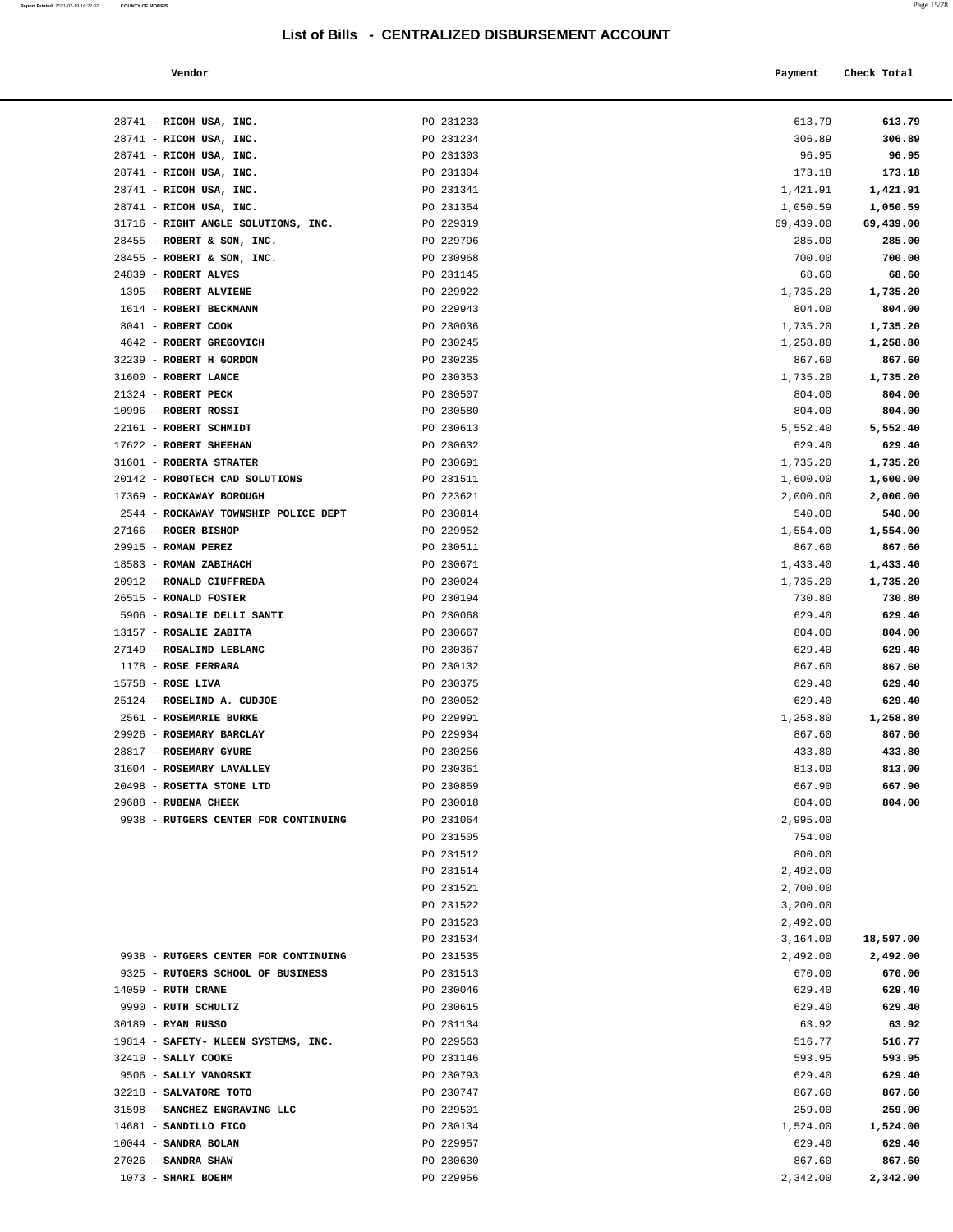# List of Bills - CENTRALIZED DISBURSEMENT ACCOUNT

| Vendor | | Payment | Check Total |
|---|---|---|---|
| 28741 - **RICOH USA, INC.** | PO 231233 | 613.79 | **613.79** |
| 28741 - **RICOH USA, INC.** | PO 231234 | 306.89 | **306.89** |
| 28741 - **RICOH USA, INC.** | PO 231303 | 96.95 | **96.95** |
| 28741 - **RICOH USA, INC.** | PO 231304 | 173.18 | **173.18** |
| 28741 - **RICOH USA, INC.** | PO 231341 | 1,421.91 | **1,421.91** |
| 28741 - **RICOH USA, INC.** | PO 231354 | 1,050.59 | **1,050.59** |
| 31716 - **RIGHT ANGLE SOLUTIONS, INC.** | PO 229319 | 69,439.00 | **69,439.00** |
| 28455 - **ROBERT & SON, INC.** | PO 229796 | 285.00 | **285.00** |
| 28455 - **ROBERT & SON, INC.** | PO 230968 | 700.00 | **700.00** |
| 24839 - **ROBERT ALVES** | PO 231145 | 68.60 | **68.60** |
| 1395 - **ROBERT ALVIENE** | PO 229922 | 1,735.20 | **1,735.20** |
| 1614 - **ROBERT BECKMANN** | PO 229943 | 804.00 | **804.00** |
| 8041 - **ROBERT COOK** | PO 230036 | 1,735.20 | **1,735.20** |
| 4642 - **ROBERT GREGOVICH** | PO 230245 | 1,258.80 | **1,258.80** |
| 32239 - **ROBERT H GORDON** | PO 230235 | 867.60 | **867.60** |
| 31600 - **ROBERT LANCE** | PO 230353 | 1,735.20 | **1,735.20** |
| 21324 - **ROBERT PECK** | PO 230507 | 804.00 | **804.00** |
| 10996 - **ROBERT ROSSI** | PO 230580 | 804.00 | **804.00** |
| 22161 - **ROBERT SCHMIDT** | PO 230613 | 5,552.40 | **5,552.40** |
| 17622 - **ROBERT SHEEHAN** | PO 230632 | 629.40 | **629.40** |
| 31601 - **ROBERTA STRATER** | PO 230691 | 1,735.20 | **1,735.20** |
| 20142 - **ROBOTECH CAD SOLUTIONS** | PO 231511 | 1,600.00 | **1,600.00** |
| 17369 - **ROCKAWAY BOROUGH** | PO 223621 | 2,000.00 | **2,000.00** |
| 2544 - **ROCKAWAY TOWNSHIP POLICE DEPT** | PO 230814 | 540.00 | **540.00** |
| 27166 - **ROGER BISHOP** | PO 229952 | 1,554.00 | **1,554.00** |
| 29915 - **ROMAN PEREZ** | PO 230511 | 867.60 | **867.60** |
| 18583 - **ROMAN ZABIHACH** | PO 230671 | 1,433.40 | **1,433.40** |
| 20912 - **RONALD CIUFFREDA** | PO 230024 | 1,735.20 | **1,735.20** |
| 26515 - **RONALD FOSTER** | PO 230194 | 730.80 | **730.80** |
| 5906 - **ROSALIE DELLI SANTI** | PO 230068 | 629.40 | **629.40** |
| 13157 - **ROSALIE ZABITA** | PO 230667 | 804.00 | **804.00** |
| 27149 - **ROSALIND LEBLANC** | PO 230367 | 629.40 | **629.40** |
| 1178 - **ROSE FERRARA** | PO 230132 | 867.60 | **867.60** |
| 15758 - **ROSE LIVA** | PO 230375 | 629.40 | **629.40** |
| 25124 - **ROSELIND A. CUDJOE** | PO 230052 | 629.40 | **629.40** |
| 2561 - **ROSEMARIE BURKE** | PO 229991 | 1,258.80 | **1,258.80** |
| 29926 - **ROSEMARY BARCLAY** | PO 229934 | 867.60 | **867.60** |
| 28817 - **ROSEMARY GYURE** | PO 230256 | 433.80 | **433.80** |
| 31604 - **ROSEMARY LAVALLEY** | PO 230361 | 813.00 | **813.00** |
| 20498 - **ROSETTA STONE LTD** | PO 230859 | 667.90 | **667.90** |
| 29688 - **RUBENA CHEEK** | PO 230018 | 804.00 | **804.00** |
| 9938 - **RUTGERS CENTER FOR CONTINUING** | PO 231064 | 2,995.00 | |
| | PO 231505 | 754.00 | |
| | PO 231512 | 800.00 | |
| | PO 231514 | 2,492.00 | |
| | PO 231521 | 2,700.00 | |
| | PO 231522 | 3,200.00 | |
| | PO 231523 | 2,492.00 | |
| | PO 231534 | 3,164.00 | **18,597.00** |
| 9938 - **RUTGERS CENTER FOR CONTINUING** | PO 231535 | 2,492.00 | **2,492.00** |
| 9325 - **RUTGERS SCHOOL OF BUSINESS** | PO 231513 | 670.00 | **670.00** |
| 14059 - **RUTH CRANE** | PO 230046 | 629.40 | **629.40** |
| 9990 - **RUTH SCHULTZ** | PO 230615 | 629.40 | **629.40** |
| 30189 - **RYAN RUSSO** | PO 231134 | 63.92 | **63.92** |
| 19814 - **SAFETY- KLEEN SYSTEMS, INC.** | PO 229563 | 516.77 | **516.77** |
| 32410 - **SALLY COOKE** | PO 231146 | 593.95 | **593.95** |
| 9506 - **SALLY VANORSKI** | PO 230793 | 629.40 | **629.40** |
| 32218 - **SALVATORE TOTO** | PO 230747 | 867.60 | **867.60** |
| 31598 - **SANCHEZ ENGRAVING LLC** | PO 229501 | 259.00 | **259.00** |
| 14681 - **SANDILLO FICO** | PO 230134 | 1,524.00 | **1,524.00** |
| 10044 - **SANDRA BOLAN** | PO 229957 | 629.40 | **629.40** |
| 27026 - **SANDRA SHAW** | PO 230630 | 867.60 | **867.60** |
| 1073 - **SHARI BOEHM** | PO 229956 | 2,342.00 | **2,342.00** |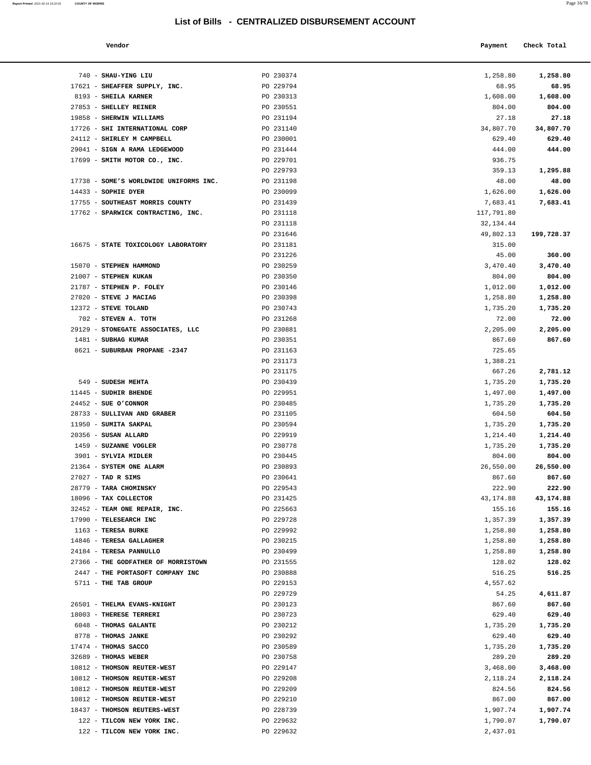# List of Bills - CENTRALIZED DISBURSEMENT ACCOUNT

| Vendor | | Payment | Check Total |
|---|---|---|---|
| 740 - **SHAU-YING LIU** | PO 230374 | 1,258.80 | **1,258.80** |
| 17621 - **SHEAFFER SUPPLY, INC.** | PO 229794 | 68.95 | **68.95** |
| 8193 - **SHEILA KARNER** | PO 230313 | 1,608.00 | **1,608.00** |
| 27853 - **SHELLEY REINER** | PO 230551 | 804.00 | **804.00** |
| 19858 - **SHERWIN WILLIAMS** | PO 231194 | 27.18 | **27.18** |
| 17726 - **SHI INTERNATIONAL CORP** | PO 231140 | 34,807.70 | **34,807.70** |
| 24112 - **SHIRLEY M CAMPBELL** | PO 230001 | 629.40 | **629.40** |
| 29041 - **SIGN A RAMA LEDGEWOOD** | PO 231444 | 444.00 | **444.00** |
| 17699 - **SMITH MOTOR CO., INC.** | PO 229701 | 936.75 | |
| | PO 229793 | 359.13 | **1,295.88** |
| 17738 - **SOME'S WORLDWIDE UNIFORMS INC.** | PO 231198 | 48.00 | **48.00** |
| 14433 - **SOPHIE DYER** | PO 230099 | 1,626.00 | **1,626.00** |
| 17755 - **SOUTHEAST MORRIS COUNTY** | PO 231439 | 7,683.41 | **7,683.41** |
| 17762 - **SPARWICK CONTRACTING, INC.** | PO 231118 | 117,791.80 | |
| | PO 231118 | 32,134.44 | |
| | PO 231646 | 49,802.13 | **199,728.37** |
| 16675 - **STATE TOXICOLOGY LABORATORY** | PO 231181 | 315.00 | |
| | PO 231226 | 45.00 | **360.00** |
| 15070 - **STEPHEN HAMMOND** | PO 230259 | 3,470.40 | **3,470.40** |
| 21007 - **STEPHEN KUKAN** | PO 230350 | 804.00 | **804.00** |
| 21787 - **STEPHEN P. FOLEY** | PO 230146 | 1,012.00 | **1,012.00** |
| 27020 - **STEVE J MACIAG** | PO 230398 | 1,258.80 | **1,258.80** |
| 12372 - **STEVE TOLAND** | PO 230743 | 1,735.20 | **1,735.20** |
| 702 - **STEVEN A. TOTH** | PO 231268 | 72.00 | **72.00** |
| 29129 - **STONEGATE ASSOCIATES, LLC** | PO 230881 | 2,205.00 | **2,205.00** |
| 1481 - **SUBHAG KUMAR** | PO 230351 | 867.60 | **867.60** |
| 8621 - **SUBURBAN PROPANE -2347** | PO 231163 | 725.65 | |
| | PO 231173 | 1,388.21 | |
| | PO 231175 | 667.26 | **2,781.12** |
| 549 - **SUDESH MEHTA** | PO 230439 | 1,735.20 | **1,735.20** |
| 11445 - **SUDHIR BHENDE** | PO 229951 | 1,497.00 | **1,497.00** |
| 24452 - **SUE O'CONNOR** | PO 230485 | 1,735.20 | **1,735.20** |
| 28733 - **SULLIVAN AND GRABER** | PO 231105 | 604.50 | **604.50** |
| 11950 - **SUMITA SAKPAL** | PO 230594 | 1,735.20 | **1,735.20** |
| 20356 - **SUSAN ALLARD** | PO 229919 | 1,214.40 | **1,214.40** |
| 1459 - **SUZANNE VOGLER** | PO 230778 | 1,735.20 | **1,735.20** |
| 3901 - **SYLVIA MIDLER** | PO 230445 | 804.00 | **804.00** |
| 21364 - **SYSTEM ONE ALARM** | PO 230893 | 26,550.00 | **26,550.00** |
| 27027 - **TAD R SIMS** | PO 230641 | 867.60 | **867.60** |
| 28779 - **TARA CHOMINSKY** | PO 229543 | 222.90 | **222.90** |
| 18096 - **TAX COLLECTOR** | PO 231425 | 43,174.88 | **43,174.88** |
| 32452 - **TEAM ONE REPAIR, INC.** | PO 225663 | 155.16 | **155.16** |
| 17990 - **TELESEARCH INC** | PO 229728 | 1,357.39 | **1,357.39** |
| 1163 - **TERESA BURKE** | PO 229992 | 1,258.80 | **1,258.80** |
| 14846 - **TERESA GALLAGHER** | PO 230215 | 1,258.80 | **1,258.80** |
| 24184 - **TERESA PANNULLO** | PO 230499 | 1,258.80 | **1,258.80** |
| 27366 - **THE GODFATHER OF MORRISTOWN** | PO 231555 | 128.02 | **128.02** |
| 2447 - **THE PORTASOFT COMPANY INC** | PO 230888 | 516.25 | **516.25** |
| 5711 - **THE TAB GROUP** | PO 229153 | 4,557.62 | |
| | PO 229729 | 54.25 | **4,611.87** |
| 26501 - **THELMA EVANS-KNIGHT** | PO 230123 | 867.60 | **867.60** |
| 18003 - **THERESE TERRERI** | PO 230723 | 629.40 | **629.40** |
| 6048 - **THOMAS GALANTE** | PO 230212 | 1,735.20 | **1,735.20** |
| 8778 - **THOMAS JANKE** | PO 230292 | 629.40 | **629.40** |
| 17474 - **THOMAS SACCO** | PO 230589 | 1,735.20 | **1,735.20** |
| 32689 - **THOMAS WEBER** | PO 230758 | 289.20 | **289.20** |
| 10812 - **THOMSON REUTER-WEST** | PO 229147 | 3,468.00 | **3,468.00** |
| 10812 - **THOMSON REUTER-WEST** | PO 229208 | 2,118.24 | **2,118.24** |
| 10812 - **THOMSON REUTER-WEST** | PO 229209 | 824.56 | **824.56** |
| 10812 - **THOMSON REUTER-WEST** | PO 229210 | 867.00 | **867.00** |
| 18437 - **THOMSON REUTERS-WEST** | PO 228739 | 1,907.74 | **1,907.74** |
| 122 - **TILCON NEW YORK INC.** | PO 229632 | 1,790.07 | **1,790.07** |
| 122 - **TILCON NEW YORK INC.** | PO 229632 | 2,437.01 | |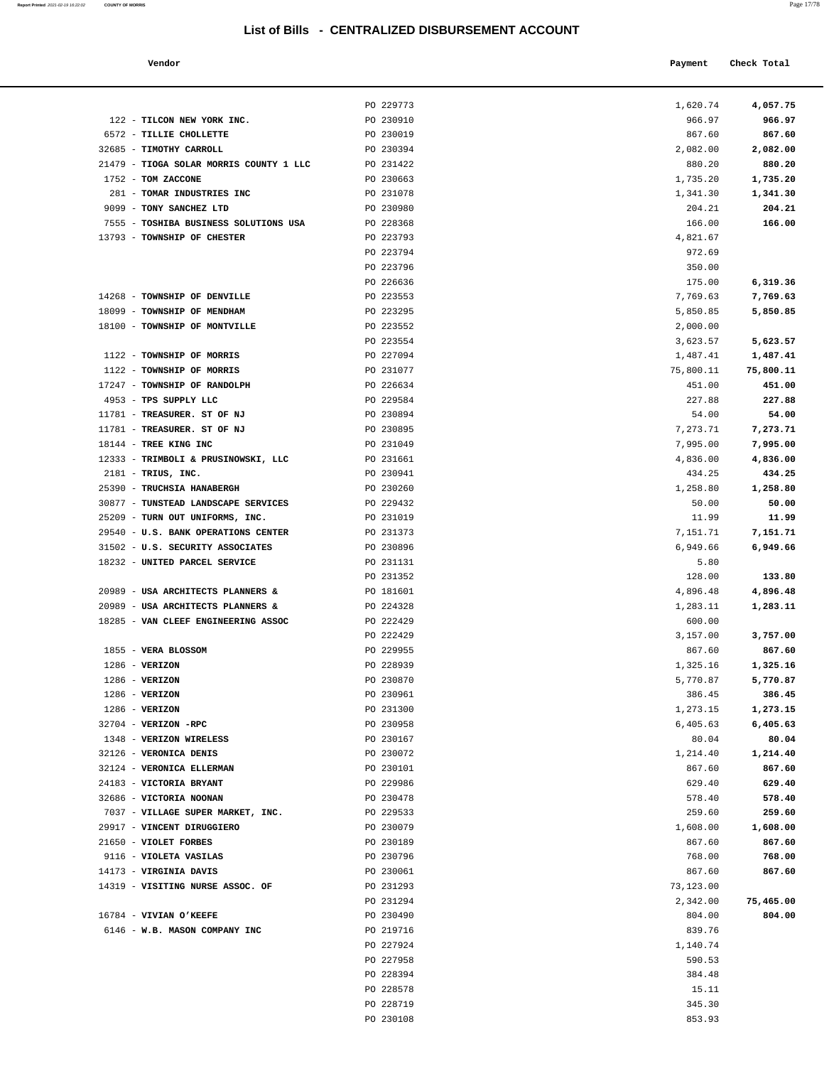# List of Bills - CENTRALIZED DISBURSEMENT ACCOUNT

| Vendor | | Payment | Check Total |
|---|---|---|---|
| | PO 229773 | 1,620.74 | **4,057.75** |
| 122 - **TILCON NEW YORK INC.** | PO 230910 | 966.97 | **966.97** |
| 6572 - **TILLIE CHOLLETTE** | PO 230019 | 867.60 | **867.60** |
| 32685 - **TIMOTHY CARROLL** | PO 230394 | 2,082.00 | **2,082.00** |
| 21479 - **TIOGA SOLAR MORRIS COUNTY 1 LLC** | PO 231422 | 880.20 | **880.20** |
| 1752 - **TOM ZACCONE** | PO 230663 | 1,735.20 | **1,735.20** |
| 281 - **TOMAR INDUSTRIES INC** | PO 231078 | 1,341.30 | **1,341.30** |
| 9099 - **TONY SANCHEZ LTD** | PO 230980 | 204.21 | **204.21** |
| 7555 - **TOSHIBA BUSINESS SOLUTIONS USA** | PO 228368 | 166.00 | **166.00** |
| 13793 - **TOWNSHIP OF CHESTER** | PO 223793 | 4,821.67 | |
| | PO 223794 | 972.69 | |
| | PO 223796 | 350.00 | |
| | PO 226636 | 175.00 | **6,319.36** |
| 14268 - **TOWNSHIP OF DENVILLE** | PO 223553 | 7,769.63 | **7,769.63** |
| 18099 - **TOWNSHIP OF MENDHAM** | PO 223295 | 5,850.85 | **5,850.85** |
| 18100 - **TOWNSHIP OF MONTVILLE** | PO 223552 | 2,000.00 | |
| | PO 223554 | 3,623.57 | **5,623.57** |
| 1122 - **TOWNSHIP OF MORRIS** | PO 227094 | 1,487.41 | **1,487.41** |
| 1122 - **TOWNSHIP OF MORRIS** | PO 231077 | 75,800.11 | **75,800.11** |
| 17247 - **TOWNSHIP OF RANDOLPH** | PO 226634 | 451.00 | **451.00** |
| 4953 - **TPS SUPPLY LLC** | PO 229584 | 227.88 | **227.88** |
| 11781 - **TREASURER. ST OF NJ** | PO 230894 | 54.00 | **54.00** |
| 11781 - **TREASURER. ST OF NJ** | PO 230895 | 7,273.71 | **7,273.71** |
| 18144 - **TREE KING INC** | PO 231049 | 7,995.00 | **7,995.00** |
| 12333 - **TRIMBOLI & PRUSINOWSKI, LLC** | PO 231661 | 4,836.00 | **4,836.00** |
| 2181 - **TRIUS, INC.** | PO 230941 | 434.25 | **434.25** |
| 25390 - **TRUCHSIA HANABERGH** | PO 230260 | 1,258.80 | **1,258.80** |
| 30877 - **TUNSTEAD LANDSCAPE SERVICES** | PO 229432 | 50.00 | **50.00** |
| 25209 - **TURN OUT UNIFORMS, INC.** | PO 231019 | 11.99 | **11.99** |
| 29540 - **U.S. BANK OPERATIONS CENTER** | PO 231373 | 7,151.71 | **7,151.71** |
| 31502 - **U.S. SECURITY ASSOCIATES** | PO 230896 | 6,949.66 | **6,949.66** |
| 18232 - **UNITED PARCEL SERVICE** | PO 231131 | 5.80 | |
| | PO 231352 | 128.00 | **133.80** |
| 20989 - **USA ARCHITECTS PLANNERS &** | PO 181601 | 4,896.48 | **4,896.48** |
| 20989 - **USA ARCHITECTS PLANNERS &** | PO 224328 | 1,283.11 | **1,283.11** |
| 18285 - **VAN CLEEF ENGINEERING ASSOC** | PO 222429 | 600.00 | |
| | PO 222429 | 3,157.00 | **3,757.00** |
| 1855 - **VERA BLOSSOM** | PO 229955 | 867.60 | **867.60** |
| 1286 - **VERIZON** | PO 228939 | 1,325.16 | **1,325.16** |
| 1286 - **VERIZON** | PO 230870 | 5,770.87 | **5,770.87** |
| 1286 - **VERIZON** | PO 230961 | 386.45 | **386.45** |
| 1286 - **VERIZON** | PO 231300 | 1,273.15 | **1,273.15** |
| 32704 - **VERIZON -RPC** | PO 230958 | 6,405.63 | **6,405.63** |
| 1348 - **VERIZON WIRELESS** | PO 230167 | 80.04 | **80.04** |
| 32126 - **VERONICA DENIS** | PO 230072 | 1,214.40 | **1,214.40** |
| 32124 - **VERONICA ELLERMAN** | PO 230101 | 867.60 | **867.60** |
| 24183 - **VICTORIA BRYANT** | PO 229986 | 629.40 | **629.40** |
| 32686 - **VICTORIA NOONAN** | PO 230478 | 578.40 | **578.40** |
| 7037 - **VILLAGE SUPER MARKET, INC.** | PO 229533 | 259.60 | **259.60** |
| 29917 - **VINCENT DIRUGGIERO** | PO 230079 | 1,608.00 | **1,608.00** |
| 21650 - **VIOLET FORBES** | PO 230189 | 867.60 | **867.60** |
| 9116 - **VIOLETA VASILAS** | PO 230796 | 768.00 | **768.00** |
| 14173 - **VIRGINIA DAVIS** | PO 230061 | 867.60 | **867.60** |
| 14319 - **VISITING NURSE ASSOC. OF** | PO 231293 | 73,123.00 | |
| | PO 231294 | 2,342.00 | **75,465.00** |
| 16784 - **VIVIAN O'KEEFE** | PO 230490 | 804.00 | **804.00** |
| 6146 - **W.B. MASON COMPANY INC** | PO 219716 | 839.76 | |
| | PO 227924 | 1,140.74 | |
| | PO 227958 | 590.53 | |
| | PO 228394 | 384.48 | |
| | PO 228578 | 15.11 | |
| | PO 228719 | 345.30 | |
| | PO 230108 | 853.93 | |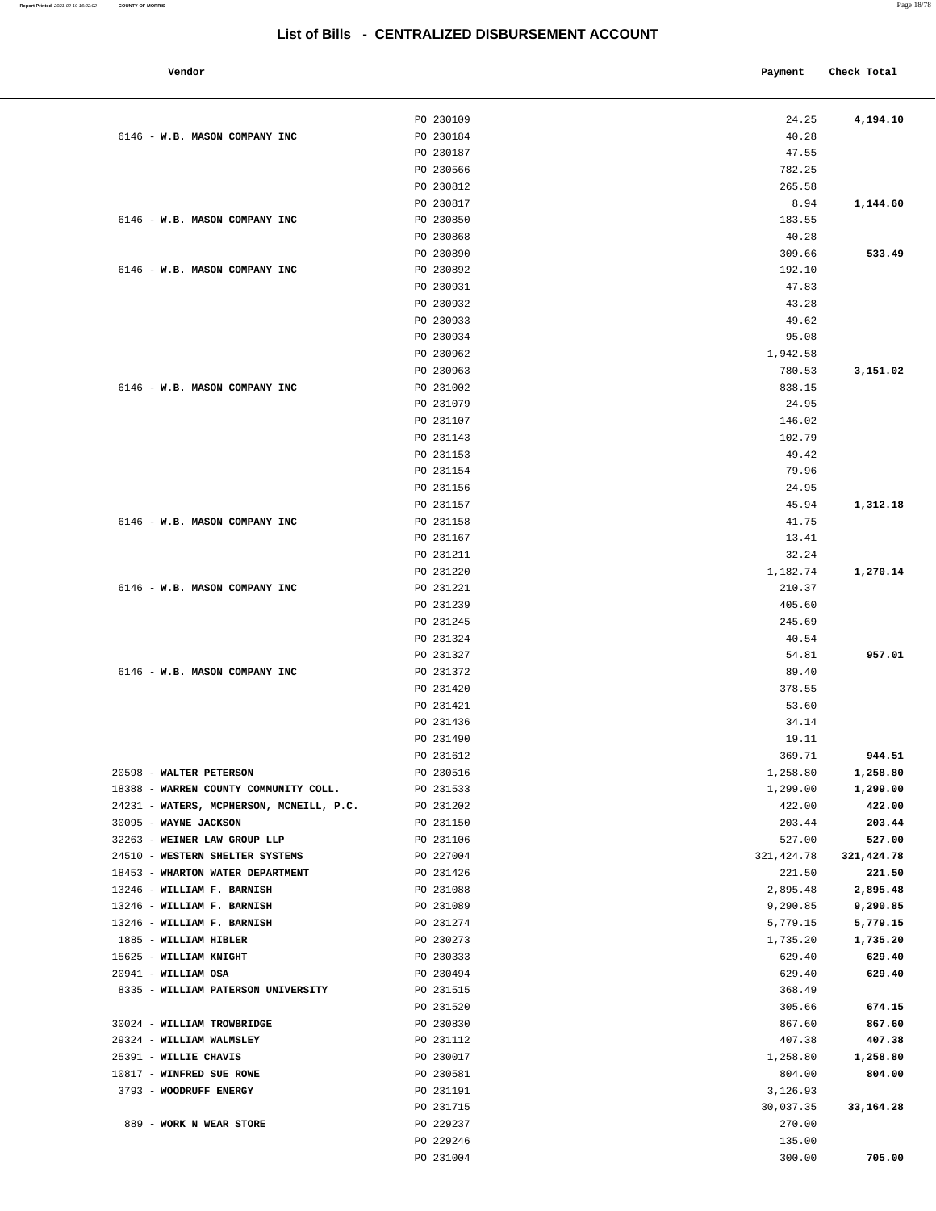# List of Bills - CENTRALIZED DISBURSEMENT ACCOUNT

| Vendor | | Payment | Check Total |
|---|---|---|---|
| | PO 230109 | 24.25 | **4,194.10** |
| 6146 - **W.B. MASON COMPANY INC** | PO 230184 | 40.28 | |
| | PO 230187 | 47.55 | |
| | PO 230566 | 782.25 | |
| | PO 230812 | 265.58 | |
| | PO 230817 | 8.94 | **1,144.60** |
| 6146 - **W.B. MASON COMPANY INC** | PO 230850 | 183.55 | |
| | PO 230868 | 40.28 | |
| | PO 230890 | 309.66 | **533.49** |
| 6146 - **W.B. MASON COMPANY INC** | PO 230892 | 192.10 | |
| | PO 230931 | 47.83 | |
| | PO 230932 | 43.28 | |
| | PO 230933 | 49.62 | |
| | PO 230934 | 95.08 | |
| | PO 230962 | 1,942.58 | |
| | PO 230963 | 780.53 | **3,151.02** |
| 6146 - **W.B. MASON COMPANY INC** | PO 231002 | 838.15 | |
| | PO 231079 | 24.95 | |
| | PO 231107 | 146.02 | |
| | PO 231143 | 102.79 | |
| | PO 231153 | 49.42 | |
| | PO 231154 | 79.96 | |
| | PO 231156 | 24.95 | |
| | PO 231157 | 45.94 | **1,312.18** |
| 6146 - **W.B. MASON COMPANY INC** | PO 231158 | 41.75 | |
| | PO 231167 | 13.41 | |
| | PO 231211 | 32.24 | |
| | PO 231220 | 1,182.74 | **1,270.14** |
| 6146 - **W.B. MASON COMPANY INC** | PO 231221 | 210.37 | |
| | PO 231239 | 405.60 | |
| | PO 231245 | 245.69 | |
| | PO 231324 | 40.54 | |
| | PO 231327 | 54.81 | **957.01** |
| 6146 - **W.B. MASON COMPANY INC** | PO 231372 | 89.40 | |
| | PO 231420 | 378.55 | |
| | PO 231421 | 53.60 | |
| | PO 231436 | 34.14 | |
| | PO 231490 | 19.11 | |
| | PO 231612 | 369.71 | **944.51** |
| 20598 - **WALTER PETERSON** | PO 230516 | 1,258.80 | **1,258.80** |
| 18388 - **WARREN COUNTY COMMUNITY COLL.** | PO 231533 | 1,299.00 | **1,299.00** |
| 24231 - **WATERS, MCPHERSON, MCNEILL, P.C.** | PO 231202 | 422.00 | **422.00** |
| 30095 - **WAYNE JACKSON** | PO 231150 | 203.44 | **203.44** |
| 32263 - **WEINER LAW GROUP LLP** | PO 231106 | 527.00 | **527.00** |
| 24510 - **WESTERN SHELTER SYSTEMS** | PO 227004 | 321,424.78 | **321,424.78** |
| 18453 - **WHARTON WATER DEPARTMENT** | PO 231426 | 221.50 | **221.50** |
| 13246 - **WILLIAM F. BARNISH** | PO 231088 | 2,895.48 | **2,895.48** |
| 13246 - **WILLIAM F. BARNISH** | PO 231089 | 9,290.85 | **9,290.85** |
| 13246 - **WILLIAM F. BARNISH** | PO 231274 | 5,779.15 | **5,779.15** |
| 1885 - **WILLIAM HIBLER** | PO 230273 | 1,735.20 | **1,735.20** |
| 15625 - **WILLIAM KNIGHT** | PO 230333 | 629.40 | **629.40** |
| 20941 - **WILLIAM OSA** | PO 230494 | 629.40 | **629.40** |
| 8335 - **WILLIAM PATERSON UNIVERSITY** | PO 231515 | 368.49 | |
| | PO 231520 | 305.66 | **674.15** |
| 30024 - **WILLIAM TROWBRIDGE** | PO 230830 | 867.60 | **867.60** |
| 29324 - **WILLIAM WALMSLEY** | PO 231112 | 407.38 | **407.38** |
| 25391 - **WILLIE CHAVIS** | PO 230017 | 1,258.80 | **1,258.80** |
| 10817 - **WINFRED SUE ROWE** | PO 230581 | 804.00 | **804.00** |
| 3793 - **WOODRUFF ENERGY** | PO 231191 | 3,126.93 | |
| | PO 231715 | 30,037.35 | **33,164.28** |
| 889 - **WORK N WEAR STORE** | PO 229237 | 270.00 | |
| | PO 229246 | 135.00 | |
| | PO 231004 | 300.00 | **705.00** |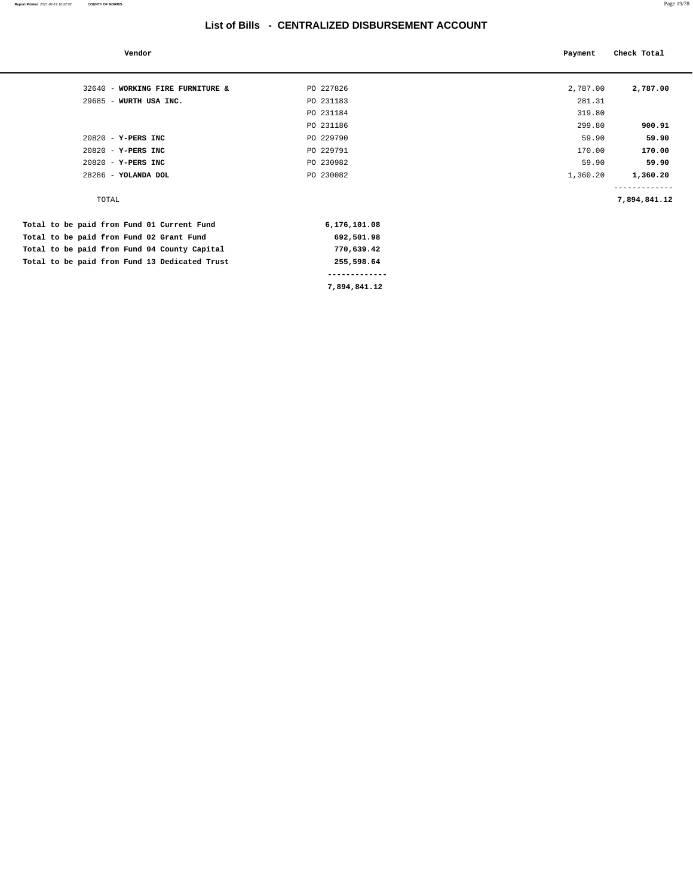# List of Bills - CENTRALIZED DISBURSEMENT ACCOUNT

| Vendor | | Payment | Check Total |
|---|---|---|---|
| 32640 - **WORKING FIRE FURNITURE &** | PO 227826 | 2,787.00 | **2,787.00** |
| 29685 - **WURTH USA INC.** | PO 231183 | 281.31 | |
| | PO 231184 | 319.80 | |
| | PO 231186 | 299.80 | **900.91** |
| 20820 - **Y-PERS INC** | PO 229790 | 59.90 | **59.90** |
| 20820 - **Y-PERS INC** | PO 229791 | 170.00 | **170.00** |
| 20820 - **Y-PERS INC** | PO 230982 | 59.90 | **59.90** |
| 28286 - **YOLANDA DOL** | PO 230082 | 1,360.20 | **1,360.20** |
| TOTAL | | | **7,894,841.12** |

| | |
|---|---|
| **Total to be paid from Fund 01 Current Fund** | **6,176,101.08** |
| **Total to be paid from Fund 02 Grant Fund** | **692,501.98** |
| **Total to be paid from Fund 04 County Capital** | **770,639.42** |
| **Total to be paid from Fund 13 Dedicated Trust** | **255,598.64** |
| | **7,894,841.12** |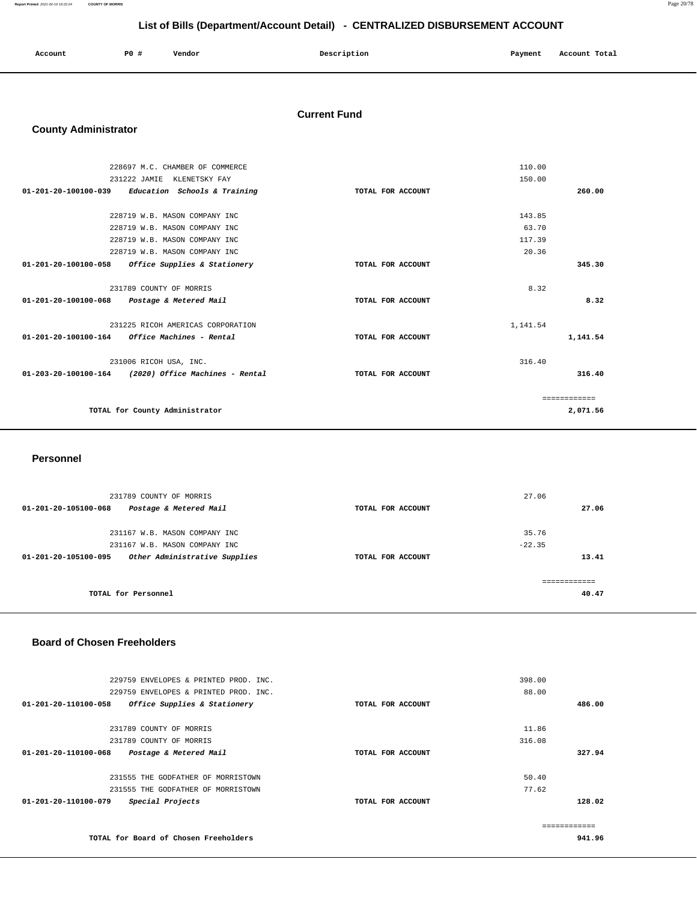# List of Bills (Department/Account Detail) - CENTRALIZED DISBURSEMENT ACCOUNT

| Account | P0 # | Vendor | Description | Payment | Account Total |
|---|---|---|---|---|---|

## Current Fund

### County Administrator

| Account | P0 # | Vendor | Description | Payment | Account Total |
|---|---|---|---|---|---|
| | 228697 | M.C. CHAMBER OF COMMERCE | | 110.00 | |
| | 231222 | JAMIE KLENETSKY FAY | | 150.00 | |
| 01-201-20-100100-039 | | *Education Schools & Training* | TOTAL FOR ACCOUNT | | 260.00 |
| | 228719 | W.B. MASON COMPANY INC | | 143.85 | |
| | 228719 | W.B. MASON COMPANY INC | | 63.70 | |
| | 228719 | W.B. MASON COMPANY INC | | 117.39 | |
| | 228719 | W.B. MASON COMPANY INC | | 20.36 | |
| 01-201-20-100100-058 | | *Office Supplies & Stationery* | TOTAL FOR ACCOUNT | | 345.30 |
| | 231789 | COUNTY OF MORRIS | | 8.32 | |
| 01-201-20-100100-068 | | *Postage & Metered Mail* | TOTAL FOR ACCOUNT | | 8.32 |
| | 231225 | RICOH AMERICAS CORPORATION | | 1,141.54 | |
| 01-201-20-100100-164 | | *Office Machines - Rental* | TOTAL FOR ACCOUNT | | 1,141.54 |
| | 231006 | RICOH USA, INC. | | 316.40 | |
| 01-203-20-100100-164 | | *(2020) Office Machines - Rental* | TOTAL FOR ACCOUNT | | 316.40 |
| | | | | | ============ |
| | | TOTAL for County Administrator | | | 2,071.56 |

### Personnel

| Account | P0 # | Vendor | Description | Payment | Account Total |
|---|---|---|---|---|---|
| | 231789 | COUNTY OF MORRIS | | 27.06 | |
| 01-201-20-105100-068 | | *Postage & Metered Mail* | TOTAL FOR ACCOUNT | | 27.06 |
| | 231167 | W.B. MASON COMPANY INC | | 35.76 | |
| | 231167 | W.B. MASON COMPANY INC | | -22.35 | |
| 01-201-20-105100-095 | | *Other Administrative Supplies* | TOTAL FOR ACCOUNT | | 13.41 |
| | | | | | ============ |
| | | TOTAL for Personnel | | | 40.47 |

### Board of Chosen Freeholders

| Account | P0 # | Vendor | Description | Payment | Account Total |
|---|---|---|---|---|---|
| | 229759 | ENVELOPES & PRINTED PROD. INC. | | 398.00 | |
| | 229759 | ENVELOPES & PRINTED PROD. INC. | | 88.00 | |
| 01-201-20-110100-058 | | *Office Supplies & Stationery* | TOTAL FOR ACCOUNT | | 486.00 |
| | 231789 | COUNTY OF MORRIS | | 11.86 | |
| | 231789 | COUNTY OF MORRIS | | 316.08 | |
| 01-201-20-110100-068 | | *Postage & Metered Mail* | TOTAL FOR ACCOUNT | | 327.94 |
| | 231555 | THE GODFATHER OF MORRISTOWN | | 50.40 | |
| | 231555 | THE GODFATHER OF MORRISTOWN | | 77.62 | |
| 01-201-20-110100-079 | | *Special Projects* | TOTAL FOR ACCOUNT | | 128.02 |
| | | | | | ============ |
| | | TOTAL for Board of Chosen Freeholders | | | 941.96 |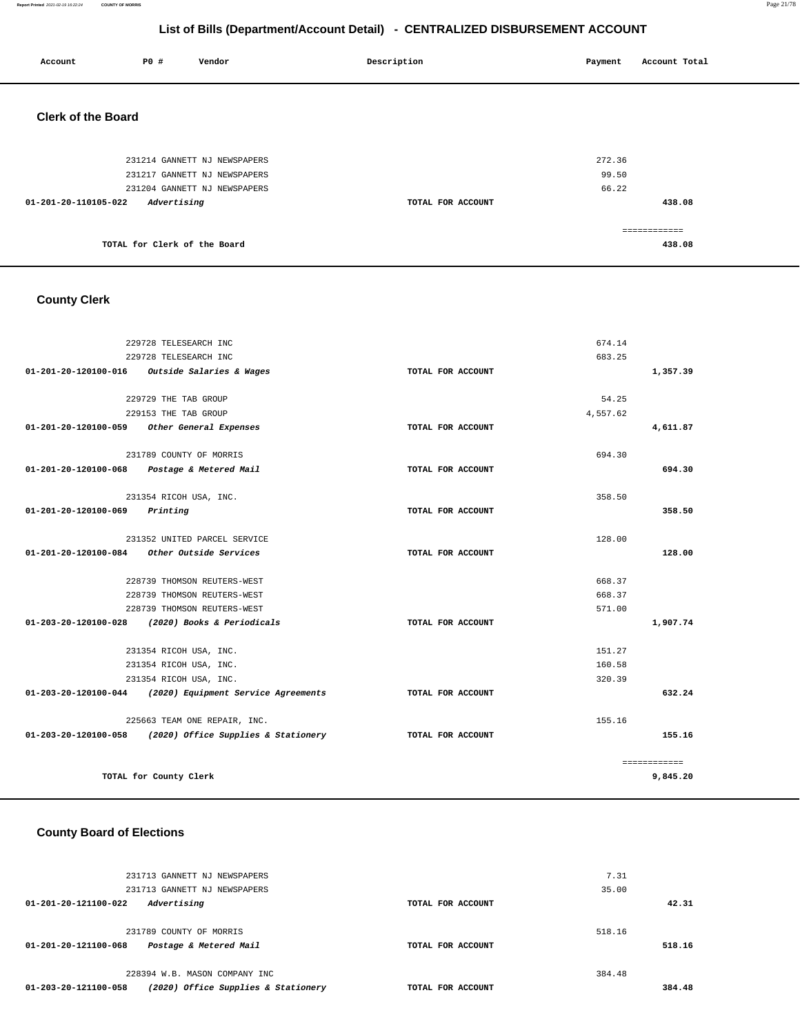# List of Bills (Department/Account Detail) - CENTRALIZED DISBURSEMENT ACCOUNT

| Account | PO # | Vendor | Description | Payment | Account Total |
|---|---|---|---|---|---|

## Clerk of the Board

| Account | PO # | Vendor | Description | Payment | Account Total |
|---|---|---|---|---|---|
| | 231214 | GANNETT NJ NEWSPAPERS | | 272.36 | |
| | 231217 | GANNETT NJ NEWSPAPERS | | 99.50 | |
| | 231204 | GANNETT NJ NEWSPAPERS | | 66.22 | |
| 01-201-20-110105-022 | | *Advertising* | TOTAL FOR ACCOUNT | | 438.08 |
| | | | | | ============ |
| | | TOTAL for Clerk of the Board | | | 438.08 |

## County Clerk

| Account | PO # | Vendor | Description | Payment | Account Total |
|---|---|---|---|---|---|
| | 229728 | TELESEARCH INC | | 674.14 | |
| | 229728 | TELESEARCH INC | | 683.25 | |
| 01-201-20-120100-016 | | *Outside Salaries & Wages* | TOTAL FOR ACCOUNT | | 1,357.39 |
| | 229729 | THE TAB GROUP | | 54.25 | |
| | 229153 | THE TAB GROUP | | 4,557.62 | |
| 01-201-20-120100-059 | | *Other General Expenses* | TOTAL FOR ACCOUNT | | 4,611.87 |
| | 231789 | COUNTY OF MORRIS | | 694.30 | |
| 01-201-20-120100-068 | | *Postage & Metered Mail* | TOTAL FOR ACCOUNT | | 694.30 |
| | 231354 | RICOH USA, INC. | | 358.50 | |
| 01-201-20-120100-069 | | *Printing* | TOTAL FOR ACCOUNT | | 358.50 |
| | 231352 | UNITED PARCEL SERVICE | | 128.00 | |
| 01-201-20-120100-084 | | *Other Outside Services* | TOTAL FOR ACCOUNT | | 128.00 |
| | 228739 | THOMSON REUTERS-WEST | | 668.37 | |
| | 228739 | THOMSON REUTERS-WEST | | 668.37 | |
| | 228739 | THOMSON REUTERS-WEST | | 571.00 | |
| 01-203-20-120100-028 | | *(2020) Books & Periodicals* | TOTAL FOR ACCOUNT | | 1,907.74 |
| | 231354 | RICOH USA, INC. | | 151.27 | |
| | 231354 | RICOH USA, INC. | | 160.58 | |
| | 231354 | RICOH USA, INC. | | 320.39 | |
| 01-203-20-120100-044 | | *(2020) Equipment Service Agreements* | TOTAL FOR ACCOUNT | | 632.24 |
| | 225663 | TEAM ONE REPAIR, INC. | | 155.16 | |
| 01-203-20-120100-058 | | *(2020) Office Supplies & Stationery* | TOTAL FOR ACCOUNT | | 155.16 |
| | | | | | ============ |
| | | TOTAL for County Clerk | | | 9,845.20 |

## County Board of Elections

| Account | PO # | Vendor | Description | Payment | Account Total |
|---|---|---|---|---|---|
| | 231713 | GANNETT NJ NEWSPAPERS | | 7.31 | |
| | 231713 | GANNETT NJ NEWSPAPERS | | 35.00 | |
| 01-201-20-121100-022 | | *Advertising* | TOTAL FOR ACCOUNT | | 42.31 |
| | 231789 | COUNTY OF MORRIS | | 518.16 | |
| 01-201-20-121100-068 | | *Postage & Metered Mail* | TOTAL FOR ACCOUNT | | 518.16 |
| | 228394 | W.B. MASON COMPANY INC | | 384.48 | |
| 01-203-20-121100-058 | | *(2020) Office Supplies & Stationery* | TOTAL FOR ACCOUNT | | 384.48 |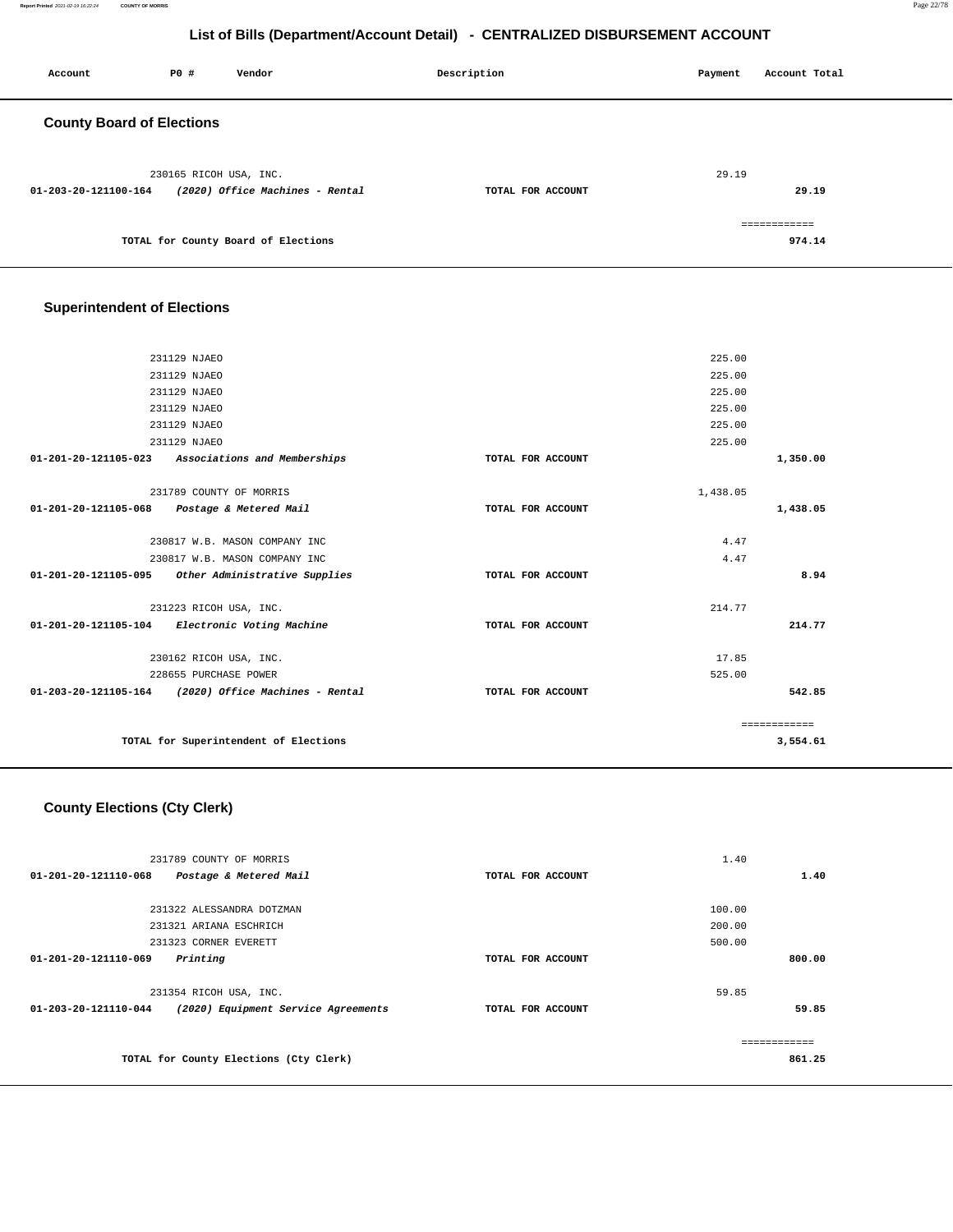# List of Bills (Department/Account Detail) - CENTRALIZED DISBURSEMENT ACCOUNT

| Account | PO # | Vendor | Description | Payment | Account Total |
|---|---|---|---|---|---|

## County Board of Elections

| Account | PO # | Vendor | Description | Payment | Account Total |
|---|---|---|---|---|---|
| | 230165 | RICOH USA, INC. | | 29.19 | |
| **01-203-20-121100-164** | | ***(2020) Office Machines - Rental*** | **TOTAL FOR ACCOUNT** | | **29.19** |
| | | | | | ============ |
| | | **TOTAL for County Board of Elections** | | | **974.14** |

## Superintendent of Elections

| Account | PO # | Vendor | Description | Payment | Account Total |
|---|---|---|---|---|---|
| | 231129 | NJAEO | | 225.00 | |
| | 231129 | NJAEO | | 225.00 | |
| | 231129 | NJAEO | | 225.00 | |
| | 231129 | NJAEO | | 225.00 | |
| | 231129 | NJAEO | | 225.00 | |
| | 231129 | NJAEO | | 225.00 | |
| **01-201-20-121105-023** | | ***Associations and Memberships*** | **TOTAL FOR ACCOUNT** | | **1,350.00** |
| | 231789 | COUNTY OF MORRIS | | 1,438.05 | |
| **01-201-20-121105-068** | | ***Postage & Metered Mail*** | **TOTAL FOR ACCOUNT** | | **1,438.05** |
| | 230817 | W.B. MASON COMPANY INC | | 4.47 | |
| | 230817 | W.B. MASON COMPANY INC | | 4.47 | |
| **01-201-20-121105-095** | | ***Other Administrative Supplies*** | **TOTAL FOR ACCOUNT** | | **8.94** |
| | 231223 | RICOH USA, INC. | | 214.77 | |
| **01-201-20-121105-104** | | ***Electronic Voting Machine*** | **TOTAL FOR ACCOUNT** | | **214.77** |
| | 230162 | RICOH USA, INC. | | 17.85 | |
| | 228655 | PURCHASE POWER | | 525.00 | |
| **01-203-20-121105-164** | | ***(2020) Office Machines - Rental*** | **TOTAL FOR ACCOUNT** | | **542.85** |
| | | | | | ============ |
| | | **TOTAL for Superintendent of Elections** | | | **3,554.61** |

## County Elections (Cty Clerk)

| Account | PO # | Vendor | Description | Payment | Account Total |
|---|---|---|---|---|---|
| | 231789 | COUNTY OF MORRIS | | 1.40 | |
| **01-201-20-121110-068** | | ***Postage & Metered Mail*** | **TOTAL FOR ACCOUNT** | | **1.40** |
| | 231322 | ALESSANDRA DOTZMAN | | 100.00 | |
| | 231321 | ARIANA ESCHRICH | | 200.00 | |
| | 231323 | CORNER EVERETT | | 500.00 | |
| **01-201-20-121110-069** | | ***Printing*** | **TOTAL FOR ACCOUNT** | | **800.00** |
| | 231354 | RICOH USA, INC. | | 59.85 | |
| **01-203-20-121110-044** | | ***(2020) Equipment Service Agreements*** | **TOTAL FOR ACCOUNT** | | **59.85** |
| | | | | | ============ |
| | | **TOTAL for County Elections (Cty Clerk)** | | | **861.25** |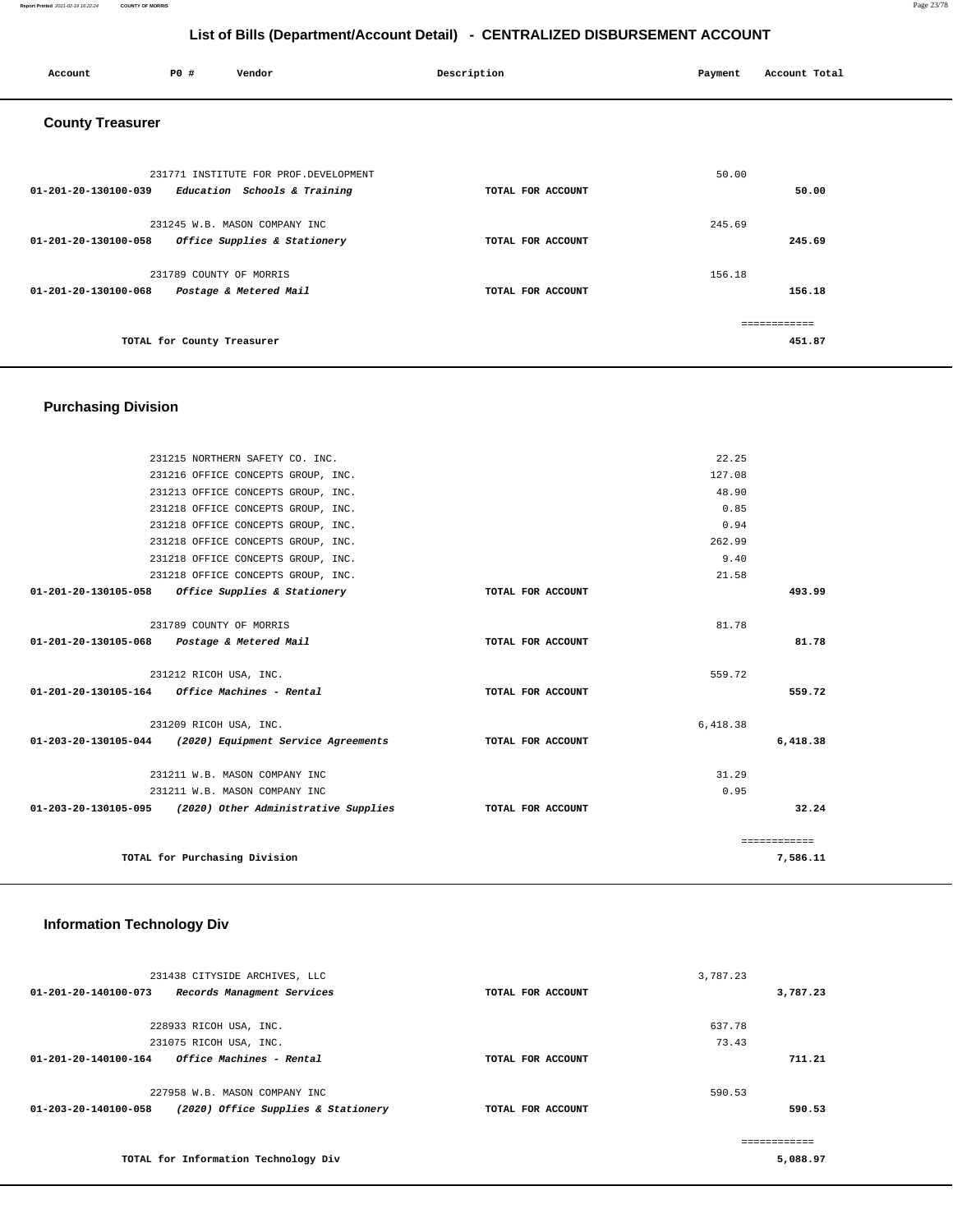# List of Bills (Department/Account Detail) - CENTRALIZED DISBURSEMENT ACCOUNT

| Account | PO # | Vendor | Description | Payment | Account Total |
|---|---|---|---|---|---|

## County Treasurer

| Account | PO # | Vendor | Description | Payment | Account Total |
|---|---|---|---|---|---|
| | 231771 | INSTITUTE FOR PROF.DEVELOPMENT | | 50.00 | |
| 01-201-20-130100-039 | | *Education Schools & Training* | TOTAL FOR ACCOUNT | | 50.00 |
| | 231245 | W.B. MASON COMPANY INC | | 245.69 | |
| 01-201-20-130100-058 | | *Office Supplies & Stationery* | TOTAL FOR ACCOUNT | | 245.69 |
| | 231789 | COUNTY OF MORRIS | | 156.18 | |
| 01-201-20-130100-068 | | *Postage & Metered Mail* | TOTAL FOR ACCOUNT | | 156.18 |
| | | | | | ============ |
| | | TOTAL for County Treasurer | | | 451.87 |

## Purchasing Division

| Account | PO # | Vendor | Description | Payment | Account Total |
|---|---|---|---|---|---|
| | 231215 | NORTHERN SAFETY CO. INC. | | 22.25 | |
| | 231216 | OFFICE CONCEPTS GROUP, INC. | | 127.08 | |
| | 231213 | OFFICE CONCEPTS GROUP, INC. | | 48.90 | |
| | 231218 | OFFICE CONCEPTS GROUP, INC. | | 0.85 | |
| | 231218 | OFFICE CONCEPTS GROUP, INC. | | 0.94 | |
| | 231218 | OFFICE CONCEPTS GROUP, INC. | | 262.99 | |
| | 231218 | OFFICE CONCEPTS GROUP, INC. | | 9.40 | |
| | 231218 | OFFICE CONCEPTS GROUP, INC. | | 21.58 | |
| 01-201-20-130105-058 | | *Office Supplies & Stationery* | TOTAL FOR ACCOUNT | | 493.99 |
| | 231789 | COUNTY OF MORRIS | | 81.78 | |
| 01-201-20-130105-068 | | *Postage & Metered Mail* | TOTAL FOR ACCOUNT | | 81.78 |
| | 231212 | RICOH USA, INC. | | 559.72 | |
| 01-201-20-130105-164 | | *Office Machines - Rental* | TOTAL FOR ACCOUNT | | 559.72 |
| | 231209 | RICOH USA, INC. | | 6,418.38 | |
| 01-203-20-130105-044 | | *(2020) Equipment Service Agreements* | TOTAL FOR ACCOUNT | | 6,418.38 |
| | 231211 | W.B. MASON COMPANY INC | | 31.29 | |
| | 231211 | W.B. MASON COMPANY INC | | 0.95 | |
| 01-203-20-130105-095 | | *(2020) Other Administrative Supplies* | TOTAL FOR ACCOUNT | | 32.24 |
| | | | | | ============ |
| | | TOTAL for Purchasing Division | | | 7,586.11 |

## Information Technology Div

| Account | PO # | Vendor | Description | Payment | Account Total |
|---|---|---|---|---|---|
| | 231438 | CITYSIDE ARCHIVES, LLC | | 3,787.23 | |
| 01-201-20-140100-073 | | *Records Managment Services* | TOTAL FOR ACCOUNT | | 3,787.23 |
| | 228933 | RICOH USA, INC. | | 637.78 | |
| | 231075 | RICOH USA, INC. | | 73.43 | |
| 01-201-20-140100-164 | | *Office Machines - Rental* | TOTAL FOR ACCOUNT | | 711.21 |
| | 227958 | W.B. MASON COMPANY INC | | 590.53 | |
| 01-203-20-140100-058 | | *(2020) Office Supplies & Stationery* | TOTAL FOR ACCOUNT | | 590.53 |
| | | | | | ============ |
| | | TOTAL for Information Technology Div | | | 5,088.97 |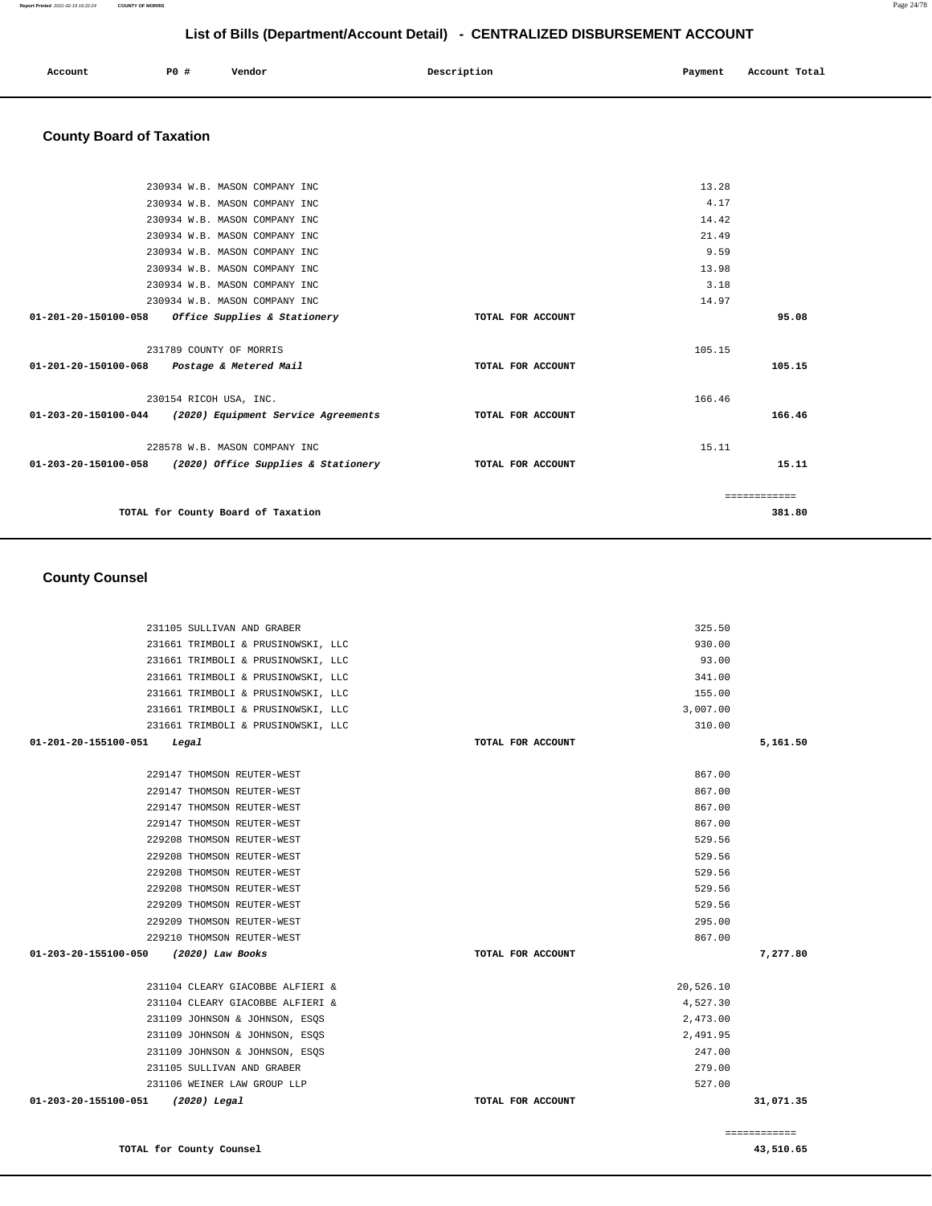## List of Bills (Department/Account Detail) - CENTRALIZED DISBURSEMENT ACCOUNT

| Account | PO # | Vendor | Description | Payment | Account Total |
|---|---|---|---|---|---|

### County Board of Taxation

| Account | PO # | Vendor | Description | Payment | Account Total |
|---|---|---|---|---|---|
| | 230934 | W.B. MASON COMPANY INC | | 13.28 | |
| | 230934 | W.B. MASON COMPANY INC | | 4.17 | |
| | 230934 | W.B. MASON COMPANY INC | | 14.42 | |
| | 230934 | W.B. MASON COMPANY INC | | 21.49 | |
| | 230934 | W.B. MASON COMPANY INC | | 9.59 | |
| | 230934 | W.B. MASON COMPANY INC | | 13.98 | |
| | 230934 | W.B. MASON COMPANY INC | | 3.18 | |
| | 230934 | W.B. MASON COMPANY INC | | 14.97 | |
| **01-201-20-150100-058** | | *Office Supplies & Stationery* | TOTAL FOR ACCOUNT | | **95.08** |
| | 231789 | COUNTY OF MORRIS | | 105.15 | |
| **01-201-20-150100-068** | | *Postage & Metered Mail* | TOTAL FOR ACCOUNT | | **105.15** |
| | 230154 | RICOH USA, INC. | | 166.46 | |
| **01-203-20-150100-044** | | *(2020) Equipment Service Agreements* | TOTAL FOR ACCOUNT | | **166.46** |
| | 228578 | W.B. MASON COMPANY INC | | 15.11 | |
| **01-203-20-150100-058** | | *(2020) Office Supplies & Stationery* | TOTAL FOR ACCOUNT | | **15.11** |
| | | | | | ============ |
| | | **TOTAL for County Board of Taxation** | | | **381.80** |

### County Counsel

| Account | PO # | Vendor | Description | Payment | Account Total |
|---|---|---|---|---|---|
| | 231105 | SULLIVAN AND GRABER | | 325.50 | |
| | 231661 | TRIMBOLI & PRUSINOWSKI, LLC | | 930.00 | |
| | 231661 | TRIMBOLI & PRUSINOWSKI, LLC | | 93.00 | |
| | 231661 | TRIMBOLI & PRUSINOWSKI, LLC | | 341.00 | |
| | 231661 | TRIMBOLI & PRUSINOWSKI, LLC | | 155.00 | |
| | 231661 | TRIMBOLI & PRUSINOWSKI, LLC | | 3,007.00 | |
| | 231661 | TRIMBOLI & PRUSINOWSKI, LLC | | 310.00 | |
| **01-201-20-155100-051** | | *Legal* | TOTAL FOR ACCOUNT | | **5,161.50** |
| | 229147 | THOMSON REUTER-WEST | | 867.00 | |
| | 229147 | THOMSON REUTER-WEST | | 867.00 | |
| | 229147 | THOMSON REUTER-WEST | | 867.00 | |
| | 229147 | THOMSON REUTER-WEST | | 867.00 | |
| | 229208 | THOMSON REUTER-WEST | | 529.56 | |
| | 229208 | THOMSON REUTER-WEST | | 529.56 | |
| | 229208 | THOMSON REUTER-WEST | | 529.56 | |
| | 229208 | THOMSON REUTER-WEST | | 529.56 | |
| | 229209 | THOMSON REUTER-WEST | | 529.56 | |
| | 229209 | THOMSON REUTER-WEST | | 295.00 | |
| | 229210 | THOMSON REUTER-WEST | | 867.00 | |
| **01-203-20-155100-050** | | *(2020) Law Books* | TOTAL FOR ACCOUNT | | **7,277.80** |
| | 231104 | CLEARY GIACOBBE ALFIERI & | | 20,526.10 | |
| | 231104 | CLEARY GIACOBBE ALFIERI & | | 4,527.30 | |
| | 231109 | JOHNSON & JOHNSON, ESQS | | 2,473.00 | |
| | 231109 | JOHNSON & JOHNSON, ESQS | | 2,491.95 | |
| | 231109 | JOHNSON & JOHNSON, ESQS | | 247.00 | |
| | 231105 | SULLIVAN AND GRABER | | 279.00 | |
| | 231106 | WEINER LAW GROUP LLP | | 527.00 | |
| **01-203-20-155100-051** | | *(2020) Legal* | TOTAL FOR ACCOUNT | | **31,071.35** |
| | | | | | ============ |
| | | **TOTAL for County Counsel** | | | **43,510.65** |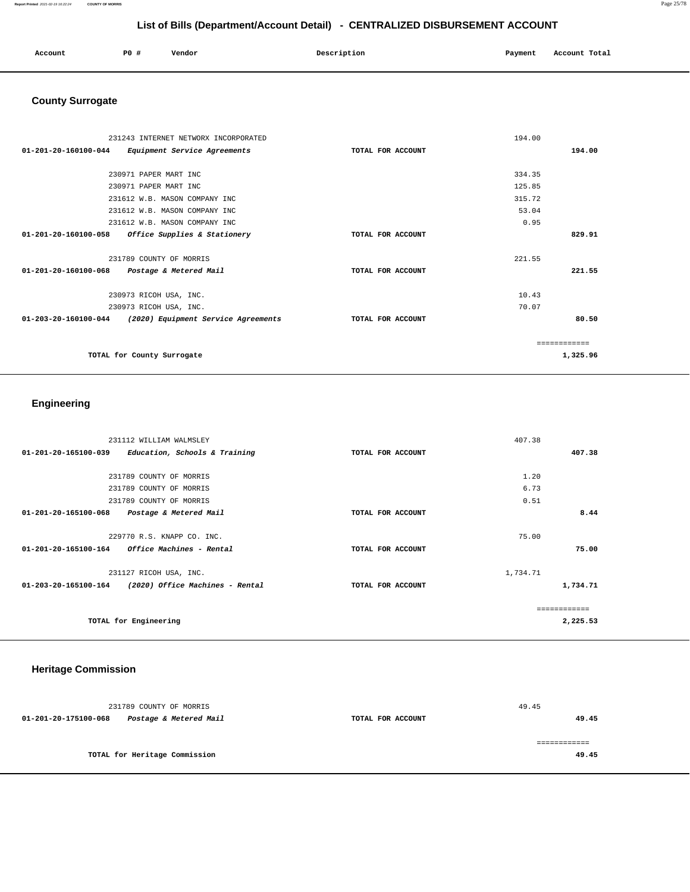## List of Bills (Department/Account Detail) - CENTRALIZED DISBURSEMENT ACCOUNT

| Account | PO # | Vendor | Description | Payment | Account Total |
|---|---|---|---|---|---|

### County Surrogate

| Account | PO # | Vendor | Description | Payment | Account Total |
|---|---|---|---|---|---|
| | 231243 | INTERNET NETWORX INCORPORATED | | 194.00 | |
| 01-201-20-160100-044 | | *Equipment Service Agreements* | TOTAL FOR ACCOUNT | | 194.00 |
| | 230971 | PAPER MART INC | | 334.35 | |
| | 230971 | PAPER MART INC | | 125.85 | |
| | 231612 | W.B. MASON COMPANY INC | | 315.72 | |
| | 231612 | W.B. MASON COMPANY INC | | 53.04 | |
| | 231612 | W.B. MASON COMPANY INC | | 0.95 | |
| 01-201-20-160100-058 | | *Office Supplies & Stationery* | TOTAL FOR ACCOUNT | | 829.91 |
| | 231789 | COUNTY OF MORRIS | | 221.55 | |
| 01-201-20-160100-068 | | *Postage & Metered Mail* | TOTAL FOR ACCOUNT | | 221.55 |
| | 230973 | RICOH USA, INC. | | 10.43 | |
| | 230973 | RICOH USA, INC. | | 70.07 | |
| 01-203-20-160100-044 | | *(2020) Equipment Service Agreements* | TOTAL FOR ACCOUNT | | 80.50 |
| | | | | | ============ |
| | | TOTAL for County Surrogate | | | 1,325.96 |

### Engineering

| Account | PO # | Vendor | Description | Payment | Account Total |
|---|---|---|---|---|---|
| | 231112 | WILLIAM WALMSLEY | | 407.38 | |
| 01-201-20-165100-039 | | *Education, Schools & Training* | TOTAL FOR ACCOUNT | | 407.38 |
| | 231789 | COUNTY OF MORRIS | | 1.20 | |
| | 231789 | COUNTY OF MORRIS | | 6.73 | |
| | 231789 | COUNTY OF MORRIS | | 0.51 | |
| 01-201-20-165100-068 | | *Postage & Metered Mail* | TOTAL FOR ACCOUNT | | 8.44 |
| | 229770 | R.S. KNAPP CO. INC. | | 75.00 | |
| 01-201-20-165100-164 | | *Office Machines - Rental* | TOTAL FOR ACCOUNT | | 75.00 |
| | 231127 | RICOH USA, INC. | | 1,734.71 | |
| 01-203-20-165100-164 | | *(2020) Office Machines - Rental* | TOTAL FOR ACCOUNT | | 1,734.71 |
| | | | | | ============ |
| | | TOTAL for Engineering | | | 2,225.53 |

### Heritage Commission

| Account | PO # | Vendor | Description | Payment | Account Total |
|---|---|---|---|---|---|
| | 231789 | COUNTY OF MORRIS | | 49.45 | |
| 01-201-20-175100-068 | | *Postage & Metered Mail* | TOTAL FOR ACCOUNT | | 49.45 |
| | | | | | ============ |
| | | TOTAL for Heritage Commission | | | 49.45 |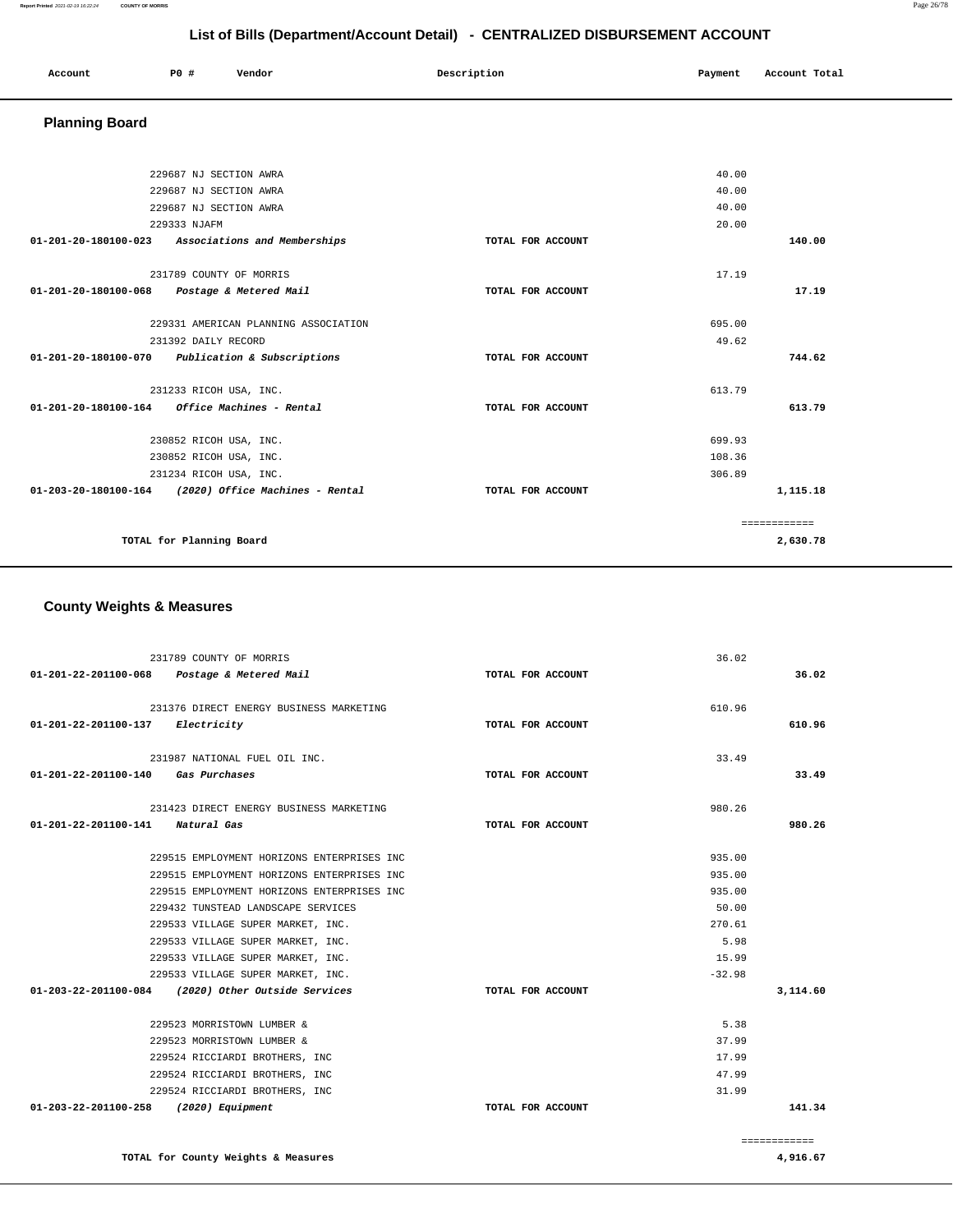# List of Bills (Department/Account Detail) - CENTRALIZED DISBURSEMENT ACCOUNT

| Account | PO # | Vendor | Description | Payment | Account Total |
|---|---|---|---|---|---|

## Planning Board

| Account | PO # | Vendor | Description | Payment | Account Total |
|---|---|---|---|---|---|
| | 229687 | NJ SECTION AWRA | | 40.00 | |
| | 229687 | NJ SECTION AWRA | | 40.00 | |
| | 229687 | NJ SECTION AWRA | | 40.00 | |
| | 229333 | NJAFM | | 20.00 | |
| 01-201-20-180100-023 | | *Associations and Memberships* | TOTAL FOR ACCOUNT | | 140.00 |
| | 231789 | COUNTY OF MORRIS | | 17.19 | |
| 01-201-20-180100-068 | | *Postage & Metered Mail* | TOTAL FOR ACCOUNT | | 17.19 |
| | 229331 | AMERICAN PLANNING ASSOCIATION | | 695.00 | |
| | 231392 | DAILY RECORD | | 49.62 | |
| 01-201-20-180100-070 | | *Publication & Subscriptions* | TOTAL FOR ACCOUNT | | 744.62 |
| | 231233 | RICOH USA, INC. | | 613.79 | |
| 01-201-20-180100-164 | | *Office Machines - Rental* | TOTAL FOR ACCOUNT | | 613.79 |
| | 230852 | RICOH USA, INC. | | 699.93 | |
| | 230852 | RICOH USA, INC. | | 108.36 | |
| | 231234 | RICOH USA, INC. | | 306.89 | |
| 01-203-20-180100-164 | | *(2020) Office Machines - Rental* | TOTAL FOR ACCOUNT | | 1,115.18 |
| | | | | | ============ |
| | | TOTAL for Planning Board | | | 2,630.78 |

## County Weights & Measures

| Account | PO # | Vendor | Description | Payment | Account Total |
|---|---|---|---|---|---|
| | 231789 | COUNTY OF MORRIS | | 36.02 | |
| 01-201-22-201100-068 | | *Postage & Metered Mail* | TOTAL FOR ACCOUNT | | 36.02 |
| | 231376 | DIRECT ENERGY BUSINESS MARKETING | | 610.96 | |
| 01-201-22-201100-137 | | *Electricity* | TOTAL FOR ACCOUNT | | 610.96 |
| | 231987 | NATIONAL FUEL OIL INC. | | 33.49 | |
| 01-201-22-201100-140 | | *Gas Purchases* | TOTAL FOR ACCOUNT | | 33.49 |
| | 231423 | DIRECT ENERGY BUSINESS MARKETING | | 980.26 | |
| 01-201-22-201100-141 | | *Natural Gas* | TOTAL FOR ACCOUNT | | 980.26 |
| | 229515 | EMPLOYMENT HORIZONS ENTERPRISES INC | | 935.00 | |
| | 229515 | EMPLOYMENT HORIZONS ENTERPRISES INC | | 935.00 | |
| | 229515 | EMPLOYMENT HORIZONS ENTERPRISES INC | | 935.00 | |
| | 229432 | TUNSTEAD LANDSCAPE SERVICES | | 50.00 | |
| | 229533 | VILLAGE SUPER MARKET, INC. | | 270.61 | |
| | 229533 | VILLAGE SUPER MARKET, INC. | | 5.98 | |
| | 229533 | VILLAGE SUPER MARKET, INC. | | 15.99 | |
| | 229533 | VILLAGE SUPER MARKET, INC. | | -32.98 | |
| 01-203-22-201100-084 | | *(2020) Other Outside Services* | TOTAL FOR ACCOUNT | | 3,114.60 |
| | 229523 | MORRISTOWN LUMBER & | | 5.38 | |
| | 229523 | MORRISTOWN LUMBER & | | 37.99 | |
| | 229524 | RICCIARDI BROTHERS, INC | | 17.99 | |
| | 229524 | RICCIARDI BROTHERS, INC | | 47.99 | |
| | 229524 | RICCIARDI BROTHERS, INC | | 31.99 | |
| 01-203-22-201100-258 | | *(2020) Equipment* | TOTAL FOR ACCOUNT | | 141.34 |
| | | | | | ============ |
| | | TOTAL for County Weights & Measures | | | 4,916.67 |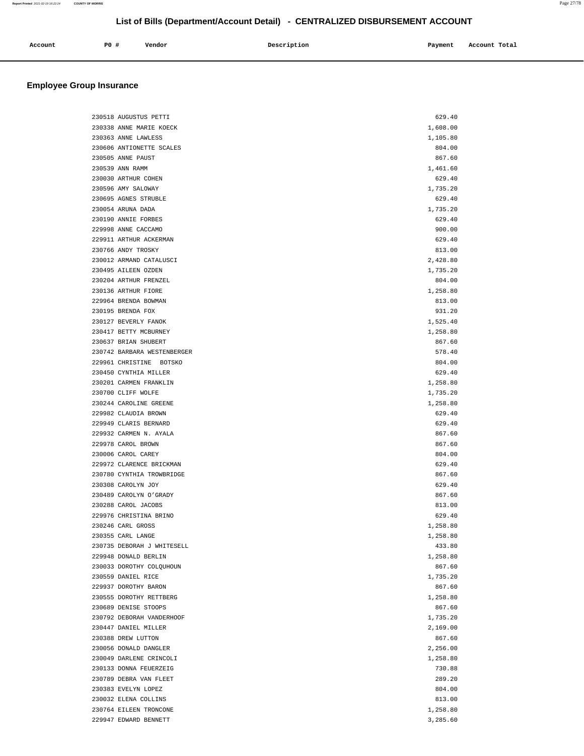# List of Bills (Department/Account Detail) - CENTRALIZED DISBURSEMENT ACCOUNT

| Account | PO # | Vendor | Description | Payment | Account Total |
|---|---|---|---|---|---|

## Employee Group Insurance

| Account | PO # | Vendor | Description | Payment | Account Total |
|---|---|---|---|---|---|
| | 230518 | AUGUSTUS PETTI | | 629.40 | |
| | 230338 | ANNE MARIE KOECK | | 1,608.00 | |
| | 230363 | ANNE LAWLESS | | 1,105.80 | |
| | 230606 | ANTIONETTE SCALES | | 804.00 | |
| | 230505 | ANNE PAUST | | 867.60 | |
| | 230539 | ANN RAMM | | 1,461.60 | |
| | 230030 | ARTHUR COHEN | | 629.40 | |
| | 230596 | AMY SALOWAY | | 1,735.20 | |
| | 230695 | AGNES STRUBLE | | 629.40 | |
| | 230054 | ARUNA DADA | | 1,735.20 | |
| | 230190 | ANNIE FORBES | | 629.40 | |
| | 229998 | ANNE CACCAMO | | 900.00 | |
| | 229911 | ARTHUR ACKERMAN | | 629.40 | |
| | 230766 | ANDY TROSKY | | 813.00 | |
| | 230012 | ARMAND CATALUSCI | | 2,428.80 | |
| | 230495 | AILEEN OZDEN | | 1,735.20 | |
| | 230204 | ARTHUR FRENZEL | | 804.00 | |
| | 230136 | ARTHUR FIORE | | 1,258.80 | |
| | 229964 | BRENDA BOWMAN | | 813.00 | |
| | 230195 | BRENDA FOX | | 931.20 | |
| | 230127 | BEVERLY FANOK | | 1,525.40 | |
| | 230417 | BETTY MCBURNEY | | 1,258.80 | |
| | 230637 | BRIAN SHUBERT | | 867.60 | |
| | 230742 | BARBARA WESTENBERGER | | 578.40 | |
| | 229961 | CHRISTINE BOTSKO | | 804.00 | |
| | 230450 | CYNTHIA MILLER | | 629.40 | |
| | 230201 | CARMEN FRANKLIN | | 1,258.80 | |
| | 230700 | CLIFF WOLFE | | 1,735.20 | |
| | 230244 | CAROLINE GREENE | | 1,258.80 | |
| | 229982 | CLAUDIA BROWN | | 629.40 | |
| | 229949 | CLARIS BERNARD | | 629.40 | |
| | 229932 | CARMEN N. AYALA | | 867.60 | |
| | 229978 | CAROL BROWN | | 867.60 | |
| | 230006 | CAROL CAREY | | 804.00 | |
| | 229972 | CLARENCE BRICKMAN | | 629.40 | |
| | 230780 | CYNTHIA TROWBRIDGE | | 867.60 | |
| | 230308 | CAROLYN JOY | | 629.40 | |
| | 230489 | CAROLYN O'GRADY | | 867.60 | |
| | 230288 | CAROL JACOBS | | 813.00 | |
| | 229976 | CHRISTINA BRINO | | 629.40 | |
| | 230246 | CARL GROSS | | 1,258.80 | |
| | 230355 | CARL LANGE | | 1,258.80 | |
| | 230735 | DEBORAH J WHITESELL | | 433.80 | |
| | 229948 | DONALD BERLIN | | 1,258.80 | |
| | 230033 | DOROTHY COLQUHOUN | | 867.60 | |
| | 230559 | DANIEL RICE | | 1,735.20 | |
| | 229937 | DOROTHY BARON | | 867.60 | |
| | 230555 | DOROTHY RETTBERG | | 1,258.80 | |
| | 230689 | DENISE STOOPS | | 867.60 | |
| | 230792 | DEBORAH VANDERHOOF | | 1,735.20 | |
| | 230447 | DANIEL MILLER | | 2,169.00 | |
| | 230388 | DREW LUTTON | | 867.60 | |
| | 230056 | DONALD DANGLER | | 2,256.00 | |
| | 230049 | DARLENE CRINCOLI | | 1,258.80 | |
| | 230133 | DONNA FEUERZEIG | | 730.88 | |
| | 230789 | DEBRA VAN FLEET | | 289.20 | |
| | 230383 | EVELYN LOPEZ | | 804.00 | |
| | 230032 | ELENA COLLINS | | 813.00 | |
| | 230764 | EILEEN TRONCONE | | 1,258.80 | |
| | 229947 | EDWARD BENNETT | | 3,285.60 | |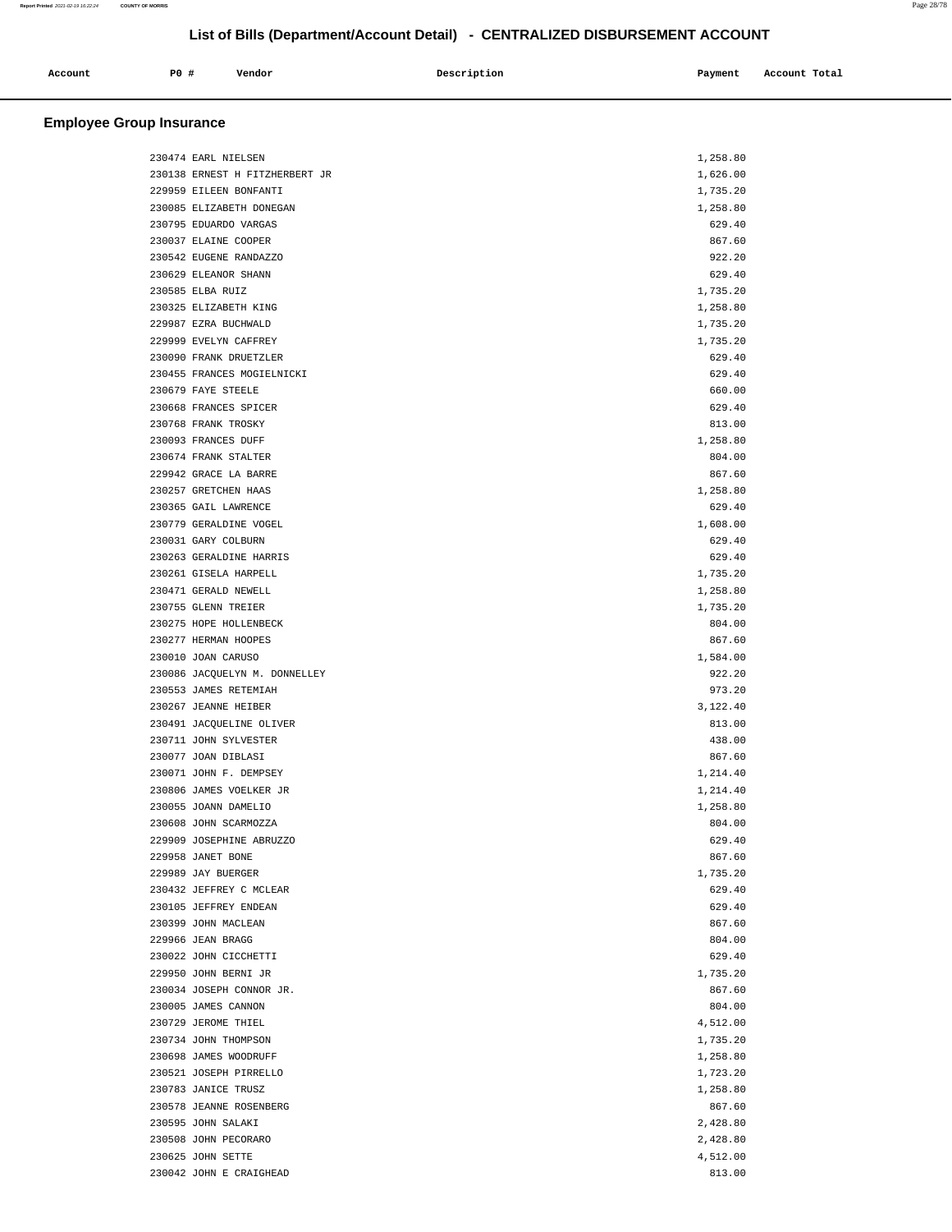# List of Bills (Department/Account Detail) - CENTRALIZED DISBURSEMENT ACCOUNT

| Account | PO # | Vendor | Description | Payment | Account Total |
|---|---|---|---|---|---|

## Employee Group Insurance

| Account | PO # | Vendor | Description | Payment | Account Total |
|---|---|---|---|---|---|
| | 230474 | EARL NIELSEN | | 1,258.80 | |
| | 230138 | ERNEST H FITZHERBERT JR | | 1,626.00 | |
| | 229959 | EILEEN BONFANTI | | 1,735.20 | |
| | 230085 | ELIZABETH DONEGAN | | 1,258.80 | |
| | 230795 | EDUARDO VARGAS | | 629.40 | |
| | 230037 | ELAINE COOPER | | 867.60 | |
| | 230542 | EUGENE RANDAZZO | | 922.20 | |
| | 230629 | ELEANOR SHANN | | 629.40 | |
| | 230585 | ELBA RUIZ | | 1,735.20 | |
| | 230325 | ELIZABETH KING | | 1,258.80 | |
| | 229987 | EZRA BUCHWALD | | 1,735.20 | |
| | 229999 | EVELYN CAFFREY | | 1,735.20 | |
| | 230090 | FRANK DRUETZLER | | 629.40 | |
| | 230455 | FRANCES MOGIELNICKI | | 629.40 | |
| | 230679 | FAYE STEELE | | 660.00 | |
| | 230668 | FRANCES SPICER | | 629.40 | |
| | 230768 | FRANK TROSKY | | 813.00 | |
| | 230093 | FRANCES DUFF | | 1,258.80 | |
| | 230674 | FRANK STALTER | | 804.00 | |
| | 229942 | GRACE LA BARRE | | 867.60 | |
| | 230257 | GRETCHEN HAAS | | 1,258.80 | |
| | 230365 | GAIL LAWRENCE | | 629.40 | |
| | 230779 | GERALDINE VOGEL | | 1,608.00 | |
| | 230031 | GARY COLBURN | | 629.40 | |
| | 230263 | GERALDINE HARRIS | | 629.40 | |
| | 230261 | GISELA HARPELL | | 1,735.20 | |
| | 230471 | GERALD NEWELL | | 1,258.80 | |
| | 230755 | GLENN TREIER | | 1,735.20 | |
| | 230275 | HOPE HOLLENBECK | | 804.00 | |
| | 230277 | HERMAN HOOPES | | 867.60 | |
| | 230010 | JOAN CARUSO | | 1,584.00 | |
| | 230086 | JACQUELYN M. DONNELLEY | | 922.20 | |
| | 230553 | JAMES RETEMIAH | | 973.20 | |
| | 230267 | JEANNE HEIBER | | 3,122.40 | |
| | 230491 | JACQUELINE OLIVER | | 813.00 | |
| | 230711 | JOHN SYLVESTER | | 438.00 | |
| | 230077 | JOAN DIBLASI | | 867.60 | |
| | 230071 | JOHN F. DEMPSEY | | 1,214.40 | |
| | 230806 | JAMES VOELKER JR | | 1,214.40 | |
| | 230055 | JOANN DAMELIO | | 1,258.80 | |
| | 230608 | JOHN SCARMOZZA | | 804.00 | |
| | 229909 | JOSEPHINE ABRUZZO | | 629.40 | |
| | 229958 | JANET BONE | | 867.60 | |
| | 229989 | JAY BUERGER | | 1,735.20 | |
| | 230432 | JEFFREY C MCLEAR | | 629.40 | |
| | 230105 | JEFFREY ENDEAN | | 629.40 | |
| | 230399 | JOHN MACLEAN | | 867.60 | |
| | 229966 | JEAN BRAGG | | 804.00 | |
| | 230022 | JOHN CICCHETTI | | 629.40 | |
| | 229950 | JOHN BERNI JR | | 1,735.20 | |
| | 230034 | JOSEPH CONNOR JR. | | 867.60 | |
| | 230005 | JAMES CANNON | | 804.00 | |
| | 230729 | JEROME THIEL | | 4,512.00 | |
| | 230734 | JOHN THOMPSON | | 1,735.20 | |
| | 230698 | JAMES WOODRUFF | | 1,258.80 | |
| | 230521 | JOSEPH PIRRELLO | | 1,723.20 | |
| | 230783 | JANICE TRUSZ | | 1,258.80 | |
| | 230578 | JEANNE ROSENBERG | | 867.60 | |
| | 230595 | JOHN SALAKI | | 2,428.80 | |
| | 230508 | JOHN PECORARO | | 2,428.80 | |
| | 230625 | JOHN SETTE | | 4,512.00 | |
| | 230042 | JOHN E CRAIGHEAD | | 813.00 | |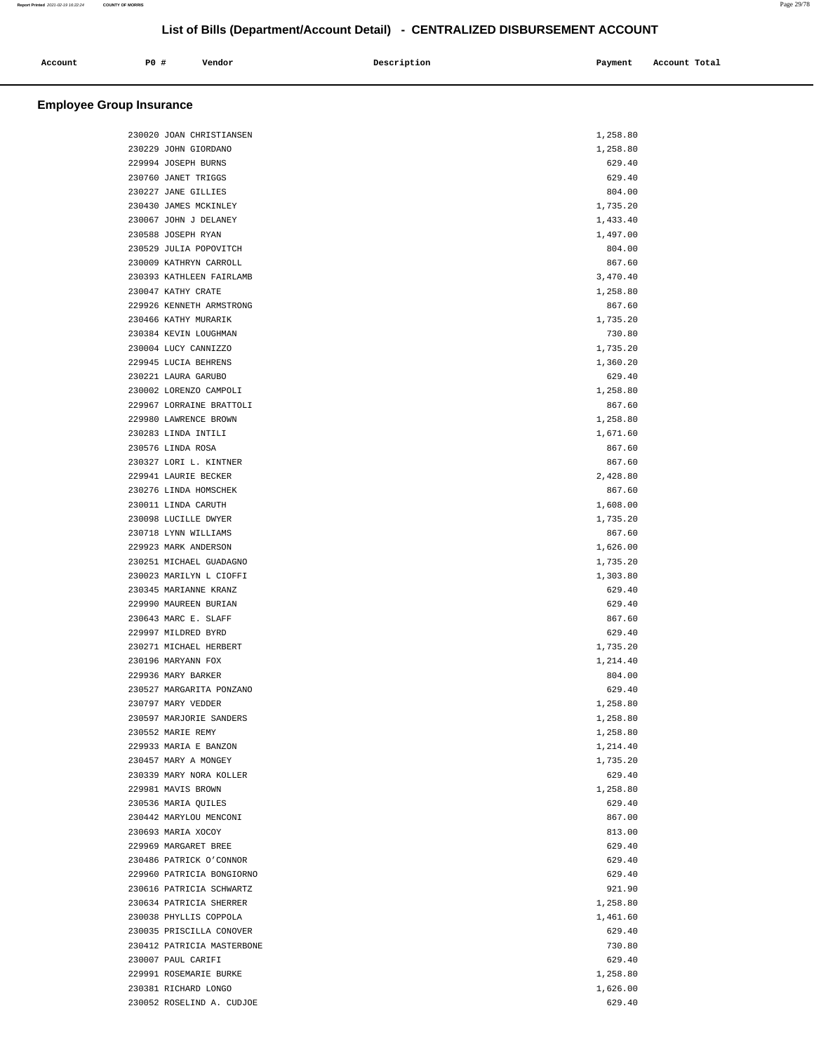## List of Bills (Department/Account Detail) - CENTRALIZED DISBURSEMENT ACCOUNT

| Account | PO # | Vendor | Description | Payment | Account Total |
|---|---|---|---|---|---|

### Employee Group Insurance

| Account | PO # | Vendor | Description | Payment | Account Total |
|---|---|---|---|---|---|
| | 230020 | JOAN CHRISTIANSEN | | 1,258.80 | |
| | 230229 | JOHN GIORDANO | | 1,258.80 | |
| | 229994 | JOSEPH BURNS | | 629.40 | |
| | 230760 | JANET TRIGGS | | 629.40 | |
| | 230227 | JANE GILLIES | | 804.00 | |
| | 230430 | JAMES MCKINLEY | | 1,735.20 | |
| | 230067 | JOHN J DELANEY | | 1,433.40 | |
| | 230588 | JOSEPH RYAN | | 1,497.00 | |
| | 230529 | JULIA POPOVITCH | | 804.00 | |
| | 230009 | KATHRYN CARROLL | | 867.60 | |
| | 230393 | KATHLEEN FAIRLAMB | | 3,470.40 | |
| | 230047 | KATHY CRATE | | 1,258.80 | |
| | 229926 | KENNETH ARMSTRONG | | 867.60 | |
| | 230466 | KATHY MURARIK | | 1,735.20 | |
| | 230384 | KEVIN LOUGHMAN | | 730.80 | |
| | 230004 | LUCY CANNIZZO | | 1,735.20 | |
| | 229945 | LUCIA BEHRENS | | 1,360.20 | |
| | 230221 | LAURA GARUBO | | 629.40 | |
| | 230002 | LORENZO CAMPOLI | | 1,258.80 | |
| | 229967 | LORRAINE BRATTOLI | | 867.60 | |
| | 229980 | LAWRENCE BROWN | | 1,258.80 | |
| | 230283 | LINDA INTILI | | 1,671.60 | |
| | 230576 | LINDA ROSA | | 867.60 | |
| | 230327 | LORI L. KINTNER | | 867.60 | |
| | 229941 | LAURIE BECKER | | 2,428.80 | |
| | 230276 | LINDA HOMSCHEK | | 867.60 | |
| | 230011 | LINDA CARUTH | | 1,608.00 | |
| | 230098 | LUCILLE DWYER | | 1,735.20 | |
| | 230718 | LYNN WILLIAMS | | 867.60 | |
| | 229923 | MARK ANDERSON | | 1,626.00 | |
| | 230251 | MICHAEL GUADAGNO | | 1,735.20 | |
| | 230023 | MARILYN L CIOFFI | | 1,303.80 | |
| | 230345 | MARIANNE KRANZ | | 629.40 | |
| | 229990 | MAUREEN BURIAN | | 629.40 | |
| | 230643 | MARC E. SLAFF | | 867.60 | |
| | 229997 | MILDRED BYRD | | 629.40 | |
| | 230271 | MICHAEL HERBERT | | 1,735.20 | |
| | 230196 | MARYANN FOX | | 1,214.40 | |
| | 229936 | MARY BARKER | | 804.00 | |
| | 230527 | MARGARITA PONZANO | | 629.40 | |
| | 230797 | MARY VEDDER | | 1,258.80 | |
| | 230597 | MARJORIE SANDERS | | 1,258.80 | |
| | 230552 | MARIE REMY | | 1,258.80 | |
| | 229933 | MARIA E BANZON | | 1,214.40 | |
| | 230457 | MARY A MONGEY | | 1,735.20 | |
| | 230339 | MARY NORA KOLLER | | 629.40 | |
| | 229981 | MAVIS BROWN | | 1,258.80 | |
| | 230536 | MARIA QUILES | | 629.40 | |
| | 230442 | MARYLOU MENCONI | | 867.00 | |
| | 230693 | MARIA XOCOY | | 813.00 | |
| | 229969 | MARGARET BREE | | 629.40 | |
| | 230486 | PATRICK O'CONNOR | | 629.40 | |
| | 229960 | PATRICIA BONGIORNO | | 629.40 | |
| | 230616 | PATRICIA SCHWARTZ | | 921.90 | |
| | 230634 | PATRICIA SHERRER | | 1,258.80 | |
| | 230038 | PHYLLIS COPPOLA | | 1,461.60 | |
| | 230035 | PRISCILLA CONOVER | | 629.40 | |
| | 230412 | PATRICIA MASTERBONE | | 730.80 | |
| | 230007 | PAUL CARIFI | | 629.40 | |
| | 229991 | ROSEMARIE BURKE | | 1,258.80 | |
| | 230381 | RICHARD LONGO | | 1,626.00 | |
| | 230052 | ROSELIND A. CUDJOE | | 629.40 | |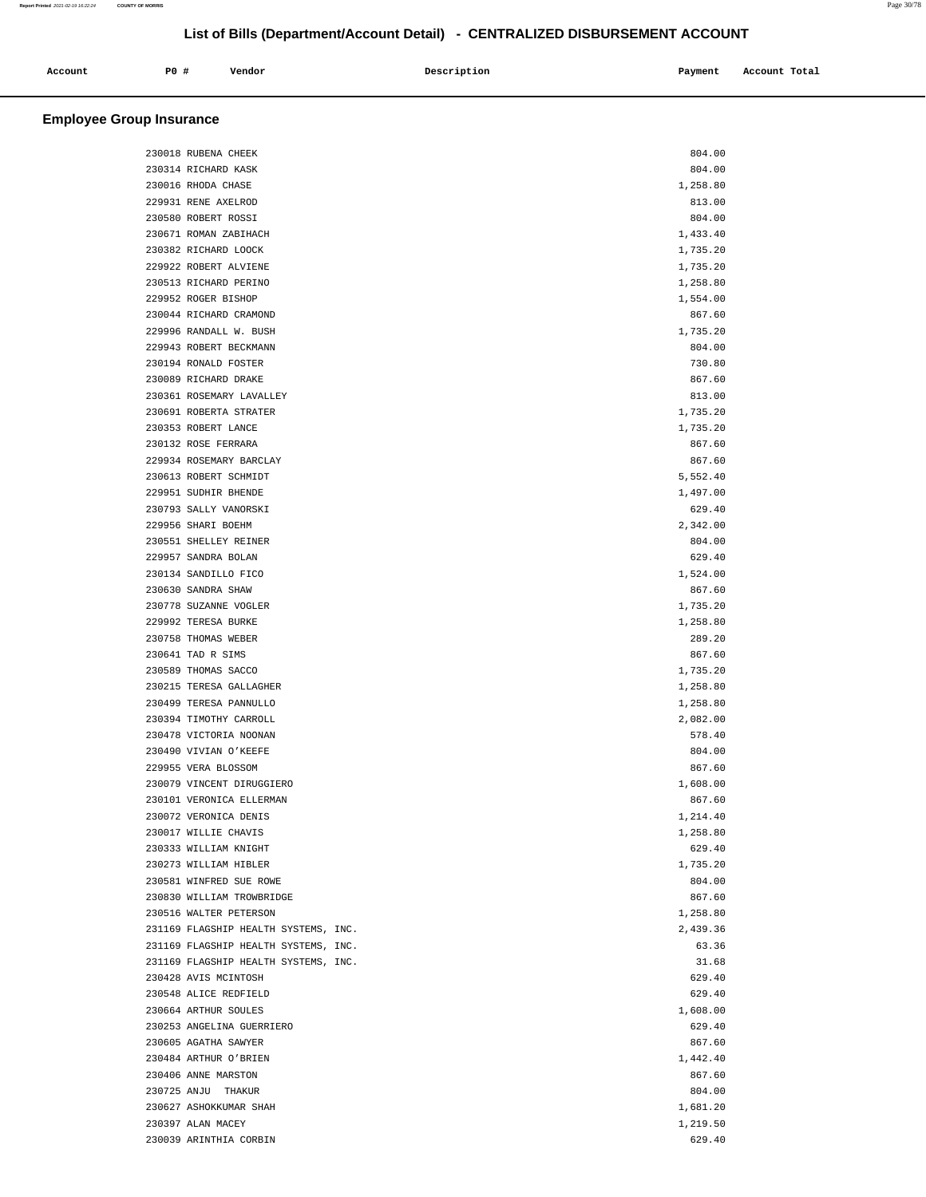# List of Bills (Department/Account Detail) - CENTRALIZED DISBURSEMENT ACCOUNT

| Account | PO # | Vendor | Description | Payment | Account Total |
|---|---|---|---|---|---|

## Employee Group Insurance

| Account | PO # | Vendor | Description | Payment | Account Total |
|---|---|---|---|---|---|
| | 230018 | RUBENA CHEEK | | 804.00 | |
| | 230314 | RICHARD KASK | | 804.00 | |
| | 230016 | RHODA CHASE | | 1,258.80 | |
| | 229931 | RENE AXELROD | | 813.00 | |
| | 230580 | ROBERT ROSSI | | 804.00 | |
| | 230671 | ROMAN ZABIHACH | | 1,433.40 | |
| | 230382 | RICHARD LOOCK | | 1,735.20 | |
| | 229922 | ROBERT ALVIENE | | 1,735.20 | |
| | 230513 | RICHARD PERINO | | 1,258.80 | |
| | 229952 | ROGER BISHOP | | 1,554.00 | |
| | 230044 | RICHARD CRAMOND | | 867.60 | |
| | 229996 | RANDALL W. BUSH | | 1,735.20 | |
| | 229943 | ROBERT BECKMANN | | 804.00 | |
| | 230194 | RONALD FOSTER | | 730.80 | |
| | 230089 | RICHARD DRAKE | | 867.60 | |
| | 230361 | ROSEMARY LAVALLEY | | 813.00 | |
| | 230691 | ROBERTA STRATER | | 1,735.20 | |
| | 230353 | ROBERT LANCE | | 1,735.20 | |
| | 230132 | ROSE FERRARA | | 867.60 | |
| | 229934 | ROSEMARY BARCLAY | | 867.60 | |
| | 230613 | ROBERT SCHMIDT | | 5,552.40 | |
| | 229951 | SUDHIR BHENDE | | 1,497.00 | |
| | 230793 | SALLY VANORSKI | | 629.40 | |
| | 229956 | SHARI BOEHM | | 2,342.00 | |
| | 230551 | SHELLEY REINER | | 804.00 | |
| | 229957 | SANDRA BOLAN | | 629.40 | |
| | 230134 | SANDILLO FICO | | 1,524.00 | |
| | 230630 | SANDRA SHAW | | 867.60 | |
| | 230778 | SUZANNE VOGLER | | 1,735.20 | |
| | 229992 | TERESA BURKE | | 1,258.80 | |
| | 230758 | THOMAS WEBER | | 289.20 | |
| | 230641 | TAD R SIMS | | 867.60 | |
| | 230589 | THOMAS SACCO | | 1,735.20 | |
| | 230215 | TERESA GALLAGHER | | 1,258.80 | |
| | 230499 | TERESA PANNULLO | | 1,258.80 | |
| | 230394 | TIMOTHY CARROLL | | 2,082.00 | |
| | 230478 | VICTORIA NOONAN | | 578.40 | |
| | 230490 | VIVIAN O'KEEFE | | 804.00 | |
| | 229955 | VERA BLOSSOM | | 867.60 | |
| | 230079 | VINCENT DIRUGGIERO | | 1,608.00 | |
| | 230101 | VERONICA ELLERMAN | | 867.60 | |
| | 230072 | VERONICA DENIS | | 1,214.40 | |
| | 230017 | WILLIE CHAVIS | | 1,258.80 | |
| | 230333 | WILLIAM KNIGHT | | 629.40 | |
| | 230273 | WILLIAM HIBLER | | 1,735.20 | |
| | 230581 | WINFRED SUE ROWE | | 804.00 | |
| | 230830 | WILLIAM TROWBRIDGE | | 867.60 | |
| | 230516 | WALTER PETERSON | | 1,258.80 | |
| | 231169 | FLAGSHIP HEALTH SYSTEMS, INC. | | 2,439.36 | |
| | 231169 | FLAGSHIP HEALTH SYSTEMS, INC. | | 63.36 | |
| | 231169 | FLAGSHIP HEALTH SYSTEMS, INC. | | 31.68 | |
| | 230428 | AVIS MCINTOSH | | 629.40 | |
| | 230548 | ALICE REDFIELD | | 629.40 | |
| | 230664 | ARTHUR SOULES | | 1,608.00 | |
| | 230253 | ANGELINA GUERRIERO | | 629.40 | |
| | 230605 | AGATHA SAWYER | | 867.60 | |
| | 230484 | ARTHUR O'BRIEN | | 1,442.40 | |
| | 230406 | ANNE MARSTON | | 867.60 | |
| | 230725 | ANJU THAKUR | | 804.00 | |
| | 230627 | ASHOKKUMAR SHAH | | 1,681.20 | |
| | 230397 | ALAN MACEY | | 1,219.50 | |
| | 230039 | ARINTHIA CORBIN | | 629.40 | |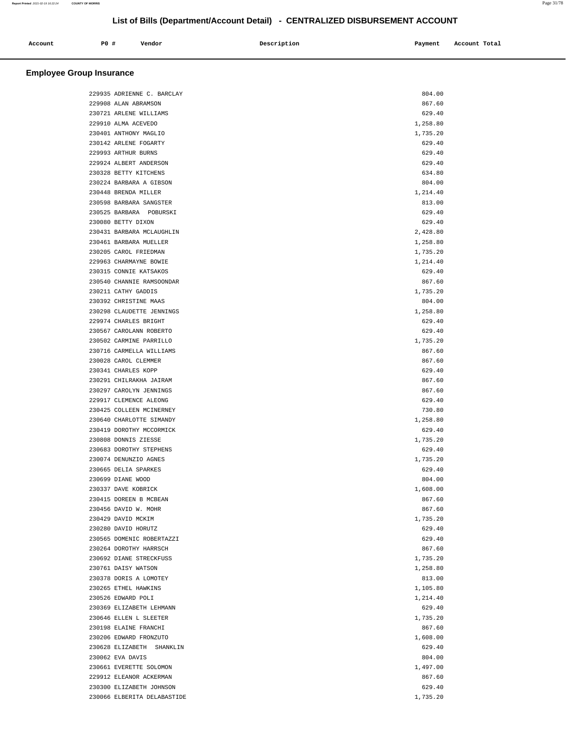## List of Bills (Department/Account Detail) - CENTRALIZED DISBURSEMENT ACCOUNT

| Account | PO # | Vendor | Description | Payment | Account Total |
|---|---|---|---|---|---|

### Employee Group Insurance

| Account | PO # | Vendor | Description | Payment | Account Total |
|---|---|---|---|---|---|
| | 229935 | ADRIENNE C. BARCLAY | | 804.00 | |
| | 229908 | ALAN ABRAMSON | | 867.60 | |
| | 230721 | ARLENE WILLIAMS | | 629.40 | |
| | 229910 | ALMA ACEVEDO | | 1,258.80 | |
| | 230401 | ANTHONY MAGLIO | | 1,735.20 | |
| | 230142 | ARLENE FOGARTY | | 629.40 | |
| | 229993 | ARTHUR BURNS | | 629.40 | |
| | 229924 | ALBERT ANDERSON | | 629.40 | |
| | 230328 | BETTY KITCHENS | | 634.80 | |
| | 230224 | BARBARA A GIBSON | | 804.00 | |
| | 230448 | BRENDA MILLER | | 1,214.40 | |
| | 230598 | BARBARA SANGSTER | | 813.00 | |
| | 230525 | BARBARA POBURSKI | | 629.40 | |
| | 230080 | BETTY DIXON | | 629.40 | |
| | 230431 | BARBARA MCLAUGHLIN | | 2,428.80 | |
| | 230461 | BARBARA MUELLER | | 1,258.80 | |
| | 230205 | CAROL FRIEDMAN | | 1,735.20 | |
| | 229963 | CHARMAYNE BOWIE | | 1,214.40 | |
| | 230315 | CONNIE KATSAKOS | | 629.40 | |
| | 230540 | CHANNIE RAMSOONDAR | | 867.60 | |
| | 230211 | CATHY GADDIS | | 1,735.20 | |
| | 230392 | CHRISTINE MAAS | | 804.00 | |
| | 230298 | CLAUDETTE JENNINGS | | 1,258.80 | |
| | 229974 | CHARLES BRIGHT | | 629.40 | |
| | 230567 | CAROLANN ROBERTO | | 629.40 | |
| | 230502 | CARMINE PARRILLO | | 1,735.20 | |
| | 230716 | CARMELLA WILLIAMS | | 867.60 | |
| | 230028 | CAROL CLEMMER | | 867.60 | |
| | 230341 | CHARLES KOPP | | 629.40 | |
| | 230291 | CHILRAKHA JAIRAM | | 867.60 | |
| | 230297 | CAROLYN JENNINGS | | 867.60 | |
| | 229917 | CLEMENCE ALEONG | | 629.40 | |
| | 230425 | COLLEEN MCINERNEY | | 730.80 | |
| | 230640 | CHARLOTTE SIMANDY | | 1,258.80 | |
| | 230419 | DOROTHY MCCORMICK | | 629.40 | |
| | 230808 | DONNIS ZIESSE | | 1,735.20 | |
| | 230683 | DOROTHY STEPHENS | | 629.40 | |
| | 230074 | DENUNZIO AGNES | | 1,735.20 | |
| | 230665 | DELIA SPARKES | | 629.40 | |
| | 230699 | DIANE WOOD | | 804.00 | |
| | 230337 | DAVE KOBRICK | | 1,608.00 | |
| | 230415 | DOREEN B MCBEAN | | 867.60 | |
| | 230456 | DAVID W. MOHR | | 867.60 | |
| | 230429 | DAVID MCKIM | | 1,735.20 | |
| | 230280 | DAVID HORUTZ | | 629.40 | |
| | 230565 | DOMENIC ROBERTAZZI | | 629.40 | |
| | 230264 | DOROTHY HARRSCH | | 867.60 | |
| | 230692 | DIANE STRECKFUSS | | 1,735.20 | |
| | 230761 | DAISY WATSON | | 1,258.80 | |
| | 230378 | DORIS A LOMOTEY | | 813.00 | |
| | 230265 | ETHEL HAWKINS | | 1,105.80 | |
| | 230526 | EDWARD POLI | | 1,214.40 | |
| | 230369 | ELIZABETH LEHMANN | | 629.40 | |
| | 230646 | ELLEN L SLEETER | | 1,735.20 | |
| | 230198 | ELAINE FRANCHI | | 867.60 | |
| | 230206 | EDWARD FRONZUTO | | 1,608.00 | |
| | 230628 | ELIZABETH SHANKLIN | | 629.40 | |
| | 230062 | EVA DAVIS | | 804.00 | |
| | 230661 | EVERETTE SOLOMON | | 1,497.00 | |
| | 229912 | ELEANOR ACKERMAN | | 867.60 | |
| | 230300 | ELIZABETH JOHNSON | | 629.40 | |
| | 230066 | ELBERITA DELABASTIDE | | 1,735.20 | |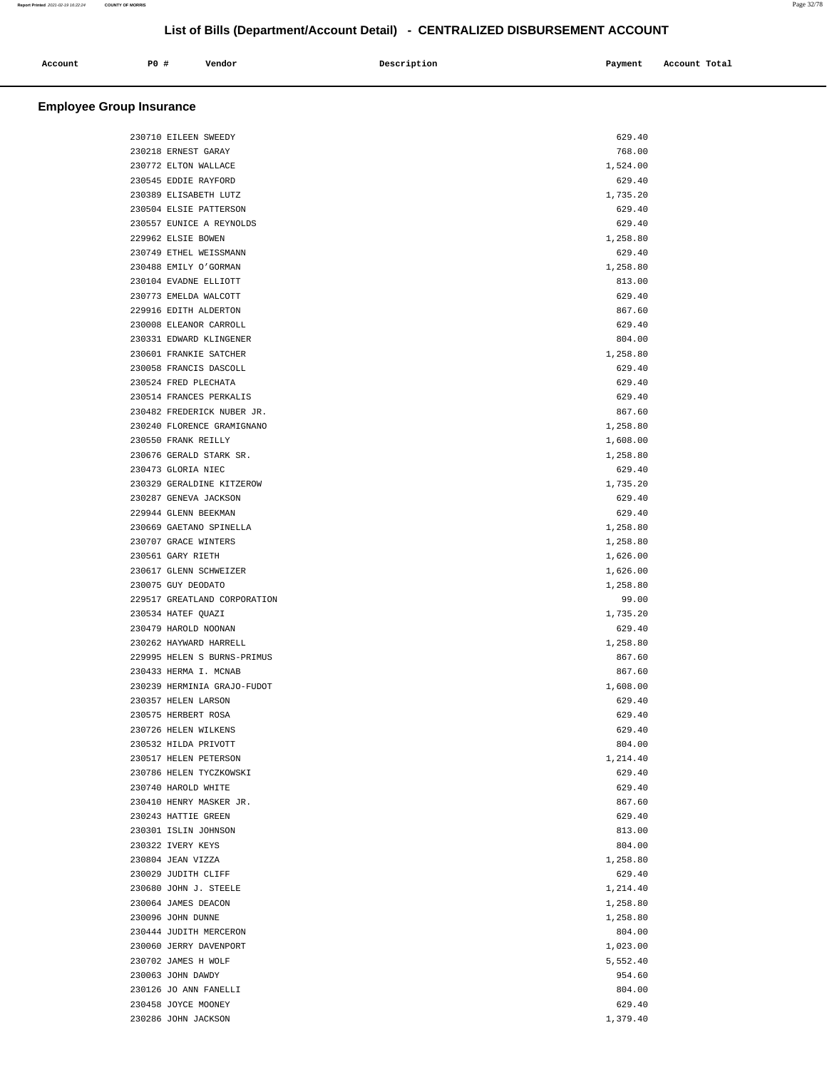## List of Bills (Department/Account Detail) - CENTRALIZED DISBURSEMENT ACCOUNT

| Account | PO # | Vendor | Description | Payment | Account Total |
|---|---|---|---|---|---|

### Employee Group Insurance

| Account | PO # | Vendor | Description | Payment | Account Total |
|---|---|---|---|---|---|
| | 230710 | EILEEN SWEEDY | | 629.40 | |
| | 230218 | ERNEST GARAY | | 768.00 | |
| | 230772 | ELTON WALLACE | | 1,524.00 | |
| | 230545 | EDDIE RAYFORD | | 629.40 | |
| | 230389 | ELISABETH LUTZ | | 1,735.20 | |
| | 230504 | ELSIE PATTERSON | | 629.40 | |
| | 230557 | EUNICE A REYNOLDS | | 629.40 | |
| | 229962 | ELSIE BOWEN | | 1,258.80 | |
| | 230749 | ETHEL WEISSMANN | | 629.40 | |
| | 230488 | EMILY O'GORMAN | | 1,258.80 | |
| | 230104 | EVADNE ELLIOTT | | 813.00 | |
| | 230773 | EMELDA WALCOTT | | 629.40 | |
| | 229916 | EDITH ALDERTON | | 867.60 | |
| | 230008 | ELEANOR CARROLL | | 629.40 | |
| | 230331 | EDWARD KLINGENER | | 804.00 | |
| | 230601 | FRANKIE SATCHER | | 1,258.80 | |
| | 230058 | FRANCIS DASCOLL | | 629.40 | |
| | 230524 | FRED PLECHATA | | 629.40 | |
| | 230514 | FRANCES PERKALIS | | 629.40 | |
| | 230482 | FREDERICK NUBER JR. | | 867.60 | |
| | 230240 | FLORENCE GRAMIGNANO | | 1,258.80 | |
| | 230550 | FRANK REILLY | | 1,608.00 | |
| | 230676 | GERALD STARK SR. | | 1,258.80 | |
| | 230473 | GLORIA NIEC | | 629.40 | |
| | 230329 | GERALDINE KITZEROW | | 1,735.20 | |
| | 230287 | GENEVA JACKSON | | 629.40 | |
| | 229944 | GLENN BEEKMAN | | 629.40 | |
| | 230669 | GAETANO SPINELLA | | 1,258.80 | |
| | 230707 | GRACE WINTERS | | 1,258.80 | |
| | 230561 | GARY RIETH | | 1,626.00 | |
| | 230617 | GLENN SCHWEIZER | | 1,626.00 | |
| | 230075 | GUY DEODATO | | 1,258.80 | |
| | 229517 | GREATLAND CORPORATION | | 99.00 | |
| | 230534 | HATEF QUAZI | | 1,735.20 | |
| | 230479 | HAROLD NOONAN | | 629.40 | |
| | 230262 | HAYWARD HARRELL | | 1,258.80 | |
| | 229995 | HELEN S BURNS-PRIMUS | | 867.60 | |
| | 230433 | HERMA I. MCNAB | | 867.60 | |
| | 230239 | HERMINIA GRAJO-FUDOT | | 1,608.00 | |
| | 230357 | HELEN LARSON | | 629.40 | |
| | 230575 | HERBERT ROSA | | 629.40 | |
| | 230726 | HELEN WILKENS | | 629.40 | |
| | 230532 | HILDA PRIVOTT | | 804.00 | |
| | 230517 | HELEN PETERSON | | 1,214.40 | |
| | 230786 | HELEN TYCZKOWSKI | | 629.40 | |
| | 230740 | HAROLD WHITE | | 629.40 | |
| | 230410 | HENRY MASKER JR. | | 867.60 | |
| | 230243 | HATTIE GREEN | | 629.40 | |
| | 230301 | ISLIN JOHNSON | | 813.00 | |
| | 230322 | IVERY KEYS | | 804.00 | |
| | 230804 | JEAN VIZZA | | 1,258.80 | |
| | 230029 | JUDITH CLIFF | | 629.40 | |
| | 230680 | JOHN J. STEELE | | 1,214.40 | |
| | 230064 | JAMES DEACON | | 1,258.80 | |
| | 230096 | JOHN DUNNE | | 1,258.80 | |
| | 230444 | JUDITH MERCERON | | 804.00 | |
| | 230060 | JERRY DAVENPORT | | 1,023.00 | |
| | 230702 | JAMES H WOLF | | 5,552.40 | |
| | 230063 | JOHN DAWDY | | 954.60 | |
| | 230126 | JO ANN FANELLI | | 804.00 | |
| | 230458 | JOYCE MOONEY | | 629.40 | |
| | 230286 | JOHN JACKSON | | 1,379.40 | |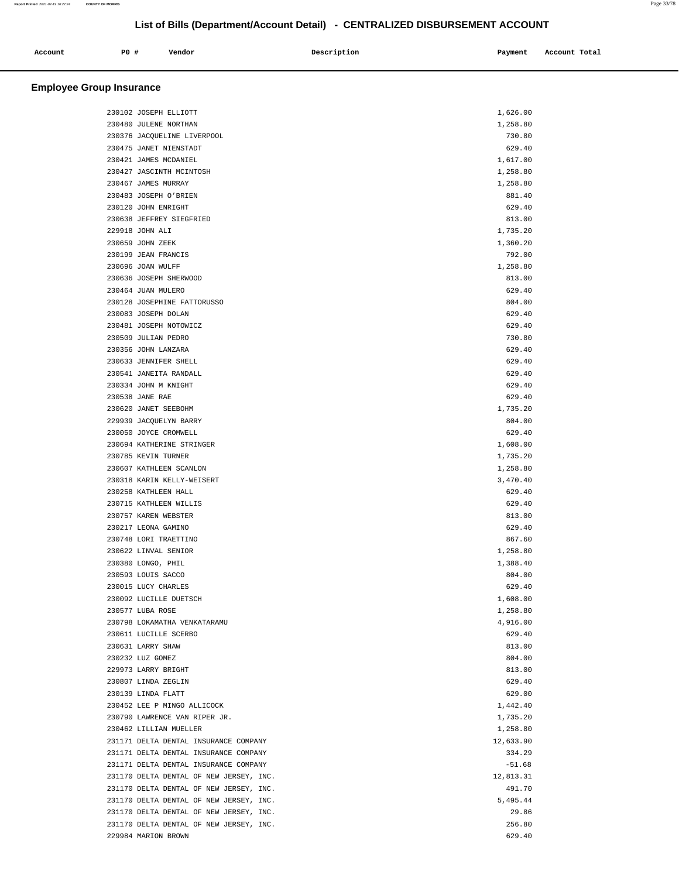# List of Bills (Department/Account Detail) - CENTRALIZED DISBURSEMENT ACCOUNT

| Account | PO # | Vendor | Description | Payment | Account Total |
|---|---|---|---|---|---|

## Employee Group Insurance

| Account | PO # | Vendor | Description | Payment | Account Total |
|---|---|---|---|---|---|
| | 230102 | JOSEPH ELLIOTT | | 1,626.00 | |
| | 230480 | JULENE NORTHAN | | 1,258.80 | |
| | 230376 | JACQUELINE LIVERPOOL | | 730.80 | |
| | 230475 | JANET NIENSTADT | | 629.40 | |
| | 230421 | JAMES MCDANIEL | | 1,617.00 | |
| | 230427 | JASCINTH MCINTOSH | | 1,258.80 | |
| | 230467 | JAMES MURRAY | | 1,258.80 | |
| | 230483 | JOSEPH O'BRIEN | | 881.40 | |
| | 230120 | JOHN ENRIGHT | | 629.40 | |
| | 230638 | JEFFREY SIEGFRIED | | 813.00 | |
| | 229918 | JOHN ALI | | 1,735.20 | |
| | 230659 | JOHN ZEEK | | 1,360.20 | |
| | 230199 | JEAN FRANCIS | | 792.00 | |
| | 230696 | JOAN WULFF | | 1,258.80 | |
| | 230636 | JOSEPH SHERWOOD | | 813.00 | |
| | 230464 | JUAN MULERO | | 629.40 | |
| | 230128 | JOSEPHINE FATTORUSSO | | 804.00 | |
| | 230083 | JOSEPH DOLAN | | 629.40 | |
| | 230481 | JOSEPH NOTOWICZ | | 629.40 | |
| | 230509 | JULIAN PEDRO | | 730.80 | |
| | 230356 | JOHN LANZARA | | 629.40 | |
| | 230633 | JENNIFER SHELL | | 629.40 | |
| | 230541 | JANEITA RANDALL | | 629.40 | |
| | 230334 | JOHN M KNIGHT | | 629.40 | |
| | 230538 | JANE RAE | | 629.40 | |
| | 230620 | JANET SEEBOHM | | 1,735.20 | |
| | 229939 | JACQUELYN BARRY | | 804.00 | |
| | 230050 | JOYCE CROMWELL | | 629.40 | |
| | 230694 | KATHERINE STRINGER | | 1,608.00 | |
| | 230785 | KEVIN TURNER | | 1,735.20 | |
| | 230607 | KATHLEEN SCANLON | | 1,258.80 | |
| | 230318 | KARIN KELLY-WEISERT | | 3,470.40 | |
| | 230258 | KATHLEEN HALL | | 629.40 | |
| | 230715 | KATHLEEN WILLIS | | 629.40 | |
| | 230757 | KAREN WEBSTER | | 813.00 | |
| | 230217 | LEONA GAMINO | | 629.40 | |
| | 230748 | LORI TRAETTINO | | 867.60 | |
| | 230622 | LINVAL SENIOR | | 1,258.80 | |
| | 230380 | LONGO, PHIL | | 1,388.40 | |
| | 230593 | LOUIS SACCO | | 804.00 | |
| | 230015 | LUCY CHARLES | | 629.40 | |
| | 230092 | LUCILLE DUETSCH | | 1,608.00 | |
| | 230577 | LUBA ROSE | | 1,258.80 | |
| | 230798 | LOKAMATHA VENKATARAMU | | 4,916.00 | |
| | 230611 | LUCILLE SCERBO | | 629.40 | |
| | 230631 | LARRY SHAW | | 813.00 | |
| | 230232 | LUZ GOMEZ | | 804.00 | |
| | 229973 | LARRY BRIGHT | | 813.00 | |
| | 230807 | LINDA ZEGLIN | | 629.40 | |
| | 230139 | LINDA FLATT | | 629.00 | |
| | 230452 | LEE P MINGO ALLICOCK | | 1,442.40 | |
| | 230790 | LAWRENCE VAN RIPER JR. | | 1,735.20 | |
| | 230462 | LILLIAN MUELLER | | 1,258.80 | |
| | 231171 | DELTA DENTAL INSURANCE COMPANY | | 12,633.90 | |
| | 231171 | DELTA DENTAL INSURANCE COMPANY | | 334.29 | |
| | 231171 | DELTA DENTAL INSURANCE COMPANY | | -51.68 | |
| | 231170 | DELTA DENTAL OF NEW JERSEY, INC. | | 12,813.31 | |
| | 231170 | DELTA DENTAL OF NEW JERSEY, INC. | | 491.70 | |
| | 231170 | DELTA DENTAL OF NEW JERSEY, INC. | | 5,495.44 | |
| | 231170 | DELTA DENTAL OF NEW JERSEY, INC. | | 29.86 | |
| | 231170 | DELTA DENTAL OF NEW JERSEY, INC. | | 256.80 | |
| | 229984 | MARION BROWN | | 629.40 | |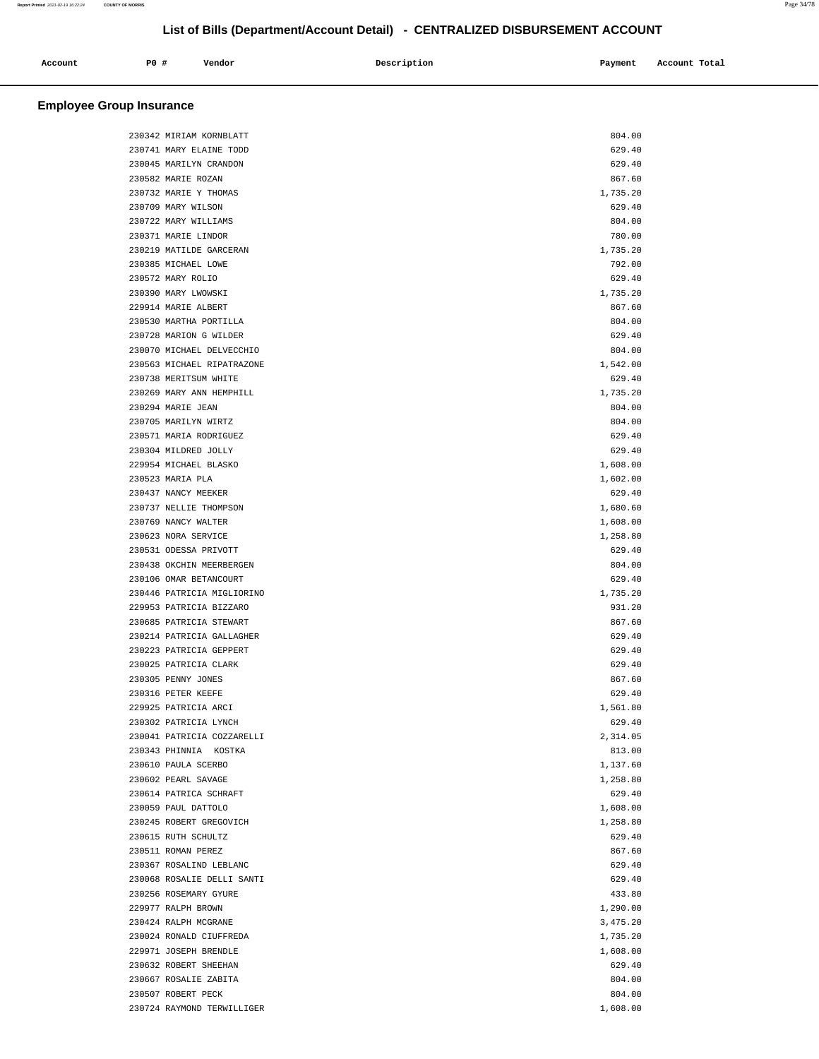# List of Bills (Department/Account Detail) - CENTRALIZED DISBURSEMENT ACCOUNT

| Account | PO # | Vendor | Description | Payment | Account Total |
|---|---|---|---|---|---|

## Employee Group Insurance

| Account | PO # | Vendor | Description | Payment | Account Total |
|---|---|---|---|---|---|
| | 230342 | MIRIAM KORNBLATT | | 804.00 | |
| | 230741 | MARY ELAINE TODD | | 629.40 | |
| | 230045 | MARILYN CRANDON | | 629.40 | |
| | 230582 | MARIE ROZAN | | 867.60 | |
| | 230732 | MARIE Y THOMAS | | 1,735.20 | |
| | 230709 | MARY WILSON | | 629.40 | |
| | 230722 | MARY WILLIAMS | | 804.00 | |
| | 230371 | MARIE LINDOR | | 780.00 | |
| | 230219 | MATILDE GARCERAN | | 1,735.20 | |
| | 230385 | MICHAEL LOWE | | 792.00 | |
| | 230572 | MARY ROLIO | | 629.40 | |
| | 230390 | MARY LWOWSKI | | 1,735.20 | |
| | 229914 | MARIE ALBERT | | 867.60 | |
| | 230530 | MARTHA PORTILLA | | 804.00 | |
| | 230728 | MARION G WILDER | | 629.40 | |
| | 230070 | MICHAEL DELVECCHIO | | 804.00 | |
| | 230563 | MICHAEL RIPATRAZONE | | 1,542.00 | |
| | 230738 | MERITSUM WHITE | | 629.40 | |
| | 230269 | MARY ANN HEMPHILL | | 1,735.20 | |
| | 230294 | MARIE JEAN | | 804.00 | |
| | 230705 | MARILYN WIRTZ | | 804.00 | |
| | 230571 | MARIA RODRIGUEZ | | 629.40 | |
| | 230304 | MILDRED JOLLY | | 629.40 | |
| | 229954 | MICHAEL BLASKO | | 1,608.00 | |
| | 230523 | MARIA PLA | | 1,602.00 | |
| | 230437 | NANCY MEEKER | | 629.40 | |
| | 230737 | NELLIE THOMPSON | | 1,680.60 | |
| | 230769 | NANCY WALTER | | 1,608.00 | |
| | 230623 | NORA SERVICE | | 1,258.80 | |
| | 230531 | ODESSA PRIVOTT | | 629.40 | |
| | 230438 | OKCHIN MEERBERGEN | | 804.00 | |
| | 230106 | OMAR BETANCOURT | | 629.40 | |
| | 230446 | PATRICIA MIGLIORINO | | 1,735.20 | |
| | 229953 | PATRICIA BIZZARO | | 931.20 | |
| | 230685 | PATRICIA STEWART | | 867.60 | |
| | 230214 | PATRICIA GALLAGHER | | 629.40 | |
| | 230223 | PATRICIA GEPPERT | | 629.40 | |
| | 230025 | PATRICIA CLARK | | 629.40 | |
| | 230305 | PENNY JONES | | 867.60 | |
| | 230316 | PETER KEEFE | | 629.40 | |
| | 229925 | PATRICIA ARCI | | 1,561.80 | |
| | 230302 | PATRICIA LYNCH | | 629.40 | |
| | 230041 | PATRICIA COZZARELLI | | 2,314.05 | |
| | 230343 | PHINNIA KOSTKA | | 813.00 | |
| | 230610 | PAULA SCERBO | | 1,137.60 | |
| | 230602 | PEARL SAVAGE | | 1,258.80 | |
| | 230614 | PATRICA SCHRAFT | | 629.40 | |
| | 230059 | PAUL DATTOLO | | 1,608.00 | |
| | 230245 | ROBERT GREGOVICH | | 1,258.80 | |
| | 230615 | RUTH SCHULTZ | | 629.40 | |
| | 230511 | ROMAN PEREZ | | 867.60 | |
| | 230367 | ROSALIND LEBLANC | | 629.40 | |
| | 230068 | ROSALIE DELLI SANTI | | 629.40 | |
| | 230256 | ROSEMARY GYURE | | 433.80 | |
| | 229977 | RALPH BROWN | | 1,290.00 | |
| | 230424 | RALPH MCGRANE | | 3,475.20 | |
| | 230024 | RONALD CIUFFREDA | | 1,735.20 | |
| | 229971 | JOSEPH BRENDLE | | 1,608.00 | |
| | 230632 | ROBERT SHEEHAN | | 629.40 | |
| | 230667 | ROSALIE ZABITA | | 804.00 | |
| | 230507 | ROBERT PECK | | 804.00 | |
| | 230724 | RAYMOND TERWILLIGER | | 1,608.00 | |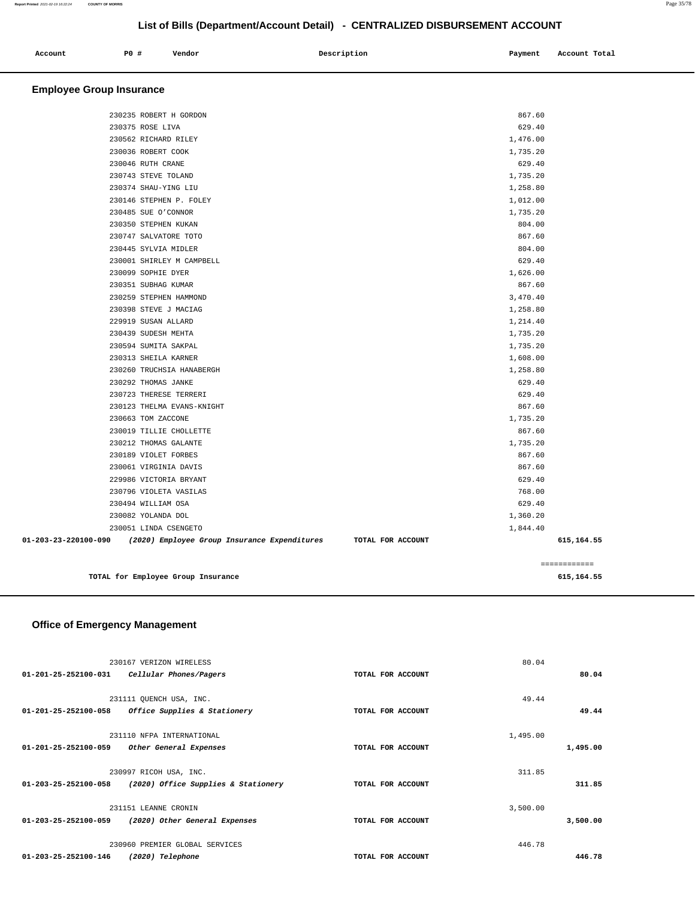# List of Bills (Department/Account Detail) - CENTRALIZED DISBURSEMENT ACCOUNT

| Account | PO # | Vendor | Description | Payment | Account Total |
|---|---|---|---|---|---|

## Employee Group Insurance

| Account | PO # | Vendor | Description | Payment | Account Total |
|---|---|---|---|---|---|
| | 230235 | ROBERT H GORDON | | 867.60 | |
| | 230375 | ROSE LIVA | | 629.40 | |
| | 230562 | RICHARD RILEY | | 1,476.00 | |
| | 230036 | ROBERT COOK | | 1,735.20 | |
| | 230046 | RUTH CRANE | | 629.40 | |
| | 230743 | STEVE TOLAND | | 1,735.20 | |
| | 230374 | SHAU-YING LIU | | 1,258.80 | |
| | 230146 | STEPHEN P. FOLEY | | 1,012.00 | |
| | 230485 | SUE O'CONNOR | | 1,735.20 | |
| | 230350 | STEPHEN KUKAN | | 804.00 | |
| | 230747 | SALVATORE TOTO | | 867.60 | |
| | 230445 | SYLVIA MIDLER | | 804.00 | |
| | 230001 | SHIRLEY M CAMPBELL | | 629.40 | |
| | 230099 | SOPHIE DYER | | 1,626.00 | |
| | 230351 | SUBHAG KUMAR | | 867.60 | |
| | 230259 | STEPHEN HAMMOND | | 3,470.40 | |
| | 230398 | STEVE J MACIAG | | 1,258.80 | |
| | 229919 | SUSAN ALLARD | | 1,214.40 | |
| | 230439 | SUDESH MEHTA | | 1,735.20 | |
| | 230594 | SUMITA SAKPAL | | 1,735.20 | |
| | 230313 | SHEILA KARNER | | 1,608.00 | |
| | 230260 | TRUCHSIA HANABERGH | | 1,258.80 | |
| | 230292 | THOMAS JANKE | | 629.40 | |
| | 230723 | THERESE TERRERI | | 629.40 | |
| | 230123 | THELMA EVANS-KNIGHT | | 867.60 | |
| | 230663 | TOM ZACCONE | | 1,735.20 | |
| | 230019 | TILLIE CHOLLETTE | | 867.60 | |
| | 230212 | THOMAS GALANTE | | 1,735.20 | |
| | 230189 | VIOLET FORBES | | 867.60 | |
| | 230061 | VIRGINIA DAVIS | | 867.60 | |
| | 229986 | VICTORIA BRYANT | | 629.40 | |
| | 230796 | VIOLETA VASILAS | | 768.00 | |
| | 230494 | WILLIAM OSA | | 629.40 | |
| | 230082 | YOLANDA DOL | | 1,360.20 | |
| | 230051 | LINDA CSENGETO | | 1,844.40 | |
| 01-203-23-220100-090 | | *(2020) Employee Group Insurance Expenditures* | TOTAL FOR ACCOUNT | | 615,164.55 |

**TOTAL for Employee Group Insurance** 615,164.55

## Office of Emergency Management

| Account | PO # | Vendor | Description | Payment | Account Total |
|---|---|---|---|---|---|
| | 230167 | VERIZON WIRELESS | | 80.04 | |
| 01-201-25-252100-031 | | *Cellular Phones/Pagers* | TOTAL FOR ACCOUNT | | 80.04 |
| | 231111 | QUENCH USA, INC. | | 49.44 | |
| 01-201-25-252100-058 | | *Office Supplies & Stationery* | TOTAL FOR ACCOUNT | | 49.44 |
| | 231110 | NFPA INTERNATIONAL | | 1,495.00 | |
| 01-201-25-252100-059 | | *Other General Expenses* | TOTAL FOR ACCOUNT | | 1,495.00 |
| | 230997 | RICOH USA, INC. | | 311.85 | |
| 01-203-25-252100-058 | | *(2020) Office Supplies & Stationery* | TOTAL FOR ACCOUNT | | 311.85 |
| | 231151 | LEANNE CRONIN | | 3,500.00 | |
| 01-203-25-252100-059 | | *(2020) Other General Expenses* | TOTAL FOR ACCOUNT | | 3,500.00 |
| | 230960 | PREMIER GLOBAL SERVICES | | 446.78 | |
| 01-203-25-252100-146 | | *(2020) Telephone* | TOTAL FOR ACCOUNT | | 446.78 |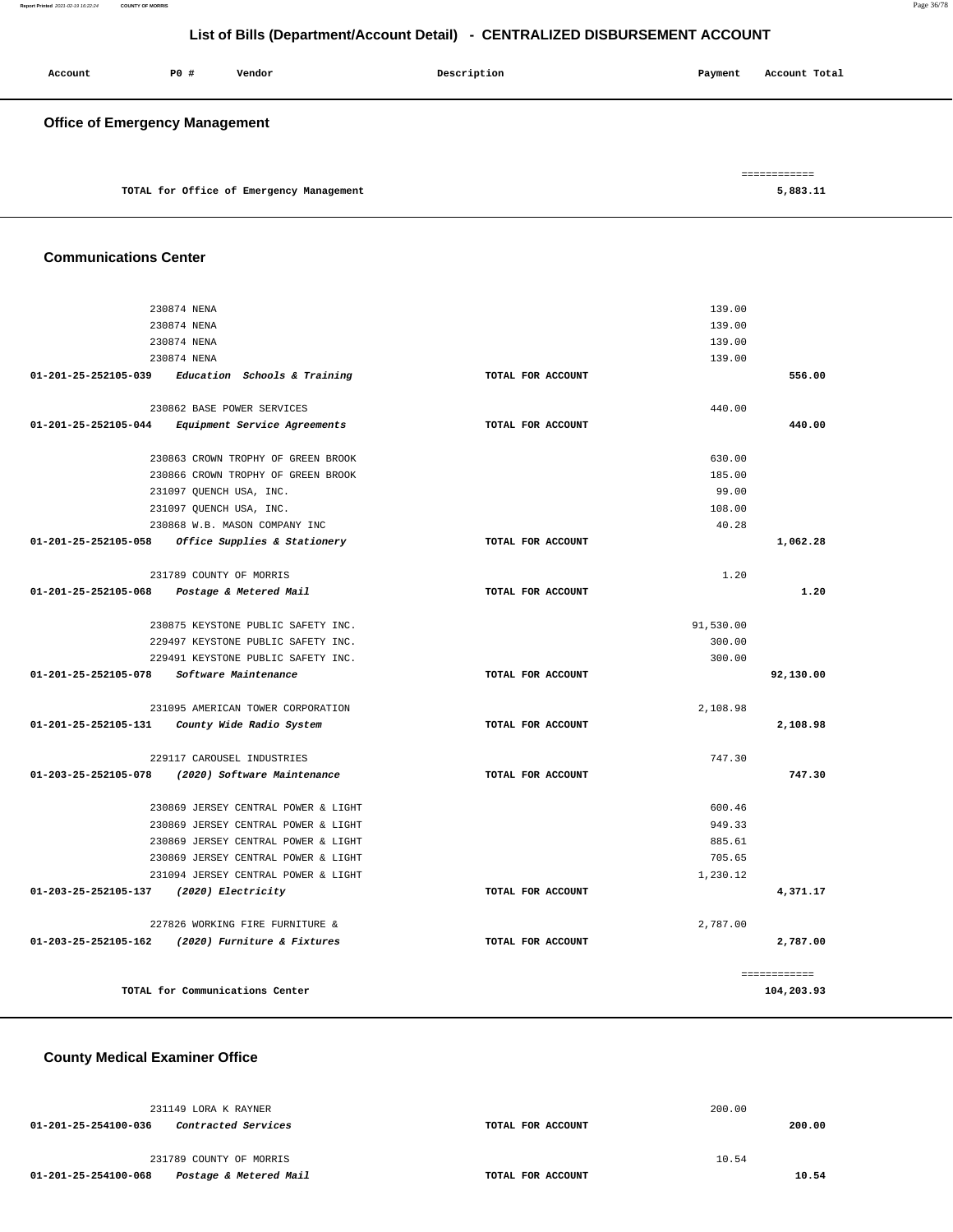# List of Bills (Department/Account Detail) - CENTRALIZED DISBURSEMENT ACCOUNT

| Account | PO # | Vendor | Description | Payment | Account Total |
|---|---|---|---|---|---|

## Office of Emergency Management

| | | |
|---|---|---|
| TOTAL for Office of Emergency Management | | 5,883.11 |

## Communications Center

| Account | PO # | Vendor | Description | Payment | Account Total |
|---|---|---|---|---|---|
| | 230874 | NENA | | 139.00 | |
| | 230874 | NENA | | 139.00 | |
| | 230874 | NENA | | 139.00 | |
| | 230874 | NENA | | 139.00 | |
| 01-201-25-252105-039 | | *Education Schools & Training* | TOTAL FOR ACCOUNT | | 556.00 |
| | 230862 | BASE POWER SERVICES | | 440.00 | |
| 01-201-25-252105-044 | | *Equipment Service Agreements* | TOTAL FOR ACCOUNT | | 440.00 |
| | 230863 | CROWN TROPHY OF GREEN BROOK | | 630.00 | |
| | 230866 | CROWN TROPHY OF GREEN BROOK | | 185.00 | |
| | 231097 | QUENCH USA, INC. | | 99.00 | |
| | 231097 | QUENCH USA, INC. | | 108.00 | |
| | 230868 | W.B. MASON COMPANY INC | | 40.28 | |
| 01-201-25-252105-058 | | *Office Supplies & Stationery* | TOTAL FOR ACCOUNT | | 1,062.28 |
| | 231789 | COUNTY OF MORRIS | | 1.20 | |
| 01-201-25-252105-068 | | *Postage & Metered Mail* | TOTAL FOR ACCOUNT | | 1.20 |
| | 230875 | KEYSTONE PUBLIC SAFETY INC. | | 91,530.00 | |
| | 229497 | KEYSTONE PUBLIC SAFETY INC. | | 300.00 | |
| | 229491 | KEYSTONE PUBLIC SAFETY INC. | | 300.00 | |
| 01-201-25-252105-078 | | *Software Maintenance* | TOTAL FOR ACCOUNT | | 92,130.00 |
| | 231095 | AMERICAN TOWER CORPORATION | | 2,108.98 | |
| 01-201-25-252105-131 | | *County Wide Radio System* | TOTAL FOR ACCOUNT | | 2,108.98 |
| | 229117 | CAROUSEL INDUSTRIES | | 747.30 | |
| 01-203-25-252105-078 | | *(2020) Software Maintenance* | TOTAL FOR ACCOUNT | | 747.30 |
| | 230869 | JERSEY CENTRAL POWER & LIGHT | | 600.46 | |
| | 230869 | JERSEY CENTRAL POWER & LIGHT | | 949.33 | |
| | 230869 | JERSEY CENTRAL POWER & LIGHT | | 885.61 | |
| | 230869 | JERSEY CENTRAL POWER & LIGHT | | 705.65 | |
| | 231094 | JERSEY CENTRAL POWER & LIGHT | | 1,230.12 | |
| 01-203-25-252105-137 | | *(2020) Electricity* | TOTAL FOR ACCOUNT | | 4,371.17 |
| | 227826 | WORKING FIRE FURNITURE & | | 2,787.00 | |
| 01-203-25-252105-162 | | *(2020) Furniture & Fixtures* | TOTAL FOR ACCOUNT | | 2,787.00 |
| TOTAL for Communications Center | | | | | 104,203.93 |

## County Medical Examiner Office

| Account | PO # | Vendor | Description | Payment | Account Total |
|---|---|---|---|---|---|
| | 231149 | LORA K RAYNER | | 200.00 | |
| 01-201-25-254100-036 | | *Contracted Services* | TOTAL FOR ACCOUNT | | 200.00 |
| | 231789 | COUNTY OF MORRIS | | 10.54 | |
| 01-201-25-254100-068 | | *Postage & Metered Mail* | TOTAL FOR ACCOUNT | | 10.54 |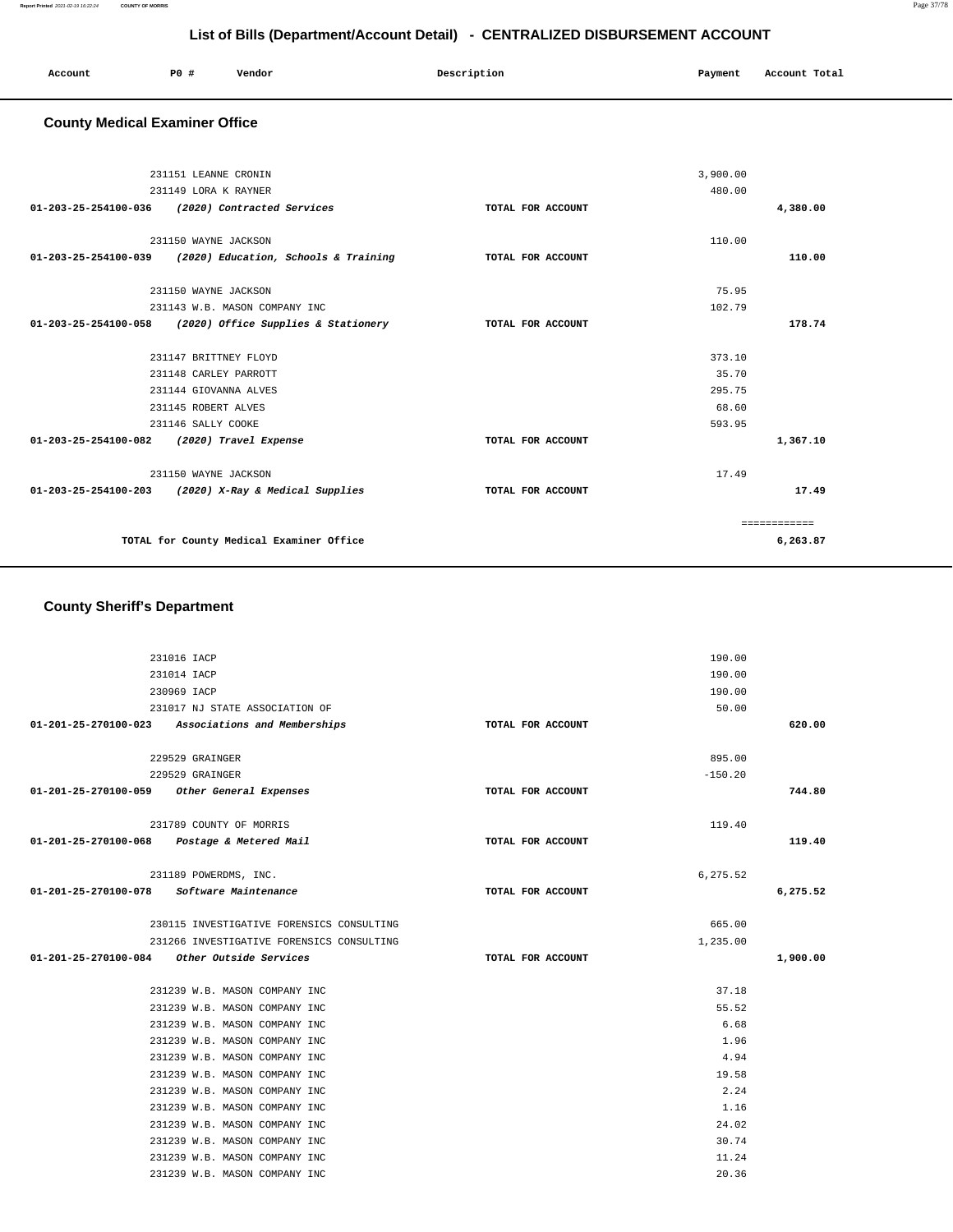## List of Bills (Department/Account Detail) - CENTRALIZED DISBURSEMENT ACCOUNT

| Account | PO # | Vendor | Description | Payment | Account Total |
|---|---|---|---|---|---|

### County Medical Examiner Office

| Account | PO # | Vendor | Description | Payment | Account Total |
|---|---|---|---|---|---|
| | 231151 | LEANNE CRONIN | | 3,900.00 | |
| | 231149 | LORA K RAYNER | | 480.00 | |
| **01-203-25-254100-036** | | *(2020) Contracted Services* | TOTAL FOR ACCOUNT | | **4,380.00** |
| | 231150 | WAYNE JACKSON | | 110.00 | |
| **01-203-25-254100-039** | | *(2020) Education, Schools & Training* | TOTAL FOR ACCOUNT | | **110.00** |
| | 231150 | WAYNE JACKSON | | 75.95 | |
| | 231143 | W.B. MASON COMPANY INC | | 102.79 | |
| **01-203-25-254100-058** | | *(2020) Office Supplies & Stationery* | TOTAL FOR ACCOUNT | | **178.74** |
| | 231147 | BRITTNEY FLOYD | | 373.10 | |
| | 231148 | CARLEY PARROTT | | 35.70 | |
| | 231144 | GIOVANNA ALVES | | 295.75 | |
| | 231145 | ROBERT ALVES | | 68.60 | |
| | 231146 | SALLY COOKE | | 593.95 | |
| **01-203-25-254100-082** | | *(2020) Travel Expense* | TOTAL FOR ACCOUNT | | **1,367.10** |
| | 231150 | WAYNE JACKSON | | 17.49 | |
| **01-203-25-254100-203** | | *(2020) X-Ray & Medical Supplies* | TOTAL FOR ACCOUNT | | **17.49** |
| | | | | | ============ |
| | | **TOTAL for County Medical Examiner Office** | | | **6,263.87** |

### County Sheriff's Department

| Account | PO # | Vendor | Description | Payment | Account Total |
|---|---|---|---|---|---|
| | 231016 | IACP | | 190.00 | |
| | 231014 | IACP | | 190.00 | |
| | 230969 | IACP | | 190.00 | |
| | 231017 | NJ STATE ASSOCIATION OF | | 50.00 | |
| **01-201-25-270100-023** | | *Associations and Memberships* | TOTAL FOR ACCOUNT | | **620.00** |
| | 229529 | GRAINGER | | 895.00 | |
| | 229529 | GRAINGER | | -150.20 | |
| **01-201-25-270100-059** | | *Other General Expenses* | TOTAL FOR ACCOUNT | | **744.80** |
| | 231789 | COUNTY OF MORRIS | | 119.40 | |
| **01-201-25-270100-068** | | *Postage & Metered Mail* | TOTAL FOR ACCOUNT | | **119.40** |
| | 231189 | POWERDMS, INC. | | 6,275.52 | |
| **01-201-25-270100-078** | | *Software Maintenance* | TOTAL FOR ACCOUNT | | **6,275.52** |
| | 230115 | INVESTIGATIVE FORENSICS CONSULTING | | 665.00 | |
| | 231266 | INVESTIGATIVE FORENSICS CONSULTING | | 1,235.00 | |
| **01-201-25-270100-084** | | *Other Outside Services* | TOTAL FOR ACCOUNT | | **1,900.00** |
| | 231239 | W.B. MASON COMPANY INC | | 37.18 | |
| | 231239 | W.B. MASON COMPANY INC | | 55.52 | |
| | 231239 | W.B. MASON COMPANY INC | | 6.68 | |
| | 231239 | W.B. MASON COMPANY INC | | 1.96 | |
| | 231239 | W.B. MASON COMPANY INC | | 4.94 | |
| | 231239 | W.B. MASON COMPANY INC | | 19.58 | |
| | 231239 | W.B. MASON COMPANY INC | | 2.24 | |
| | 231239 | W.B. MASON COMPANY INC | | 1.16 | |
| | 231239 | W.B. MASON COMPANY INC | | 24.02 | |
| | 231239 | W.B. MASON COMPANY INC | | 30.74 | |
| | 231239 | W.B. MASON COMPANY INC | | 11.24 | |
| | 231239 | W.B. MASON COMPANY INC | | 20.36 | |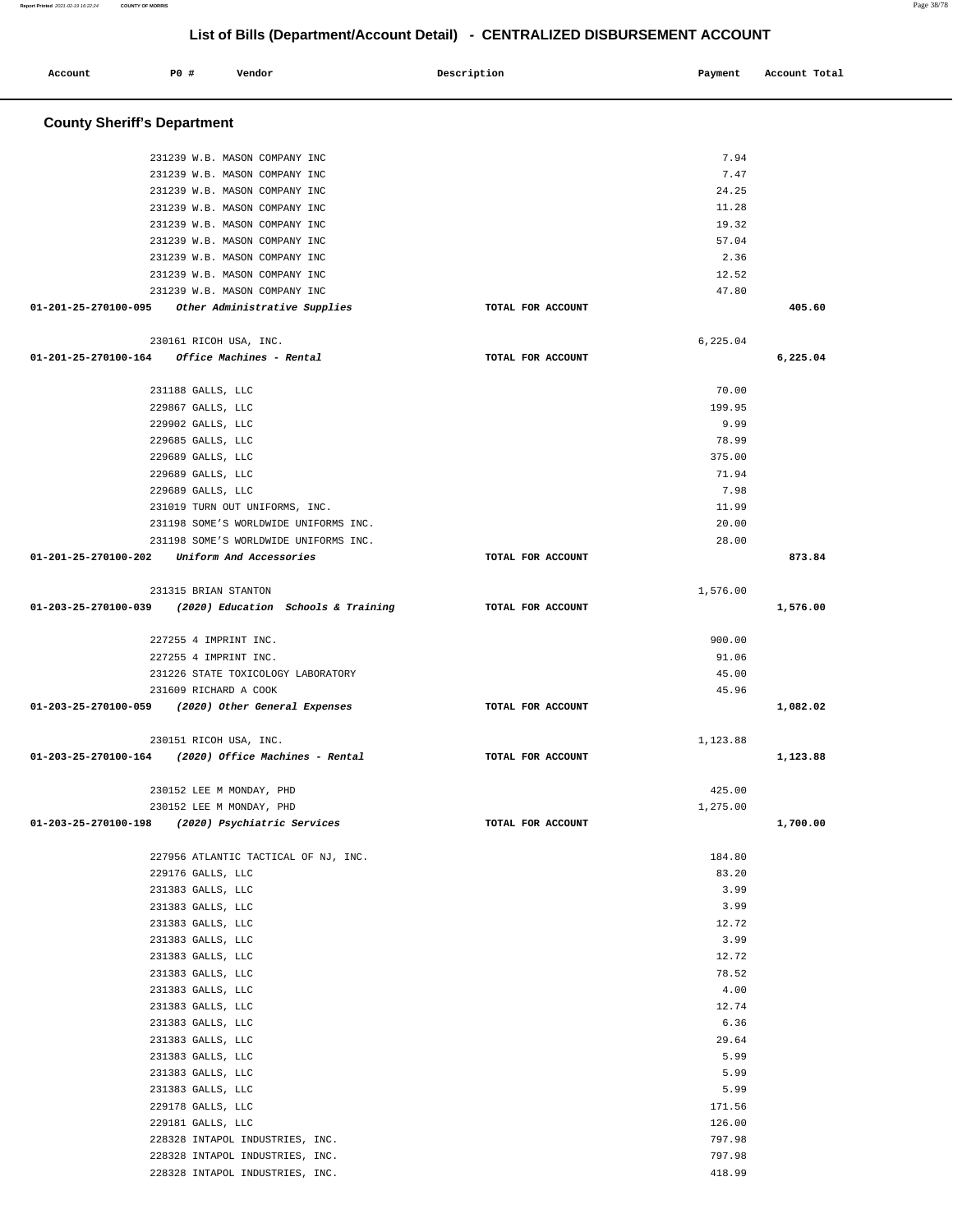## List of Bills (Department/Account Detail) - CENTRALIZED DISBURSEMENT ACCOUNT

| Account | PO # | Vendor | Description | Payment | Account Total |
|---|---|---|---|---|---|

### County Sheriff's Department

| Account | PO # | Vendor | Description | Payment | Account Total |
|---|---|---|---|---|---|
| | 231239 | W.B. MASON COMPANY INC | | 7.94 | |
| | 231239 | W.B. MASON COMPANY INC | | 7.47 | |
| | 231239 | W.B. MASON COMPANY INC | | 24.25 | |
| | 231239 | W.B. MASON COMPANY INC | | 11.28 | |
| | 231239 | W.B. MASON COMPANY INC | | 19.32 | |
| | 231239 | W.B. MASON COMPANY INC | | 57.04 | |
| | 231239 | W.B. MASON COMPANY INC | | 2.36 | |
| | 231239 | W.B. MASON COMPANY INC | | 12.52 | |
| | 231239 | W.B. MASON COMPANY INC | | 47.80 | |
| **01-201-25-270100-095** | | *Other Administrative Supplies* | TOTAL FOR ACCOUNT | | **405.60** |
| | 230161 | RICOH USA, INC. | | 6,225.04 | |
| **01-201-25-270100-164** | | *Office Machines - Rental* | TOTAL FOR ACCOUNT | | **6,225.04** |
| | 231188 | GALLS, LLC | | 70.00 | |
| | 229867 | GALLS, LLC | | 199.95 | |
| | 229902 | GALLS, LLC | | 9.99 | |
| | 229685 | GALLS, LLC | | 78.99 | |
| | 229689 | GALLS, LLC | | 375.00 | |
| | 229689 | GALLS, LLC | | 71.94 | |
| | 229689 | GALLS, LLC | | 7.98 | |
| | 231019 | TURN OUT UNIFORMS, INC. | | 11.99 | |
| | 231198 | SOME'S WORLDWIDE UNIFORMS INC. | | 20.00 | |
| | 231198 | SOME'S WORLDWIDE UNIFORMS INC. | | 28.00 | |
| **01-201-25-270100-202** | | *Uniform And Accessories* | TOTAL FOR ACCOUNT | | **873.84** |
| | 231315 | BRIAN STANTON | | 1,576.00 | |
| **01-203-25-270100-039** | | *(2020) Education Schools & Training* | TOTAL FOR ACCOUNT | | **1,576.00** |
| | 227255 | 4 IMPRINT INC. | | 900.00 | |
| | 227255 | 4 IMPRINT INC. | | 91.06 | |
| | 231226 | STATE TOXICOLOGY LABORATORY | | 45.00 | |
| | 231609 | RICHARD A COOK | | 45.96 | |
| **01-203-25-270100-059** | | *(2020) Other General Expenses* | TOTAL FOR ACCOUNT | | **1,082.02** |
| | 230151 | RICOH USA, INC. | | 1,123.88 | |
| **01-203-25-270100-164** | | *(2020) Office Machines - Rental* | TOTAL FOR ACCOUNT | | **1,123.88** |
| | 230152 | LEE M MONDAY, PHD | | 425.00 | |
| | 230152 | LEE M MONDAY, PHD | | 1,275.00 | |
| **01-203-25-270100-198** | | *(2020) Psychiatric Services* | TOTAL FOR ACCOUNT | | **1,700.00** |
| | 227956 | ATLANTIC TACTICAL OF NJ, INC. | | 184.80 | |
| | 229176 | GALLS, LLC | | 83.20 | |
| | 231383 | GALLS, LLC | | 3.99 | |
| | 231383 | GALLS, LLC | | 3.99 | |
| | 231383 | GALLS, LLC | | 12.72 | |
| | 231383 | GALLS, LLC | | 3.99 | |
| | 231383 | GALLS, LLC | | 12.72 | |
| | 231383 | GALLS, LLC | | 78.52 | |
| | 231383 | GALLS, LLC | | 4.00 | |
| | 231383 | GALLS, LLC | | 12.74 | |
| | 231383 | GALLS, LLC | | 6.36 | |
| | 231383 | GALLS, LLC | | 29.64 | |
| | 231383 | GALLS, LLC | | 5.99 | |
| | 231383 | GALLS, LLC | | 5.99 | |
| | 231383 | GALLS, LLC | | 5.99 | |
| | 229178 | GALLS, LLC | | 171.56 | |
| | 229181 | GALLS, LLC | | 126.00 | |
| | 228328 | INTAPOL INDUSTRIES, INC. | | 797.98 | |
| | 228328 | INTAPOL INDUSTRIES, INC. | | 797.98 | |
| | 228328 | INTAPOL INDUSTRIES, INC. | | 418.99 | |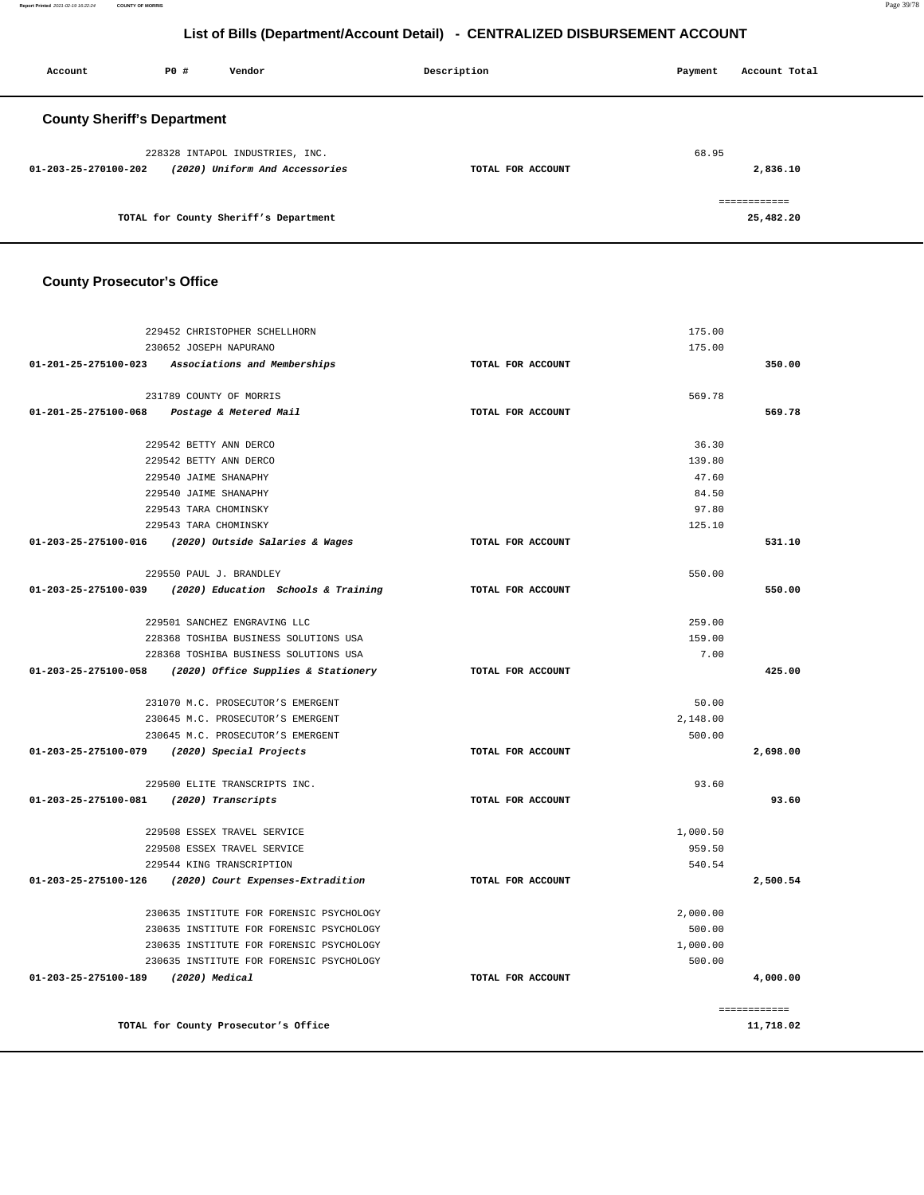## List of Bills (Department/Account Detail) - CENTRALIZED DISBURSEMENT ACCOUNT

| Account | PO # | Vendor | Description | Payment | Account Total |
|---|---|---|---|---|---|

### County Sheriff's Department

| Account | PO # | Vendor | Description | Payment | Account Total |
|---|---|---|---|---|---|
| | 228328 | INTAPOL INDUSTRIES, INC. | | 68.95 | |
| 01-203-25-270100-202 | | *(2020) Uniform And Accessories* | TOTAL FOR ACCOUNT | | 2,836.10 |
| | | | | | ============ |
| | | TOTAL for County Sheriff's Department | | | 25,482.20 |

### County Prosecutor's Office

| Account | PO # | Vendor | Description | Payment | Account Total |
|---|---|---|---|---|---|
| | 229452 | CHRISTOPHER SCHELLHORN | | 175.00 | |
| | 230652 | JOSEPH NAPURANO | | 175.00 | |
| 01-201-25-275100-023 | | *Associations and Memberships* | TOTAL FOR ACCOUNT | | 350.00 |
| | 231789 | COUNTY OF MORRIS | | 569.78 | |
| 01-201-25-275100-068 | | *Postage & Metered Mail* | TOTAL FOR ACCOUNT | | 569.78 |
| | 229542 | BETTY ANN DERCO | | 36.30 | |
| | 229542 | BETTY ANN DERCO | | 139.80 | |
| | 229540 | JAIME SHANAPHY | | 47.60 | |
| | 229540 | JAIME SHANAPHY | | 84.50 | |
| | 229543 | TARA CHOMINSKY | | 97.80 | |
| | 229543 | TARA CHOMINSKY | | 125.10 | |
| 01-203-25-275100-016 | | *(2020) Outside Salaries & Wages* | TOTAL FOR ACCOUNT | | 531.10 |
| | 229550 | PAUL J. BRANDLEY | | 550.00 | |
| 01-203-25-275100-039 | | *(2020) Education Schools & Training* | TOTAL FOR ACCOUNT | | 550.00 |
| | 229501 | SANCHEZ ENGRAVING LLC | | 259.00 | |
| | 228368 | TOSHIBA BUSINESS SOLUTIONS USA | | 159.00 | |
| | 228368 | TOSHIBA BUSINESS SOLUTIONS USA | | 7.00 | |
| 01-203-25-275100-058 | | *(2020) Office Supplies & Stationery* | TOTAL FOR ACCOUNT | | 425.00 |
| | 231070 | M.C. PROSECUTOR'S EMERGENT | | 50.00 | |
| | 230645 | M.C. PROSECUTOR'S EMERGENT | | 2,148.00 | |
| | 230645 | M.C. PROSECUTOR'S EMERGENT | | 500.00 | |
| 01-203-25-275100-079 | | *(2020) Special Projects* | TOTAL FOR ACCOUNT | | 2,698.00 |
| | 229500 | ELITE TRANSCRIPTS INC. | | 93.60 | |
| 01-203-25-275100-081 | | *(2020) Transcripts* | TOTAL FOR ACCOUNT | | 93.60 |
| | 229508 | ESSEX TRAVEL SERVICE | | 1,000.50 | |
| | 229508 | ESSEX TRAVEL SERVICE | | 959.50 | |
| | 229544 | KING TRANSCRIPTION | | 540.54 | |
| 01-203-25-275100-126 | | *(2020) Court Expenses-Extradition* | TOTAL FOR ACCOUNT | | 2,500.54 |
| | 230635 | INSTITUTE FOR FORENSIC PSYCHOLOGY | | 2,000.00 | |
| | 230635 | INSTITUTE FOR FORENSIC PSYCHOLOGY | | 500.00 | |
| | 230635 | INSTITUTE FOR FORENSIC PSYCHOLOGY | | 1,000.00 | |
| | 230635 | INSTITUTE FOR FORENSIC PSYCHOLOGY | | 500.00 | |
| 01-203-25-275100-189 | | *(2020) Medical* | TOTAL FOR ACCOUNT | | 4,000.00 |
| | | | | | ============ |
| | | TOTAL for County Prosecutor's Office | | | 11,718.02 |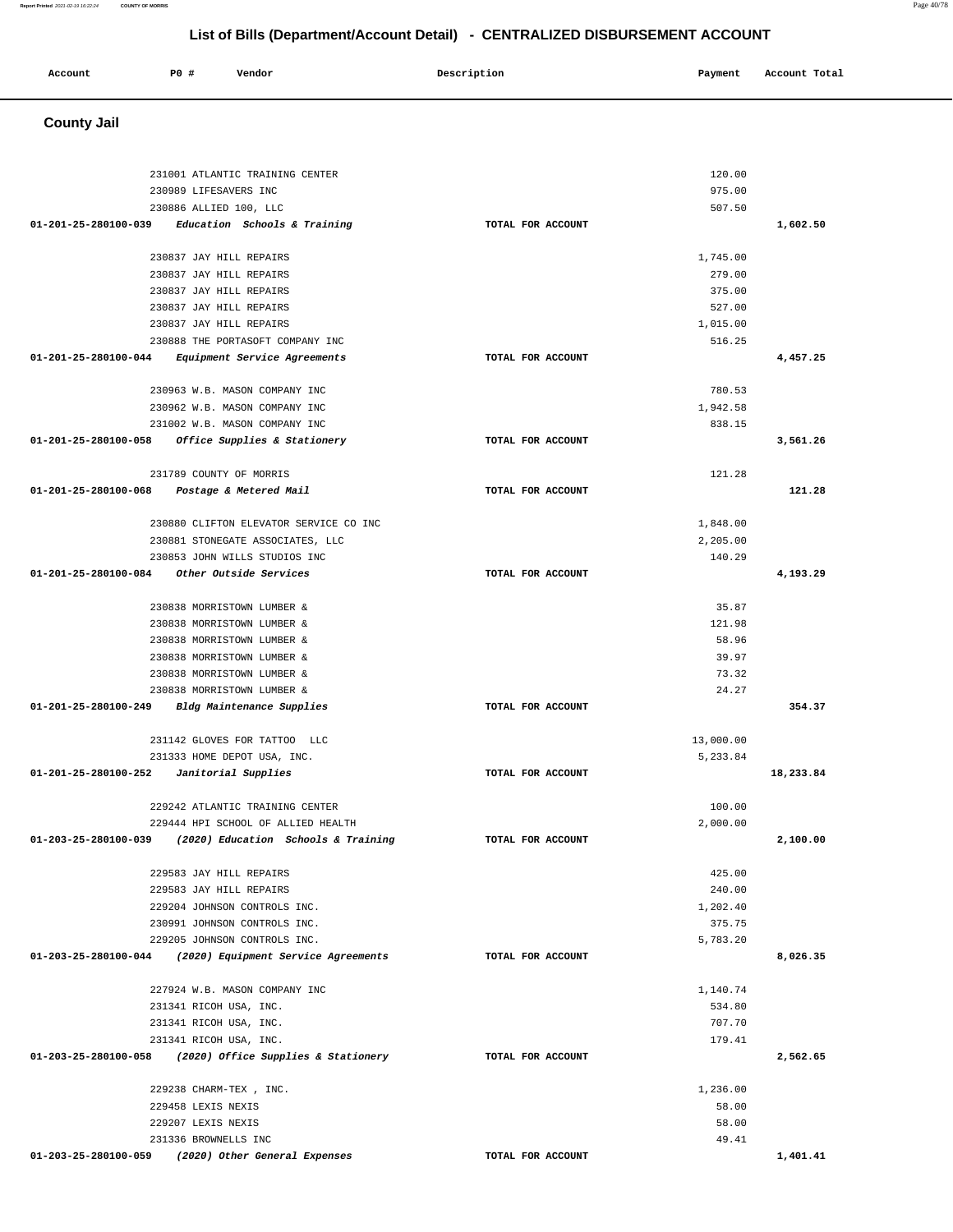## List of Bills (Department/Account Detail) - CENTRALIZED DISBURSEMENT ACCOUNT

| Account | PO # | Vendor | Description | Payment | Account Total |
|---|---|---|---|---|---|

### County Jail

| Account | PO # | Vendor | Description | Payment | Account Total |
|---|---|---|---|---|---|
| | 231001 | ATLANTIC TRAINING CENTER | | 120.00 | |
| | 230989 | LIFESAVERS INC | | 975.00 | |
| | 230886 | ALLIED 100, LLC | | 507.50 | |
| 01-201-25-280100-039 | | *Education Schools & Training* | TOTAL FOR ACCOUNT | | 1,602.50 |
| | 230837 | JAY HILL REPAIRS | | 1,745.00 | |
| | 230837 | JAY HILL REPAIRS | | 279.00 | |
| | 230837 | JAY HILL REPAIRS | | 375.00 | |
| | 230837 | JAY HILL REPAIRS | | 527.00 | |
| | 230837 | JAY HILL REPAIRS | | 1,015.00 | |
| | 230888 | THE PORTASOFT COMPANY INC | | 516.25 | |
| 01-201-25-280100-044 | | *Equipment Service Agreements* | TOTAL FOR ACCOUNT | | 4,457.25 |
| | 230963 | W.B. MASON COMPANY INC | | 780.53 | |
| | 230962 | W.B. MASON COMPANY INC | | 1,942.58 | |
| | 231002 | W.B. MASON COMPANY INC | | 838.15 | |
| 01-201-25-280100-058 | | *Office Supplies & Stationery* | TOTAL FOR ACCOUNT | | 3,561.26 |
| | 231789 | COUNTY OF MORRIS | | 121.28 | |
| 01-201-25-280100-068 | | *Postage & Metered Mail* | TOTAL FOR ACCOUNT | | 121.28 |
| | 230880 | CLIFTON ELEVATOR SERVICE CO INC | | 1,848.00 | |
| | 230881 | STONEGATE ASSOCIATES, LLC | | 2,205.00 | |
| | 230853 | JOHN WILLS STUDIOS INC | | 140.29 | |
| 01-201-25-280100-084 | | *Other Outside Services* | TOTAL FOR ACCOUNT | | 4,193.29 |
| | 230838 | MORRISTOWN LUMBER & | | 35.87 | |
| | 230838 | MORRISTOWN LUMBER & | | 121.98 | |
| | 230838 | MORRISTOWN LUMBER & | | 58.96 | |
| | 230838 | MORRISTOWN LUMBER & | | 39.97 | |
| | 230838 | MORRISTOWN LUMBER & | | 73.32 | |
| | 230838 | MORRISTOWN LUMBER & | | 24.27 | |
| 01-201-25-280100-249 | | *Bldg Maintenance Supplies* | TOTAL FOR ACCOUNT | | 354.37 |
| | 231142 | GLOVES FOR TATTOO LLC | | 13,000.00 | |
| | 231333 | HOME DEPOT USA, INC. | | 5,233.84 | |
| 01-201-25-280100-252 | | *Janitorial Supplies* | TOTAL FOR ACCOUNT | | 18,233.84 |
| | 229242 | ATLANTIC TRAINING CENTER | | 100.00 | |
| | 229444 | HPI SCHOOL OF ALLIED HEALTH | | 2,000.00 | |
| 01-203-25-280100-039 | | *(2020) Education Schools & Training* | TOTAL FOR ACCOUNT | | 2,100.00 |
| | 229583 | JAY HILL REPAIRS | | 425.00 | |
| | 229583 | JAY HILL REPAIRS | | 240.00 | |
| | 229204 | JOHNSON CONTROLS INC. | | 1,202.40 | |
| | 230991 | JOHNSON CONTROLS INC. | | 375.75 | |
| | 229205 | JOHNSON CONTROLS INC. | | 5,783.20 | |
| 01-203-25-280100-044 | | *(2020) Equipment Service Agreements* | TOTAL FOR ACCOUNT | | 8,026.35 |
| | 227924 | W.B. MASON COMPANY INC | | 1,140.74 | |
| | 231341 | RICOH USA, INC. | | 534.80 | |
| | 231341 | RICOH USA, INC. | | 707.70 | |
| | 231341 | RICOH USA, INC. | | 179.41 | |
| 01-203-25-280100-058 | | *(2020) Office Supplies & Stationery* | TOTAL FOR ACCOUNT | | 2,562.65 |
| | 229238 | CHARM-TEX , INC. | | 1,236.00 | |
| | 229458 | LEXIS NEXIS | | 58.00 | |
| | 229207 | LEXIS NEXIS | | 58.00 | |
| | 231336 | BROWNELLS INC | | 49.41 | |
| 01-203-25-280100-059 | | *(2020) Other General Expenses* | TOTAL FOR ACCOUNT | | 1,401.41 |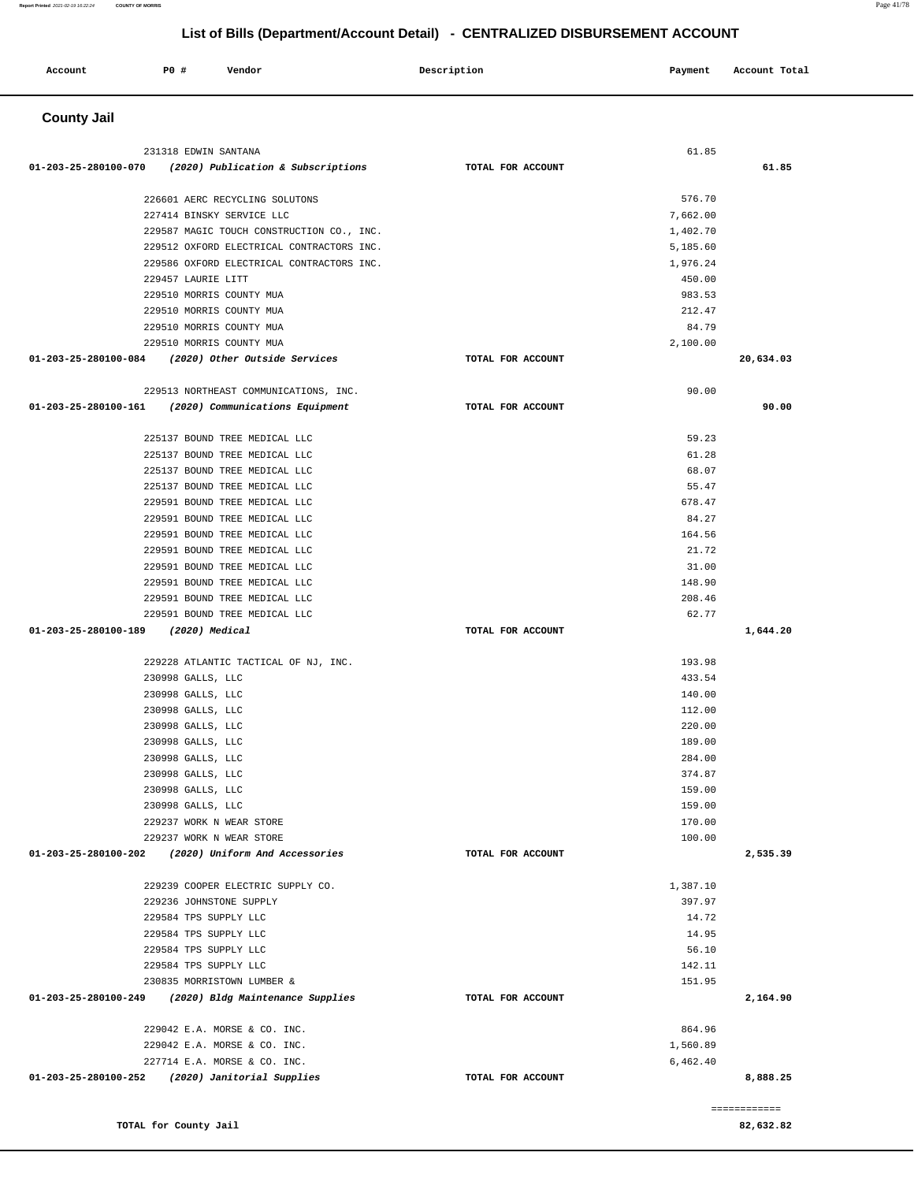## List of Bills (Department/Account Detail) - CENTRALIZED DISBURSEMENT ACCOUNT

| Account | PO # | Vendor | Description | Payment | Account Total |
|---|---|---|---|---|---|

### County Jail

| Account | PO # | Vendor | Description | Payment | Account Total |
|---|---|---|---|---|---|
| | 231318 | EDWIN SANTANA | | 61.85 | |
| 01-203-25-280100-070 | | *(2020) Publication & Subscriptions* | TOTAL FOR ACCOUNT | | 61.85 |
| | 226601 | AERC RECYCLING SOLUTONS | | 576.70 | |
| | 227414 | BINSKY SERVICE LLC | | 7,662.00 | |
| | 229587 | MAGIC TOUCH CONSTRUCTION CO., INC. | | 1,402.70 | |
| | 229512 | OXFORD ELECTRICAL CONTRACTORS INC. | | 5,185.60 | |
| | 229586 | OXFORD ELECTRICAL CONTRACTORS INC. | | 1,976.24 | |
| | 229457 | LAURIE LITT | | 450.00 | |
| | 229510 | MORRIS COUNTY MUA | | 983.53 | |
| | 229510 | MORRIS COUNTY MUA | | 212.47 | |
| | 229510 | MORRIS COUNTY MUA | | 84.79 | |
| | 229510 | MORRIS COUNTY MUA | | 2,100.00 | |
| 01-203-25-280100-084 | | *(2020) Other Outside Services* | TOTAL FOR ACCOUNT | | 20,634.03 |
| | 229513 | NORTHEAST COMMUNICATIONS, INC. | | 90.00 | |
| 01-203-25-280100-161 | | *(2020) Communications Equipment* | TOTAL FOR ACCOUNT | | 90.00 |
| | 225137 | BOUND TREE MEDICAL LLC | | 59.23 | |
| | 225137 | BOUND TREE MEDICAL LLC | | 61.28 | |
| | 225137 | BOUND TREE MEDICAL LLC | | 68.07 | |
| | 225137 | BOUND TREE MEDICAL LLC | | 55.47 | |
| | 229591 | BOUND TREE MEDICAL LLC | | 678.47 | |
| | 229591 | BOUND TREE MEDICAL LLC | | 84.27 | |
| | 229591 | BOUND TREE MEDICAL LLC | | 164.56 | |
| | 229591 | BOUND TREE MEDICAL LLC | | 21.72 | |
| | 229591 | BOUND TREE MEDICAL LLC | | 31.00 | |
| | 229591 | BOUND TREE MEDICAL LLC | | 148.90 | |
| | 229591 | BOUND TREE MEDICAL LLC | | 208.46 | |
| | 229591 | BOUND TREE MEDICAL LLC | | 62.77 | |
| 01-203-25-280100-189 | | *(2020) Medical* | TOTAL FOR ACCOUNT | | 1,644.20 |
| | 229228 | ATLANTIC TACTICAL OF NJ, INC. | | 193.98 | |
| | 230998 | GALLS, LLC | | 433.54 | |
| | 230998 | GALLS, LLC | | 140.00 | |
| | 230998 | GALLS, LLC | | 112.00 | |
| | 230998 | GALLS, LLC | | 220.00 | |
| | 230998 | GALLS, LLC | | 189.00 | |
| | 230998 | GALLS, LLC | | 284.00 | |
| | 230998 | GALLS, LLC | | 374.87 | |
| | 230998 | GALLS, LLC | | 159.00 | |
| | 230998 | GALLS, LLC | | 159.00 | |
| | 229237 | WORK N WEAR STORE | | 170.00 | |
| | 229237 | WORK N WEAR STORE | | 100.00 | |
| 01-203-25-280100-202 | | *(2020) Uniform And Accessories* | TOTAL FOR ACCOUNT | | 2,535.39 |
| | 229239 | COOPER ELECTRIC SUPPLY CO. | | 1,387.10 | |
| | 229236 | JOHNSTONE SUPPLY | | 397.97 | |
| | 229584 | TPS SUPPLY LLC | | 14.72 | |
| | 229584 | TPS SUPPLY LLC | | 14.95 | |
| | 229584 | TPS SUPPLY LLC | | 56.10 | |
| | 229584 | TPS SUPPLY LLC | | 142.11 | |
| | 230835 | MORRISTOWN LUMBER & | | 151.95 | |
| 01-203-25-280100-249 | | *(2020) Bldg Maintenance Supplies* | TOTAL FOR ACCOUNT | | 2,164.90 |
| | 229042 | E.A. MORSE & CO. INC. | | 864.96 | |
| | 229042 | E.A. MORSE & CO. INC. | | 1,560.89 | |
| | 227714 | E.A. MORSE & CO. INC. | | 6,462.40 | |
| 01-203-25-280100-252 | | *(2020) Janitorial Supplies* | TOTAL FOR ACCOUNT | | 8,888.25 |

============

**TOTAL for County Jail** **82,632.82**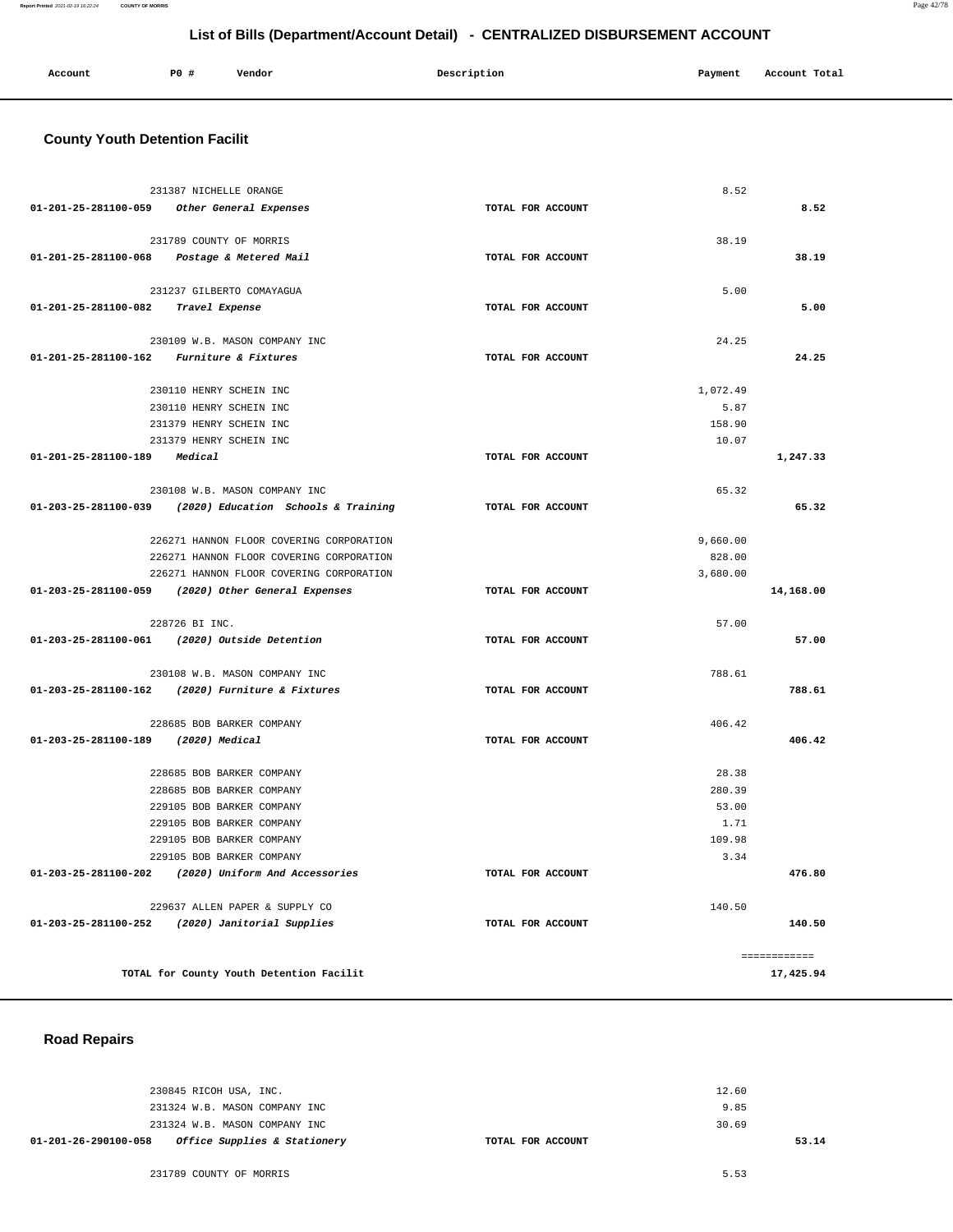## List of Bills (Department/Account Detail) - CENTRALIZED DISBURSEMENT ACCOUNT

| Account | PO # | Vendor | Description | Payment | Account Total |
|---|---|---|---|---|---|

### County Youth Detention Facilit

| Account | PO # | Vendor | Description | Payment | Account Total |
|---|---|---|---|---|---|
| | 231387 | NICHELLE ORANGE | | 8.52 | |
| 01-201-25-281100-059 | | *Other General Expenses* | TOTAL FOR ACCOUNT | | 8.52 |
| | 231789 | COUNTY OF MORRIS | | 38.19 | |
| 01-201-25-281100-068 | | *Postage & Metered Mail* | TOTAL FOR ACCOUNT | | 38.19 |
| | 231237 | GILBERTO COMAYAGUA | | 5.00 | |
| 01-201-25-281100-082 | | *Travel Expense* | TOTAL FOR ACCOUNT | | 5.00 |
| | 230109 | W.B. MASON COMPANY INC | | 24.25 | |
| 01-201-25-281100-162 | | *Furniture & Fixtures* | TOTAL FOR ACCOUNT | | 24.25 |
| | 230110 | HENRY SCHEIN INC | | 1,072.49 | |
| | 230110 | HENRY SCHEIN INC | | 5.87 | |
| | 231379 | HENRY SCHEIN INC | | 158.90 | |
| | 231379 | HENRY SCHEIN INC | | 10.07 | |
| 01-201-25-281100-189 | | *Medical* | TOTAL FOR ACCOUNT | | 1,247.33 |
| | 230108 | W.B. MASON COMPANY INC | | 65.32 | |
| 01-203-25-281100-039 | | *(2020) Education Schools & Training* | TOTAL FOR ACCOUNT | | 65.32 |
| | 226271 | HANNON FLOOR COVERING CORPORATION | | 9,660.00 | |
| | 226271 | HANNON FLOOR COVERING CORPORATION | | 828.00 | |
| | 226271 | HANNON FLOOR COVERING CORPORATION | | 3,680.00 | |
| 01-203-25-281100-059 | | *(2020) Other General Expenses* | TOTAL FOR ACCOUNT | | 14,168.00 |
| | 228726 | BI INC. | | 57.00 | |
| 01-203-25-281100-061 | | *(2020) Outside Detention* | TOTAL FOR ACCOUNT | | 57.00 |
| | 230108 | W.B. MASON COMPANY INC | | 788.61 | |
| 01-203-25-281100-162 | | *(2020) Furniture & Fixtures* | TOTAL FOR ACCOUNT | | 788.61 |
| | 228685 | BOB BARKER COMPANY | | 406.42 | |
| 01-203-25-281100-189 | | *(2020) Medical* | TOTAL FOR ACCOUNT | | 406.42 |
| | 228685 | BOB BARKER COMPANY | | 28.38 | |
| | 228685 | BOB BARKER COMPANY | | 280.39 | |
| | 229105 | BOB BARKER COMPANY | | 53.00 | |
| | 229105 | BOB BARKER COMPANY | | 1.71 | |
| | 229105 | BOB BARKER COMPANY | | 109.98 | |
| | 229105 | BOB BARKER COMPANY | | 3.34 | |
| 01-203-25-281100-202 | | *(2020) Uniform And Accessories* | TOTAL FOR ACCOUNT | | 476.80 |
| | 229637 | ALLEN PAPER & SUPPLY CO | | 140.50 | |
| 01-203-25-281100-252 | | *(2020) Janitorial Supplies* | TOTAL FOR ACCOUNT | | 140.50 |
| | | | | | ============ |
| | | TOTAL for County Youth Detention Facilit | | | 17,425.94 |

### Road Repairs

| Account | PO # | Vendor | Description | Payment | Account Total |
|---|---|---|---|---|---|
| | 230845 | RICOH USA, INC. | | 12.60 | |
| | 231324 | W.B. MASON COMPANY INC | | 9.85 | |
| | 231324 | W.B. MASON COMPANY INC | | 30.69 | |
| 01-201-26-290100-058 | | *Office Supplies & Stationery* | TOTAL FOR ACCOUNT | | 53.14 |
| | 231789 | COUNTY OF MORRIS | | 5.53 | |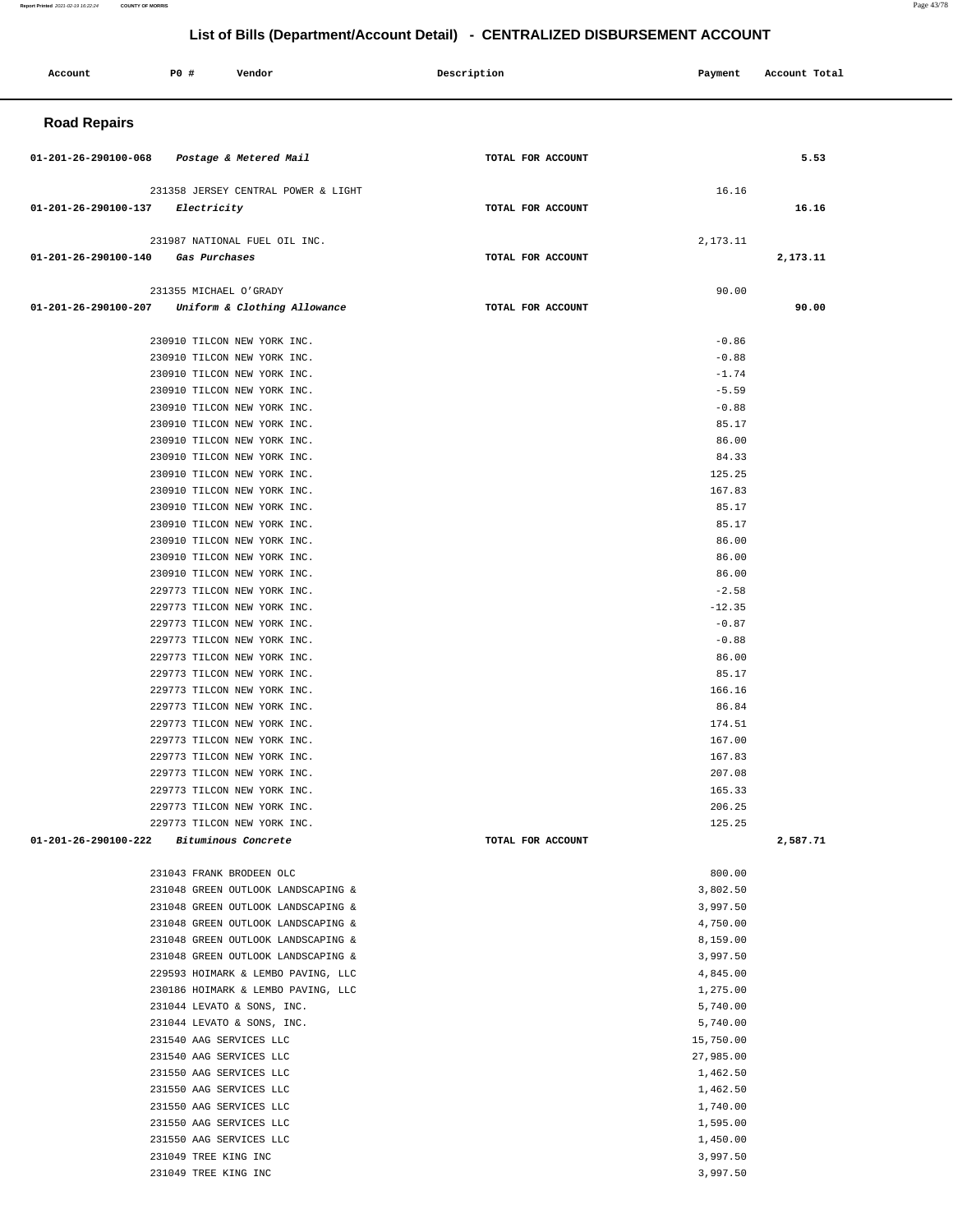# List of Bills (Department/Account Detail) - CENTRALIZED DISBURSEMENT ACCOUNT

| Account | PO # | Vendor | Description | Payment | Account Total |
|---|---|---|---|---|---|

## Road Repairs

| Account | PO # | Vendor | Description | Payment | Account Total |
|---|---|---|---|---|---|
| 01-201-26-290100-068 | | *Postage & Metered Mail* | TOTAL FOR ACCOUNT | | 5.53 |
| | 231358 | JERSEY CENTRAL POWER & LIGHT | | 16.16 | |
| 01-201-26-290100-137 | | *Electricity* | TOTAL FOR ACCOUNT | | 16.16 |
| | 231987 | NATIONAL FUEL OIL INC. | | 2,173.11 | |
| 01-201-26-290100-140 | | *Gas Purchases* | TOTAL FOR ACCOUNT | | 2,173.11 |
| | 231355 | MICHAEL O'GRADY | | 90.00 | |
| 01-201-26-290100-207 | | *Uniform & Clothing Allowance* | TOTAL FOR ACCOUNT | | 90.00 |
| | 230910 | TILCON NEW YORK INC. | | -0.86 | |
| | 230910 | TILCON NEW YORK INC. | | -0.88 | |
| | 230910 | TILCON NEW YORK INC. | | -1.74 | |
| | 230910 | TILCON NEW YORK INC. | | -5.59 | |
| | 230910 | TILCON NEW YORK INC. | | -0.88 | |
| | 230910 | TILCON NEW YORK INC. | | 85.17 | |
| | 230910 | TILCON NEW YORK INC. | | 86.00 | |
| | 230910 | TILCON NEW YORK INC. | | 84.33 | |
| | 230910 | TILCON NEW YORK INC. | | 125.25 | |
| | 230910 | TILCON NEW YORK INC. | | 167.83 | |
| | 230910 | TILCON NEW YORK INC. | | 85.17 | |
| | 230910 | TILCON NEW YORK INC. | | 85.17 | |
| | 230910 | TILCON NEW YORK INC. | | 86.00 | |
| | 230910 | TILCON NEW YORK INC. | | 86.00 | |
| | 230910 | TILCON NEW YORK INC. | | 86.00 | |
| | 229773 | TILCON NEW YORK INC. | | -2.58 | |
| | 229773 | TILCON NEW YORK INC. | | -12.35 | |
| | 229773 | TILCON NEW YORK INC. | | -0.87 | |
| | 229773 | TILCON NEW YORK INC. | | -0.88 | |
| | 229773 | TILCON NEW YORK INC. | | 86.00 | |
| | 229773 | TILCON NEW YORK INC. | | 85.17 | |
| | 229773 | TILCON NEW YORK INC. | | 166.16 | |
| | 229773 | TILCON NEW YORK INC. | | 86.84 | |
| | 229773 | TILCON NEW YORK INC. | | 174.51 | |
| | 229773 | TILCON NEW YORK INC. | | 167.00 | |
| | 229773 | TILCON NEW YORK INC. | | 167.83 | |
| | 229773 | TILCON NEW YORK INC. | | 207.08 | |
| | 229773 | TILCON NEW YORK INC. | | 165.33 | |
| | 229773 | TILCON NEW YORK INC. | | 206.25 | |
| | 229773 | TILCON NEW YORK INC. | | 125.25 | |
| 01-201-26-290100-222 | | *Bituminous Concrete* | TOTAL FOR ACCOUNT | | 2,587.71 |
| | 231043 | FRANK BRODEEN OLC | | 800.00 | |
| | 231048 | GREEN OUTLOOK LANDSCAPING & | | 3,802.50 | |
| | 231048 | GREEN OUTLOOK LANDSCAPING & | | 3,997.50 | |
| | 231048 | GREEN OUTLOOK LANDSCAPING & | | 4,750.00 | |
| | 231048 | GREEN OUTLOOK LANDSCAPING & | | 8,159.00 | |
| | 231048 | GREEN OUTLOOK LANDSCAPING & | | 3,997.50 | |
| | 229593 | HOIMARK & LEMBO PAVING, LLC | | 4,845.00 | |
| | 230186 | HOIMARK & LEMBO PAVING, LLC | | 1,275.00 | |
| | 231044 | LEVATO & SONS, INC. | | 5,740.00 | |
| | 231044 | LEVATO & SONS, INC. | | 5,740.00 | |
| | 231540 | AAG SERVICES LLC | | 15,750.00 | |
| | 231540 | AAG SERVICES LLC | | 27,985.00 | |
| | 231550 | AAG SERVICES LLC | | 1,462.50 | |
| | 231550 | AAG SERVICES LLC | | 1,462.50 | |
| | 231550 | AAG SERVICES LLC | | 1,740.00 | |
| | 231550 | AAG SERVICES LLC | | 1,595.00 | |
| | 231550 | AAG SERVICES LLC | | 1,450.00 | |
| | 231049 | TREE KING INC | | 3,997.50 | |
| | 231049 | TREE KING INC | | 3,997.50 | |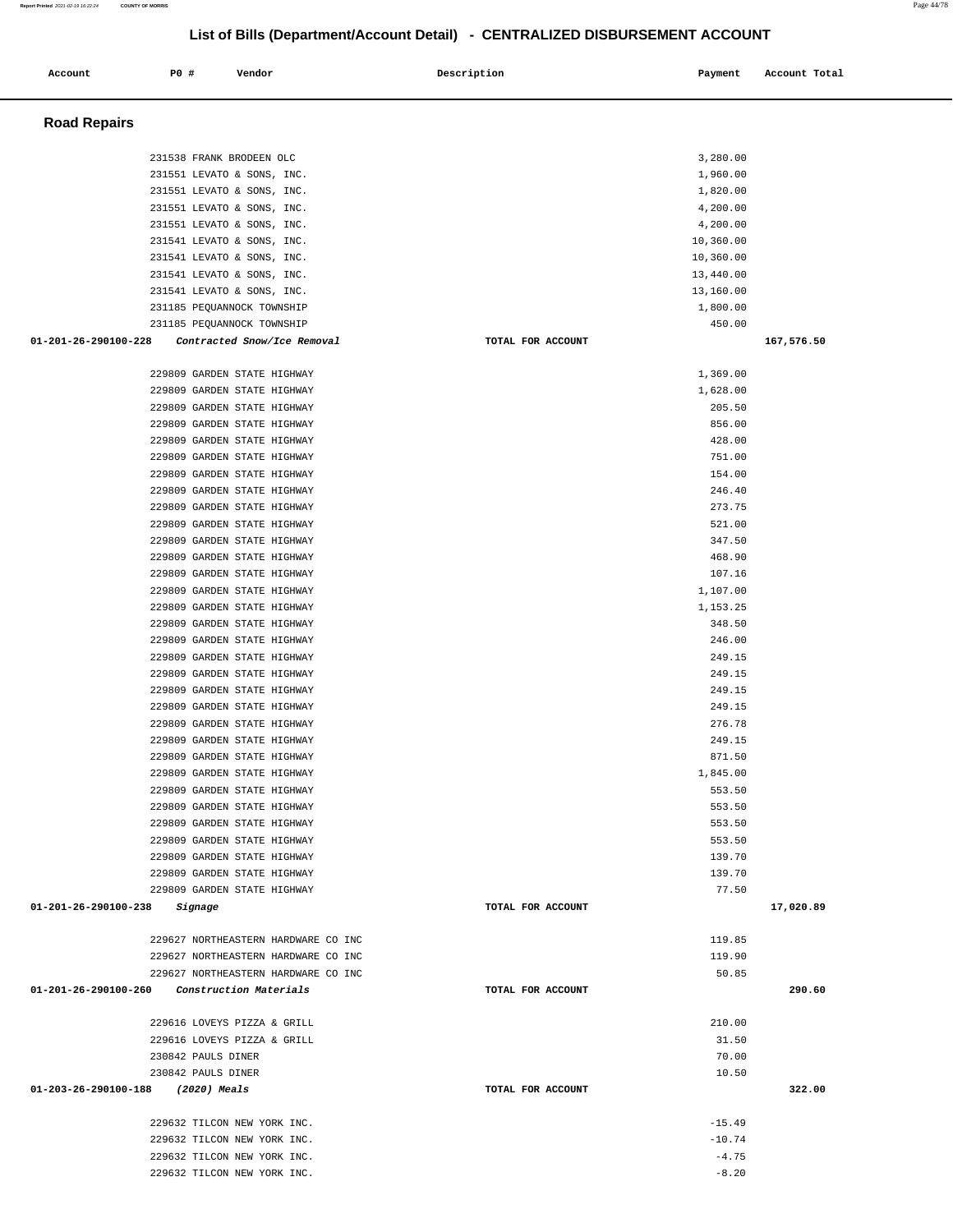## List of Bills (Department/Account Detail) - CENTRALIZED DISBURSEMENT ACCOUNT

| Account | PO # | Vendor | Description | Payment | Account Total |
|---|---|---|---|---|---|

### Road Repairs

| Account | PO # | Vendor | Description | Payment | Account Total |
|---|---|---|---|---|---|
| | 231538 | FRANK BRODEEN OLC | | 3,280.00 | |
| | 231551 | LEVATO & SONS, INC. | | 1,960.00 | |
| | 231551 | LEVATO & SONS, INC. | | 1,820.00 | |
| | 231551 | LEVATO & SONS, INC. | | 4,200.00 | |
| | 231551 | LEVATO & SONS, INC. | | 4,200.00 | |
| | 231541 | LEVATO & SONS, INC. | | 10,360.00 | |
| | 231541 | LEVATO & SONS, INC. | | 10,360.00 | |
| | 231541 | LEVATO & SONS, INC. | | 13,440.00 | |
| | 231541 | LEVATO & SONS, INC. | | 13,160.00 | |
| | 231185 | PEQUANNOCK TOWNSHIP | | 1,800.00 | |
| | 231185 | PEQUANNOCK TOWNSHIP | | 450.00 | |
| **01-201-26-290100-228** | | *Contracted Snow/Ice Removal* | TOTAL FOR ACCOUNT | | **167,576.50** |
| | 229809 | GARDEN STATE HIGHWAY | | 1,369.00 | |
| | 229809 | GARDEN STATE HIGHWAY | | 1,628.00 | |
| | 229809 | GARDEN STATE HIGHWAY | | 205.50 | |
| | 229809 | GARDEN STATE HIGHWAY | | 856.00 | |
| | 229809 | GARDEN STATE HIGHWAY | | 428.00 | |
| | 229809 | GARDEN STATE HIGHWAY | | 751.00 | |
| | 229809 | GARDEN STATE HIGHWAY | | 154.00 | |
| | 229809 | GARDEN STATE HIGHWAY | | 246.40 | |
| | 229809 | GARDEN STATE HIGHWAY | | 273.75 | |
| | 229809 | GARDEN STATE HIGHWAY | | 521.00 | |
| | 229809 | GARDEN STATE HIGHWAY | | 347.50 | |
| | 229809 | GARDEN STATE HIGHWAY | | 468.90 | |
| | 229809 | GARDEN STATE HIGHWAY | | 107.16 | |
| | 229809 | GARDEN STATE HIGHWAY | | 1,107.00 | |
| | 229809 | GARDEN STATE HIGHWAY | | 1,153.25 | |
| | 229809 | GARDEN STATE HIGHWAY | | 348.50 | |
| | 229809 | GARDEN STATE HIGHWAY | | 246.00 | |
| | 229809 | GARDEN STATE HIGHWAY | | 249.15 | |
| | 229809 | GARDEN STATE HIGHWAY | | 249.15 | |
| | 229809 | GARDEN STATE HIGHWAY | | 249.15 | |
| | 229809 | GARDEN STATE HIGHWAY | | 249.15 | |
| | 229809 | GARDEN STATE HIGHWAY | | 276.78 | |
| | 229809 | GARDEN STATE HIGHWAY | | 249.15 | |
| | 229809 | GARDEN STATE HIGHWAY | | 871.50 | |
| | 229809 | GARDEN STATE HIGHWAY | | 1,845.00 | |
| | 229809 | GARDEN STATE HIGHWAY | | 553.50 | |
| | 229809 | GARDEN STATE HIGHWAY | | 553.50 | |
| | 229809 | GARDEN STATE HIGHWAY | | 553.50 | |
| | 229809 | GARDEN STATE HIGHWAY | | 553.50 | |
| | 229809 | GARDEN STATE HIGHWAY | | 139.70 | |
| | 229809 | GARDEN STATE HIGHWAY | | 139.70 | |
| | 229809 | GARDEN STATE HIGHWAY | | 77.50 | |
| **01-201-26-290100-238** | | *Signage* | TOTAL FOR ACCOUNT | | **17,020.89** |
| | 229627 | NORTHEASTERN HARDWARE CO INC | | 119.85 | |
| | 229627 | NORTHEASTERN HARDWARE CO INC | | 119.90 | |
| | 229627 | NORTHEASTERN HARDWARE CO INC | | 50.85 | |
| **01-201-26-290100-260** | | *Construction Materials* | TOTAL FOR ACCOUNT | | **290.60** |
| | 229616 | LOVEYS PIZZA & GRILL | | 210.00 | |
| | 229616 | LOVEYS PIZZA & GRILL | | 31.50 | |
| | 230842 | PAULS DINER | | 70.00 | |
| | 230842 | PAULS DINER | | 10.50 | |
| **01-203-26-290100-188** | | *(2020) Meals* | TOTAL FOR ACCOUNT | | **322.00** |
| | 229632 | TILCON NEW YORK INC. | | -15.49 | |
| | 229632 | TILCON NEW YORK INC. | | -10.74 | |
| | 229632 | TILCON NEW YORK INC. | | -4.75 | |
| | 229632 | TILCON NEW YORK INC. | | -8.20 | |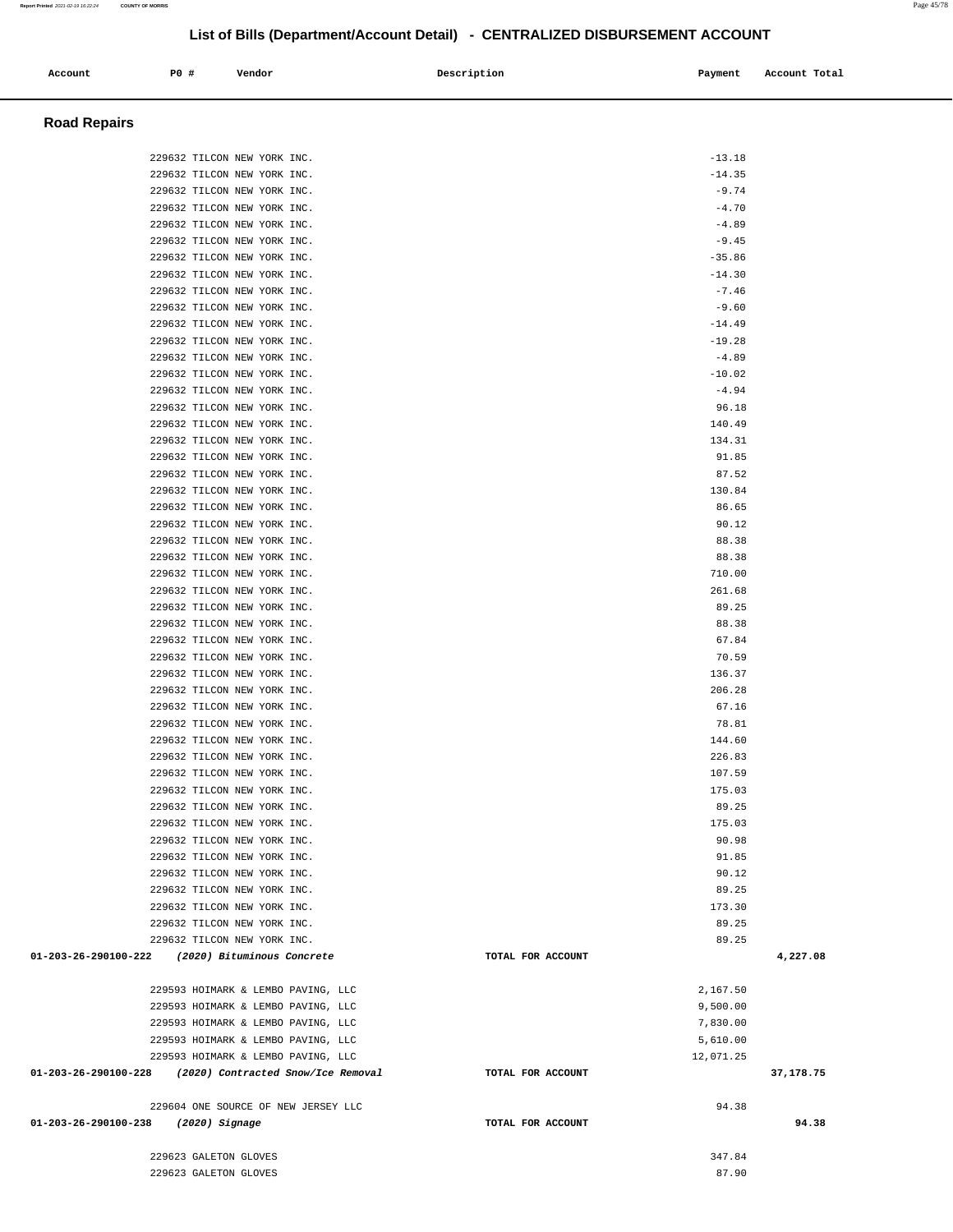# List of Bills (Department/Account Detail) - CENTRALIZED DISBURSEMENT ACCOUNT

| Account | PO # | Vendor | Description | Payment | Account Total |
|---|---|---|---|---|---|

## Road Repairs

| Account | PO # | Vendor | Description | Payment | Account Total |
|---|---|---|---|---|---|
| | 229632 | TILCON NEW YORK INC. | | -13.18 | |
| | 229632 | TILCON NEW YORK INC. | | -14.35 | |
| | 229632 | TILCON NEW YORK INC. | | -9.74 | |
| | 229632 | TILCON NEW YORK INC. | | -4.70 | |
| | 229632 | TILCON NEW YORK INC. | | -4.89 | |
| | 229632 | TILCON NEW YORK INC. | | -9.45 | |
| | 229632 | TILCON NEW YORK INC. | | -35.86 | |
| | 229632 | TILCON NEW YORK INC. | | -14.30 | |
| | 229632 | TILCON NEW YORK INC. | | -7.46 | |
| | 229632 | TILCON NEW YORK INC. | | -9.60 | |
| | 229632 | TILCON NEW YORK INC. | | -14.49 | |
| | 229632 | TILCON NEW YORK INC. | | -19.28 | |
| | 229632 | TILCON NEW YORK INC. | | -4.89 | |
| | 229632 | TILCON NEW YORK INC. | | -10.02 | |
| | 229632 | TILCON NEW YORK INC. | | -4.94 | |
| | 229632 | TILCON NEW YORK INC. | | 96.18 | |
| | 229632 | TILCON NEW YORK INC. | | 140.49 | |
| | 229632 | TILCON NEW YORK INC. | | 134.31 | |
| | 229632 | TILCON NEW YORK INC. | | 91.85 | |
| | 229632 | TILCON NEW YORK INC. | | 87.52 | |
| | 229632 | TILCON NEW YORK INC. | | 130.84 | |
| | 229632 | TILCON NEW YORK INC. | | 86.65 | |
| | 229632 | TILCON NEW YORK INC. | | 90.12 | |
| | 229632 | TILCON NEW YORK INC. | | 88.38 | |
| | 229632 | TILCON NEW YORK INC. | | 88.38 | |
| | 229632 | TILCON NEW YORK INC. | | 710.00 | |
| | 229632 | TILCON NEW YORK INC. | | 261.68 | |
| | 229632 | TILCON NEW YORK INC. | | 89.25 | |
| | 229632 | TILCON NEW YORK INC. | | 88.38 | |
| | 229632 | TILCON NEW YORK INC. | | 67.84 | |
| | 229632 | TILCON NEW YORK INC. | | 70.59 | |
| | 229632 | TILCON NEW YORK INC. | | 136.37 | |
| | 229632 | TILCON NEW YORK INC. | | 206.28 | |
| | 229632 | TILCON NEW YORK INC. | | 67.16 | |
| | 229632 | TILCON NEW YORK INC. | | 78.81 | |
| | 229632 | TILCON NEW YORK INC. | | 144.60 | |
| | 229632 | TILCON NEW YORK INC. | | 226.83 | |
| | 229632 | TILCON NEW YORK INC. | | 107.59 | |
| | 229632 | TILCON NEW YORK INC. | | 175.03 | |
| | 229632 | TILCON NEW YORK INC. | | 89.25 | |
| | 229632 | TILCON NEW YORK INC. | | 175.03 | |
| | 229632 | TILCON NEW YORK INC. | | 90.98 | |
| | 229632 | TILCON NEW YORK INC. | | 91.85 | |
| | 229632 | TILCON NEW YORK INC. | | 90.12 | |
| | 229632 | TILCON NEW YORK INC. | | 89.25 | |
| | 229632 | TILCON NEW YORK INC. | | 173.30 | |
| | 229632 | TILCON NEW YORK INC. | | 89.25 | |
| | 229632 | TILCON NEW YORK INC. | | 89.25 | |
| **01-203-26-290100-222** | | ***(2020) Bituminous Concrete*** | **TOTAL FOR ACCOUNT** | | **4,227.08** |
| | 229593 | HOIMARK & LEMBO PAVING, LLC | | 2,167.50 | |
| | 229593 | HOIMARK & LEMBO PAVING, LLC | | 9,500.00 | |
| | 229593 | HOIMARK & LEMBO PAVING, LLC | | 7,830.00 | |
| | 229593 | HOIMARK & LEMBO PAVING, LLC | | 5,610.00 | |
| | 229593 | HOIMARK & LEMBO PAVING, LLC | | 12,071.25 | |
| **01-203-26-290100-228** | | ***(2020) Contracted Snow/Ice Removal*** | **TOTAL FOR ACCOUNT** | | **37,178.75** |
| | 229604 | ONE SOURCE OF NEW JERSEY LLC | | 94.38 | |
| **01-203-26-290100-238** | | ***(2020) Signage*** | **TOTAL FOR ACCOUNT** | | **94.38** |
| | 229623 | GALETON GLOVES | | 347.84 | |
| | 229623 | GALETON GLOVES | | 87.90 | |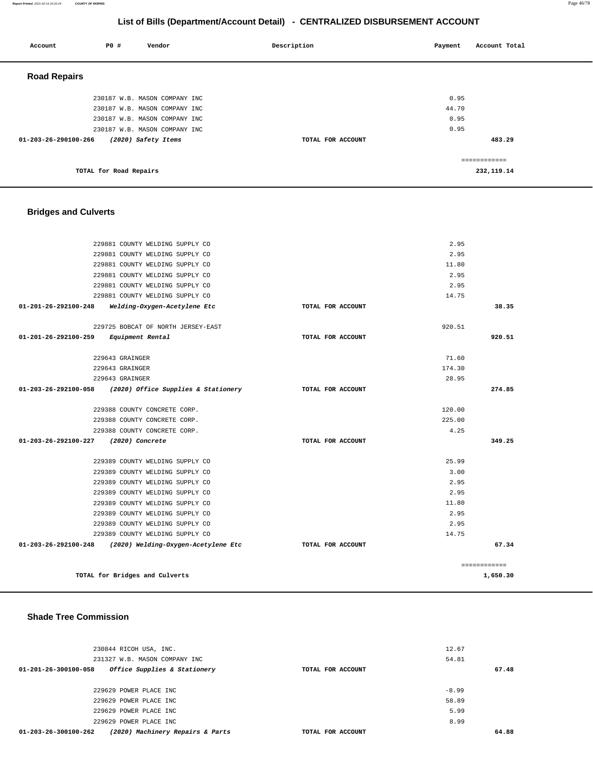# List of Bills (Department/Account Detail) - CENTRALIZED DISBURSEMENT ACCOUNT

| Account | PO # | Vendor | Description | Payment | Account Total |
|---|---|---|---|---|---|

## Road Repairs

| Account | PO # | Vendor | Description | Payment | Account Total |
|---|---|---|---|---|---|
| | 230187 | W.B. MASON COMPANY INC | | 0.95 | |
| | 230187 | W.B. MASON COMPANY INC | | 44.70 | |
| | 230187 | W.B. MASON COMPANY INC | | 0.95 | |
| | 230187 | W.B. MASON COMPANY INC | | 0.95 | |
| 01-203-26-290100-266 | | *(2020) Safety Items* | TOTAL FOR ACCOUNT | | 483.29 |
| | | | | | ============ |
| | | TOTAL for Road Repairs | | | 232,119.14 |

## Bridges and Culverts

| Account | PO # | Vendor | Description | Payment | Account Total |
|---|---|---|---|---|---|
| | 229881 | COUNTY WELDING SUPPLY CO | | 2.95 | |
| | 229881 | COUNTY WELDING SUPPLY CO | | 2.95 | |
| | 229881 | COUNTY WELDING SUPPLY CO | | 11.80 | |
| | 229881 | COUNTY WELDING SUPPLY CO | | 2.95 | |
| | 229881 | COUNTY WELDING SUPPLY CO | | 2.95 | |
| | 229881 | COUNTY WELDING SUPPLY CO | | 14.75 | |
| 01-201-26-292100-248 | | *Welding-Oxygen-Acetylene Etc* | TOTAL FOR ACCOUNT | | 38.35 |
| | 229725 | BOBCAT OF NORTH JERSEY-EAST | | 920.51 | |
| 01-201-26-292100-259 | | *Equipment Rental* | TOTAL FOR ACCOUNT | | 920.51 |
| | 229643 | GRAINGER | | 71.60 | |
| | 229643 | GRAINGER | | 174.30 | |
| | 229643 | GRAINGER | | 28.95 | |
| 01-203-26-292100-058 | | *(2020) Office Supplies & Stationery* | TOTAL FOR ACCOUNT | | 274.85 |
| | 229388 | COUNTY CONCRETE CORP. | | 120.00 | |
| | 229388 | COUNTY CONCRETE CORP. | | 225.00 | |
| | 229388 | COUNTY CONCRETE CORP. | | 4.25 | |
| 01-203-26-292100-227 | | *(2020) Concrete* | TOTAL FOR ACCOUNT | | 349.25 |
| | 229389 | COUNTY WELDING SUPPLY CO | | 25.99 | |
| | 229389 | COUNTY WELDING SUPPLY CO | | 3.00 | |
| | 229389 | COUNTY WELDING SUPPLY CO | | 2.95 | |
| | 229389 | COUNTY WELDING SUPPLY CO | | 2.95 | |
| | 229389 | COUNTY WELDING SUPPLY CO | | 11.80 | |
| | 229389 | COUNTY WELDING SUPPLY CO | | 2.95 | |
| | 229389 | COUNTY WELDING SUPPLY CO | | 2.95 | |
| | 229389 | COUNTY WELDING SUPPLY CO | | 14.75 | |
| 01-203-26-292100-248 | | *(2020) Welding-Oxygen-Acetylene Etc* | TOTAL FOR ACCOUNT | | 67.34 |
| | | | | | ============ |
| | | TOTAL for Bridges and Culverts | | | 1,650.30 |

## Shade Tree Commission

| Account | PO # | Vendor | Description | Payment | Account Total |
|---|---|---|---|---|---|
| | 230844 | RICOH USA, INC. | | 12.67 | |
| | 231327 | W.B. MASON COMPANY INC | | 54.81 | |
| 01-201-26-300100-058 | | *Office Supplies & Stationery* | TOTAL FOR ACCOUNT | | 67.48 |
| | 229629 | POWER PLACE INC | | -8.99 | |
| | 229629 | POWER PLACE INC | | 58.89 | |
| | 229629 | POWER PLACE INC | | 5.99 | |
| | 229629 | POWER PLACE INC | | 8.99 | |
| 01-203-26-300100-262 | | *(2020) Machinery Repairs & Parts* | TOTAL FOR ACCOUNT | | 64.88 |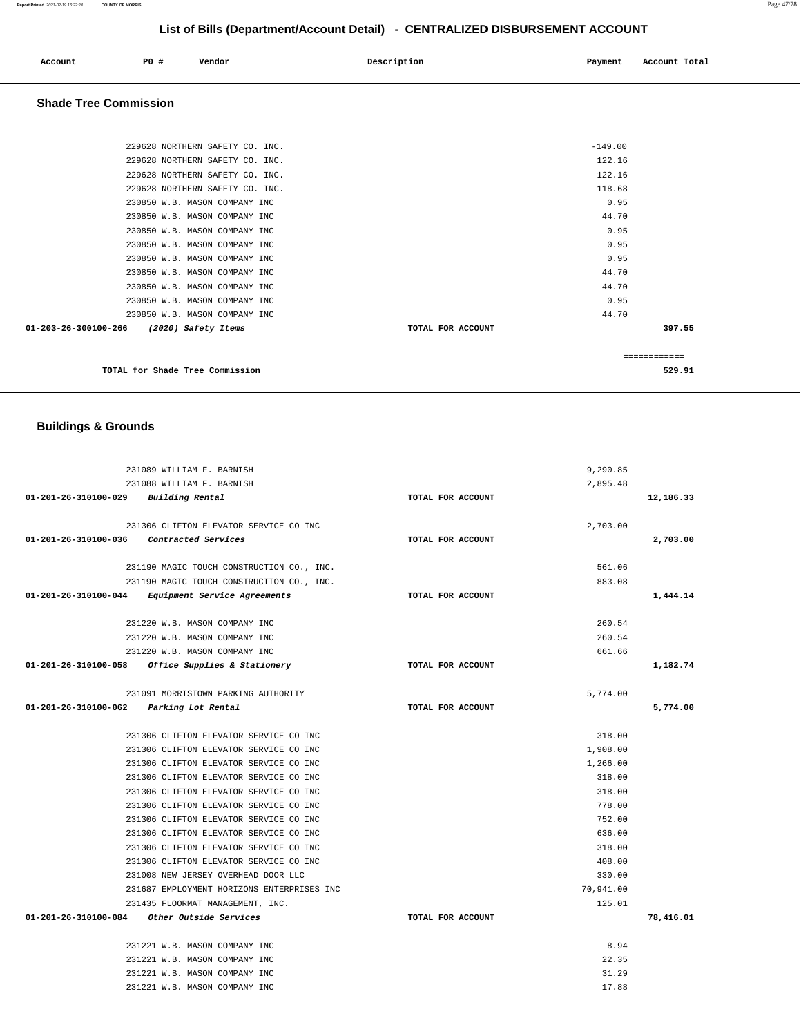# List of Bills (Department/Account Detail) - CENTRALIZED DISBURSEMENT ACCOUNT

| Account | PO # | Vendor | Description | Payment | Account Total |
|---|---|---|---|---|---|

## Shade Tree Commission

| Account | PO # | Vendor | Description | Payment | Account Total |
|---|---|---|---|---|---|
| | 229628 | NORTHERN SAFETY CO. INC. | | -149.00 | |
| | 229628 | NORTHERN SAFETY CO. INC. | | 122.16 | |
| | 229628 | NORTHERN SAFETY CO. INC. | | 122.16 | |
| | 229628 | NORTHERN SAFETY CO. INC. | | 118.68 | |
| | 230850 | W.B. MASON COMPANY INC | | 0.95 | |
| | 230850 | W.B. MASON COMPANY INC | | 44.70 | |
| | 230850 | W.B. MASON COMPANY INC | | 0.95 | |
| | 230850 | W.B. MASON COMPANY INC | | 0.95 | |
| | 230850 | W.B. MASON COMPANY INC | | 0.95 | |
| | 230850 | W.B. MASON COMPANY INC | | 44.70 | |
| | 230850 | W.B. MASON COMPANY INC | | 44.70 | |
| | 230850 | W.B. MASON COMPANY INC | | 0.95 | |
| | 230850 | W.B. MASON COMPANY INC | | 44.70 | |
| **01-203-26-300100-266** | | *(2020) Safety Items* | TOTAL FOR ACCOUNT | | **397.55** |

============

**TOTAL for Shade Tree Commission** **529.91**

## Buildings & Grounds

| Account | PO # | Vendor | Description | Payment | Account Total |
|---|---|---|---|---|---|
| | 231089 | WILLIAM F. BARNISH | | 9,290.85 | |
| | 231088 | WILLIAM F. BARNISH | | 2,895.48 | |
| **01-201-26-310100-029** | | *Building Rental* | TOTAL FOR ACCOUNT | | **12,186.33** |
| | 231306 | CLIFTON ELEVATOR SERVICE CO INC | | 2,703.00 | |
| **01-201-26-310100-036** | | *Contracted Services* | TOTAL FOR ACCOUNT | | **2,703.00** |
| | 231190 | MAGIC TOUCH CONSTRUCTION CO., INC. | | 561.06 | |
| | 231190 | MAGIC TOUCH CONSTRUCTION CO., INC. | | 883.08 | |
| **01-201-26-310100-044** | | *Equipment Service Agreements* | TOTAL FOR ACCOUNT | | **1,444.14** |
| | 231220 | W.B. MASON COMPANY INC | | 260.54 | |
| | 231220 | W.B. MASON COMPANY INC | | 260.54 | |
| | 231220 | W.B. MASON COMPANY INC | | 661.66 | |
| **01-201-26-310100-058** | | *Office Supplies & Stationery* | TOTAL FOR ACCOUNT | | **1,182.74** |
| | 231091 | MORRISTOWN PARKING AUTHORITY | | 5,774.00 | |
| **01-201-26-310100-062** | | *Parking Lot Rental* | TOTAL FOR ACCOUNT | | **5,774.00** |
| | 231306 | CLIFTON ELEVATOR SERVICE CO INC | | 318.00 | |
| | 231306 | CLIFTON ELEVATOR SERVICE CO INC | | 1,908.00 | |
| | 231306 | CLIFTON ELEVATOR SERVICE CO INC | | 1,266.00 | |
| | 231306 | CLIFTON ELEVATOR SERVICE CO INC | | 318.00 | |
| | 231306 | CLIFTON ELEVATOR SERVICE CO INC | | 318.00 | |
| | 231306 | CLIFTON ELEVATOR SERVICE CO INC | | 778.00 | |
| | 231306 | CLIFTON ELEVATOR SERVICE CO INC | | 752.00 | |
| | 231306 | CLIFTON ELEVATOR SERVICE CO INC | | 636.00 | |
| | 231306 | CLIFTON ELEVATOR SERVICE CO INC | | 318.00 | |
| | 231306 | CLIFTON ELEVATOR SERVICE CO INC | | 408.00 | |
| | 231008 | NEW JERSEY OVERHEAD DOOR LLC | | 330.00 | |
| | 231687 | EMPLOYMENT HORIZONS ENTERPRISES INC | | 70,941.00 | |
| | 231435 | FLOORMAT MANAGEMENT, INC. | | 125.01 | |
| **01-201-26-310100-084** | | *Other Outside Services* | TOTAL FOR ACCOUNT | | **78,416.01** |
| | 231221 | W.B. MASON COMPANY INC | | 8.94 | |
| | 231221 | W.B. MASON COMPANY INC | | 22.35 | |
| | 231221 | W.B. MASON COMPANY INC | | 31.29 | |
| | 231221 | W.B. MASON COMPANY INC | | 17.88 | |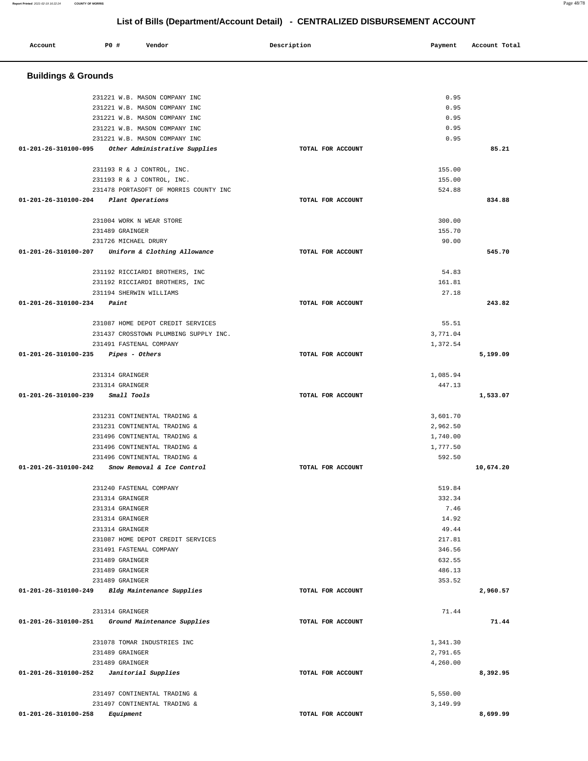# List of Bills (Department/Account Detail) - CENTRALIZED DISBURSEMENT ACCOUNT

| Account | PO # | Vendor | Description | Payment | Account Total |
| --- | --- | --- | --- | --- | --- |

## Buildings & Grounds

| Account | PO # | Vendor | Description | Payment | Account Total |
| --- | --- | --- | --- | --- | --- |
| | 231221 | W.B. MASON COMPANY INC | | 0.95 | |
| | 231221 | W.B. MASON COMPANY INC | | 0.95 | |
| | 231221 | W.B. MASON COMPANY INC | | 0.95 | |
| | 231221 | W.B. MASON COMPANY INC | | 0.95 | |
| | 231221 | W.B. MASON COMPANY INC | | 0.95 | |
| **01-201-26-310100-095** | | ***Other Administrative Supplies*** | TOTAL FOR ACCOUNT | | **85.21** |
| | 231193 | R & J CONTROL, INC. | | 155.00 | |
| | 231193 | R & J CONTROL, INC. | | 155.00 | |
| | 231478 | PORTASOFT OF MORRIS COUNTY INC | | 524.88 | |
| **01-201-26-310100-204** | | ***Plant Operations*** | TOTAL FOR ACCOUNT | | **834.88** |
| | 231004 | WORK N WEAR STORE | | 300.00 | |
| | 231489 | GRAINGER | | 155.70 | |
| | 231726 | MICHAEL DRURY | | 90.00 | |
| **01-201-26-310100-207** | | ***Uniform & Clothing Allowance*** | TOTAL FOR ACCOUNT | | **545.70** |
| | 231192 | RICCIARDI BROTHERS, INC | | 54.83 | |
| | 231192 | RICCIARDI BROTHERS, INC | | 161.81 | |
| | 231194 | SHERWIN WILLIAMS | | 27.18 | |
| **01-201-26-310100-234** | | ***Paint*** | TOTAL FOR ACCOUNT | | **243.82** |
| | 231087 | HOME DEPOT CREDIT SERVICES | | 55.51 | |
| | 231437 | CROSSTOWN PLUMBING SUPPLY INC. | | 3,771.04 | |
| | 231491 | FASTENAL COMPANY | | 1,372.54 | |
| **01-201-26-310100-235** | | ***Pipes - Others*** | TOTAL FOR ACCOUNT | | **5,199.09** |
| | 231314 | GRAINGER | | 1,085.94 | |
| | 231314 | GRAINGER | | 447.13 | |
| **01-201-26-310100-239** | | ***Small Tools*** | TOTAL FOR ACCOUNT | | **1,533.07** |
| | 231231 | CONTINENTAL TRADING & | | 3,601.70 | |
| | 231231 | CONTINENTAL TRADING & | | 2,962.50 | |
| | 231496 | CONTINENTAL TRADING & | | 1,740.00 | |
| | 231496 | CONTINENTAL TRADING & | | 1,777.50 | |
| | 231496 | CONTINENTAL TRADING & | | 592.50 | |
| **01-201-26-310100-242** | | ***Snow Removal & Ice Control*** | TOTAL FOR ACCOUNT | | **10,674.20** |
| | 231240 | FASTENAL COMPANY | | 519.84 | |
| | 231314 | GRAINGER | | 332.34 | |
| | 231314 | GRAINGER | | 7.46 | |
| | 231314 | GRAINGER | | 14.92 | |
| | 231314 | GRAINGER | | 49.44 | |
| | 231087 | HOME DEPOT CREDIT SERVICES | | 217.81 | |
| | 231491 | FASTENAL COMPANY | | 346.56 | |
| | 231489 | GRAINGER | | 632.55 | |
| | 231489 | GRAINGER | | 486.13 | |
| | 231489 | GRAINGER | | 353.52 | |
| **01-201-26-310100-249** | | ***Bldg Maintenance Supplies*** | TOTAL FOR ACCOUNT | | **2,960.57** |
| | 231314 | GRAINGER | | 71.44 | |
| **01-201-26-310100-251** | | ***Ground Maintenance Supplies*** | TOTAL FOR ACCOUNT | | **71.44** |
| | 231078 | TOMAR INDUSTRIES INC | | 1,341.30 | |
| | 231489 | GRAINGER | | 2,791.65 | |
| | 231489 | GRAINGER | | 4,260.00 | |
| **01-201-26-310100-252** | | ***Janitorial Supplies*** | TOTAL FOR ACCOUNT | | **8,392.95** |
| | 231497 | CONTINENTAL TRADING & | | 5,550.00 | |
| | 231497 | CONTINENTAL TRADING & | | 3,149.99 | |
| **01-201-26-310100-258** | | ***Equipment*** | TOTAL FOR ACCOUNT | | **8,699.99** |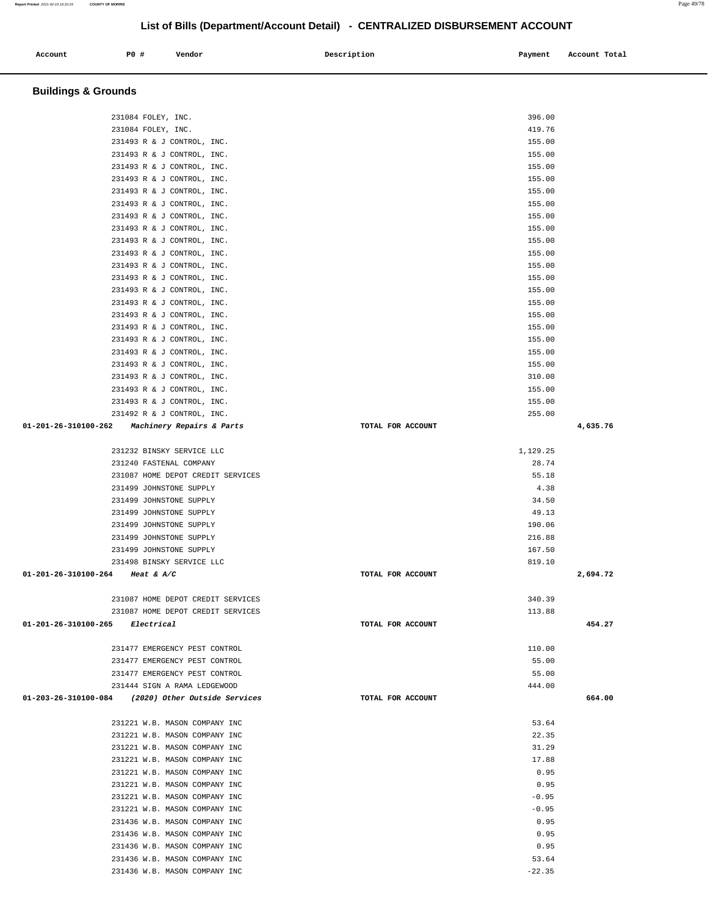## List of Bills (Department/Account Detail) - CENTRALIZED DISBURSEMENT ACCOUNT

| Account | PO # | Vendor | Description | Payment | Account Total |
|---|---|---|---|---|---|

### Buildings & Grounds

| Account | PO # | Vendor | Description | Payment | Account Total |
|---|---|---|---|---|---|
| | 231084 | FOLEY, INC. | | 396.00 | |
| | 231084 | FOLEY, INC. | | 419.76 | |
| | 231493 | R & J CONTROL, INC. | | 155.00 | |
| | 231493 | R & J CONTROL, INC. | | 155.00 | |
| | 231493 | R & J CONTROL, INC. | | 155.00 | |
| | 231493 | R & J CONTROL, INC. | | 155.00 | |
| | 231493 | R & J CONTROL, INC. | | 155.00 | |
| | 231493 | R & J CONTROL, INC. | | 155.00 | |
| | 231493 | R & J CONTROL, INC. | | 155.00 | |
| | 231493 | R & J CONTROL, INC. | | 155.00 | |
| | 231493 | R & J CONTROL, INC. | | 155.00 | |
| | 231493 | R & J CONTROL, INC. | | 155.00 | |
| | 231493 | R & J CONTROL, INC. | | 155.00 | |
| | 231493 | R & J CONTROL, INC. | | 155.00 | |
| | 231493 | R & J CONTROL, INC. | | 155.00 | |
| | 231493 | R & J CONTROL, INC. | | 155.00 | |
| | 231493 | R & J CONTROL, INC. | | 155.00 | |
| | 231493 | R & J CONTROL, INC. | | 155.00 | |
| | 231493 | R & J CONTROL, INC. | | 155.00 | |
| | 231493 | R & J CONTROL, INC. | | 155.00 | |
| | 231493 | R & J CONTROL, INC. | | 155.00 | |
| | 231493 | R & J CONTROL, INC. | | 310.00 | |
| | 231493 | R & J CONTROL, INC. | | 155.00 | |
| | 231493 | R & J CONTROL, INC. | | 155.00 | |
| | 231492 | R & J CONTROL, INC. | | 255.00 | |
| **01-201-26-310100-262** | | ***Machinery Repairs & Parts*** | TOTAL FOR ACCOUNT | | **4,635.76** |
| | 231232 | BINSKY SERVICE LLC | | 1,129.25 | |
| | 231240 | FASTENAL COMPANY | | 28.74 | |
| | 231087 | HOME DEPOT CREDIT SERVICES | | 55.18 | |
| | 231499 | JOHNSTONE SUPPLY | | 4.38 | |
| | 231499 | JOHNSTONE SUPPLY | | 34.50 | |
| | 231499 | JOHNSTONE SUPPLY | | 49.13 | |
| | 231499 | JOHNSTONE SUPPLY | | 190.06 | |
| | 231499 | JOHNSTONE SUPPLY | | 216.88 | |
| | 231499 | JOHNSTONE SUPPLY | | 167.50 | |
| | 231498 | BINSKY SERVICE LLC | | 819.10 | |
| **01-201-26-310100-264** | | ***Heat & A/C*** | TOTAL FOR ACCOUNT | | **2,694.72** |
| | 231087 | HOME DEPOT CREDIT SERVICES | | 340.39 | |
| | 231087 | HOME DEPOT CREDIT SERVICES | | 113.88 | |
| **01-201-26-310100-265** | | ***Electrical*** | TOTAL FOR ACCOUNT | | **454.27** |
| | 231477 | EMERGENCY PEST CONTROL | | 110.00 | |
| | 231477 | EMERGENCY PEST CONTROL | | 55.00 | |
| | 231477 | EMERGENCY PEST CONTROL | | 55.00 | |
| | 231444 | SIGN A RAMA LEDGEWOOD | | 444.00 | |
| **01-203-26-310100-084** | | ***(2020) Other Outside Services*** | TOTAL FOR ACCOUNT | | **664.00** |
| | 231221 | W.B. MASON COMPANY INC | | 53.64 | |
| | 231221 | W.B. MASON COMPANY INC | | 22.35 | |
| | 231221 | W.B. MASON COMPANY INC | | 31.29 | |
| | 231221 | W.B. MASON COMPANY INC | | 17.88 | |
| | 231221 | W.B. MASON COMPANY INC | | 0.95 | |
| | 231221 | W.B. MASON COMPANY INC | | 0.95 | |
| | 231221 | W.B. MASON COMPANY INC | | -0.95 | |
| | 231221 | W.B. MASON COMPANY INC | | -0.95 | |
| | 231436 | W.B. MASON COMPANY INC | | 0.95 | |
| | 231436 | W.B. MASON COMPANY INC | | 0.95 | |
| | 231436 | W.B. MASON COMPANY INC | | 0.95 | |
| | 231436 | W.B. MASON COMPANY INC | | 53.64 | |
| | 231436 | W.B. MASON COMPANY INC | | -22.35 | |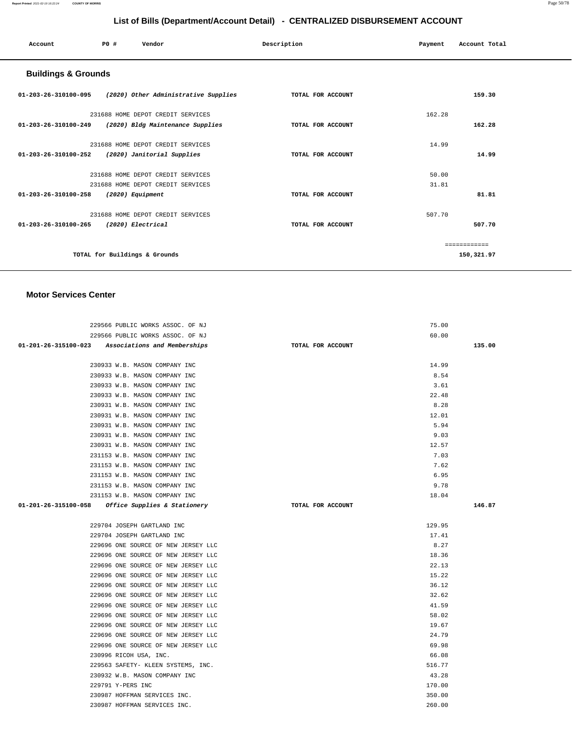# List of Bills (Department/Account Detail) - CENTRALIZED DISBURSEMENT ACCOUNT

| Account | PO # | Vendor | Description | Payment | Account Total |
|---|---|---|---|---|---|

## Buildings & Grounds

| Account | PO # | Vendor | Description | Payment | Account Total |
|---|---|---|---|---|---|
| 01-203-26-310100-095 | | *(2020) Other Administrative Supplies* | TOTAL FOR ACCOUNT | | 159.30 |
| | 231688 | HOME DEPOT CREDIT SERVICES | | 162.28 | |
| 01-203-26-310100-249 | | *(2020) Bldg Maintenance Supplies* | TOTAL FOR ACCOUNT | | 162.28 |
| | 231688 | HOME DEPOT CREDIT SERVICES | | 14.99 | |
| 01-203-26-310100-252 | | *(2020) Janitorial Supplies* | TOTAL FOR ACCOUNT | | 14.99 |
| | 231688 | HOME DEPOT CREDIT SERVICES | | 50.00 | |
| | 231688 | HOME DEPOT CREDIT SERVICES | | 31.81 | |
| 01-203-26-310100-258 | | *(2020) Equipment* | TOTAL FOR ACCOUNT | | 81.81 |
| | 231688 | HOME DEPOT CREDIT SERVICES | | 507.70 | |
| 01-203-26-310100-265 | | *(2020) Electrical* | TOTAL FOR ACCOUNT | | 507.70 |
| | | | | | ============ |
| | | TOTAL for Buildings & Grounds | | | 150,321.97 |

## Motor Services Center

| Account | PO # | Vendor | Description | Payment | Account Total |
|---|---|---|---|---|---|
| | 229566 | PUBLIC WORKS ASSOC. OF NJ | | 75.00 | |
| | 229566 | PUBLIC WORKS ASSOC. OF NJ | | 60.00 | |
| 01-201-26-315100-023 | | *Associations and Memberships* | TOTAL FOR ACCOUNT | | 135.00 |
| | 230933 | W.B. MASON COMPANY INC | | 14.99 | |
| | 230933 | W.B. MASON COMPANY INC | | 8.54 | |
| | 230933 | W.B. MASON COMPANY INC | | 3.61 | |
| | 230933 | W.B. MASON COMPANY INC | | 22.48 | |
| | 230931 | W.B. MASON COMPANY INC | | 8.28 | |
| | 230931 | W.B. MASON COMPANY INC | | 12.01 | |
| | 230931 | W.B. MASON COMPANY INC | | 5.94 | |
| | 230931 | W.B. MASON COMPANY INC | | 9.03 | |
| | 230931 | W.B. MASON COMPANY INC | | 12.57 | |
| | 231153 | W.B. MASON COMPANY INC | | 7.03 | |
| | 231153 | W.B. MASON COMPANY INC | | 7.62 | |
| | 231153 | W.B. MASON COMPANY INC | | 6.95 | |
| | 231153 | W.B. MASON COMPANY INC | | 9.78 | |
| | 231153 | W.B. MASON COMPANY INC | | 18.04 | |
| 01-201-26-315100-058 | | *Office Supplies & Stationery* | TOTAL FOR ACCOUNT | | 146.87 |
| | 229704 | JOSEPH GARTLAND INC | | 129.95 | |
| | 229704 | JOSEPH GARTLAND INC | | 17.41 | |
| | 229696 | ONE SOURCE OF NEW JERSEY LLC | | 8.27 | |
| | 229696 | ONE SOURCE OF NEW JERSEY LLC | | 18.36 | |
| | 229696 | ONE SOURCE OF NEW JERSEY LLC | | 22.13 | |
| | 229696 | ONE SOURCE OF NEW JERSEY LLC | | 15.22 | |
| | 229696 | ONE SOURCE OF NEW JERSEY LLC | | 36.12 | |
| | 229696 | ONE SOURCE OF NEW JERSEY LLC | | 32.62 | |
| | 229696 | ONE SOURCE OF NEW JERSEY LLC | | 41.59 | |
| | 229696 | ONE SOURCE OF NEW JERSEY LLC | | 58.02 | |
| | 229696 | ONE SOURCE OF NEW JERSEY LLC | | 19.67 | |
| | 229696 | ONE SOURCE OF NEW JERSEY LLC | | 24.79 | |
| | 229696 | ONE SOURCE OF NEW JERSEY LLC | | 69.98 | |
| | 230996 | RICOH USA, INC. | | 66.08 | |
| | 229563 | SAFETY- KLEEN SYSTEMS, INC. | | 516.77 | |
| | 230932 | W.B. MASON COMPANY INC | | 43.28 | |
| | 229791 | Y-PERS INC | | 170.00 | |
| | 230987 | HOFFMAN SERVICES INC. | | 350.00 | |
| | 230987 | HOFFMAN SERVICES INC. | | 260.00 | |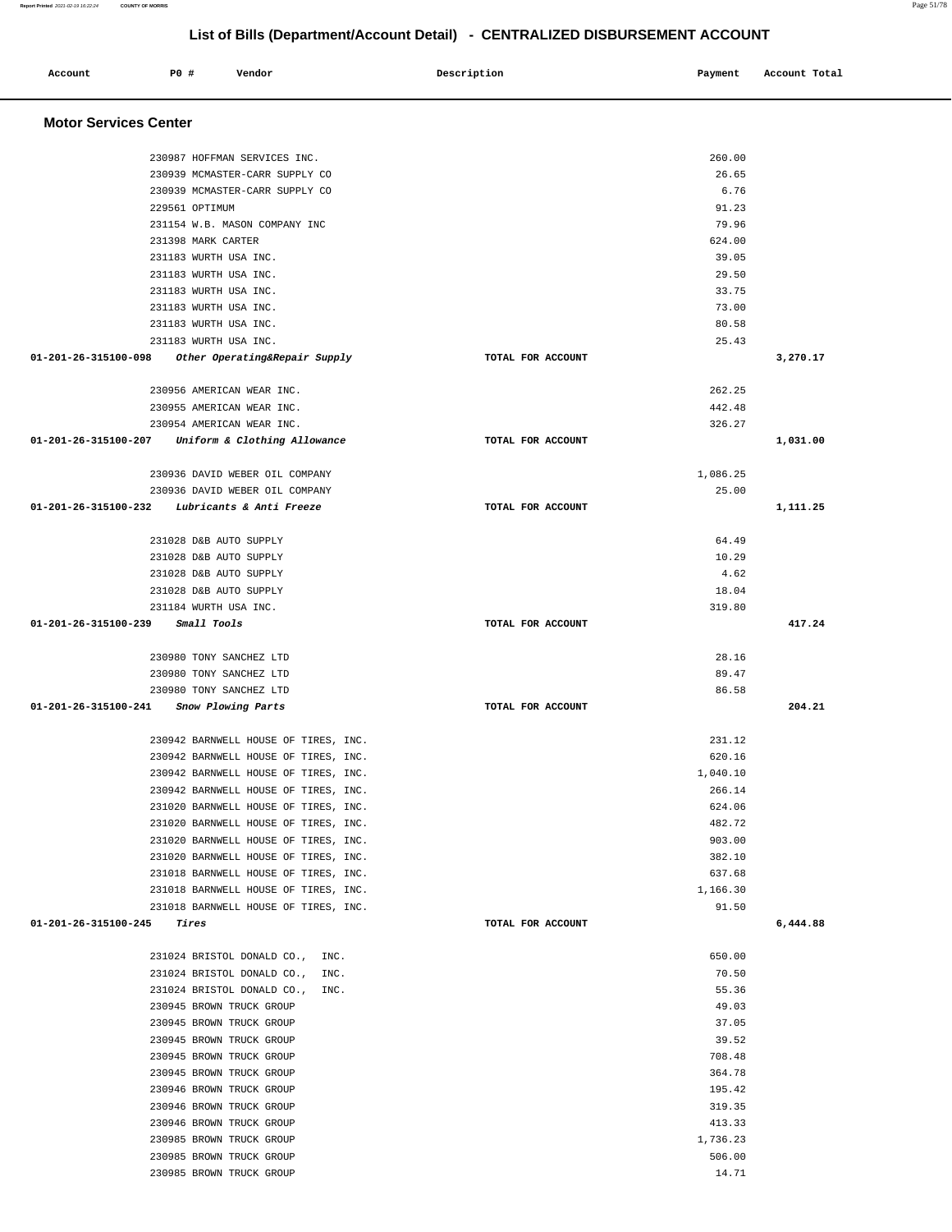## List of Bills (Department/Account Detail) - CENTRALIZED DISBURSEMENT ACCOUNT

| Account | PO # | Vendor | Description | Payment | Account Total |
|---|---|---|---|---|---|

### Motor Services Center

| Account | PO # | Vendor | Description | Payment | Account Total |
|---|---|---|---|---|---|
| | 230987 | HOFFMAN SERVICES INC. | | 260.00 | |
| | 230939 | MCMASTER-CARR SUPPLY CO | | 26.65 | |
| | 230939 | MCMASTER-CARR SUPPLY CO | | 6.76 | |
| | 229561 | OPTIMUM | | 91.23 | |
| | 231154 | W.B. MASON COMPANY INC | | 79.96 | |
| | 231398 | MARK CARTER | | 624.00 | |
| | 231183 | WURTH USA INC. | | 39.05 | |
| | 231183 | WURTH USA INC. | | 29.50 | |
| | 231183 | WURTH USA INC. | | 33.75 | |
| | 231183 | WURTH USA INC. | | 73.00 | |
| | 231183 | WURTH USA INC. | | 80.58 | |
| | 231183 | WURTH USA INC. | | 25.43 | |
| **01-201-26-315100-098** | | *Other Operating&Repair Supply* | TOTAL FOR ACCOUNT | | **3,270.17** |
| | 230956 | AMERICAN WEAR INC. | | 262.25 | |
| | 230955 | AMERICAN WEAR INC. | | 442.48 | |
| | 230954 | AMERICAN WEAR INC. | | 326.27 | |
| **01-201-26-315100-207** | | *Uniform & Clothing Allowance* | TOTAL FOR ACCOUNT | | **1,031.00** |
| | 230936 | DAVID WEBER OIL COMPANY | | 1,086.25 | |
| | 230936 | DAVID WEBER OIL COMPANY | | 25.00 | |
| **01-201-26-315100-232** | | *Lubricants & Anti Freeze* | TOTAL FOR ACCOUNT | | **1,111.25** |
| | 231028 | D&B AUTO SUPPLY | | 64.49 | |
| | 231028 | D&B AUTO SUPPLY | | 10.29 | |
| | 231028 | D&B AUTO SUPPLY | | 4.62 | |
| | 231028 | D&B AUTO SUPPLY | | 18.04 | |
| | 231184 | WURTH USA INC. | | 319.80 | |
| **01-201-26-315100-239** | | *Small Tools* | TOTAL FOR ACCOUNT | | **417.24** |
| | 230980 | TONY SANCHEZ LTD | | 28.16 | |
| | 230980 | TONY SANCHEZ LTD | | 89.47 | |
| | 230980 | TONY SANCHEZ LTD | | 86.58 | |
| **01-201-26-315100-241** | | *Snow Plowing Parts* | TOTAL FOR ACCOUNT | | **204.21** |
| | 230942 | BARNWELL HOUSE OF TIRES, INC. | | 231.12 | |
| | 230942 | BARNWELL HOUSE OF TIRES, INC. | | 620.16 | |
| | 230942 | BARNWELL HOUSE OF TIRES, INC. | | 1,040.10 | |
| | 230942 | BARNWELL HOUSE OF TIRES, INC. | | 266.14 | |
| | 231020 | BARNWELL HOUSE OF TIRES, INC. | | 624.06 | |
| | 231020 | BARNWELL HOUSE OF TIRES, INC. | | 482.72 | |
| | 231020 | BARNWELL HOUSE OF TIRES, INC. | | 903.00 | |
| | 231020 | BARNWELL HOUSE OF TIRES, INC. | | 382.10 | |
| | 231018 | BARNWELL HOUSE OF TIRES, INC. | | 637.68 | |
| | 231018 | BARNWELL HOUSE OF TIRES, INC. | | 1,166.30 | |
| | 231018 | BARNWELL HOUSE OF TIRES, INC. | | 91.50 | |
| **01-201-26-315100-245** | | *Tires* | TOTAL FOR ACCOUNT | | **6,444.88** |
| | 231024 | BRISTOL DONALD CO., INC. | | 650.00 | |
| | 231024 | BRISTOL DONALD CO., INC. | | 70.50 | |
| | 231024 | BRISTOL DONALD CO., INC. | | 55.36 | |
| | 230945 | BROWN TRUCK GROUP | | 49.03 | |
| | 230945 | BROWN TRUCK GROUP | | 37.05 | |
| | 230945 | BROWN TRUCK GROUP | | 39.52 | |
| | 230945 | BROWN TRUCK GROUP | | 708.48 | |
| | 230945 | BROWN TRUCK GROUP | | 364.78 | |
| | 230946 | BROWN TRUCK GROUP | | 195.42 | |
| | 230946 | BROWN TRUCK GROUP | | 319.35 | |
| | 230946 | BROWN TRUCK GROUP | | 413.33 | |
| | 230985 | BROWN TRUCK GROUP | | 1,736.23 | |
| | 230985 | BROWN TRUCK GROUP | | 506.00 | |
| | 230985 | BROWN TRUCK GROUP | | 14.71 | |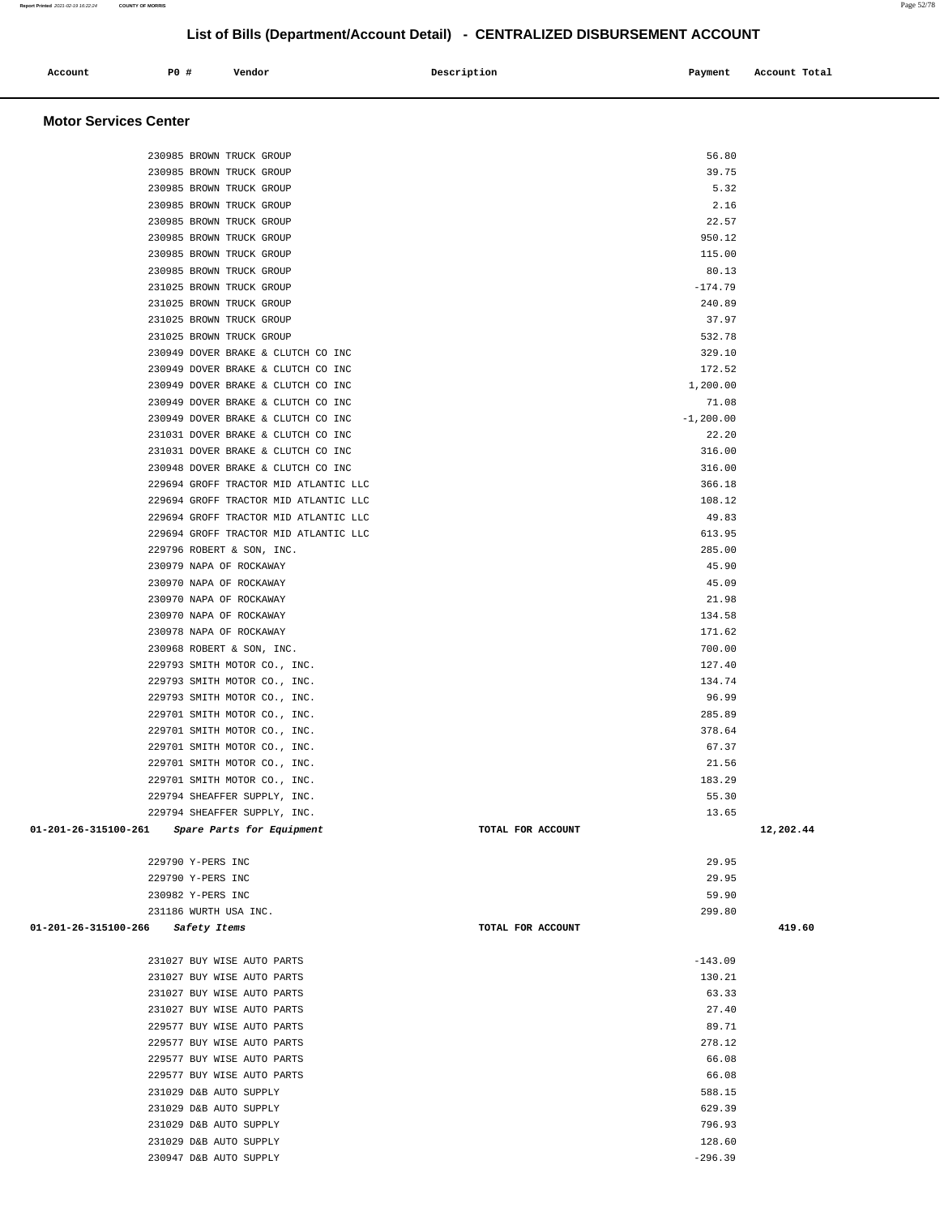## List of Bills (Department/Account Detail) - CENTRALIZED DISBURSEMENT ACCOUNT

| Account | PO # | Vendor | Description | Payment | Account Total |
|---|---|---|---|---|---|

### Motor Services Center

| Account | PO # | Vendor | Description | Payment | Account Total |
|---|---|---|---|---|---|
| | 230985 | BROWN TRUCK GROUP | | 56.80 | |
| | 230985 | BROWN TRUCK GROUP | | 39.75 | |
| | 230985 | BROWN TRUCK GROUP | | 5.32 | |
| | 230985 | BROWN TRUCK GROUP | | 2.16 | |
| | 230985 | BROWN TRUCK GROUP | | 22.57 | |
| | 230985 | BROWN TRUCK GROUP | | 950.12 | |
| | 230985 | BROWN TRUCK GROUP | | 115.00 | |
| | 230985 | BROWN TRUCK GROUP | | 80.13 | |
| | 231025 | BROWN TRUCK GROUP | | -174.79 | |
| | 231025 | BROWN TRUCK GROUP | | 240.89 | |
| | 231025 | BROWN TRUCK GROUP | | 37.97 | |
| | 231025 | BROWN TRUCK GROUP | | 532.78 | |
| | 230949 | DOVER BRAKE & CLUTCH CO INC | | 329.10 | |
| | 230949 | DOVER BRAKE & CLUTCH CO INC | | 172.52 | |
| | 230949 | DOVER BRAKE & CLUTCH CO INC | | 1,200.00 | |
| | 230949 | DOVER BRAKE & CLUTCH CO INC | | 71.08 | |
| | 230949 | DOVER BRAKE & CLUTCH CO INC | | -1,200.00 | |
| | 231031 | DOVER BRAKE & CLUTCH CO INC | | 22.20 | |
| | 231031 | DOVER BRAKE & CLUTCH CO INC | | 316.00 | |
| | 230948 | DOVER BRAKE & CLUTCH CO INC | | 316.00 | |
| | 229694 | GROFF TRACTOR MID ATLANTIC LLC | | 366.18 | |
| | 229694 | GROFF TRACTOR MID ATLANTIC LLC | | 108.12 | |
| | 229694 | GROFF TRACTOR MID ATLANTIC LLC | | 49.83 | |
| | 229694 | GROFF TRACTOR MID ATLANTIC LLC | | 613.95 | |
| | 229796 | ROBERT & SON, INC. | | 285.00 | |
| | 230979 | NAPA OF ROCKAWAY | | 45.90 | |
| | 230970 | NAPA OF ROCKAWAY | | 45.09 | |
| | 230970 | NAPA OF ROCKAWAY | | 21.98 | |
| | 230970 | NAPA OF ROCKAWAY | | 134.58 | |
| | 230978 | NAPA OF ROCKAWAY | | 171.62 | |
| | 230968 | ROBERT & SON, INC. | | 700.00 | |
| | 229793 | SMITH MOTOR CO., INC. | | 127.40 | |
| | 229793 | SMITH MOTOR CO., INC. | | 134.74 | |
| | 229793 | SMITH MOTOR CO., INC. | | 96.99 | |
| | 229701 | SMITH MOTOR CO., INC. | | 285.89 | |
| | 229701 | SMITH MOTOR CO., INC. | | 378.64 | |
| | 229701 | SMITH MOTOR CO., INC. | | 67.37 | |
| | 229701 | SMITH MOTOR CO., INC. | | 21.56 | |
| | 229701 | SMITH MOTOR CO., INC. | | 183.29 | |
| | 229794 | SHEAFFER SUPPLY, INC. | | 55.30 | |
| | 229794 | SHEAFFER SUPPLY, INC. | | 13.65 | |
| **01-201-26-315100-261** | | ***Spare Parts for Equipment*** | **TOTAL FOR ACCOUNT** | | **12,202.44** |
| | 229790 | Y-PERS INC | | 29.95 | |
| | 229790 | Y-PERS INC | | 29.95 | |
| | 230982 | Y-PERS INC | | 59.90 | |
| | 231186 | WURTH USA INC. | | 299.80 | |
| **01-201-26-315100-266** | | ***Safety Items*** | **TOTAL FOR ACCOUNT** | | **419.60** |
| | 231027 | BUY WISE AUTO PARTS | | -143.09 | |
| | 231027 | BUY WISE AUTO PARTS | | 130.21 | |
| | 231027 | BUY WISE AUTO PARTS | | 63.33 | |
| | 231027 | BUY WISE AUTO PARTS | | 27.40 | |
| | 229577 | BUY WISE AUTO PARTS | | 89.71 | |
| | 229577 | BUY WISE AUTO PARTS | | 278.12 | |
| | 229577 | BUY WISE AUTO PARTS | | 66.08 | |
| | 229577 | BUY WISE AUTO PARTS | | 66.08 | |
| | 231029 | D&B AUTO SUPPLY | | 588.15 | |
| | 231029 | D&B AUTO SUPPLY | | 629.39 | |
| | 231029 | D&B AUTO SUPPLY | | 796.93 | |
| | 231029 | D&B AUTO SUPPLY | | 128.60 | |
| | 230947 | D&B AUTO SUPPLY | | -296.39 | |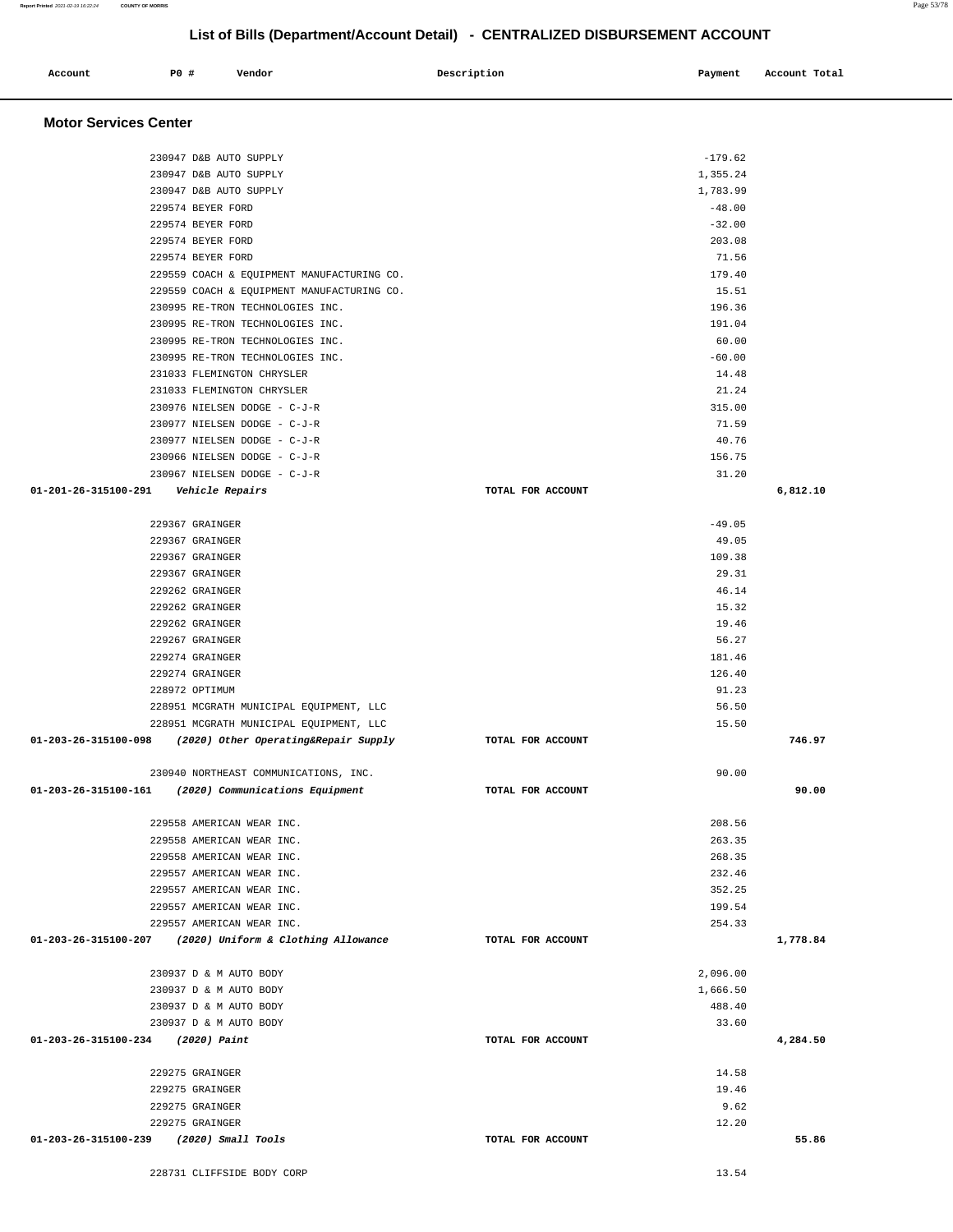## List of Bills (Department/Account Detail) - CENTRALIZED DISBURSEMENT ACCOUNT

| Account | PO # | Vendor | Description | Payment | Account Total |
|---|---|---|---|---|---|

### Motor Services Center

| Account | PO # | Vendor | Description | Payment | Account Total |
|---|---|---|---|---|---|
| | 230947 | D&B AUTO SUPPLY | | -179.62 | |
| | 230947 | D&B AUTO SUPPLY | | 1,355.24 | |
| | 230947 | D&B AUTO SUPPLY | | 1,783.99 | |
| | 229574 | BEYER FORD | | -48.00 | |
| | 229574 | BEYER FORD | | -32.00 | |
| | 229574 | BEYER FORD | | 203.08 | |
| | 229574 | BEYER FORD | | 71.56 | |
| | 229559 | COACH & EQUIPMENT MANUFACTURING CO. | | 179.40 | |
| | 229559 | COACH & EQUIPMENT MANUFACTURING CO. | | 15.51 | |
| | 230995 | RE-TRON TECHNOLOGIES INC. | | 196.36 | |
| | 230995 | RE-TRON TECHNOLOGIES INC. | | 191.04 | |
| | 230995 | RE-TRON TECHNOLOGIES INC. | | 60.00 | |
| | 230995 | RE-TRON TECHNOLOGIES INC. | | -60.00 | |
| | 231033 | FLEMINGTON CHRYSLER | | 14.48 | |
| | 231033 | FLEMINGTON CHRYSLER | | 21.24 | |
| | 230976 | NIELSEN DODGE - C-J-R | | 315.00 | |
| | 230977 | NIELSEN DODGE - C-J-R | | 71.59 | |
| | 230977 | NIELSEN DODGE - C-J-R | | 40.76 | |
| | 230966 | NIELSEN DODGE - C-J-R | | 156.75 | |
| | 230967 | NIELSEN DODGE - C-J-R | | 31.20 | |
| **01-201-26-315100-291** | | ***Vehicle Repairs*** | TOTAL FOR ACCOUNT | | **6,812.10** |
| | 229367 | GRAINGER | | -49.05 | |
| | 229367 | GRAINGER | | 49.05 | |
| | 229367 | GRAINGER | | 109.38 | |
| | 229367 | GRAINGER | | 29.31 | |
| | 229262 | GRAINGER | | 46.14 | |
| | 229262 | GRAINGER | | 15.32 | |
| | 229262 | GRAINGER | | 19.46 | |
| | 229267 | GRAINGER | | 56.27 | |
| | 229274 | GRAINGER | | 181.46 | |
| | 229274 | GRAINGER | | 126.40 | |
| | 228972 | OPTIMUM | | 91.23 | |
| | 228951 | MCGRATH MUNICIPAL EQUIPMENT, LLC | | 56.50 | |
| | 228951 | MCGRATH MUNICIPAL EQUIPMENT, LLC | | 15.50 | |
| **01-203-26-315100-098** | | ***(2020) Other Operating&Repair Supply*** | TOTAL FOR ACCOUNT | | **746.97** |
| | 230940 | NORTHEAST COMMUNICATIONS, INC. | | 90.00 | |
| **01-203-26-315100-161** | | ***(2020) Communications Equipment*** | TOTAL FOR ACCOUNT | | **90.00** |
| | 229558 | AMERICAN WEAR INC. | | 208.56 | |
| | 229558 | AMERICAN WEAR INC. | | 263.35 | |
| | 229558 | AMERICAN WEAR INC. | | 268.35 | |
| | 229557 | AMERICAN WEAR INC. | | 232.46 | |
| | 229557 | AMERICAN WEAR INC. | | 352.25 | |
| | 229557 | AMERICAN WEAR INC. | | 199.54 | |
| | 229557 | AMERICAN WEAR INC. | | 254.33 | |
| **01-203-26-315100-207** | | ***(2020) Uniform & Clothing Allowance*** | TOTAL FOR ACCOUNT | | **1,778.84** |
| | 230937 | D & M AUTO BODY | | 2,096.00 | |
| | 230937 | D & M AUTO BODY | | 1,666.50 | |
| | 230937 | D & M AUTO BODY | | 488.40 | |
| | 230937 | D & M AUTO BODY | | 33.60 | |
| **01-203-26-315100-234** | | ***(2020) Paint*** | TOTAL FOR ACCOUNT | | **4,284.50** |
| | 229275 | GRAINGER | | 14.58 | |
| | 229275 | GRAINGER | | 19.46 | |
| | 229275 | GRAINGER | | 9.62 | |
| | 229275 | GRAINGER | | 12.20 | |
| **01-203-26-315100-239** | | ***(2020) Small Tools*** | TOTAL FOR ACCOUNT | | **55.86** |
| | 228731 | CLIFFSIDE BODY CORP | | 13.54 | |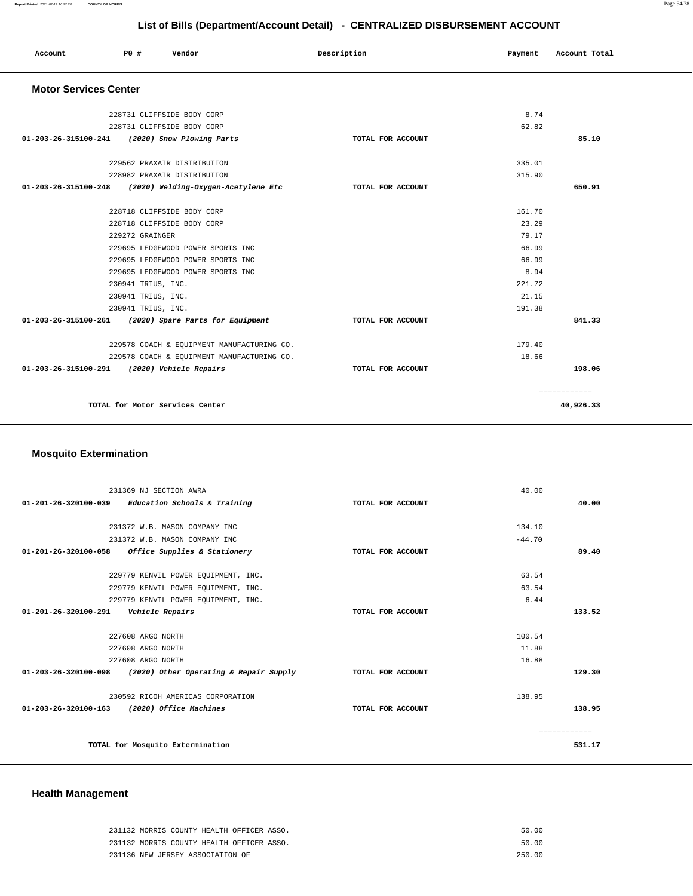## List of Bills (Department/Account Detail) - CENTRALIZED DISBURSEMENT ACCOUNT

| Account | PO # | Vendor | Description | Payment | Account Total |
|---|---|---|---|---|---|

### Motor Services Center

| Account | PO # | Vendor | Description | Payment | Account Total |
|---|---|---|---|---|---|
| | 228731 | CLIFFSIDE BODY CORP | | 8.74 | |
| | 228731 | CLIFFSIDE BODY CORP | | 62.82 | |
| **01-203-26-315100-241** | | ***(2020) Snow Plowing Parts*** | **TOTAL FOR ACCOUNT** | | **85.10** |
| | 229562 | PRAXAIR DISTRIBUTION | | 335.01 | |
| | 228982 | PRAXAIR DISTRIBUTION | | 315.90 | |
| **01-203-26-315100-248** | | ***(2020) Welding-Oxygen-Acetylene Etc*** | **TOTAL FOR ACCOUNT** | | **650.91** |
| | 228718 | CLIFFSIDE BODY CORP | | 161.70 | |
| | 228718 | CLIFFSIDE BODY CORP | | 23.29 | |
| | 229272 | GRAINGER | | 79.17 | |
| | 229695 | LEDGEWOOD POWER SPORTS INC | | 66.99 | |
| | 229695 | LEDGEWOOD POWER SPORTS INC | | 66.99 | |
| | 229695 | LEDGEWOOD POWER SPORTS INC | | 8.94 | |
| | 230941 | TRIUS, INC. | | 221.72 | |
| | 230941 | TRIUS, INC. | | 21.15 | |
| | 230941 | TRIUS, INC. | | 191.38 | |
| **01-203-26-315100-261** | | ***(2020) Spare Parts for Equipment*** | **TOTAL FOR ACCOUNT** | | **841.33** |
| | 229578 | COACH & EQUIPMENT MANUFACTURING CO. | | 179.40 | |
| | 229578 | COACH & EQUIPMENT MANUFACTURING CO. | | 18.66 | |
| **01-203-26-315100-291** | | ***(2020) Vehicle Repairs*** | **TOTAL FOR ACCOUNT** | | **198.06** |
| | | | | | ============ |
| | | **TOTAL for Motor Services Center** | | | **40,926.33** |

### Mosquito Extermination

| Account | PO # | Vendor | Description | Payment | Account Total |
|---|---|---|---|---|---|
| | 231369 | NJ SECTION AWRA | | 40.00 | |
| **01-201-26-320100-039** | | ***Education Schools & Training*** | **TOTAL FOR ACCOUNT** | | **40.00** |
| | 231372 | W.B. MASON COMPANY INC | | 134.10 | |
| | 231372 | W.B. MASON COMPANY INC | | -44.70 | |
| **01-201-26-320100-058** | | ***Office Supplies & Stationery*** | **TOTAL FOR ACCOUNT** | | **89.40** |
| | 229779 | KENVIL POWER EQUIPMENT, INC. | | 63.54 | |
| | 229779 | KENVIL POWER EQUIPMENT, INC. | | 63.54 | |
| | 229779 | KENVIL POWER EQUIPMENT, INC. | | 6.44 | |
| **01-201-26-320100-291** | | ***Vehicle Repairs*** | **TOTAL FOR ACCOUNT** | | **133.52** |
| | 227608 | ARGO NORTH | | 100.54 | |
| | 227608 | ARGO NORTH | | 11.88 | |
| | 227608 | ARGO NORTH | | 16.88 | |
| **01-203-26-320100-098** | | ***(2020) Other Operating & Repair Supply*** | **TOTAL FOR ACCOUNT** | | **129.30** |
| | 230592 | RICOH AMERICAS CORPORATION | | 138.95 | |
| **01-203-26-320100-163** | | ***(2020) Office Machines*** | **TOTAL FOR ACCOUNT** | | **138.95** |
| | | | | | ============ |
| | | **TOTAL for Mosquito Extermination** | | | **531.17** |

### Health Management

| Account | PO # | Vendor | Description | Payment | Account Total |
|---|---|---|---|---|---|
| | 231132 | MORRIS COUNTY HEALTH OFFICER ASSO. | | 50.00 | |
| | 231132 | MORRIS COUNTY HEALTH OFFICER ASSO. | | 50.00 | |
| | 231136 | NEW JERSEY ASSOCIATION OF | | 250.00 | |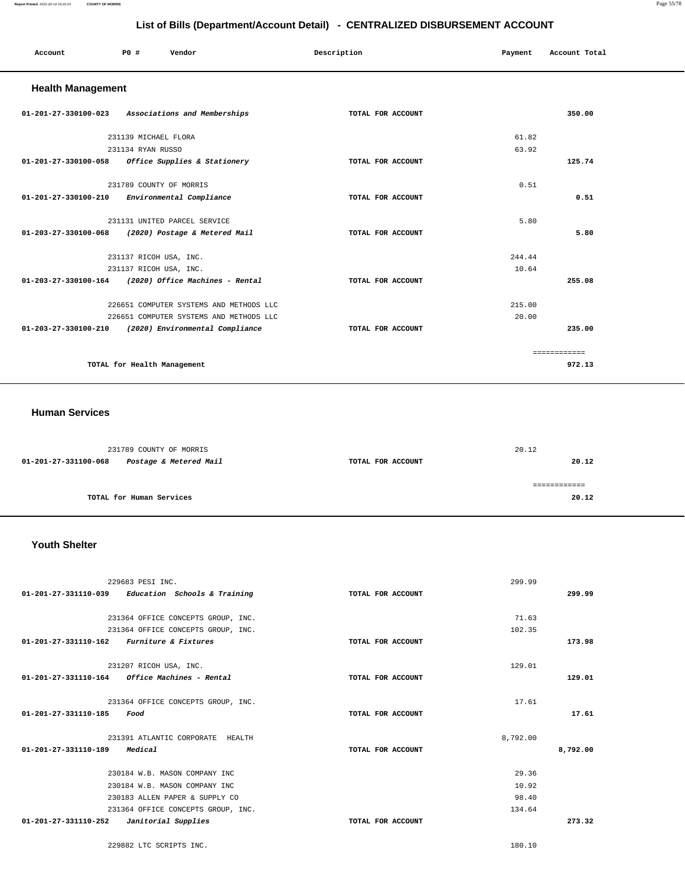# List of Bills (Department/Account Detail) - CENTRALIZED DISBURSEMENT ACCOUNT

| Account | PO # | Vendor | Description | Payment | Account Total |
|---|---|---|---|---|---|

## Health Management

| Account | PO # | Vendor | Description | Payment | Account Total |
|---|---|---|---|---|---|
| 01-201-27-330100-023 | | *Associations and Memberships* | TOTAL FOR ACCOUNT | | 350.00 |
| | 231139 | MICHAEL FLORA | | 61.82 | |
| | 231134 | RYAN RUSSO | | 63.92 | |
| 01-201-27-330100-058 | | *Office Supplies & Stationery* | TOTAL FOR ACCOUNT | | 125.74 |
| | 231789 | COUNTY OF MORRIS | | 0.51 | |
| 01-201-27-330100-210 | | *Environmental Compliance* | TOTAL FOR ACCOUNT | | 0.51 |
| | 231131 | UNITED PARCEL SERVICE | | 5.80 | |
| 01-203-27-330100-068 | | *(2020) Postage & Metered Mail* | TOTAL FOR ACCOUNT | | 5.80 |
| | 231137 | RICOH USA, INC. | | 244.44 | |
| | 231137 | RICOH USA, INC. | | 10.64 | |
| 01-203-27-330100-164 | | *(2020) Office Machines - Rental* | TOTAL FOR ACCOUNT | | 255.08 |
| | 226651 | COMPUTER SYSTEMS AND METHODS LLC | | 215.00 | |
| | 226651 | COMPUTER SYSTEMS AND METHODS LLC | | 20.00 | |
| 01-203-27-330100-210 | | *(2020) Environmental Compliance* | TOTAL FOR ACCOUNT | | 235.00 |
| | | | | | ============ |
| | | TOTAL for Health Management | | | 972.13 |

## Human Services

| Account | PO # | Vendor | Description | Payment | Account Total |
|---|---|---|---|---|---|
| | 231789 | COUNTY OF MORRIS | | 20.12 | |
| 01-201-27-331100-068 | | *Postage & Metered Mail* | TOTAL FOR ACCOUNT | | 20.12 |
| | | | | | ============ |
| | | TOTAL for Human Services | | | 20.12 |

## Youth Shelter

| Account | PO # | Vendor | Description | Payment | Account Total |
|---|---|---|---|---|---|
| | 229683 | PESI INC. | | 299.99 | |
| 01-201-27-331110-039 | | *Education Schools & Training* | TOTAL FOR ACCOUNT | | 299.99 |
| | 231364 | OFFICE CONCEPTS GROUP, INC. | | 71.63 | |
| | 231364 | OFFICE CONCEPTS GROUP, INC. | | 102.35 | |
| 01-201-27-331110-162 | | *Furniture & Fixtures* | TOTAL FOR ACCOUNT | | 173.98 |
| | 231207 | RICOH USA, INC. | | 129.01 | |
| 01-201-27-331110-164 | | *Office Machines - Rental* | TOTAL FOR ACCOUNT | | 129.01 |
| | 231364 | OFFICE CONCEPTS GROUP, INC. | | 17.61 | |
| 01-201-27-331110-185 | | *Food* | TOTAL FOR ACCOUNT | | 17.61 |
| | 231391 | ATLANTIC CORPORATE HEALTH | | 8,792.00 | |
| 01-201-27-331110-189 | | *Medical* | TOTAL FOR ACCOUNT | | 8,792.00 |
| | 230184 | W.B. MASON COMPANY INC | | 29.36 | |
| | 230184 | W.B. MASON COMPANY INC | | 10.92 | |
| | 230183 | ALLEN PAPER & SUPPLY CO | | 98.40 | |
| | 231364 | OFFICE CONCEPTS GROUP, INC. | | 134.64 | |
| 01-201-27-331110-252 | | *Janitorial Supplies* | TOTAL FOR ACCOUNT | | 273.32 |
| | 229882 | LTC SCRIPTS INC. | | 180.10 | |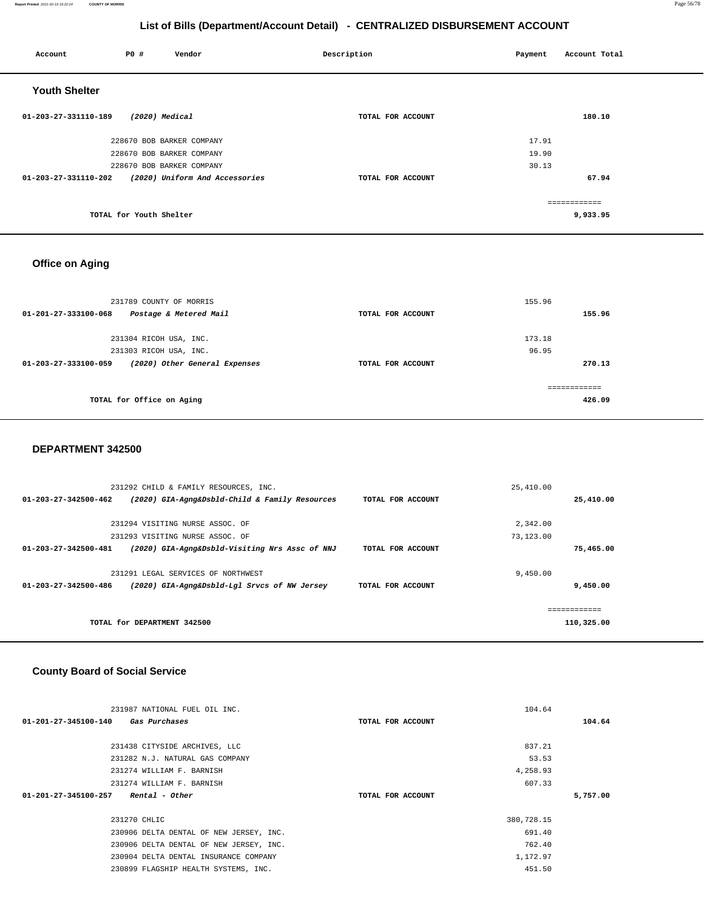## List of Bills (Department/Account Detail) - CENTRALIZED DISBURSEMENT ACCOUNT

| Account | PO # | Vendor | Description | Payment | Account Total |
|---|---|---|---|---|---|

### Youth Shelter

| Account | PO # | Vendor | Description | Payment | Account Total |
|---|---|---|---|---|---|
| 01-203-27-331110-189 | | *(2020) Medical* | TOTAL FOR ACCOUNT | | 180.10 |
| | 228670 | BOB BARKER COMPANY | | 17.91 | |
| | 228670 | BOB BARKER COMPANY | | 19.90 | |
| | 228670 | BOB BARKER COMPANY | | 30.13 | |
| 01-203-27-331110-202 | | *(2020) Uniform And Accessories* | TOTAL FOR ACCOUNT | | 67.94 |
| | | | | | ============ |
| | | TOTAL for Youth Shelter | | | 9,933.95 |

### Office on Aging

| Account | PO # | Vendor | Description | Payment | Account Total |
|---|---|---|---|---|---|
| | 231789 | COUNTY OF MORRIS | | 155.96 | |
| 01-201-27-333100-068 | | *Postage & Metered Mail* | TOTAL FOR ACCOUNT | | 155.96 |
| | 231304 | RICOH USA, INC. | | 173.18 | |
| | 231303 | RICOH USA, INC. | | 96.95 | |
| 01-203-27-333100-059 | | *(2020) Other General Expenses* | TOTAL FOR ACCOUNT | | 270.13 |
| | | | | | ============ |
| | | TOTAL for Office on Aging | | | 426.09 |

### DEPARTMENT 342500

| Account | PO # | Vendor | Description | Payment | Account Total |
|---|---|---|---|---|---|
| | 231292 | CHILD & FAMILY RESOURCES, INC. | | 25,410.00 | |
| 01-203-27-342500-462 | | *(2020) GIA-Agng&Dsbld-Child & Family Resources* | TOTAL FOR ACCOUNT | | 25,410.00 |
| | 231294 | VISITING NURSE ASSOC. OF | | 2,342.00 | |
| | 231293 | VISITING NURSE ASSOC. OF | | 73,123.00 | |
| 01-203-27-342500-481 | | *(2020) GIA-Agng&Dsbld-Visiting Nrs Assc of NNJ* | TOTAL FOR ACCOUNT | | 75,465.00 |
| | 231291 | LEGAL SERVICES OF NORTHWEST | | 9,450.00 | |
| 01-203-27-342500-486 | | *(2020) GIA-Agng&Dsbld-Lgl Srvcs of NW Jersey* | TOTAL FOR ACCOUNT | | 9,450.00 |
| | | | | | ============ |
| | | TOTAL for DEPARTMENT 342500 | | | 110,325.00 |

### County Board of Social Service

| Account | PO # | Vendor | Description | Payment | Account Total |
|---|---|---|---|---|---|
| | 231987 | NATIONAL FUEL OIL INC. | | 104.64 | |
| 01-201-27-345100-140 | | *Gas Purchases* | TOTAL FOR ACCOUNT | | 104.64 |
| | 231438 | CITYSIDE ARCHIVES, LLC | | 837.21 | |
| | 231282 | N.J. NATURAL GAS COMPANY | | 53.53 | |
| | 231274 | WILLIAM F. BARNISH | | 4,258.93 | |
| | 231274 | WILLIAM F. BARNISH | | 607.33 | |
| 01-201-27-345100-257 | | *Rental - Other* | TOTAL FOR ACCOUNT | | 5,757.00 |
| | 231270 | CHLIC | | 380,728.15 | |
| | 230906 | DELTA DENTAL OF NEW JERSEY, INC. | | 691.40 | |
| | 230906 | DELTA DENTAL OF NEW JERSEY, INC. | | 762.40 | |
| | 230904 | DELTA DENTAL INSURANCE COMPANY | | 1,172.97 | |
| | 230899 | FLAGSHIP HEALTH SYSTEMS, INC. | | 451.50 | |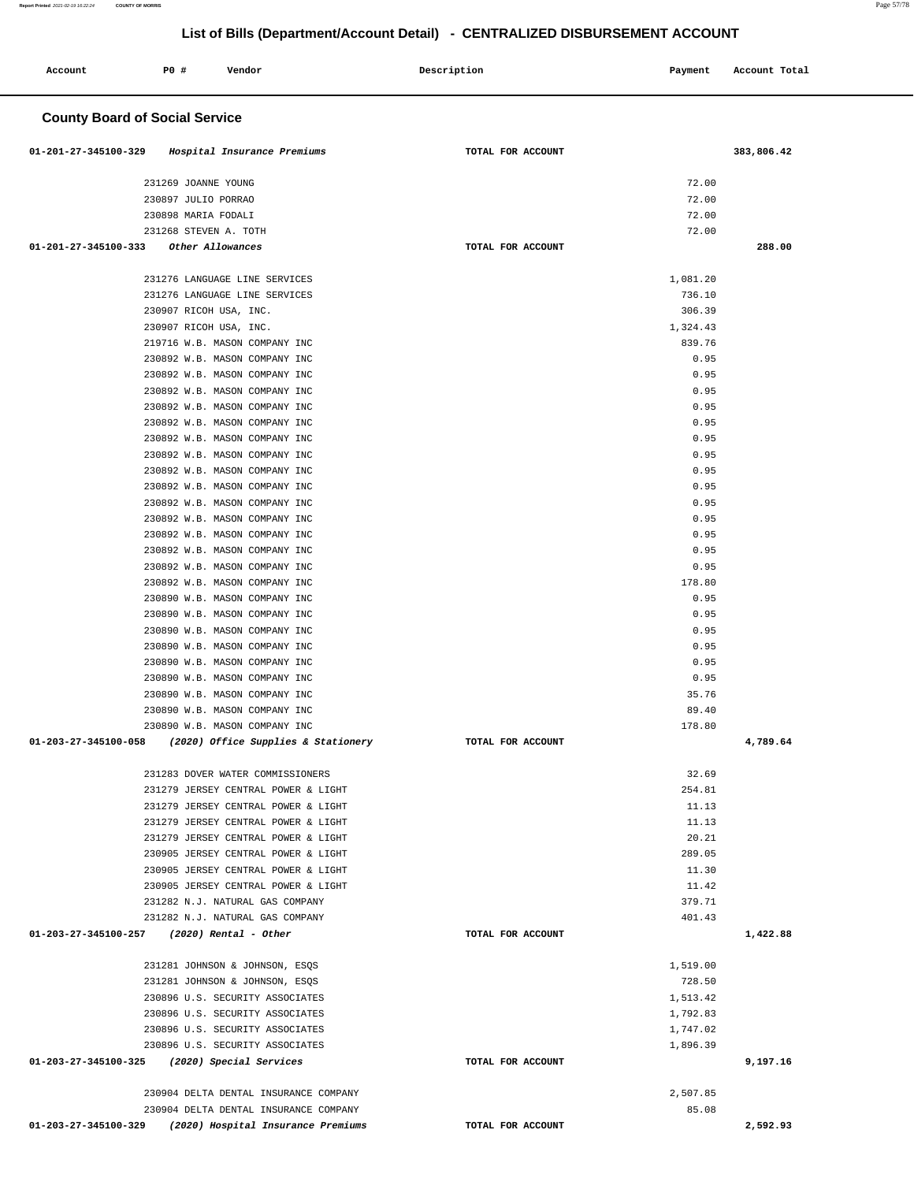## List of Bills (Department/Account Detail) - CENTRALIZED DISBURSEMENT ACCOUNT

| Account | PO # | Vendor | Description | Payment | Account Total |
|---|---|---|---|---|---|

### County Board of Social Service

| Account | PO # | Vendor | Description | Payment | Account Total |
|---|---|---|---|---|---|
| 01-201-27-345100-329 *Hospital Insurance Premiums* | | | TOTAL FOR ACCOUNT | | 383,806.42 |
| | 231269 | JOANNE YOUNG | | 72.00 | |
| | 230897 | JULIO PORRAO | | 72.00 | |
| | 230898 | MARIA FODALI | | 72.00 | |
| | 231268 | STEVEN A. TOTH | | 72.00 | |
| 01-201-27-345100-333 *Other Allowances* | | | TOTAL FOR ACCOUNT | | 288.00 |
| | 231276 | LANGUAGE LINE SERVICES | | 1,081.20 | |
| | 231276 | LANGUAGE LINE SERVICES | | 736.10 | |
| | 230907 | RICOH USA, INC. | | 306.39 | |
| | 230907 | RICOH USA, INC. | | 1,324.43 | |
| | 219716 | W.B. MASON COMPANY INC | | 839.76 | |
| | 230892 | W.B. MASON COMPANY INC | | 0.95 | |
| | 230892 | W.B. MASON COMPANY INC | | 0.95 | |
| | 230892 | W.B. MASON COMPANY INC | | 0.95 | |
| | 230892 | W.B. MASON COMPANY INC | | 0.95 | |
| | 230892 | W.B. MASON COMPANY INC | | 0.95 | |
| | 230892 | W.B. MASON COMPANY INC | | 0.95 | |
| | 230892 | W.B. MASON COMPANY INC | | 0.95 | |
| | 230892 | W.B. MASON COMPANY INC | | 0.95 | |
| | 230892 | W.B. MASON COMPANY INC | | 0.95 | |
| | 230892 | W.B. MASON COMPANY INC | | 0.95 | |
| | 230892 | W.B. MASON COMPANY INC | | 0.95 | |
| | 230892 | W.B. MASON COMPANY INC | | 0.95 | |
| | 230892 | W.B. MASON COMPANY INC | | 0.95 | |
| | 230892 | W.B. MASON COMPANY INC | | 0.95 | |
| | 230892 | W.B. MASON COMPANY INC | | 178.80 | |
| | 230890 | W.B. MASON COMPANY INC | | 0.95 | |
| | 230890 | W.B. MASON COMPANY INC | | 0.95 | |
| | 230890 | W.B. MASON COMPANY INC | | 0.95 | |
| | 230890 | W.B. MASON COMPANY INC | | 0.95 | |
| | 230890 | W.B. MASON COMPANY INC | | 0.95 | |
| | 230890 | W.B. MASON COMPANY INC | | 0.95 | |
| | 230890 | W.B. MASON COMPANY INC | | 35.76 | |
| | 230890 | W.B. MASON COMPANY INC | | 89.40 | |
| | 230890 | W.B. MASON COMPANY INC | | 178.80 | |
| 01-203-27-345100-058 *(2020) Office Supplies & Stationery* | | | TOTAL FOR ACCOUNT | | 4,789.64 |
| | 231283 | DOVER WATER COMMISSIONERS | | 32.69 | |
| | 231279 | JERSEY CENTRAL POWER & LIGHT | | 254.81 | |
| | 231279 | JERSEY CENTRAL POWER & LIGHT | | 11.13 | |
| | 231279 | JERSEY CENTRAL POWER & LIGHT | | 11.13 | |
| | 231279 | JERSEY CENTRAL POWER & LIGHT | | 20.21 | |
| | 230905 | JERSEY CENTRAL POWER & LIGHT | | 289.05 | |
| | 230905 | JERSEY CENTRAL POWER & LIGHT | | 11.30 | |
| | 230905 | JERSEY CENTRAL POWER & LIGHT | | 11.42 | |
| | 231282 | N.J. NATURAL GAS COMPANY | | 379.71 | |
| | 231282 | N.J. NATURAL GAS COMPANY | | 401.43 | |
| 01-203-27-345100-257 *(2020) Rental - Other* | | | TOTAL FOR ACCOUNT | | 1,422.88 |
| | 231281 | JOHNSON & JOHNSON, ESQS | | 1,519.00 | |
| | 231281 | JOHNSON & JOHNSON, ESQS | | 728.50 | |
| | 230896 | U.S. SECURITY ASSOCIATES | | 1,513.42 | |
| | 230896 | U.S. SECURITY ASSOCIATES | | 1,792.83 | |
| | 230896 | U.S. SECURITY ASSOCIATES | | 1,747.02 | |
| | 230896 | U.S. SECURITY ASSOCIATES | | 1,896.39 | |
| 01-203-27-345100-325 *(2020) Special Services* | | | TOTAL FOR ACCOUNT | | 9,197.16 |
| | 230904 | DELTA DENTAL INSURANCE COMPANY | | 2,507.85 | |
| | 230904 | DELTA DENTAL INSURANCE COMPANY | | 85.08 | |
| 01-203-27-345100-329 *(2020) Hospital Insurance Premiums* | | | TOTAL FOR ACCOUNT | | 2,592.93 |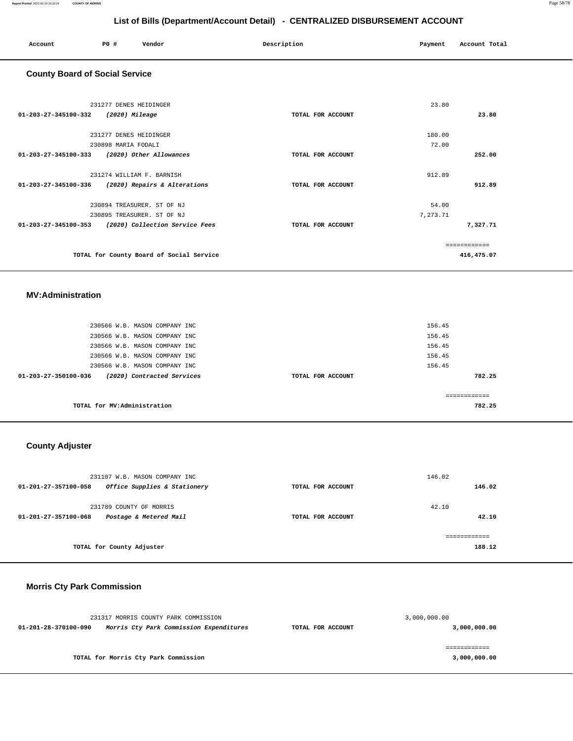## List of Bills (Department/Account Detail) - CENTRALIZED DISBURSEMENT ACCOUNT

| Account | PO # | Vendor | Description | Payment | Account Total |
|---|---|---|---|---|---|

### County Board of Social Service

| Account | PO # | Vendor | Description | Payment | Account Total |
|---|---|---|---|---|---|
| | 231277 | DENES HEIDINGER | | 23.80 | |
| 01-203-27-345100-332 | | *(2020) Mileage* | TOTAL FOR ACCOUNT | | 23.80 |
| | 231277 | DENES HEIDINGER | | 180.00 | |
| | 230898 | MARIA FODALI | | 72.00 | |
| 01-203-27-345100-333 | | *(2020) Other Allowances* | TOTAL FOR ACCOUNT | | 252.00 |
| | 231274 | WILLIAM F. BARNISH | | 912.89 | |
| 01-203-27-345100-336 | | *(2020) Repairs & Alterations* | TOTAL FOR ACCOUNT | | 912.89 |
| | 230894 | TREASURER. ST OF NJ | | 54.00 | |
| | 230895 | TREASURER. ST OF NJ | | 7,273.71 | |
| 01-203-27-345100-353 | | *(2020) Collection Service Fees* | TOTAL FOR ACCOUNT | | 7,327.71 |

TOTAL for County Board of Social Service: 416,475.07

### MV:Administration

| Account | PO # | Vendor | Description | Payment | Account Total |
|---|---|---|---|---|---|
| | 230566 | W.B. MASON COMPANY INC | | 156.45 | |
| | 230566 | W.B. MASON COMPANY INC | | 156.45 | |
| | 230566 | W.B. MASON COMPANY INC | | 156.45 | |
| | 230566 | W.B. MASON COMPANY INC | | 156.45 | |
| | 230566 | W.B. MASON COMPANY INC | | 156.45 | |
| 01-203-27-350100-036 | | *(2020) Contracted Services* | TOTAL FOR ACCOUNT | | 782.25 |

TOTAL for MV:Administration: 782.25

### County Adjuster

| Account | PO # | Vendor | Description | Payment | Account Total |
|---|---|---|---|---|---|
| | 231107 | W.B. MASON COMPANY INC | | 146.02 | |
| 01-201-27-357100-058 | | *Office Supplies & Stationery* | TOTAL FOR ACCOUNT | | 146.02 |
| | 231789 | COUNTY OF MORRIS | | 42.10 | |
| 01-201-27-357100-068 | | *Postage & Metered Mail* | TOTAL FOR ACCOUNT | | 42.10 |

TOTAL for County Adjuster: 188.12

### Morris Cty Park Commission

| Account | PO # | Vendor | Description | Payment | Account Total |
|---|---|---|---|---|---|
| | 231317 | MORRIS COUNTY PARK COMMISSION | | 3,000,000.00 | |
| 01-201-28-370100-090 | | *Morris Cty Park Commission Expenditures* | TOTAL FOR ACCOUNT | | 3,000,000.00 |

TOTAL for Morris Cty Park Commission: 3,000,000.00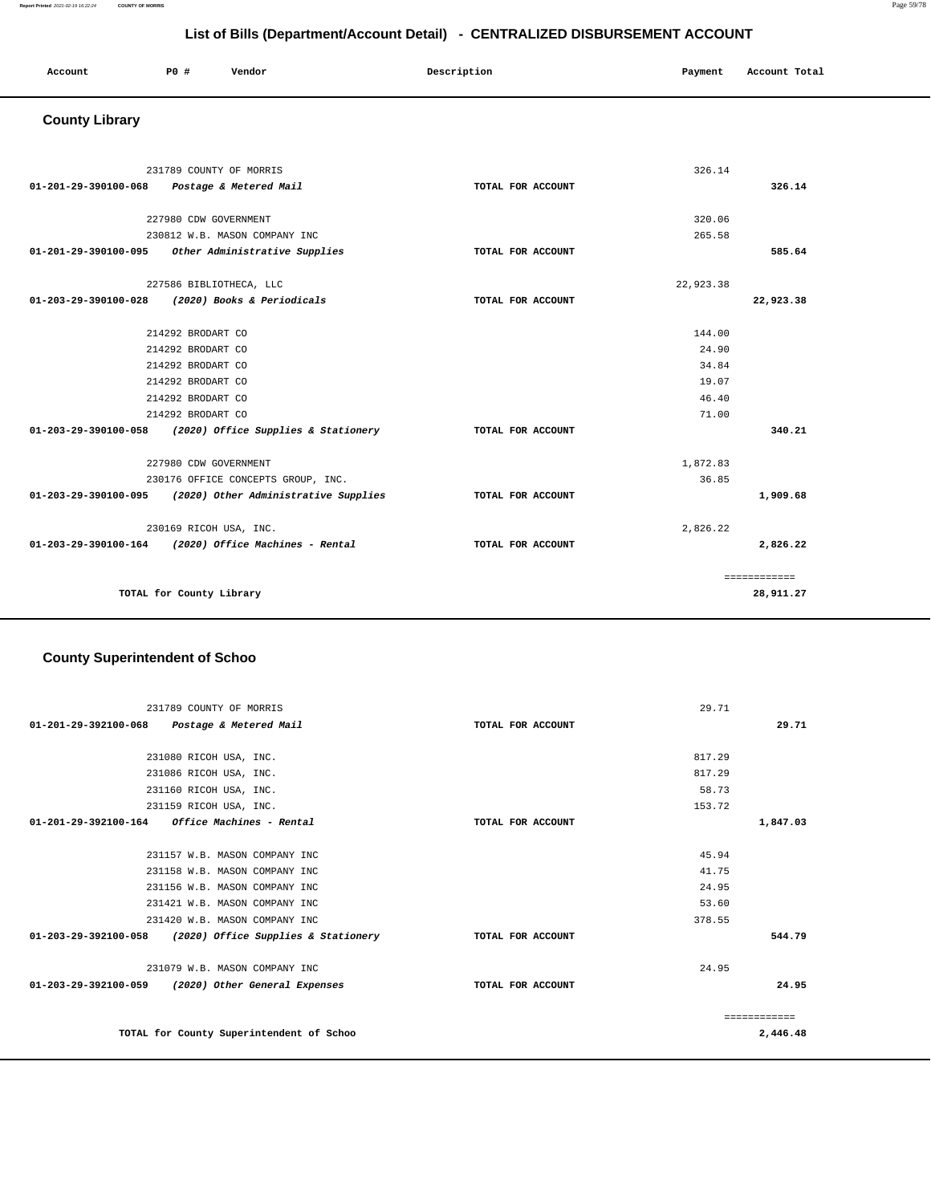# List of Bills (Department/Account Detail) - CENTRALIZED DISBURSEMENT ACCOUNT

| Account | PO # | Vendor | Description | Payment | Account Total |
|---|---|---|---|---|---|

## County Library

| Account | PO # | Vendor | Description | Payment | Account Total |
|---|---|---|---|---|---|
| | 231789 | COUNTY OF MORRIS | | 326.14 | |
| 01-201-29-390100-068 | | *Postage & Metered Mail* | TOTAL FOR ACCOUNT | | 326.14 |
| | 227980 | CDW GOVERNMENT | | 320.06 | |
| | 230812 | W.B. MASON COMPANY INC | | 265.58 | |
| 01-201-29-390100-095 | | *Other Administrative Supplies* | TOTAL FOR ACCOUNT | | 585.64 |
| | 227586 | BIBLIOTHECA, LLC | | 22,923.38 | |
| 01-203-29-390100-028 | | *(2020) Books & Periodicals* | TOTAL FOR ACCOUNT | | 22,923.38 |
| | 214292 | BRODART CO | | 144.00 | |
| | 214292 | BRODART CO | | 24.90 | |
| | 214292 | BRODART CO | | 34.84 | |
| | 214292 | BRODART CO | | 19.07 | |
| | 214292 | BRODART CO | | 46.40 | |
| | 214292 | BRODART CO | | 71.00 | |
| 01-203-29-390100-058 | | *(2020) Office Supplies & Stationery* | TOTAL FOR ACCOUNT | | 340.21 |
| | 227980 | CDW GOVERNMENT | | 1,872.83 | |
| | 230176 | OFFICE CONCEPTS GROUP, INC. | | 36.85 | |
| 01-203-29-390100-095 | | *(2020) Other Administrative Supplies* | TOTAL FOR ACCOUNT | | 1,909.68 |
| | 230169 | RICOH USA, INC. | | 2,826.22 | |
| 01-203-29-390100-164 | | *(2020) Office Machines - Rental* | TOTAL FOR ACCOUNT | | 2,826.22 |
| | | | | | ============ |
| | | TOTAL for County Library | | | 28,911.27 |

## County Superintendent of Schoo

| Account | PO # | Vendor | Description | Payment | Account Total |
|---|---|---|---|---|---|
| | 231789 | COUNTY OF MORRIS | | 29.71 | |
| 01-201-29-392100-068 | | *Postage & Metered Mail* | TOTAL FOR ACCOUNT | | 29.71 |
| | 231080 | RICOH USA, INC. | | 817.29 | |
| | 231086 | RICOH USA, INC. | | 817.29 | |
| | 231160 | RICOH USA, INC. | | 58.73 | |
| | 231159 | RICOH USA, INC. | | 153.72 | |
| 01-201-29-392100-164 | | *Office Machines - Rental* | TOTAL FOR ACCOUNT | | 1,847.03 |
| | 231157 | W.B. MASON COMPANY INC | | 45.94 | |
| | 231158 | W.B. MASON COMPANY INC | | 41.75 | |
| | 231156 | W.B. MASON COMPANY INC | | 24.95 | |
| | 231421 | W.B. MASON COMPANY INC | | 53.60 | |
| | 231420 | W.B. MASON COMPANY INC | | 378.55 | |
| 01-203-29-392100-058 | | *(2020) Office Supplies & Stationery* | TOTAL FOR ACCOUNT | | 544.79 |
| | 231079 | W.B. MASON COMPANY INC | | 24.95 | |
| 01-203-29-392100-059 | | *(2020) Other General Expenses* | TOTAL FOR ACCOUNT | | 24.95 |
| | | | | | ============ |
| | | TOTAL for County Superintendent of Schoo | | | 2,446.48 |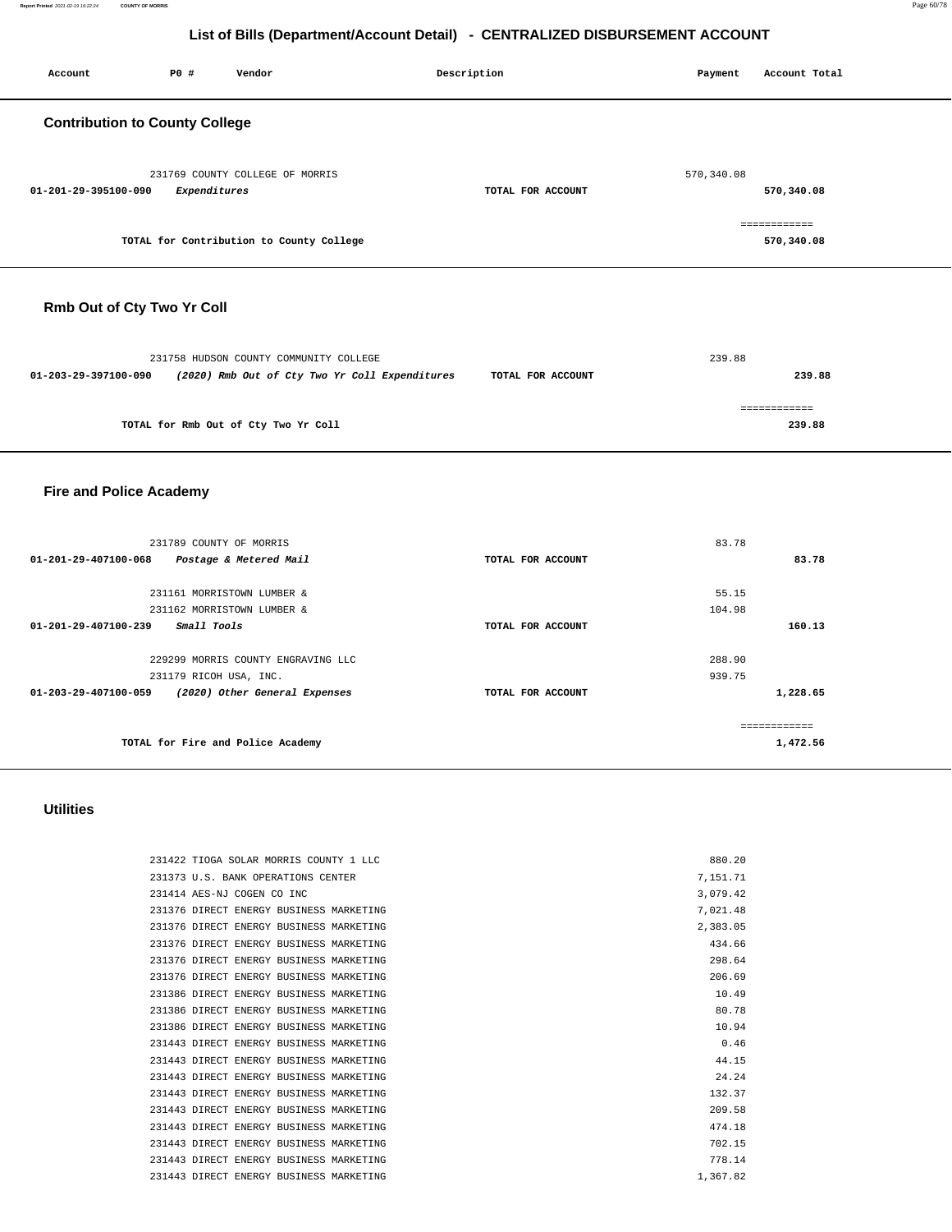## List of Bills (Department/Account Detail) - CENTRALIZED DISBURSEMENT ACCOUNT

| Account | PO # | Vendor | Description | Payment | Account Total |
|---|---|---|---|---|---|

### Contribution to County College

| Account | PO # | Vendor | Description | Payment | Account Total |
|---|---|---|---|---|---|
| | 231769 | COUNTY COLLEGE OF MORRIS | | 570,340.08 | |
| 01-201-29-395100-090 | | *Expenditures* | TOTAL FOR ACCOUNT | | 570,340.08 |
| | | | | | ============ |
| | | TOTAL for Contribution to County College | | | 570,340.08 |

### Rmb Out of Cty Two Yr Coll

| Account | PO # | Vendor | Description | Payment | Account Total |
|---|---|---|---|---|---|
| | 231758 | HUDSON COUNTY COMMUNITY COLLEGE | | 239.88 | |
| 01-203-29-397100-090 | | *(2020) Rmb Out of Cty Two Yr Coll Expenditures* | TOTAL FOR ACCOUNT | | 239.88 |
| | | | | | ============ |
| | | TOTAL for Rmb Out of Cty Two Yr Coll | | | 239.88 |

### Fire and Police Academy

| Account | PO # | Vendor | Description | Payment | Account Total |
|---|---|---|---|---|---|
| | 231789 | COUNTY OF MORRIS | | 83.78 | |
| 01-201-29-407100-068 | | *Postage & Metered Mail* | TOTAL FOR ACCOUNT | | 83.78 |
| | 231161 | MORRISTOWN LUMBER & | | 55.15 | |
| | 231162 | MORRISTOWN LUMBER & | | 104.98 | |
| 01-201-29-407100-239 | | *Small Tools* | TOTAL FOR ACCOUNT | | 160.13 |
| | 229299 | MORRIS COUNTY ENGRAVING LLC | | 288.90 | |
| | 231179 | RICOH USA, INC. | | 939.75 | |
| 01-203-29-407100-059 | | *(2020) Other General Expenses* | TOTAL FOR ACCOUNT | | 1,228.65 |
| | | | | | ============ |
| | | TOTAL for Fire and Police Academy | | | 1,472.56 |

### Utilities

| Account | PO # | Vendor | Description | Payment | Account Total |
|---|---|---|---|---|---|
| | 231422 | TIOGA SOLAR MORRIS COUNTY 1 LLC | | 880.20 | |
| | 231373 | U.S. BANK OPERATIONS CENTER | | 7,151.71 | |
| | 231414 | AES-NJ COGEN CO INC | | 3,079.42 | |
| | 231376 | DIRECT ENERGY BUSINESS MARKETING | | 7,021.48 | |
| | 231376 | DIRECT ENERGY BUSINESS MARKETING | | 2,383.05 | |
| | 231376 | DIRECT ENERGY BUSINESS MARKETING | | 434.66 | |
| | 231376 | DIRECT ENERGY BUSINESS MARKETING | | 298.64 | |
| | 231376 | DIRECT ENERGY BUSINESS MARKETING | | 206.69 | |
| | 231386 | DIRECT ENERGY BUSINESS MARKETING | | 10.49 | |
| | 231386 | DIRECT ENERGY BUSINESS MARKETING | | 80.78 | |
| | 231386 | DIRECT ENERGY BUSINESS MARKETING | | 10.94 | |
| | 231443 | DIRECT ENERGY BUSINESS MARKETING | | 0.46 | |
| | 231443 | DIRECT ENERGY BUSINESS MARKETING | | 44.15 | |
| | 231443 | DIRECT ENERGY BUSINESS MARKETING | | 24.24 | |
| | 231443 | DIRECT ENERGY BUSINESS MARKETING | | 132.37 | |
| | 231443 | DIRECT ENERGY BUSINESS MARKETING | | 209.58 | |
| | 231443 | DIRECT ENERGY BUSINESS MARKETING | | 474.18 | |
| | 231443 | DIRECT ENERGY BUSINESS MARKETING | | 702.15 | |
| | 231443 | DIRECT ENERGY BUSINESS MARKETING | | 778.14 | |
| | 231443 | DIRECT ENERGY BUSINESS MARKETING | | 1,367.82 | |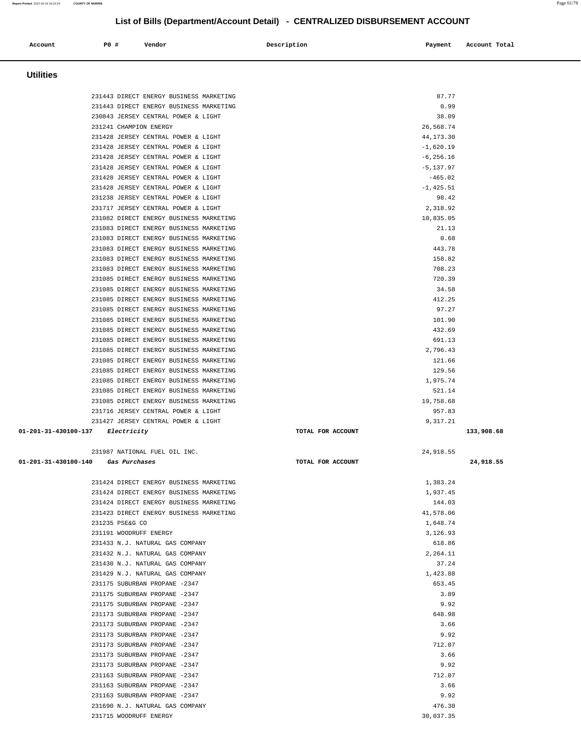## List of Bills (Department/Account Detail) - CENTRALIZED DISBURSEMENT ACCOUNT

| Account | PO # | Vendor | Description | Payment | Account Total |
|---|---|---|---|---|---|

### Utilities

| Account | PO # | Vendor | Description | Payment | Account Total |
|---|---|---|---|---|---|
| | 231443 | DIRECT ENERGY BUSINESS MARKETING | | 87.77 | |
| | 231443 | DIRECT ENERGY BUSINESS MARKETING | | 0.99 | |
| | 230843 | JERSEY CENTRAL POWER & LIGHT | | 38.09 | |
| | 231241 | CHAMPION ENERGY | | 26,568.74 | |
| | 231428 | JERSEY CENTRAL POWER & LIGHT | | 44,173.30 | |
| | 231428 | JERSEY CENTRAL POWER & LIGHT | | -1,620.19 | |
| | 231428 | JERSEY CENTRAL POWER & LIGHT | | -6,256.16 | |
| | 231428 | JERSEY CENTRAL POWER & LIGHT | | -5,137.97 | |
| | 231428 | JERSEY CENTRAL POWER & LIGHT | | -465.02 | |
| | 231428 | JERSEY CENTRAL POWER & LIGHT | | -1,425.51 | |
| | 231238 | JERSEY CENTRAL POWER & LIGHT | | 98.42 | |
| | 231717 | JERSEY CENTRAL POWER & LIGHT | | 2,318.92 | |
| | 231082 | DIRECT ENERGY BUSINESS MARKETING | | 10,835.05 | |
| | 231083 | DIRECT ENERGY BUSINESS MARKETING | | 21.13 | |
| | 231083 | DIRECT ENERGY BUSINESS MARKETING | | 0.68 | |
| | 231083 | DIRECT ENERGY BUSINESS MARKETING | | 443.78 | |
| | 231083 | DIRECT ENERGY BUSINESS MARKETING | | 158.82 | |
| | 231083 | DIRECT ENERGY BUSINESS MARKETING | | 708.23 | |
| | 231085 | DIRECT ENERGY BUSINESS MARKETING | | 720.39 | |
| | 231085 | DIRECT ENERGY BUSINESS MARKETING | | 34.58 | |
| | 231085 | DIRECT ENERGY BUSINESS MARKETING | | 412.25 | |
| | 231085 | DIRECT ENERGY BUSINESS MARKETING | | 97.27 | |
| | 231085 | DIRECT ENERGY BUSINESS MARKETING | | 101.90 | |
| | 231085 | DIRECT ENERGY BUSINESS MARKETING | | 432.69 | |
| | 231085 | DIRECT ENERGY BUSINESS MARKETING | | 691.13 | |
| | 231085 | DIRECT ENERGY BUSINESS MARKETING | | 2,796.43 | |
| | 231085 | DIRECT ENERGY BUSINESS MARKETING | | 121.66 | |
| | 231085 | DIRECT ENERGY BUSINESS MARKETING | | 129.56 | |
| | 231085 | DIRECT ENERGY BUSINESS MARKETING | | 1,975.74 | |
| | 231085 | DIRECT ENERGY BUSINESS MARKETING | | 521.14 | |
| | 231085 | DIRECT ENERGY BUSINESS MARKETING | | 19,758.68 | |
| | 231716 | JERSEY CENTRAL POWER & LIGHT | | 957.83 | |
| | 231427 | JERSEY CENTRAL POWER & LIGHT | | 9,317.21 | |
| **01-201-31-430100-137** | | *Electricity* | TOTAL FOR ACCOUNT | | **133,908.68** |
| | 231987 | NATIONAL FUEL OIL INC. | | 24,918.55 | |
| **01-201-31-430100-140** | | *Gas Purchases* | TOTAL FOR ACCOUNT | | **24,918.55** |
| | 231424 | DIRECT ENERGY BUSINESS MARKETING | | 1,383.24 | |
| | 231424 | DIRECT ENERGY BUSINESS MARKETING | | 1,937.45 | |
| | 231424 | DIRECT ENERGY BUSINESS MARKETING | | 144.03 | |
| | 231423 | DIRECT ENERGY BUSINESS MARKETING | | 41,578.06 | |
| | 231235 | PSE&G CO | | 1,648.74 | |
| | 231191 | WOODRUFF ENERGY | | 3,126.93 | |
| | 231433 | N.J. NATURAL GAS COMPANY | | 618.86 | |
| | 231432 | N.J. NATURAL GAS COMPANY | | 2,264.11 | |
| | 231430 | N.J. NATURAL GAS COMPANY | | 37.24 | |
| | 231429 | N.J. NATURAL GAS COMPANY | | 1,423.88 | |
| | 231175 | SUBURBAN PROPANE -2347 | | 653.45 | |
| | 231175 | SUBURBAN PROPANE -2347 | | 3.89 | |
| | 231175 | SUBURBAN PROPANE -2347 | | 9.92 | |
| | 231173 | SUBURBAN PROPANE -2347 | | 648.98 | |
| | 231173 | SUBURBAN PROPANE -2347 | | 3.66 | |
| | 231173 | SUBURBAN PROPANE -2347 | | 9.92 | |
| | 231173 | SUBURBAN PROPANE -2347 | | 712.07 | |
| | 231173 | SUBURBAN PROPANE -2347 | | 3.66 | |
| | 231173 | SUBURBAN PROPANE -2347 | | 9.92 | |
| | 231163 | SUBURBAN PROPANE -2347 | | 712.07 | |
| | 231163 | SUBURBAN PROPANE -2347 | | 3.66 | |
| | 231163 | SUBURBAN PROPANE -2347 | | 9.92 | |
| | 231690 | N.J. NATURAL GAS COMPANY | | 476.30 | |
| | 231715 | WOODRUFF ENERGY | | 30,037.35 | |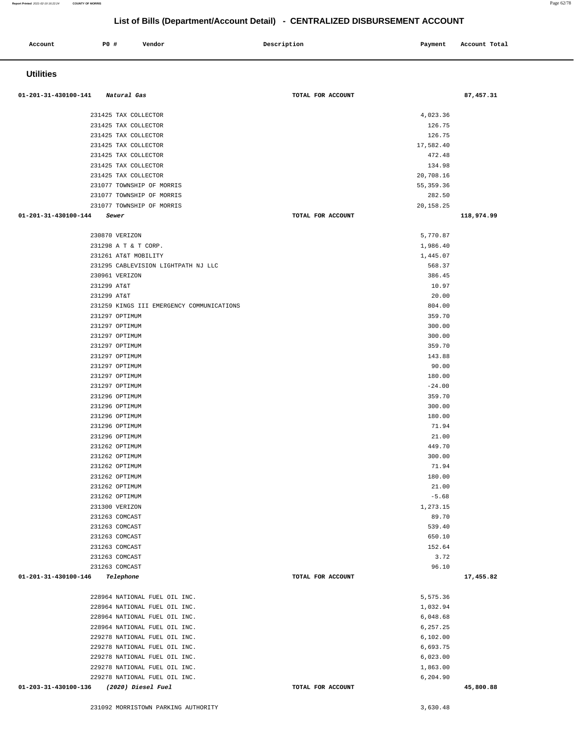## List of Bills (Department/Account Detail) - CENTRALIZED DISBURSEMENT ACCOUNT

| Account | PO # | Vendor | Description | Payment | Account Total |
|---|---|---|---|---|---|

### Utilities

| Account | PO # | Vendor | Description | Payment | Account Total |
|---|---|---|---|---|---|
| 01-201-31-430100-141 *Natural Gas* | | | TOTAL FOR ACCOUNT | | 87,457.31 |
| | 231425 | TAX COLLECTOR | | 4,023.36 | |
| | 231425 | TAX COLLECTOR | | 126.75 | |
| | 231425 | TAX COLLECTOR | | 126.75 | |
| | 231425 | TAX COLLECTOR | | 17,582.40 | |
| | 231425 | TAX COLLECTOR | | 472.48 | |
| | 231425 | TAX COLLECTOR | | 134.98 | |
| | 231425 | TAX COLLECTOR | | 20,708.16 | |
| | 231077 | TOWNSHIP OF MORRIS | | 55,359.36 | |
| | 231077 | TOWNSHIP OF MORRIS | | 282.50 | |
| | 231077 | TOWNSHIP OF MORRIS | | 20,158.25 | |
| 01-201-31-430100-144 *Sewer* | | | TOTAL FOR ACCOUNT | | 118,974.99 |
| | 230870 | VERIZON | | 5,770.87 | |
| | 231298 | A T & T CORP. | | 1,986.40 | |
| | 231261 | AT&T MOBILITY | | 1,445.07 | |
| | 231295 | CABLEVISION LIGHTPATH NJ LLC | | 568.37 | |
| | 230961 | VERIZON | | 386.45 | |
| | 231299 | AT&T | | 10.97 | |
| | 231299 | AT&T | | 20.00 | |
| | 231259 | KINGS III EMERGENCY COMMUNICATIONS | | 804.00 | |
| | 231297 | OPTIMUM | | 359.70 | |
| | 231297 | OPTIMUM | | 300.00 | |
| | 231297 | OPTIMUM | | 300.00 | |
| | 231297 | OPTIMUM | | 359.70 | |
| | 231297 | OPTIMUM | | 143.88 | |
| | 231297 | OPTIMUM | | 90.00 | |
| | 231297 | OPTIMUM | | 180.00 | |
| | 231297 | OPTIMUM | | -24.00 | |
| | 231296 | OPTIMUM | | 359.70 | |
| | 231296 | OPTIMUM | | 300.00 | |
| | 231296 | OPTIMUM | | 180.00 | |
| | 231296 | OPTIMUM | | 71.94 | |
| | 231296 | OPTIMUM | | 21.00 | |
| | 231262 | OPTIMUM | | 449.70 | |
| | 231262 | OPTIMUM | | 300.00 | |
| | 231262 | OPTIMUM | | 71.94 | |
| | 231262 | OPTIMUM | | 180.00 | |
| | 231262 | OPTIMUM | | 21.00 | |
| | 231262 | OPTIMUM | | -5.68 | |
| | 231300 | VERIZON | | 1,273.15 | |
| | 231263 | COMCAST | | 89.70 | |
| | 231263 | COMCAST | | 539.40 | |
| | 231263 | COMCAST | | 650.10 | |
| | 231263 | COMCAST | | 152.64 | |
| | 231263 | COMCAST | | 3.72 | |
| | 231263 | COMCAST | | 96.10 | |
| 01-201-31-430100-146 *Telephone* | | | TOTAL FOR ACCOUNT | | 17,455.82 |
| | 228964 | NATIONAL FUEL OIL INC. | | 5,575.36 | |
| | 228964 | NATIONAL FUEL OIL INC. | | 1,032.94 | |
| | 228964 | NATIONAL FUEL OIL INC. | | 6,048.68 | |
| | 228964 | NATIONAL FUEL OIL INC. | | 6,257.25 | |
| | 229278 | NATIONAL FUEL OIL INC. | | 6,102.00 | |
| | 229278 | NATIONAL FUEL OIL INC. | | 6,693.75 | |
| | 229278 | NATIONAL FUEL OIL INC. | | 6,023.00 | |
| | 229278 | NATIONAL FUEL OIL INC. | | 1,863.00 | |
| | 229278 | NATIONAL FUEL OIL INC. | | 6,204.90 | |
| 01-203-31-430100-136 *(2020) Diesel Fuel* | | | TOTAL FOR ACCOUNT | | 45,800.88 |
| | 231092 | MORRISTOWN PARKING AUTHORITY | | 3,630.48 | |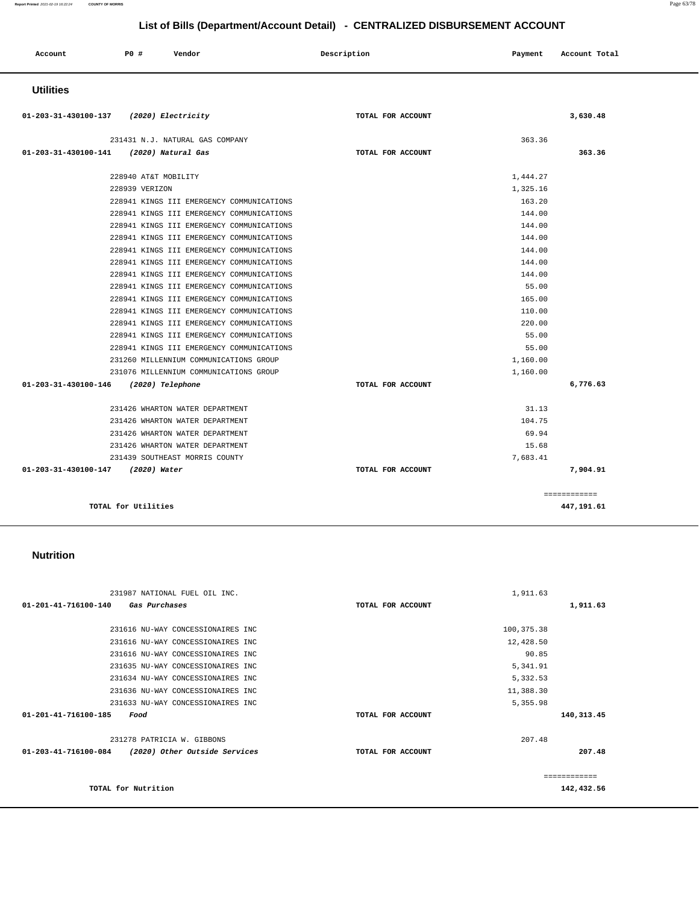## List of Bills (Department/Account Detail) - CENTRALIZED DISBURSEMENT ACCOUNT

| Account | PO # | Vendor | Description | Payment | Account Total |
|---|---|---|---|---|---|

### Utilities

| Account | PO # | Vendor | Description | Payment | Account Total |
|---|---|---|---|---|---|
| 01-203-31-430100-137 | | *(2020) Electricity* | TOTAL FOR ACCOUNT | | 3,630.48 |
| | 231431 | N.J. NATURAL GAS COMPANY | | 363.36 | |
| 01-203-31-430100-141 | | *(2020) Natural Gas* | TOTAL FOR ACCOUNT | | 363.36 |
| | 228940 | AT&T MOBILITY | | 1,444.27 | |
| | 228939 | VERIZON | | 1,325.16 | |
| | 228941 | KINGS III EMERGENCY COMMUNICATIONS | | 163.20 | |
| | 228941 | KINGS III EMERGENCY COMMUNICATIONS | | 144.00 | |
| | 228941 | KINGS III EMERGENCY COMMUNICATIONS | | 144.00 | |
| | 228941 | KINGS III EMERGENCY COMMUNICATIONS | | 144.00 | |
| | 228941 | KINGS III EMERGENCY COMMUNICATIONS | | 144.00 | |
| | 228941 | KINGS III EMERGENCY COMMUNICATIONS | | 144.00 | |
| | 228941 | KINGS III EMERGENCY COMMUNICATIONS | | 144.00 | |
| | 228941 | KINGS III EMERGENCY COMMUNICATIONS | | 55.00 | |
| | 228941 | KINGS III EMERGENCY COMMUNICATIONS | | 165.00 | |
| | 228941 | KINGS III EMERGENCY COMMUNICATIONS | | 110.00 | |
| | 228941 | KINGS III EMERGENCY COMMUNICATIONS | | 220.00 | |
| | 228941 | KINGS III EMERGENCY COMMUNICATIONS | | 55.00 | |
| | 228941 | KINGS III EMERGENCY COMMUNICATIONS | | 55.00 | |
| | 231260 | MILLENNIUM COMMUNICATIONS GROUP | | 1,160.00 | |
| | 231076 | MILLENNIUM COMMUNICATIONS GROUP | | 1,160.00 | |
| 01-203-31-430100-146 | | *(2020) Telephone* | TOTAL FOR ACCOUNT | | 6,776.63 |
| | 231426 | WHARTON WATER DEPARTMENT | | 31.13 | |
| | 231426 | WHARTON WATER DEPARTMENT | | 104.75 | |
| | 231426 | WHARTON WATER DEPARTMENT | | 69.94 | |
| | 231426 | WHARTON WATER DEPARTMENT | | 15.68 | |
| | 231439 | SOUTHEAST MORRIS COUNTY | | 7,683.41 | |
| 01-203-31-430100-147 | | *(2020) Water* | TOTAL FOR ACCOUNT | | 7,904.91 |
| | | | | | ============ |
| | | TOTAL for Utilities | | | 447,191.61 |

### Nutrition

| Account | PO # | Vendor | Description | Payment | Account Total |
|---|---|---|---|---|---|
| | 231987 | NATIONAL FUEL OIL INC. | | 1,911.63 | |
| 01-201-41-716100-140 | | *Gas Purchases* | TOTAL FOR ACCOUNT | | 1,911.63 |
| | 231616 | NU-WAY CONCESSIONAIRES INC | | 100,375.38 | |
| | 231616 | NU-WAY CONCESSIONAIRES INC | | 12,428.50 | |
| | 231616 | NU-WAY CONCESSIONAIRES INC | | 90.85 | |
| | 231635 | NU-WAY CONCESSIONAIRES INC | | 5,341.91 | |
| | 231634 | NU-WAY CONCESSIONAIRES INC | | 5,332.53 | |
| | 231636 | NU-WAY CONCESSIONAIRES INC | | 11,388.30 | |
| | 231633 | NU-WAY CONCESSIONAIRES INC | | 5,355.98 | |
| 01-201-41-716100-185 | | *Food* | TOTAL FOR ACCOUNT | | 140,313.45 |
| | 231278 | PATRICIA W. GIBBONS | | 207.48 | |
| 01-203-41-716100-084 | | *(2020) Other Outside Services* | TOTAL FOR ACCOUNT | | 207.48 |
| | | | | | ============ |
| | | TOTAL for Nutrition | | | 142,432.56 |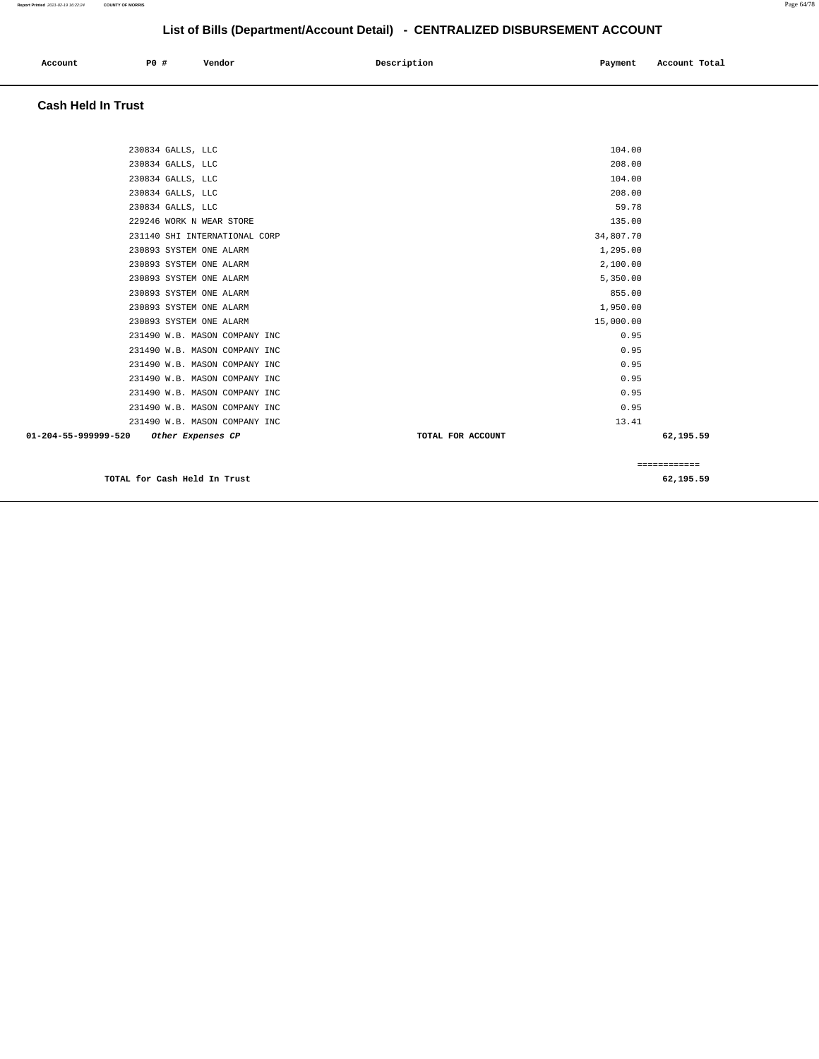# List of Bills (Department/Account Detail) - CENTRALIZED DISBURSEMENT ACCOUNT

| Account | PO # | Vendor | Description | Payment | Account Total |
|---|---|---|---|---|---|

## Cash Held In Trust

| Account | PO # | Vendor | Description | Payment | Account Total |
|---|---|---|---|---|---|
| | 230834 | GALLS, LLC | | 104.00 | |
| | 230834 | GALLS, LLC | | 208.00 | |
| | 230834 | GALLS, LLC | | 104.00 | |
| | 230834 | GALLS, LLC | | 208.00 | |
| | 230834 | GALLS, LLC | | 59.78 | |
| | 229246 | WORK N WEAR STORE | | 135.00 | |
| | 231140 | SHI INTERNATIONAL CORP | | 34,807.70 | |
| | 230893 | SYSTEM ONE ALARM | | 1,295.00 | |
| | 230893 | SYSTEM ONE ALARM | | 2,100.00 | |
| | 230893 | SYSTEM ONE ALARM | | 5,350.00 | |
| | 230893 | SYSTEM ONE ALARM | | 855.00 | |
| | 230893 | SYSTEM ONE ALARM | | 1,950.00 | |
| | 230893 | SYSTEM ONE ALARM | | 15,000.00 | |
| | 231490 | W.B. MASON COMPANY INC | | 0.95 | |
| | 231490 | W.B. MASON COMPANY INC | | 0.95 | |
| | 231490 | W.B. MASON COMPANY INC | | 0.95 | |
| | 231490 | W.B. MASON COMPANY INC | | 0.95 | |
| | 231490 | W.B. MASON COMPANY INC | | 0.95 | |
| | 231490 | W.B. MASON COMPANY INC | | 0.95 | |
| | 231490 | W.B. MASON COMPANY INC | | 13.41 | |
| **01-204-55-999999-520** | ***Other Expenses CP*** | | **TOTAL FOR ACCOUNT** | | **62,195.59** |

============

**TOTAL for Cash Held In Trust** **62,195.59**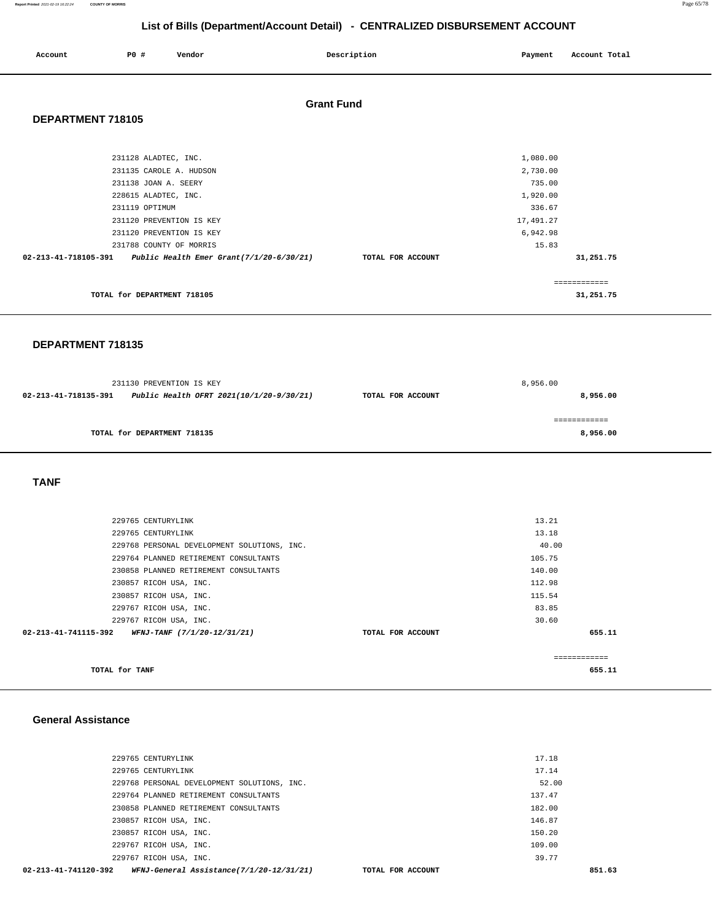# List of Bills (Department/Account Detail) - CENTRALIZED DISBURSEMENT ACCOUNT

| Account | PO # | Vendor | Description | Payment | Account Total |
|---|---|---|---|---|---|

## Grant Fund

### DEPARTMENT 718105

| Account | PO # | Vendor | Description | Payment | Account Total |
|---|---|---|---|---|---|
| | 231128 | ALADTEC, INC. | | 1,080.00 | |
| | 231135 | CAROLE A. HUDSON | | 2,730.00 | |
| | 231138 | JOAN A. SEERY | | 735.00 | |
| | 228615 | ALADTEC, INC. | | 1,920.00 | |
| | 231119 | OPTIMUM | | 336.67 | |
| | 231120 | PREVENTION IS KEY | | 17,491.27 | |
| | 231120 | PREVENTION IS KEY | | 6,942.98 | |
| | 231788 | COUNTY OF MORRIS | | 15.83 | |
| 02-213-41-718105-391 | | *Public Health Emer Grant(7/1/20-6/30/21)* | TOTAL FOR ACCOUNT | | 31,251.75 |

TOTAL for DEPARTMENT 718105 — 31,251.75

### DEPARTMENT 718135

| Account | PO # | Vendor | Description | Payment | Account Total |
|---|---|---|---|---|---|
| | 231130 | PREVENTION IS KEY | | 8,956.00 | |
| 02-213-41-718135-391 | | *Public Health OFRT 2021(10/1/20-9/30/21)* | TOTAL FOR ACCOUNT | | 8,956.00 |

TOTAL for DEPARTMENT 718135 — 8,956.00

### TANF

| Account | PO # | Vendor | Description | Payment | Account Total |
|---|---|---|---|---|---|
| | 229765 | CENTURYLINK | | 13.21 | |
| | 229765 | CENTURYLINK | | 13.18 | |
| | 229768 | PERSONAL DEVELOPMENT SOLUTIONS, INC. | | 40.00 | |
| | 229764 | PLANNED RETIREMENT CONSULTANTS | | 105.75 | |
| | 230858 | PLANNED RETIREMENT CONSULTANTS | | 140.00 | |
| | 230857 | RICOH USA, INC. | | 112.98 | |
| | 230857 | RICOH USA, INC. | | 115.54 | |
| | 229767 | RICOH USA, INC. | | 83.85 | |
| | 229767 | RICOH USA, INC. | | 30.60 | |
| 02-213-41-741115-392 | | *WFNJ-TANF (7/1/20-12/31/21)* | TOTAL FOR ACCOUNT | | 655.11 |

TOTAL for TANF — 655.11

### General Assistance

| Account | PO # | Vendor | Description | Payment | Account Total |
|---|---|---|---|---|---|
| | 229765 | CENTURYLINK | | 17.18 | |
| | 229765 | CENTURYLINK | | 17.14 | |
| | 229768 | PERSONAL DEVELOPMENT SOLUTIONS, INC. | | 52.00 | |
| | 229764 | PLANNED RETIREMENT CONSULTANTS | | 137.47 | |
| | 230858 | PLANNED RETIREMENT CONSULTANTS | | 182.00 | |
| | 230857 | RICOH USA, INC. | | 146.87 | |
| | 230857 | RICOH USA, INC. | | 150.20 | |
| | 229767 | RICOH USA, INC. | | 109.00 | |
| | 229767 | RICOH USA, INC. | | 39.77 | |
| 02-213-41-741120-392 | | *WFNJ-General Assistance(7/1/20-12/31/21)* | TOTAL FOR ACCOUNT | | 851.63 |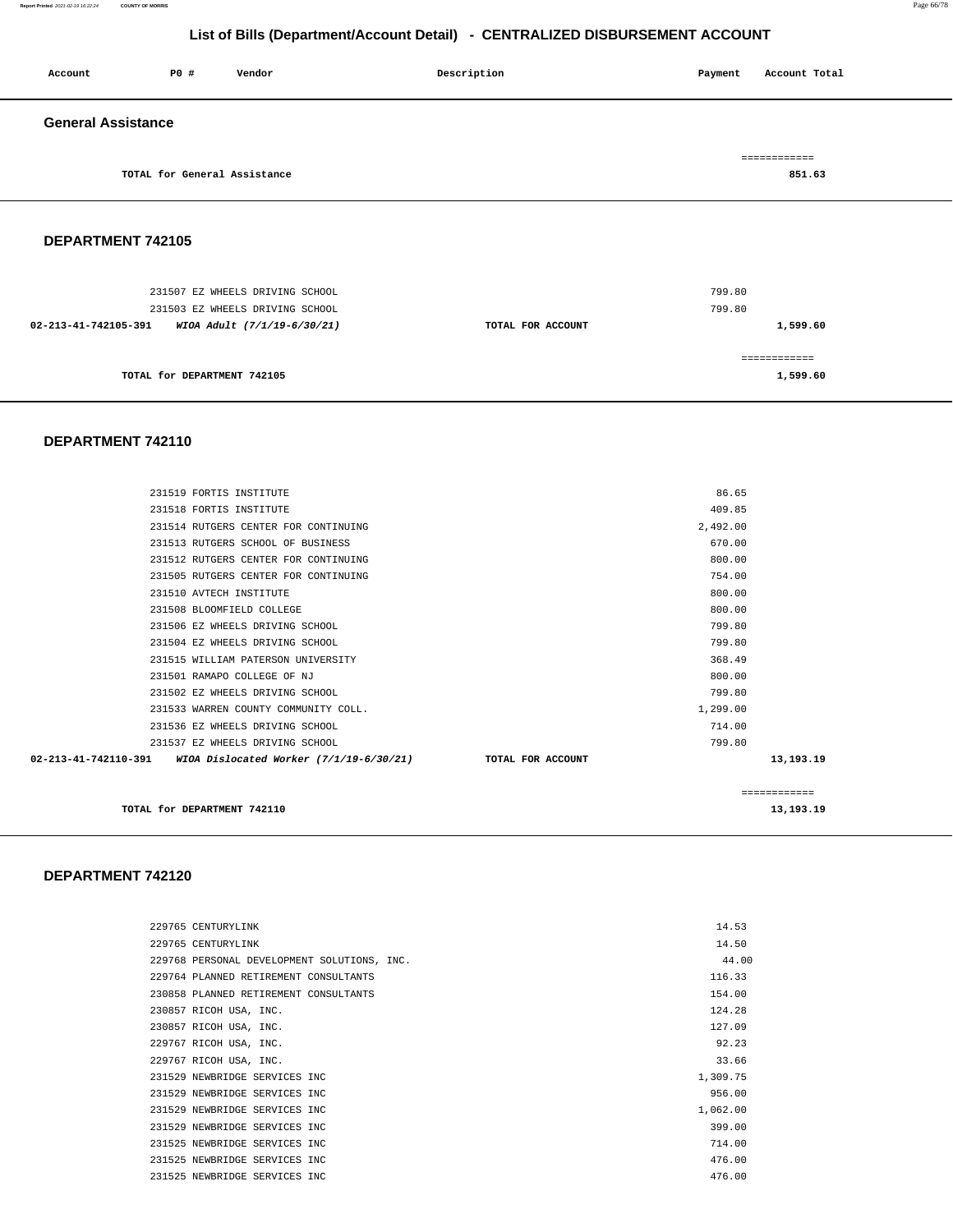# List of Bills (Department/Account Detail) - CENTRALIZED DISBURSEMENT ACCOUNT

| Account | PO # | Vendor | Description | Payment | Account Total |
|---|---|---|---|---|---|

## General Assistance

| | | | | | |
|---|---|---|---|---|---|
| | | TOTAL for General Assistance | | | ============ 851.63 |

## DEPARTMENT 742105

| Account | PO # | Vendor | Description | Payment | Account Total |
|---|---|---|---|---|---|
| | 231507 | EZ WHEELS DRIVING SCHOOL | | 799.80 | |
| | 231503 | EZ WHEELS DRIVING SCHOOL | | 799.80 | |
| 02-213-41-742105-391 | | *WIOA Adult (7/1/19-6/30/21)* | TOTAL FOR ACCOUNT | | 1,599.60 |
| | | TOTAL for DEPARTMENT 742105 | | | ============ 1,599.60 |

## DEPARTMENT 742110

| Account | PO # | Vendor | Description | Payment | Account Total |
|---|---|---|---|---|---|
| | 231519 | FORTIS INSTITUTE | | 86.65 | |
| | 231518 | FORTIS INSTITUTE | | 409.85 | |
| | 231514 | RUTGERS CENTER FOR CONTINUING | | 2,492.00 | |
| | 231513 | RUTGERS SCHOOL OF BUSINESS | | 670.00 | |
| | 231512 | RUTGERS CENTER FOR CONTINUING | | 800.00 | |
| | 231505 | RUTGERS CENTER FOR CONTINUING | | 754.00 | |
| | 231510 | AVTECH INSTITUTE | | 800.00 | |
| | 231508 | BLOOMFIELD COLLEGE | | 800.00 | |
| | 231506 | EZ WHEELS DRIVING SCHOOL | | 799.80 | |
| | 231504 | EZ WHEELS DRIVING SCHOOL | | 799.80 | |
| | 231515 | WILLIAM PATERSON UNIVERSITY | | 368.49 | |
| | 231501 | RAMAPO COLLEGE OF NJ | | 800.00 | |
| | 231502 | EZ WHEELS DRIVING SCHOOL | | 799.80 | |
| | 231533 | WARREN COUNTY COMMUNITY COLL. | | 1,299.00 | |
| | 231536 | EZ WHEELS DRIVING SCHOOL | | 714.00 | |
| | 231537 | EZ WHEELS DRIVING SCHOOL | | 799.80 | |
| 02-213-41-742110-391 | | *WIOA Dislocated Worker (7/1/19-6/30/21)* | TOTAL FOR ACCOUNT | | 13,193.19 |
| | | TOTAL for DEPARTMENT 742110 | | | ============ 13,193.19 |

## DEPARTMENT 742120

| Account | PO # | Vendor | Description | Payment | Account Total |
|---|---|---|---|---|---|
| | 229765 | CENTURYLINK | | 14.53 | |
| | 229765 | CENTURYLINK | | 14.50 | |
| | 229768 | PERSONAL DEVELOPMENT SOLUTIONS, INC. | | 44.00 | |
| | 229764 | PLANNED RETIREMENT CONSULTANTS | | 116.33 | |
| | 230858 | PLANNED RETIREMENT CONSULTANTS | | 154.00 | |
| | 230857 | RICOH USA, INC. | | 124.28 | |
| | 230857 | RICOH USA, INC. | | 127.09 | |
| | 229767 | RICOH USA, INC. | | 92.23 | |
| | 229767 | RICOH USA, INC. | | 33.66 | |
| | 231529 | NEWBRIDGE SERVICES INC | | 1,309.75 | |
| | 231529 | NEWBRIDGE SERVICES INC | | 956.00 | |
| | 231529 | NEWBRIDGE SERVICES INC | | 1,062.00 | |
| | 231529 | NEWBRIDGE SERVICES INC | | 399.00 | |
| | 231525 | NEWBRIDGE SERVICES INC | | 714.00 | |
| | 231525 | NEWBRIDGE SERVICES INC | | 476.00 | |
| | 231525 | NEWBRIDGE SERVICES INC | | 476.00 | |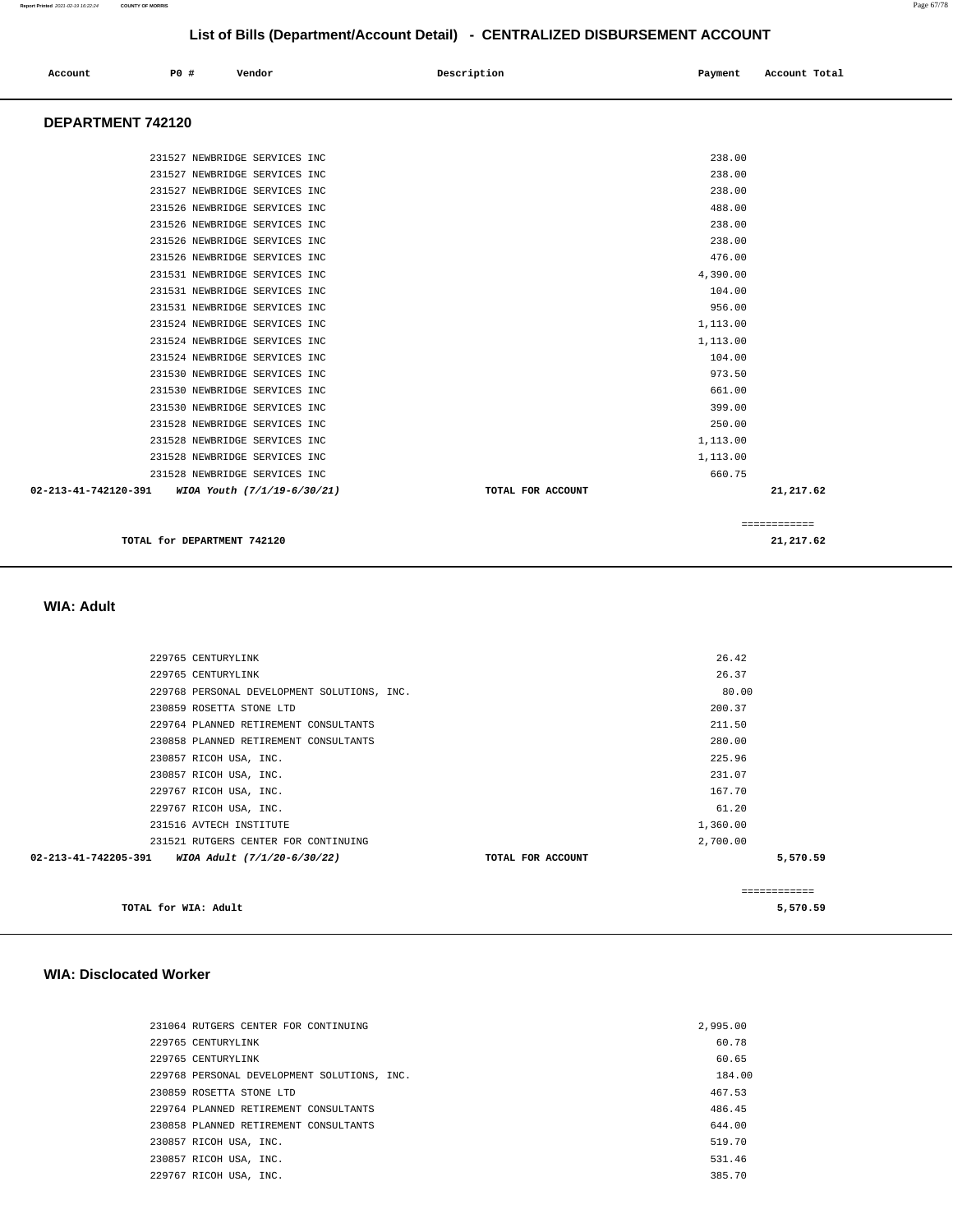## List of Bills (Department/Account Detail) - CENTRALIZED DISBURSEMENT ACCOUNT

| Account | PO # | Vendor | Description | Payment | Account Total |
|---|---|---|---|---|---|

### DEPARTMENT 742120

| Account | PO # | Vendor | Description | Payment | Account Total |
|---|---|---|---|---|---|
| | 231527 | NEWBRIDGE SERVICES INC | | 238.00 | |
| | 231527 | NEWBRIDGE SERVICES INC | | 238.00 | |
| | 231527 | NEWBRIDGE SERVICES INC | | 238.00 | |
| | 231526 | NEWBRIDGE SERVICES INC | | 488.00 | |
| | 231526 | NEWBRIDGE SERVICES INC | | 238.00 | |
| | 231526 | NEWBRIDGE SERVICES INC | | 238.00 | |
| | 231526 | NEWBRIDGE SERVICES INC | | 476.00 | |
| | 231531 | NEWBRIDGE SERVICES INC | | 4,390.00 | |
| | 231531 | NEWBRIDGE SERVICES INC | | 104.00 | |
| | 231531 | NEWBRIDGE SERVICES INC | | 956.00 | |
| | 231524 | NEWBRIDGE SERVICES INC | | 1,113.00 | |
| | 231524 | NEWBRIDGE SERVICES INC | | 1,113.00 | |
| | 231524 | NEWBRIDGE SERVICES INC | | 104.00 | |
| | 231530 | NEWBRIDGE SERVICES INC | | 973.50 | |
| | 231530 | NEWBRIDGE SERVICES INC | | 661.00 | |
| | 231530 | NEWBRIDGE SERVICES INC | | 399.00 | |
| | 231528 | NEWBRIDGE SERVICES INC | | 250.00 | |
| | 231528 | NEWBRIDGE SERVICES INC | | 1,113.00 | |
| | 231528 | NEWBRIDGE SERVICES INC | | 1,113.00 | |
| | 231528 | NEWBRIDGE SERVICES INC | | 660.75 | |
| **02-213-41-742120-391** | | ***WIOA Youth (7/1/19-6/30/21)*** | **TOTAL FOR ACCOUNT** | | **21,217.62** |

============

**TOTAL for DEPARTMENT 742120** **21,217.62**

### WIA: Adult

| Account | PO # | Vendor | Description | Payment | Account Total |
|---|---|---|---|---|---|
| | 229765 | CENTURYLINK | | 26.42 | |
| | 229765 | CENTURYLINK | | 26.37 | |
| | 229768 | PERSONAL DEVELOPMENT SOLUTIONS, INC. | | 80.00 | |
| | 230859 | ROSETTA STONE LTD | | 200.37 | |
| | 229764 | PLANNED RETIREMENT CONSULTANTS | | 211.50 | |
| | 230858 | PLANNED RETIREMENT CONSULTANTS | | 280.00 | |
| | 230857 | RICOH USA, INC. | | 225.96 | |
| | 230857 | RICOH USA, INC. | | 231.07 | |
| | 229767 | RICOH USA, INC. | | 167.70 | |
| | 229767 | RICOH USA, INC. | | 61.20 | |
| | 231516 | AVTECH INSTITUTE | | 1,360.00 | |
| | 231521 | RUTGERS CENTER FOR CONTINUING | | 2,700.00 | |
| **02-213-41-742205-391** | | ***WIOA Adult (7/1/20-6/30/22)*** | **TOTAL FOR ACCOUNT** | | **5,570.59** |

============

**TOTAL for WIA: Adult** **5,570.59**

### WIA: Disclocated Worker

| Account | PO # | Vendor | Description | Payment | Account Total |
|---|---|---|---|---|---|
| | 231064 | RUTGERS CENTER FOR CONTINUING | | 2,995.00 | |
| | 229765 | CENTURYLINK | | 60.78 | |
| | 229765 | CENTURYLINK | | 60.65 | |
| | 229768 | PERSONAL DEVELOPMENT SOLUTIONS, INC. | | 184.00 | |
| | 230859 | ROSETTA STONE LTD | | 467.53 | |
| | 229764 | PLANNED RETIREMENT CONSULTANTS | | 486.45 | |
| | 230858 | PLANNED RETIREMENT CONSULTANTS | | 644.00 | |
| | 230857 | RICOH USA, INC. | | 519.70 | |
| | 230857 | RICOH USA, INC. | | 531.46 | |
| | 229767 | RICOH USA, INC. | | 385.70 | |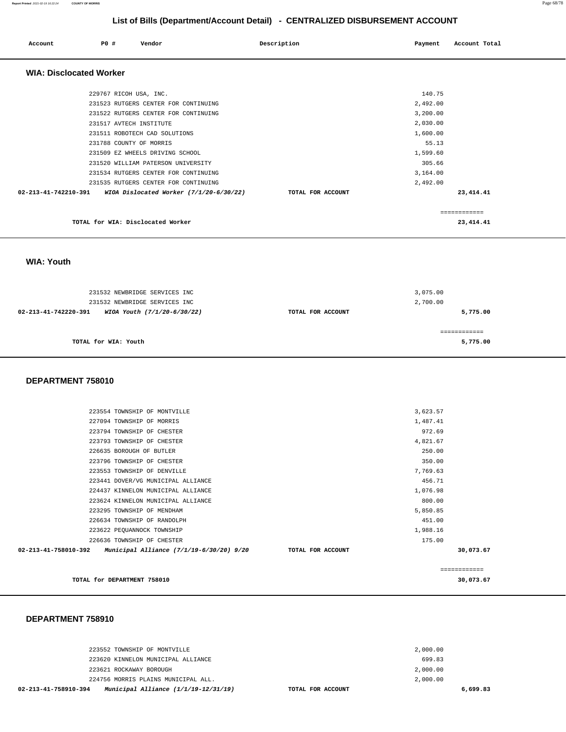# List of Bills (Department/Account Detail) - CENTRALIZED DISBURSEMENT ACCOUNT

| Account | PO # | Vendor | Description | Payment | Account Total |
|---|---|---|---|---|---|

## WIA: Disclocated Worker

| Account | PO # | Vendor | Description | Payment | Account Total |
|---|---|---|---|---|---|
| | 229767 | RICOH USA, INC. | | 140.75 | |
| | 231523 | RUTGERS CENTER FOR CONTINUING | | 2,492.00 | |
| | 231522 | RUTGERS CENTER FOR CONTINUING | | 3,200.00 | |
| | 231517 | AVTECH INSTITUTE | | 2,030.00 | |
| | 231511 | ROBOTECH CAD SOLUTIONS | | 1,600.00 | |
| | 231788 | COUNTY OF MORRIS | | 55.13 | |
| | 231509 | EZ WHEELS DRIVING SCHOOL | | 1,599.60 | |
| | 231520 | WILLIAM PATERSON UNIVERSITY | | 305.66 | |
| | 231534 | RUTGERS CENTER FOR CONTINUING | | 3,164.00 | |
| | 231535 | RUTGERS CENTER FOR CONTINUING | | 2,492.00 | |
| 02-213-41-742210-391 | | *WIOA Dislocated Worker (7/1/20-6/30/22)* | TOTAL FOR ACCOUNT | | 23,414.41 |

============

**TOTAL for WIA: Disclocated Worker** 23,414.41

## WIA: Youth

| Account | PO # | Vendor | Description | Payment | Account Total |
|---|---|---|---|---|---|
| | 231532 | NEWBRIDGE SERVICES INC | | 3,075.00 | |
| | 231532 | NEWBRIDGE SERVICES INC | | 2,700.00 | |
| 02-213-41-742220-391 | | *WIOA Youth (7/1/20-6/30/22)* | TOTAL FOR ACCOUNT | | 5,775.00 |

============

**TOTAL for WIA: Youth** 5,775.00

## DEPARTMENT 758010

| Account | PO # | Vendor | Description | Payment | Account Total |
|---|---|---|---|---|---|
| | 223554 | TOWNSHIP OF MONTVILLE | | 3,623.57 | |
| | 227094 | TOWNSHIP OF MORRIS | | 1,487.41 | |
| | 223794 | TOWNSHIP OF CHESTER | | 972.69 | |
| | 223793 | TOWNSHIP OF CHESTER | | 4,821.67 | |
| | 226635 | BOROUGH OF BUTLER | | 250.00 | |
| | 223796 | TOWNSHIP OF CHESTER | | 350.00 | |
| | 223553 | TOWNSHIP OF DENVILLE | | 7,769.63 | |
| | 223441 | DOVER/VG MUNICIPAL ALLIANCE | | 456.71 | |
| | 224437 | KINNELON MUNICIPAL ALLIANCE | | 1,076.98 | |
| | 223624 | KINNELON MUNICIPAL ALLIANCE | | 800.00 | |
| | 223295 | TOWNSHIP OF MENDHAM | | 5,850.85 | |
| | 226634 | TOWNSHIP OF RANDOLPH | | 451.00 | |
| | 223622 | PEQUANNOCK TOWNSHIP | | 1,988.16 | |
| | 226636 | TOWNSHIP OF CHESTER | | 175.00 | |
| 02-213-41-758010-392 | | *Municipal Alliance (7/1/19-6/30/20) 9/20* | TOTAL FOR ACCOUNT | | 30,073.67 |

============

**TOTAL for DEPARTMENT 758010** 30,073.67

## DEPARTMENT 758910

| Account | PO # | Vendor | Description | Payment | Account Total |
|---|---|---|---|---|---|
| | 223552 | TOWNSHIP OF MONTVILLE | | 2,000.00 | |
| | 223620 | KINNELON MUNICIPAL ALLIANCE | | 699.83 | |
| | 223621 | ROCKAWAY BOROUGH | | 2,000.00 | |
| | 224756 | MORRIS PLAINS MUNICIPAL ALL. | | 2,000.00 | |
| 02-213-41-758910-394 | | *Municipal Alliance (1/1/19-12/31/19)* | TOTAL FOR ACCOUNT | | 6,699.83 |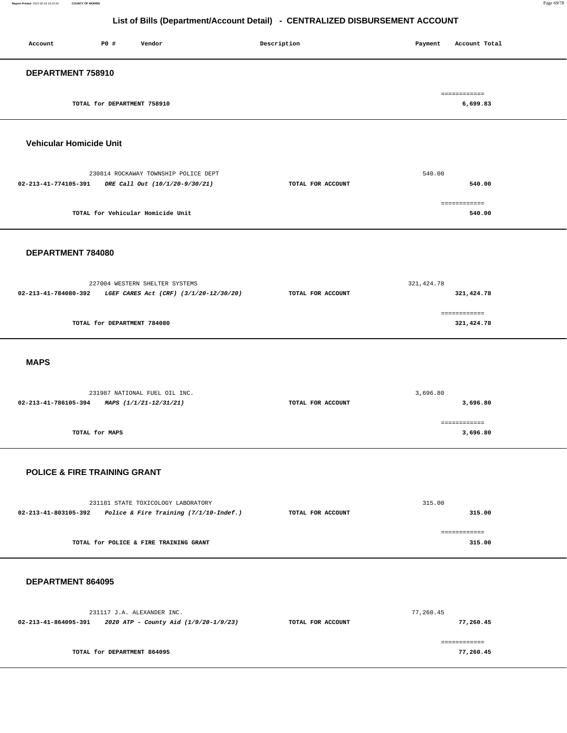## List of Bills (Department/Account Detail) - CENTRALIZED DISBURSEMENT ACCOUNT

| Account | PO # | Vendor | Description | Payment | Account Total |
|---|---|---|---|---|---|

### DEPARTMENT 758910

| | | |
|---|---|---|
| TOTAL for DEPARTMENT 758910 | | 6,699.83 |

### Vehicular Homicide Unit

| Account | PO # / Vendor | Description | Payment | Account Total |
|---|---|---|---|---|
| | 230814 ROCKAWAY TOWNSHIP POLICE DEPT | | 540.00 | |
| 02-213-41-774105-391 | *DRE Call Out (10/1/20-9/30/21)* | TOTAL FOR ACCOUNT | | 540.00 |
| | TOTAL for Vehicular Homicide Unit | | | 540.00 |

### DEPARTMENT 784080

| Account | PO # / Vendor | Description | Payment | Account Total |
|---|---|---|---|---|
| | 227004 WESTERN SHELTER SYSTEMS | | 321,424.78 | |
| 02-213-41-784080-392 | *LGEF CARES Act (CRF) (3/1/20-12/30/20)* | TOTAL FOR ACCOUNT | | 321,424.78 |
| | TOTAL for DEPARTMENT 784080 | | | 321,424.78 |

### MAPS

| Account | PO # / Vendor | Description | Payment | Account Total |
|---|---|---|---|---|
| | 231987 NATIONAL FUEL OIL INC. | | 3,696.80 | |
| 02-213-41-786105-394 | *MAPS (1/1/21-12/31/21)* | TOTAL FOR ACCOUNT | | 3,696.80 |
| | TOTAL for MAPS | | | 3,696.80 |

### POLICE & FIRE TRAINING GRANT

| Account | PO # / Vendor | Description | Payment | Account Total |
|---|---|---|---|---|
| | 231181 STATE TOXICOLOGY LABORATORY | | 315.00 | |
| 02-213-41-803105-392 | *Police & Fire Training (7/1/10-Indef.)* | TOTAL FOR ACCOUNT | | 315.00 |
| | TOTAL for POLICE & FIRE TRAINING GRANT | | | 315.00 |

### DEPARTMENT 864095

| Account | PO # / Vendor | Description | Payment | Account Total |
|---|---|---|---|---|
| | 231117 J.A. ALEXANDER INC. | | 77,260.45 | |
| 02-213-41-864095-391 | *2020 ATP - County Aid (1/9/20-1/9/23)* | TOTAL FOR ACCOUNT | | 77,260.45 |
| | TOTAL for DEPARTMENT 864095 | | | 77,260.45 |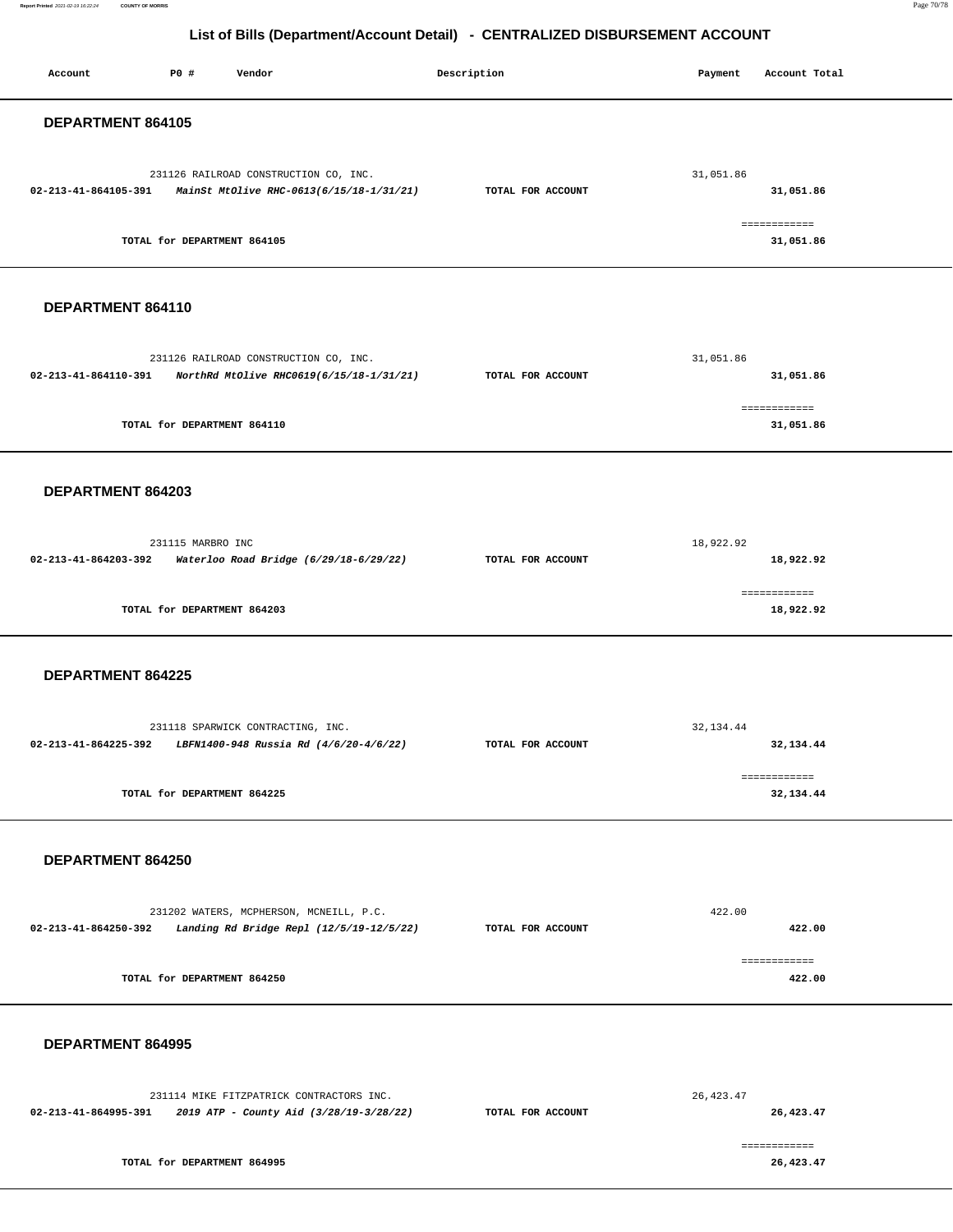## List of Bills (Department/Account Detail) - CENTRALIZED DISBURSEMENT ACCOUNT

| Account | PO # | Vendor | Description | Payment | Account Total |
|---|---|---|---|---|---|

### DEPARTMENT 864105

| Account | PO # | Vendor | Description | Payment | Account Total |
|---|---|---|---|---|---|
| | 231126 | RAILROAD CONSTRUCTION CO, INC. | | 31,051.86 | |
| 02-213-41-864105-391 | | *MainSt MtOlive RHC-0613(6/15/18-1/31/21)* | TOTAL FOR ACCOUNT | | 31,051.86 |
| | | TOTAL for DEPARTMENT 864105 | | | 31,051.86 |

### DEPARTMENT 864110

| Account | PO # | Vendor | Description | Payment | Account Total |
|---|---|---|---|---|---|
| | 231126 | RAILROAD CONSTRUCTION CO, INC. | | 31,051.86 | |
| 02-213-41-864110-391 | | *NorthRd MtOlive RHC0619(6/15/18-1/31/21)* | TOTAL FOR ACCOUNT | | 31,051.86 |
| | | TOTAL for DEPARTMENT 864110 | | | 31,051.86 |

### DEPARTMENT 864203

| Account | PO # | Vendor | Description | Payment | Account Total |
|---|---|---|---|---|---|
| | 231115 | MARBRO INC | | 18,922.92 | |
| 02-213-41-864203-392 | | *Waterloo Road Bridge (6/29/18-6/29/22)* | TOTAL FOR ACCOUNT | | 18,922.92 |
| | | TOTAL for DEPARTMENT 864203 | | | 18,922.92 |

### DEPARTMENT 864225

| Account | PO # | Vendor | Description | Payment | Account Total |
|---|---|---|---|---|---|
| | 231118 | SPARWICK CONTRACTING, INC. | | 32,134.44 | |
| 02-213-41-864225-392 | | *LBFN1400-948 Russia Rd (4/6/20-4/6/22)* | TOTAL FOR ACCOUNT | | 32,134.44 |
| | | TOTAL for DEPARTMENT 864225 | | | 32,134.44 |

### DEPARTMENT 864250

| Account | PO # | Vendor | Description | Payment | Account Total |
|---|---|---|---|---|---|
| | 231202 | WATERS, MCPHERSON, MCNEILL, P.C. | | 422.00 | |
| 02-213-41-864250-392 | | *Landing Rd Bridge Repl (12/5/19-12/5/22)* | TOTAL FOR ACCOUNT | | 422.00 |
| | | TOTAL for DEPARTMENT 864250 | | | 422.00 |

### DEPARTMENT 864995

| Account | PO # | Vendor | Description | Payment | Account Total |
|---|---|---|---|---|---|
| | 231114 | MIKE FITZPATRICK CONTRACTORS INC. | | 26,423.47 | |
| 02-213-41-864995-391 | | *2019 ATP - County Aid (3/28/19-3/28/22)* | TOTAL FOR ACCOUNT | | 26,423.47 |
| | | TOTAL for DEPARTMENT 864995 | | | 26,423.47 |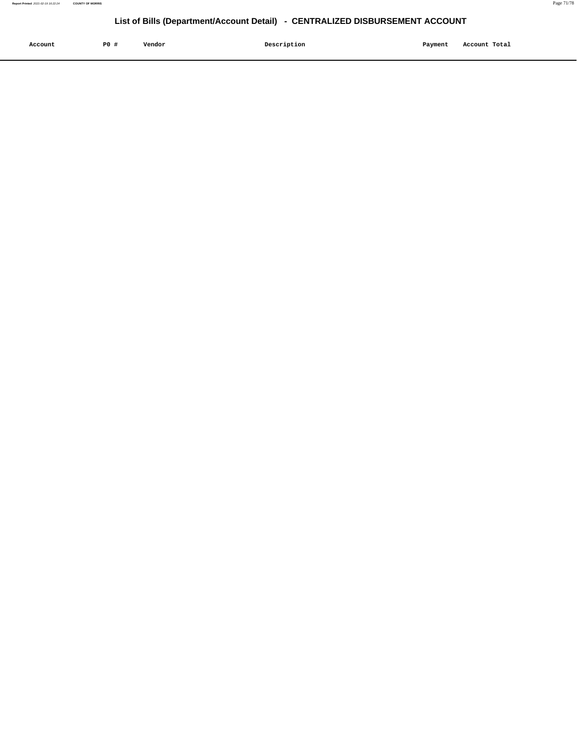# List of Bills (Department/Account Detail) - CENTRALIZED DISBURSEMENT ACCOUNT

| Account | PO # | Vendor | Description | Payment | Account Total |
|---|---|---|---|---|---|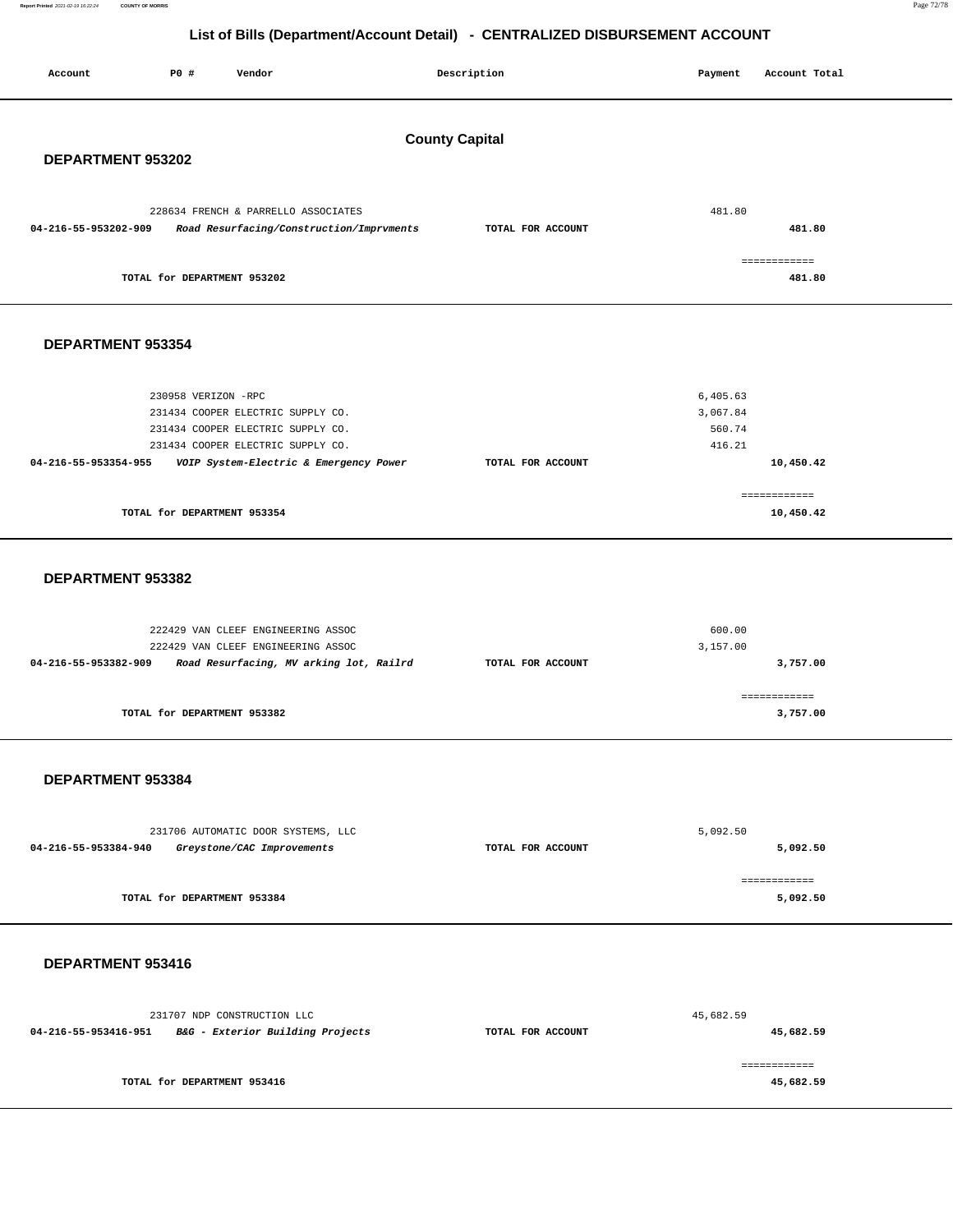# List of Bills (Department/Account Detail) - CENTRALIZED DISBURSEMENT ACCOUNT

| Account | PO # | Vendor | Description | Payment | Account Total |
|---|---|---|---|---|---|

## County Capital

### DEPARTMENT 953202

| Account | PO # | Vendor | Description | Payment | Account Total |
|---|---|---|---|---|---|
| | 228634 | FRENCH & PARRELLO ASSOCIATES | | 481.80 | |
| **04-216-55-953202-909** | | ***Road Resurfacing/Construction/Imprvments*** | **TOTAL FOR ACCOUNT** | | **481.80** |
| | | **TOTAL for DEPARTMENT 953202** | | | **481.80** |

### DEPARTMENT 953354

| Account | PO # | Vendor | Description | Payment | Account Total |
|---|---|---|---|---|---|
| | 230958 | VERIZON -RPC | | 6,405.63 | |
| | 231434 | COOPER ELECTRIC SUPPLY CO. | | 3,067.84 | |
| | 231434 | COOPER ELECTRIC SUPPLY CO. | | 560.74 | |
| | 231434 | COOPER ELECTRIC SUPPLY CO. | | 416.21 | |
| **04-216-55-953354-955** | | ***VOIP System-Electric & Emergency Power*** | **TOTAL FOR ACCOUNT** | | **10,450.42** |
| | | **TOTAL for DEPARTMENT 953354** | | | **10,450.42** |

### DEPARTMENT 953382

| Account | PO # | Vendor | Description | Payment | Account Total |
|---|---|---|---|---|---|
| | 222429 | VAN CLEEF ENGINEERING ASSOC | | 600.00 | |
| | 222429 | VAN CLEEF ENGINEERING ASSOC | | 3,157.00 | |
| **04-216-55-953382-909** | | ***Road Resurfacing, MV arking lot, Railrd*** | **TOTAL FOR ACCOUNT** | | **3,757.00** |
| | | **TOTAL for DEPARTMENT 953382** | | | **3,757.00** |

### DEPARTMENT 953384

| Account | PO # | Vendor | Description | Payment | Account Total |
|---|---|---|---|---|---|
| | 231706 | AUTOMATIC DOOR SYSTEMS, LLC | | 5,092.50 | |
| **04-216-55-953384-940** | | ***Greystone/CAC Improvements*** | **TOTAL FOR ACCOUNT** | | **5,092.50** |
| | | **TOTAL for DEPARTMENT 953384** | | | **5,092.50** |

### DEPARTMENT 953416

| Account | PO # | Vendor | Description | Payment | Account Total |
|---|---|---|---|---|---|
| | 231707 | NDP CONSTRUCTION LLC | | 45,682.59 | |
| **04-216-55-953416-951** | | ***B&G - Exterior Building Projects*** | **TOTAL FOR ACCOUNT** | | **45,682.59** |
| | | **TOTAL for DEPARTMENT 953416** | | | **45,682.59** |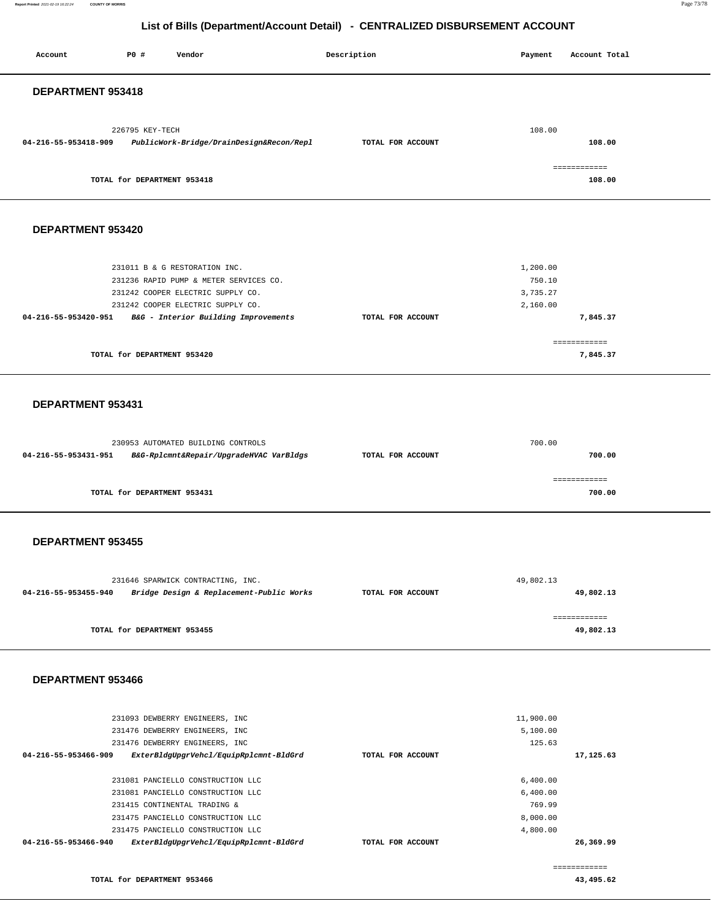# List of Bills (Department/Account Detail) - CENTRALIZED DISBURSEMENT ACCOUNT

| Account | PO # | Vendor | Description | Payment | Account Total |
|---|---|---|---|---|---|

## DEPARTMENT 953418

| Account | PO # | Vendor | Description | Payment | Account Total |
|---|---|---|---|---|---|
| | 226795 | KEY-TECH | | 108.00 | |
| **04-216-55-953418-909** | | ***PublicWork-Bridge/DrainDesign&Recon/Repl*** | **TOTAL FOR ACCOUNT** | | **108.00** |
| | | | | | ============ |
| | | **TOTAL for DEPARTMENT 953418** | | | **108.00** |

## DEPARTMENT 953420

| Account | PO # | Vendor | Description | Payment | Account Total |
|---|---|---|---|---|---|
| | 231011 | B & G RESTORATION INC. | | 1,200.00 | |
| | 231236 | RAPID PUMP & METER SERVICES CO. | | 750.10 | |
| | 231242 | COOPER ELECTRIC SUPPLY CO. | | 3,735.27 | |
| | 231242 | COOPER ELECTRIC SUPPLY CO. | | 2,160.00 | |
| **04-216-55-953420-951** | | ***B&G - Interior Building Improvements*** | **TOTAL FOR ACCOUNT** | | **7,845.37** |
| | | | | | ============ |
| | | **TOTAL for DEPARTMENT 953420** | | | **7,845.37** |

## DEPARTMENT 953431

| Account | PO # | Vendor | Description | Payment | Account Total |
|---|---|---|---|---|---|
| | 230953 | AUTOMATED BUILDING CONTROLS | | 700.00 | |
| **04-216-55-953431-951** | | ***B&G-Rplcmnt&Repair/UpgradeHVAC VarBldgs*** | **TOTAL FOR ACCOUNT** | | **700.00** |
| | | | | | ============ |
| | | **TOTAL for DEPARTMENT 953431** | | | **700.00** |

## DEPARTMENT 953455

| Account | PO # | Vendor | Description | Payment | Account Total |
|---|---|---|---|---|---|
| | 231646 | SPARWICK CONTRACTING, INC. | | 49,802.13 | |
| **04-216-55-953455-940** | | ***Bridge Design & Replacement-Public Works*** | **TOTAL FOR ACCOUNT** | | **49,802.13** |
| | | | | | ============ |
| | | **TOTAL for DEPARTMENT 953455** | | | **49,802.13** |

## DEPARTMENT 953466

| Account | PO # | Vendor | Description | Payment | Account Total |
|---|---|---|---|---|---|
| | 231093 | DEWBERRY ENGINEERS, INC | | 11,900.00 | |
| | 231476 | DEWBERRY ENGINEERS, INC | | 5,100.00 | |
| | 231476 | DEWBERRY ENGINEERS, INC | | 125.63 | |
| **04-216-55-953466-909** | | ***ExterBldgUpgrVehcl/EquipRplcmnt-BldGrd*** | **TOTAL FOR ACCOUNT** | | **17,125.63** |
| | 231081 | PANCIELLO CONSTRUCTION LLC | | 6,400.00 | |
| | 231081 | PANCIELLO CONSTRUCTION LLC | | 6,400.00 | |
| | 231415 | CONTINENTAL TRADING & | | 769.99 | |
| | 231475 | PANCIELLO CONSTRUCTION LLC | | 8,000.00 | |
| | 231475 | PANCIELLO CONSTRUCTION LLC | | 4,800.00 | |
| **04-216-55-953466-940** | | ***ExterBldgUpgrVehcl/EquipRplcmnt-BldGrd*** | **TOTAL FOR ACCOUNT** | | **26,369.99** |
| | | | | | ============ |
| | | **TOTAL for DEPARTMENT 953466** | | | **43,495.62** |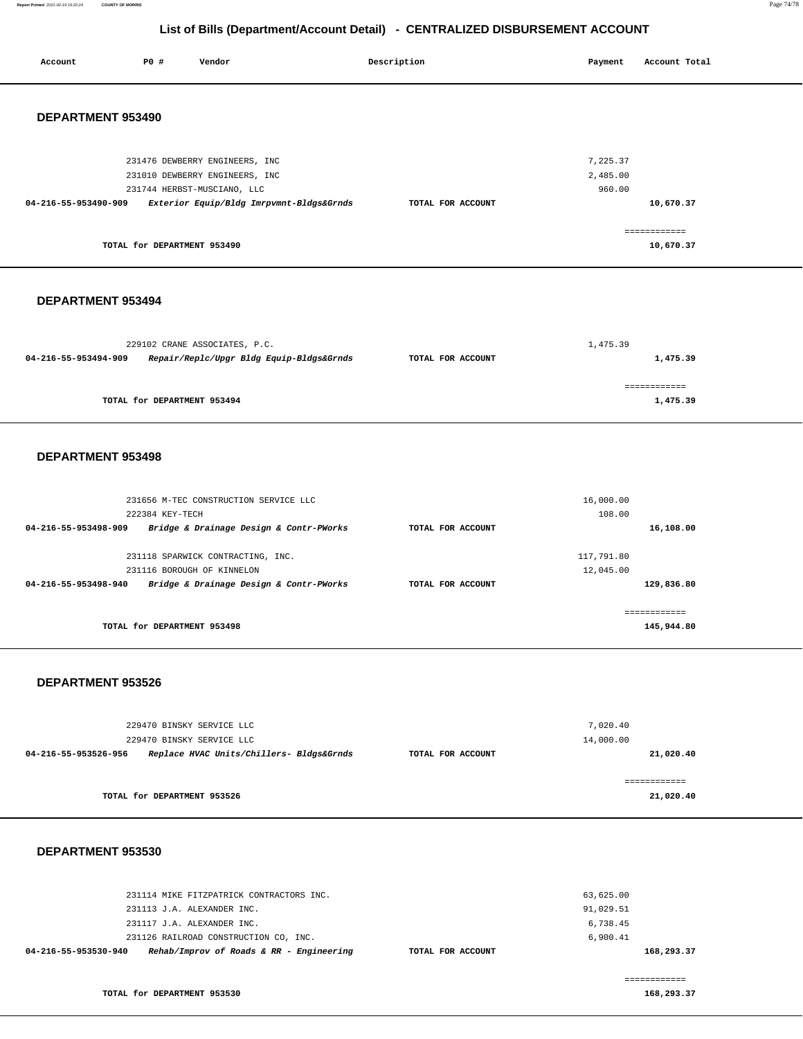# List of Bills (Department/Account Detail) - CENTRALIZED DISBURSEMENT ACCOUNT

| Account | PO # | Vendor | Description | Payment | Account Total |
|---|---|---|---|---|---|

## DEPARTMENT 953490

| Account | PO # | Vendor | Description | Payment | Account Total |
|---|---|---|---|---|---|
| | 231476 | DEWBERRY ENGINEERS, INC | | 7,225.37 | |
| | 231010 | DEWBERRY ENGINEERS, INC | | 2,485.00 | |
| | 231744 | HERBST-MUSCIANO, LLC | | 960.00 | |
| **04-216-55-953490-909** | | ***Exterior Equip/Bldg Imrpvmnt-Bldgs&Grnds*** | **TOTAL FOR ACCOUNT** | | **10,670.37** |

| | |
|---|---|
| **TOTAL for DEPARTMENT 953490** | ============ **10,670.37** |

## DEPARTMENT 953494

| Account | PO # | Vendor | Description | Payment | Account Total |
|---|---|---|---|---|---|
| | 229102 | CRANE ASSOCIATES, P.C. | | 1,475.39 | |
| **04-216-55-953494-909** | | ***Repair/Replc/Upgr Bldg Equip-Bldgs&Grnds*** | **TOTAL FOR ACCOUNT** | | **1,475.39** |

| | |
|---|---|
| **TOTAL for DEPARTMENT 953494** | ============ **1,475.39** |

## DEPARTMENT 953498

| Account | PO # | Vendor | Description | Payment | Account Total |
|---|---|---|---|---|---|
| | 231656 | M-TEC CONSTRUCTION SERVICE LLC | | 16,000.00 | |
| | 222384 | KEY-TECH | | 108.00 | |
| **04-216-55-953498-909** | | ***Bridge & Drainage Design & Contr-PWorks*** | **TOTAL FOR ACCOUNT** | | **16,108.00** |
| | 231118 | SPARWICK CONTRACTING, INC. | | 117,791.80 | |
| | 231116 | BOROUGH OF KINNELON | | 12,045.00 | |
| **04-216-55-953498-940** | | ***Bridge & Drainage Design & Contr-PWorks*** | **TOTAL FOR ACCOUNT** | | **129,836.80** |

| | |
|---|---|
| **TOTAL for DEPARTMENT 953498** | ============ **145,944.80** |

## DEPARTMENT 953526

| Account | PO # | Vendor | Description | Payment | Account Total |
|---|---|---|---|---|---|
| | 229470 | BINSKY SERVICE LLC | | 7,020.40 | |
| | 229470 | BINSKY SERVICE LLC | | 14,000.00 | |
| **04-216-55-953526-956** | | ***Replace HVAC Units/Chillers- Bldgs&Grnds*** | **TOTAL FOR ACCOUNT** | | **21,020.40** |

| | |
|---|---|
| **TOTAL for DEPARTMENT 953526** | ============ **21,020.40** |

## DEPARTMENT 953530

| Account | PO # | Vendor | Description | Payment | Account Total |
|---|---|---|---|---|---|
| | 231114 | MIKE FITZPATRICK CONTRACTORS INC. | | 63,625.00 | |
| | 231113 | J.A. ALEXANDER INC. | | 91,029.51 | |
| | 231117 | J.A. ALEXANDER INC. | | 6,738.45 | |
| | 231126 | RAILROAD CONSTRUCTION CO, INC. | | 6,900.41 | |
| **04-216-55-953530-940** | | ***Rehab/Improv of Roads & RR - Engineering*** | **TOTAL FOR ACCOUNT** | | **168,293.37** |

| | |
|---|---|
| **TOTAL for DEPARTMENT 953530** | ============ **168,293.37** |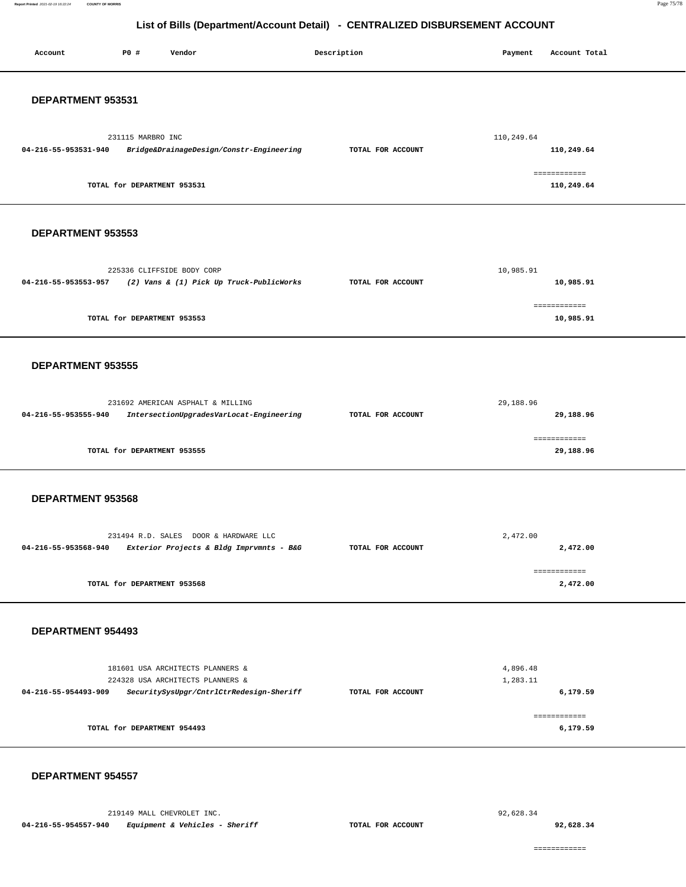## List of Bills (Department/Account Detail) - CENTRALIZED DISBURSEMENT ACCOUNT

| Account | PO # | Vendor | Description | Payment | Account Total |
|---|---|---|---|---|---|

### DEPARTMENT 953531

| Account | PO # | Vendor | Description | Payment | Account Total |
|---|---|---|---|---|---|
| | 231115 | MARBRO INC | | 110,249.64 | |
| 04-216-55-953531-940 | | *Bridge&DrainageDesign/Constr-Engineering* | TOTAL FOR ACCOUNT | | 110,249.64 |
| | | TOTAL for DEPARTMENT 953531 | | | 110,249.64 |

### DEPARTMENT 953553

| Account | PO # | Vendor | Description | Payment | Account Total |
|---|---|---|---|---|---|
| | 225336 | CLIFFSIDE BODY CORP | | 10,985.91 | |
| 04-216-55-953553-957 | | *(2) Vans & (1) Pick Up Truck-PublicWorks* | TOTAL FOR ACCOUNT | | 10,985.91 |
| | | TOTAL for DEPARTMENT 953553 | | | 10,985.91 |

### DEPARTMENT 953555

| Account | PO # | Vendor | Description | Payment | Account Total |
|---|---|---|---|---|---|
| | 231692 | AMERICAN ASPHALT & MILLING | | 29,188.96 | |
| 04-216-55-953555-940 | | *IntersectionUpgradesVarLocat-Engineering* | TOTAL FOR ACCOUNT | | 29,188.96 |
| | | TOTAL for DEPARTMENT 953555 | | | 29,188.96 |

### DEPARTMENT 953568

| Account | PO # | Vendor | Description | Payment | Account Total |
|---|---|---|---|---|---|
| | 231494 | R.D. SALES DOOR & HARDWARE LLC | | 2,472.00 | |
| 04-216-55-953568-940 | | *Exterior Projects & Bldg Imprvmnts - B&G* | TOTAL FOR ACCOUNT | | 2,472.00 |
| | | TOTAL for DEPARTMENT 953568 | | | 2,472.00 |

### DEPARTMENT 954493

| Account | PO # | Vendor | Description | Payment | Account Total |
|---|---|---|---|---|---|
| | 181601 | USA ARCHITECTS PLANNERS & | | 4,896.48 | |
| | 224328 | USA ARCHITECTS PLANNERS & | | 1,283.11 | |
| 04-216-55-954493-909 | | *SecuritySysUpgr/CntrlCtrRedesign-Sheriff* | TOTAL FOR ACCOUNT | | 6,179.59 |
| | | TOTAL for DEPARTMENT 954493 | | | 6,179.59 |

### DEPARTMENT 954557

| Account | PO # | Vendor | Description | Payment | Account Total |
|---|---|---|---|---|---|
| | 219149 | MALL CHEVROLET INC. | | 92,628.34 | |
| 04-216-55-954557-940 | | *Equipment & Vehicles - Sheriff* | TOTAL FOR ACCOUNT | | 92,628.34 |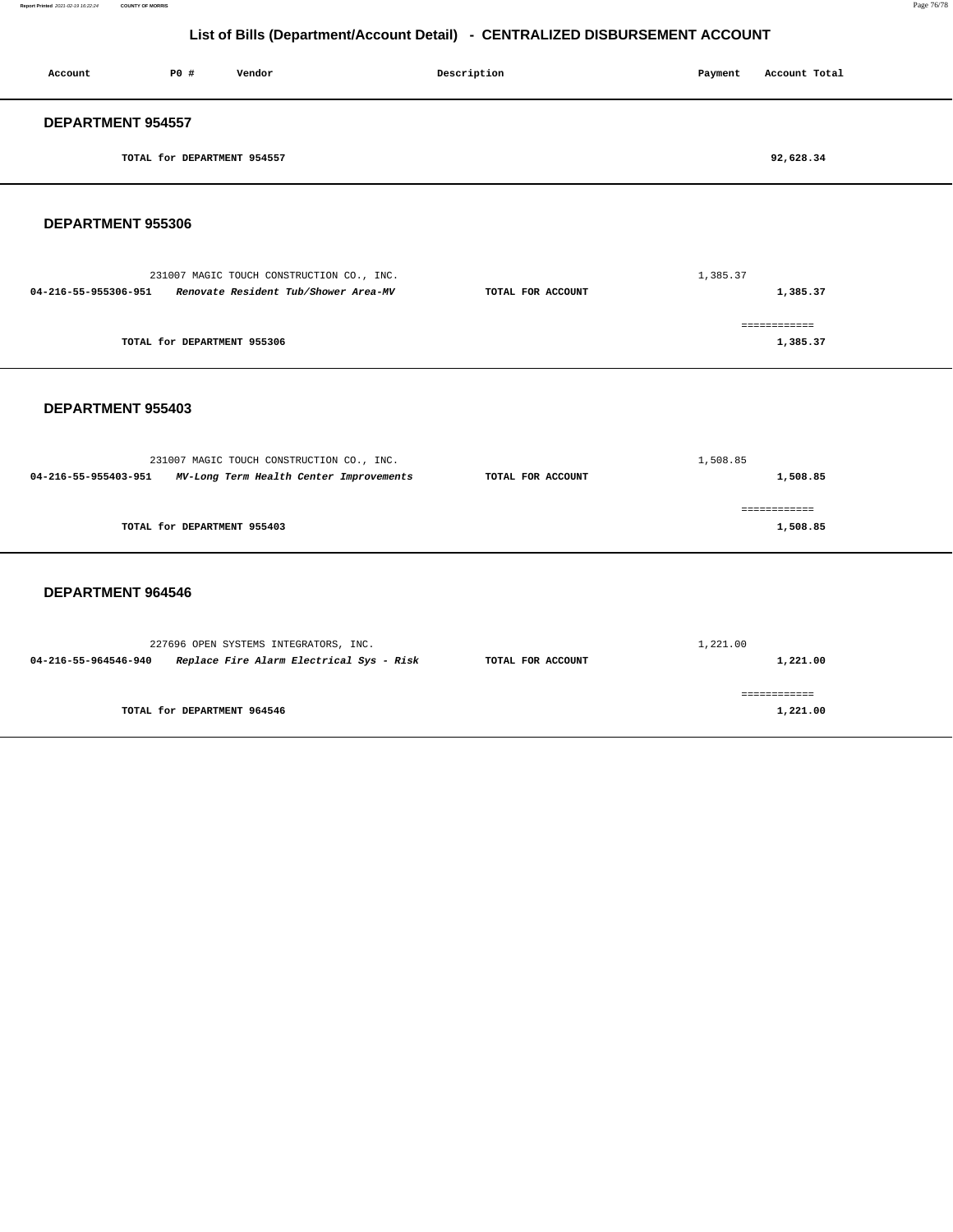# List of Bills (Department/Account Detail) - CENTRALIZED DISBURSEMENT ACCOUNT

| Account | PO # | Vendor | Description | Payment | Account Total |
|---|---|---|---|---|---|

## DEPARTMENT 954557

**TOTAL for DEPARTMENT 954557** **92,628.34**

## DEPARTMENT 955306

| Account | PO # | Vendor | Description | Payment | Account Total |
|---|---|---|---|---|---|
| | 231007 | MAGIC TOUCH CONSTRUCTION CO., INC. | | 1,385.37 | |
| **04-216-55-955306-951** | | ***Renovate Resident Tub/Shower Area-MV*** | **TOTAL FOR ACCOUNT** | | **1,385.37** |

============

**TOTAL for DEPARTMENT 955306** **1,385.37**

## DEPARTMENT 955403

| Account | PO # | Vendor | Description | Payment | Account Total |
|---|---|---|---|---|---|
| | 231007 | MAGIC TOUCH CONSTRUCTION CO., INC. | | 1,508.85 | |
| **04-216-55-955403-951** | | ***MV-Long Term Health Center Improvements*** | **TOTAL FOR ACCOUNT** | | **1,508.85** |

============

**TOTAL for DEPARTMENT 955403** **1,508.85**

## DEPARTMENT 964546

| Account | PO # | Vendor | Description | Payment | Account Total |
|---|---|---|---|---|---|
| | 227696 | OPEN SYSTEMS INTEGRATORS, INC. | | 1,221.00 | |
| **04-216-55-964546-940** | | ***Replace Fire Alarm Electrical Sys - Risk*** | **TOTAL FOR ACCOUNT** | | **1,221.00** |

============

**TOTAL for DEPARTMENT 964546** **1,221.00**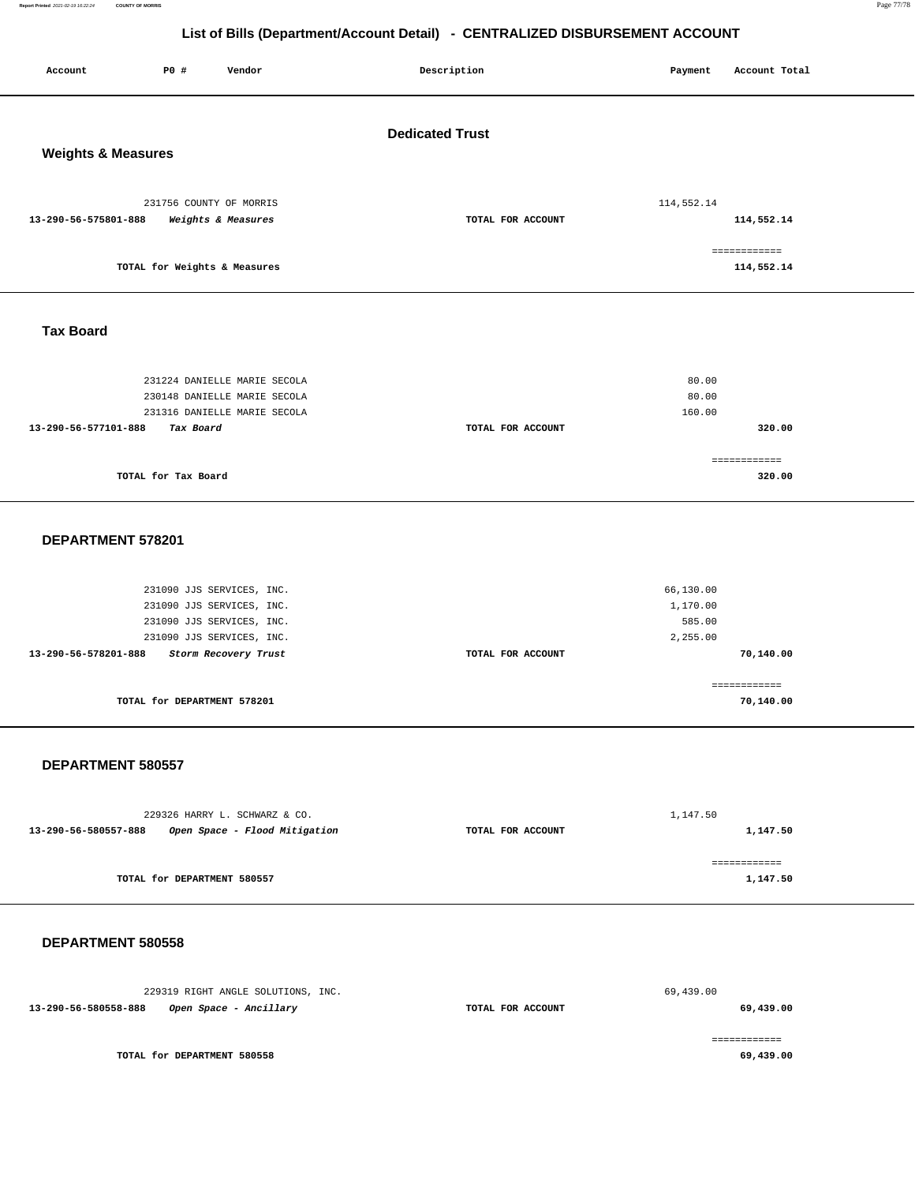# List of Bills (Department/Account Detail) - CENTRALIZED DISBURSEMENT ACCOUNT

| Account | PO # | Vendor | Description | Payment | Account Total |
|---|---|---|---|---|---|

## Dedicated Trust

### Weights & Measures

| Account | PO # | Vendor | Description | Payment | Account Total |
|---|---|---|---|---|---|
| | 231756 | COUNTY OF MORRIS | | 114,552.14 | |
| 13-290-56-575801-888 | | *Weights & Measures* | TOTAL FOR ACCOUNT | | 114,552.14 |
| | | | | | ============ |
| | | TOTAL for Weights & Measures | | | 114,552.14 |

### Tax Board

| Account | PO # | Vendor | Description | Payment | Account Total |
|---|---|---|---|---|---|
| | 231224 | DANIELLE MARIE SECOLA | | 80.00 | |
| | 230148 | DANIELLE MARIE SECOLA | | 80.00 | |
| | 231316 | DANIELLE MARIE SECOLA | | 160.00 | |
| 13-290-56-577101-888 | | *Tax Board* | TOTAL FOR ACCOUNT | | 320.00 |
| | | | | | ============ |
| | | TOTAL for Tax Board | | | 320.00 |

### DEPARTMENT 578201

| Account | PO # | Vendor | Description | Payment | Account Total |
|---|---|---|---|---|---|
| | 231090 | JJS SERVICES, INC. | | 66,130.00 | |
| | 231090 | JJS SERVICES, INC. | | 1,170.00 | |
| | 231090 | JJS SERVICES, INC. | | 585.00 | |
| | 231090 | JJS SERVICES, INC. | | 2,255.00 | |
| 13-290-56-578201-888 | | *Storm Recovery Trust* | TOTAL FOR ACCOUNT | | 70,140.00 |
| | | | | | ============ |
| | | TOTAL for DEPARTMENT 578201 | | | 70,140.00 |

### DEPARTMENT 580557

| Account | PO # | Vendor | Description | Payment | Account Total |
|---|---|---|---|---|---|
| | 229326 | HARRY L. SCHWARZ & CO. | | 1,147.50 | |
| 13-290-56-580557-888 | | *Open Space - Flood Mitigation* | TOTAL FOR ACCOUNT | | 1,147.50 |
| | | | | | ============ |
| | | TOTAL for DEPARTMENT 580557 | | | 1,147.50 |

### DEPARTMENT 580558

| Account | PO # | Vendor | Description | Payment | Account Total |
|---|---|---|---|---|---|
| | 229319 | RIGHT ANGLE SOLUTIONS, INC. | | 69,439.00 | |
| 13-290-56-580558-888 | | *Open Space - Ancillary* | TOTAL FOR ACCOUNT | | 69,439.00 |
| | | | | | ============ |
| | | TOTAL for DEPARTMENT 580558 | | | 69,439.00 |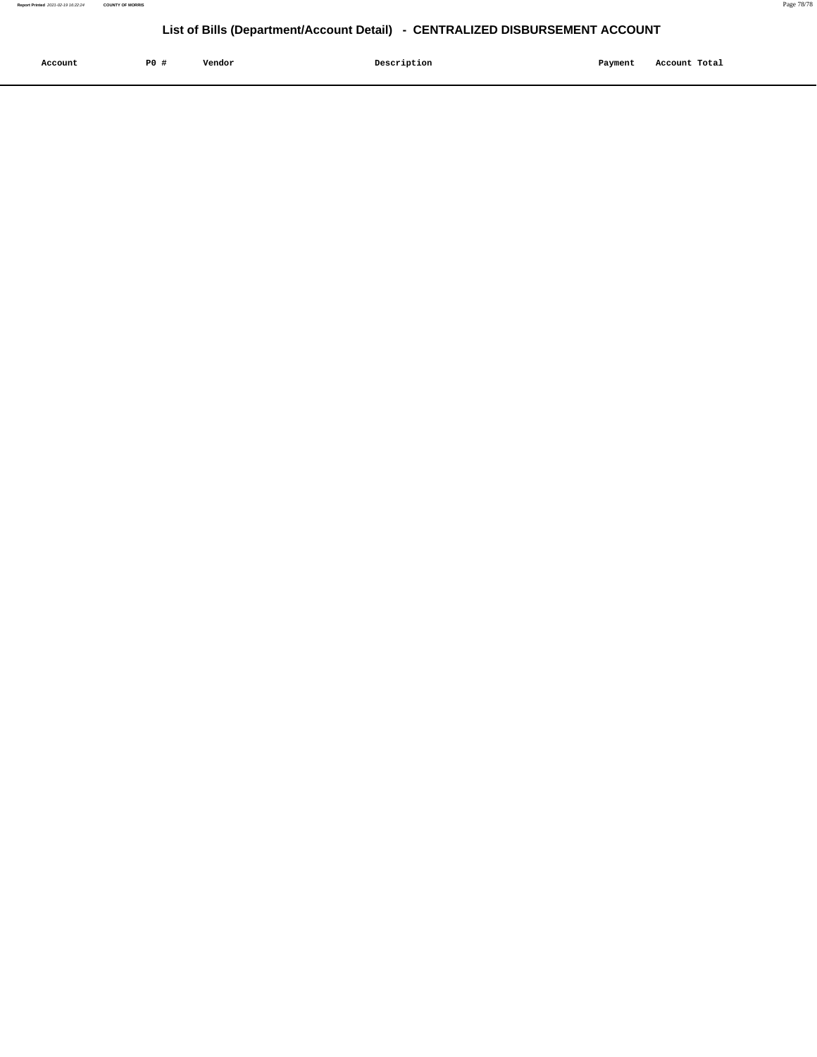## List of Bills (Department/Account Detail) - CENTRALIZED DISBURSEMENT ACCOUNT

| Account | PO # | Vendor | Description | Payment | Account Total |
|---|---|---|---|---|---|